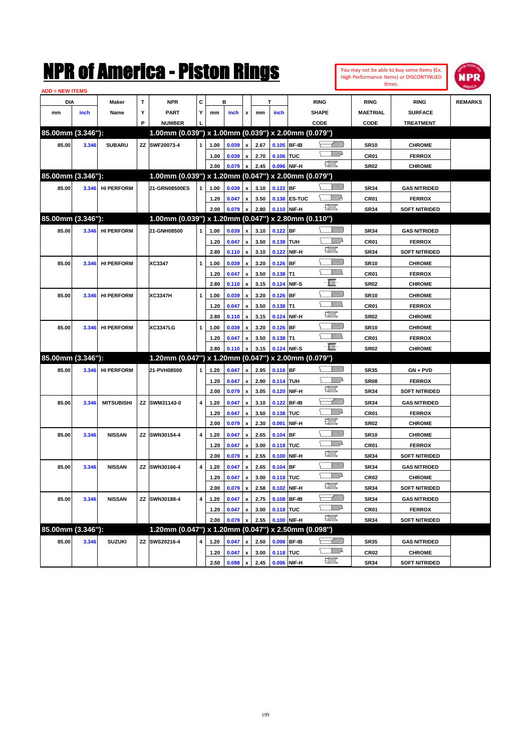# NPR of America - Piston Rings

You may not be able to buy some Items (Ex. High Performance Items) or DISCONTINUED Itmes.

ADD = NEW ITEMS

| DIA mm | DIA inch | Maker Name | TYP | NPR PART NUMBER | CYL | B mm | B inch | x | T mm | T inch | RING SHAPE CODE | RING MAETRIAL CODE | RING SURFACE TREATMENT | REMARKS |
|---|---|---|---|---|---|---|---|---|---|---|---|---|---|---|
| **85.00mm (3.346"):** | | | | **1.00mm (0.039") x 1.00mm (0.039") x 2.00mm (0.079")** | | | | | | | | | | |
| 85.00 | 3.346 | SUBARU | ZZ | SWF20073-4 | 1 | 1.00 | 0.039 | x | 2.67 | 0.105 | BF-IB | SR10 | CHROME | |
| | | | | | | 1.00 | 0.039 | x | 2.70 | 0.106 | TUC | CR01 | FERROX | |
| | | | | | | 2.00 | 0.079 | x | 2.45 | 0.096 | NIF-H | SR02 | CHROME | |
| **85.00mm (3.346"):** | | | | **1.00mm (0.039") x 1.20mm (0.047") x 2.00mm (0.079")** | | | | | | | | | | |
| 85.00 | 3.346 | HI PERFORM | | 21-GRN08500ES | 1 | 1.00 | 0.039 | x | 3.10 | 0.122 | BF | SR34 | GAS NITRIDED | |
| | | | | | | 1.20 | 0.047 | x | 3.50 | 0.138 | ES-TUC | CR01 | FERROX | |
| | | | | | | 2.00 | 0.079 | x | 2.80 | 0.110 | NIF-H | SR34 | SOFT NITRIDED | |
| **85.00mm (3.346"):** | | | | **1.00mm (0.039") x 1.20mm (0.047") x 2.80mm (0.110")** | | | | | | | | | | |
| 85.00 | 3.346 | HI PERFORM | | 21-GNH08500 | 1 | 1.00 | 0.039 | x | 3.10 | 0.122 | BF | SR34 | GAS NITRIDED | |
| | | | | | | 1.20 | 0.047 | x | 3.50 | 0.138 | TUH | CR01 | FERROX | |
| | | | | | | 2.80 | 0.110 | x | 3.10 | 0.122 | NIF-H | SR34 | SOFT NITRIDED | |
| 85.00 | 3.346 | HI PERFORM | | XC3347 | 1 | 1.00 | 0.039 | x | 3.20 | 0.126 | BF | SR10 | CHROME | |
| | | | | | | 1.20 | 0.047 | x | 3.50 | 0.138 | T1 | CR01 | FERROX | |
| | | | | | | 2.80 | 0.110 | x | 3.15 | 0.124 | NIF-S | SR02 | CHROME | |
| 85.00 | 3.346 | HI PERFORM | | XC3347H | 1 | 1.00 | 0.039 | x | 3.20 | 0.126 | BF | SR10 | CHROME | |
| | | | | | | 1.20 | 0.047 | x | 3.50 | 0.138 | T1 | CR01 | FERROX | |
| | | | | | | 2.80 | 0.110 | x | 3.15 | 0.124 | NIF-H | SR02 | CHROME | |
| 85.00 | 3.346 | HI PERFORM | | XC3347LG | 1 | 1.00 | 0.039 | x | 3.20 | 0.126 | BF | SR10 | CHROME | |
| | | | | | | 1.20 | 0.047 | x | 3.50 | 0.138 | T1 | CR01 | FERROX | |
| | | | | | | 2.80 | 0.110 | x | 3.15 | 0.124 | NIF-S | SR02 | CHROME | |
| **85.00mm (3.346"):** | | | | **1.20mm (0.047") x 1.20mm (0.047") x 2.00mm (0.079")** | | | | | | | | | | |
| 85.00 | 3.346 | HI PERFORM | | 21-PVH08500 | 1 | 1.20 | 0.047 | x | 2.95 | 0.116 | BF | SR35 | GN + PVD | |
| | | | | | | 1.20 | 0.047 | x | 2.90 | 0.114 | TUH | SR08 | FERROX | |
| | | | | | | 2.00 | 0.079 | x | 3.05 | 0.120 | NIF-H | SR34 | SOFT NITRIDED | |
| 85.00 | 3.346 | MITSUBISHI | ZZ | SWM31143-0 | 4 | 1.20 | 0.047 | x | 3.10 | 0.122 | BF-IB | SR34 | GAS NITRIDED | |
| | | | | | | 1.20 | 0.047 | x | 3.50 | 0.138 | TUC | CR01 | FERROX | |
| | | | | | | 2.00 | 0.079 | x | 2.30 | 0.091 | NIF-H | SR02 | CHROME | |
| 85.00 | 3.346 | NISSAN | ZZ | SWN30154-4 | 4 | 1.20 | 0.047 | x | 2.65 | 0.104 | BF | SR10 | CHROME | |
| | | | | | | 1.20 | 0.047 | x | 3.00 | 0.118 | TUC | CR01 | FERROX | |
| | | | | | | 2.00 | 0.079 | x | 2.55 | 0.100 | NIF-H | SR34 | SOFT NITRIDED | |
| 85.00 | 3.346 | NISSAN | ZZ | SWN30166-4 | 4 | 1.20 | 0.047 | x | 2.65 | 0.104 | BF | SR34 | GAS NITRIDED | |
| | | | | | | 1.20 | 0.047 | x | 3.00 | 0.118 | TUC | CR02 | CHROME | |
| | | | | | | 2.00 | 0.079 | x | 2.58 | 0.102 | NIF-H | SR34 | SOFT NITRIDED | |
| 85.00 | 3.346 | NISSAN | ZZ | SWN30188-4 | 4 | 1.20 | 0.047 | x | 2.75 | 0.108 | BF-IB | SR34 | GAS NITRIDED | |
| | | | | | | 1.20 | 0.047 | x | 3.00 | 0.118 | TUC | CR01 | FERROX | |
| | | | | | | 2.00 | 0.079 | x | 2.55 | 0.100 | NIF-H | SR34 | SOFT NITRIDED | |
| **85.00mm (3.346"):** | | | | **1.20mm (0.047") x 1.20mm (0.047") x 2.50mm (0.098")** | | | | | | | | | | |
| 85.00 | 3.346 | SUZUKI | ZZ | SWS20216-4 | 4 | 1.20 | 0.047 | x | 2.50 | 0.098 | BF-IB | SR35 | GAS NITRIDED | |
| | | | | | | 1.20 | 0.047 | x | 3.00 | 0.118 | TUC | CR02 | CHROME | |
| | | | | | | 2.50 | 0.098 | x | 2.45 | 0.096 | NIF-H | SR34 | SOFT NITRIDED | |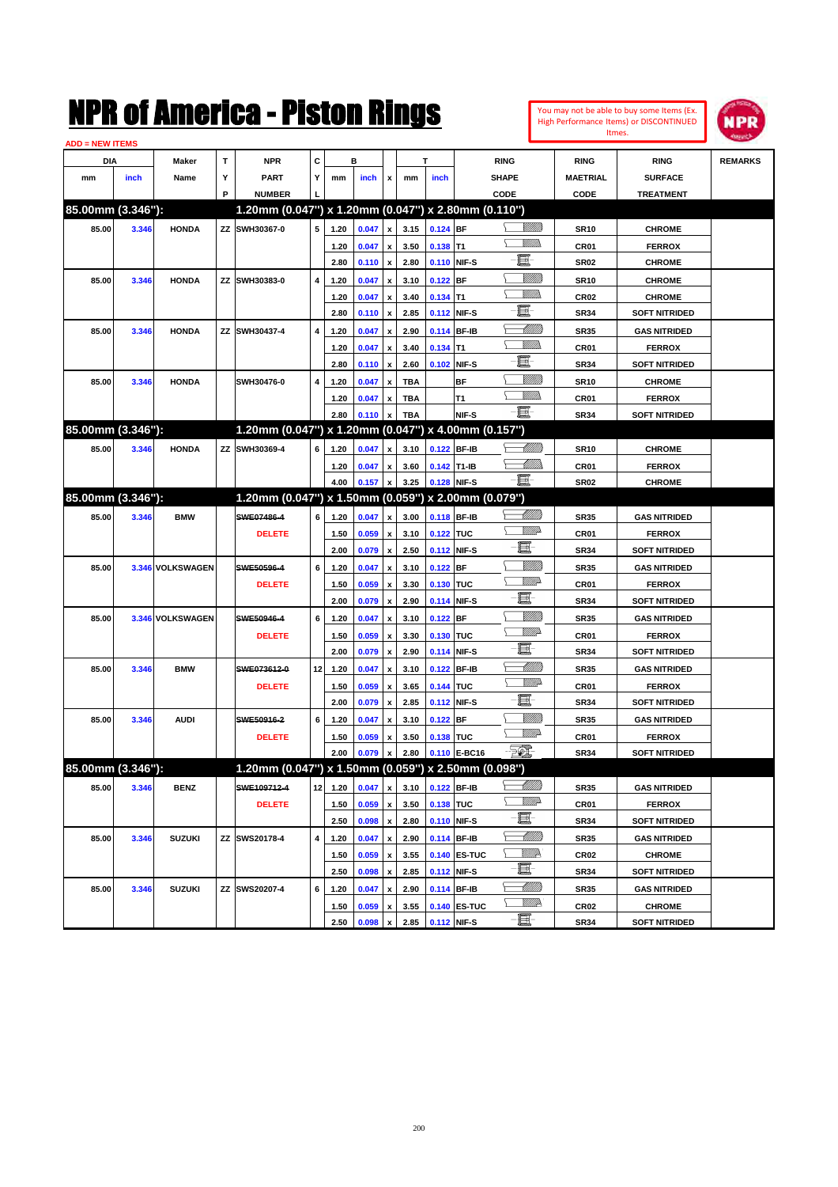# NPR of America - Piston Rings

You may not be able to buy some Items (Ex. High Performance Items) or DISCONTINUED Itmes.

ADD = NEW ITEMS

| DIA mm | DIA inch | Maker Name | TYP | NPR PART NUMBER | CYL | B mm | B inch | x | T mm | T inch | RING SHAPE CODE | RING MAETRIAL CODE | RING SURFACE TREATMENT | REMARKS |
|---|---|---|---|---|---|---|---|---|---|---|---|---|---|---|
| **85.00mm (3.346"):** | | | | **1.20mm (0.047") x 1.20mm (0.047") x 2.80mm (0.110")** | | | | | | | | | | |
| 85.00 | 3.346 | HONDA | ZZ | SWH30367-0 | 5 | 1.20 | 0.047 | x | 3.15 | 0.124 | BF | SR10 | CHROME | |
| | | | | | | 1.20 | 0.047 | x | 3.50 | 0.138 | T1 | CR01 | FERROX | |
| | | | | | | 2.80 | 0.110 | x | 2.80 | 0.110 | NIF-S | SR02 | CHROME | |
| 85.00 | 3.346 | HONDA | ZZ | SWH30383-0 | 4 | 1.20 | 0.047 | x | 3.10 | 0.122 | BF | SR10 | CHROME | |
| | | | | | | 1.20 | 0.047 | x | 3.40 | 0.134 | T1 | CR02 | CHROME | |
| | | | | | | 2.80 | 0.110 | x | 2.85 | 0.112 | NIF-S | SR34 | SOFT NITRIDED | |
| 85.00 | 3.346 | HONDA | ZZ | SWH30437-4 | 4 | 1.20 | 0.047 | x | 2.90 | 0.114 | BF-IB | SR35 | GAS NITRIDED | |
| | | | | | | 1.20 | 0.047 | x | 3.40 | 0.134 | T1 | CR01 | FERROX | |
| | | | | | | 2.80 | 0.110 | x | 2.60 | 0.102 | NIF-S | SR34 | SOFT NITRIDED | |
| 85.00 | 3.346 | HONDA | | SWH30476-0 | 4 | 1.20 | 0.047 | x | TBA | | BF | SR10 | CHROME | |
| | | | | | | 1.20 | 0.047 | x | TBA | | T1 | CR01 | FERROX | |
| | | | | | | 2.80 | 0.110 | x | TBA | | NIF-S | SR34 | SOFT NITRIDED | |
| **85.00mm (3.346"):** | | | | **1.20mm (0.047") x 1.20mm (0.047") x 4.00mm (0.157")** | | | | | | | | | | |
| 85.00 | 3.346 | HONDA | ZZ | SWH30369-4 | 6 | 1.20 | 0.047 | x | 3.10 | 0.122 | BF-IB | SR10 | CHROME | |
| | | | | | | 1.20 | 0.047 | x | 3.60 | 0.142 | T1-IB | CR01 | FERROX | |
| | | | | | | 4.00 | 0.157 | x | 3.25 | 0.128 | NIF-S | SR02 | CHROME | |
| **85.00mm (3.346"):** | | | | **1.20mm (0.047") x 1.50mm (0.059") x 2.00mm (0.079")** | | | | | | | | | | |
| 85.00 | 3.346 | BMW | | ~~SWE07486-4~~ | 6 | 1.20 | 0.047 | x | 3.00 | 0.118 | BF-IB | SR35 | GAS NITRIDED | |
| | | | | DELETE | | 1.50 | 0.059 | x | 3.10 | 0.122 | TUC | CR01 | FERROX | |
| | | | | | | 2.00 | 0.079 | x | 2.50 | 0.112 | NIF-S | SR34 | SOFT NITRIDED | |
| 85.00 | 3.346 | VOLKSWAGEN | | ~~SWE50596-4~~ | 6 | 1.20 | 0.047 | x | 3.10 | 0.122 | BF | SR35 | GAS NITRIDED | |
| | | | | DELETE | | 1.50 | 0.059 | x | 3.30 | 0.130 | TUC | CR01 | FERROX | |
| | | | | | | 2.00 | 0.079 | x | 2.90 | 0.114 | NIF-S | SR34 | SOFT NITRIDED | |
| 85.00 | 3.346 | VOLKSWAGEN | | ~~SWE50946-4~~ | 6 | 1.20 | 0.047 | x | 3.10 | 0.122 | BF | SR35 | GAS NITRIDED | |
| | | | | DELETE | | 1.50 | 0.059 | x | 3.30 | 0.130 | TUC | CR01 | FERROX | |
| | | | | | | 2.00 | 0.079 | x | 2.90 | 0.114 | NIF-S | SR34 | SOFT NITRIDED | |
| 85.00 | 3.346 | BMW | | ~~SWE073612-0~~ | 12 | 1.20 | 0.047 | x | 3.10 | 0.122 | BF-IB | SR35 | GAS NITRIDED | |
| | | | | DELETE | | 1.50 | 0.059 | x | 3.65 | 0.144 | TUC | CR01 | FERROX | |
| | | | | | | 2.00 | 0.079 | x | 2.85 | 0.112 | NIF-S | SR34 | SOFT NITRIDED | |
| 85.00 | 3.346 | AUDI | | ~~SWE50916-2~~ | 6 | 1.20 | 0.047 | x | 3.10 | 0.122 | BF | SR35 | GAS NITRIDED | |
| | | | | DELETE | | 1.50 | 0.059 | x | 3.50 | 0.138 | TUC | CR01 | FERROX | |
| | | | | | | 2.00 | 0.079 | x | 2.80 | 0.110 | E-BC16 | SR34 | SOFT NITRIDED | |
| **85.00mm (3.346"):** | | | | **1.20mm (0.047") x 1.50mm (0.059") x 2.50mm (0.098")** | | | | | | | | | | |
| 85.00 | 3.346 | BENZ | | ~~SWE109712-4~~ | 12 | 1.20 | 0.047 | x | 3.10 | 0.122 | BF-IB | SR35 | GAS NITRIDED | |
| | | | | DELETE | | 1.50 | 0.059 | x | 3.50 | 0.138 | TUC | CR01 | FERROX | |
| | | | | | | 2.50 | 0.098 | x | 2.80 | 0.110 | NIF-S | SR34 | SOFT NITRIDED | |
| 85.00 | 3.346 | SUZUKI | ZZ | SWS20178-4 | 4 | 1.20 | 0.047 | x | 2.90 | 0.114 | BF-IB | SR35 | GAS NITRIDED | |
| | | | | | | 1.50 | 0.059 | x | 3.55 | 0.140 | ES-TUC | CR02 | CHROME | |
| | | | | | | 2.50 | 0.098 | x | 2.85 | 0.112 | NIF-S | SR34 | SOFT NITRIDED | |
| 85.00 | 3.346 | SUZUKI | ZZ | SWS20207-4 | 6 | 1.20 | 0.047 | x | 2.90 | 0.114 | BF-IB | SR35 | GAS NITRIDED | |
| | | | | | | 1.50 | 0.059 | x | 3.55 | 0.140 | ES-TUC | CR02 | CHROME | |
| | | | | | | 2.50 | 0.098 | x | 2.85 | 0.112 | NIF-S | SR34 | SOFT NITRIDED | |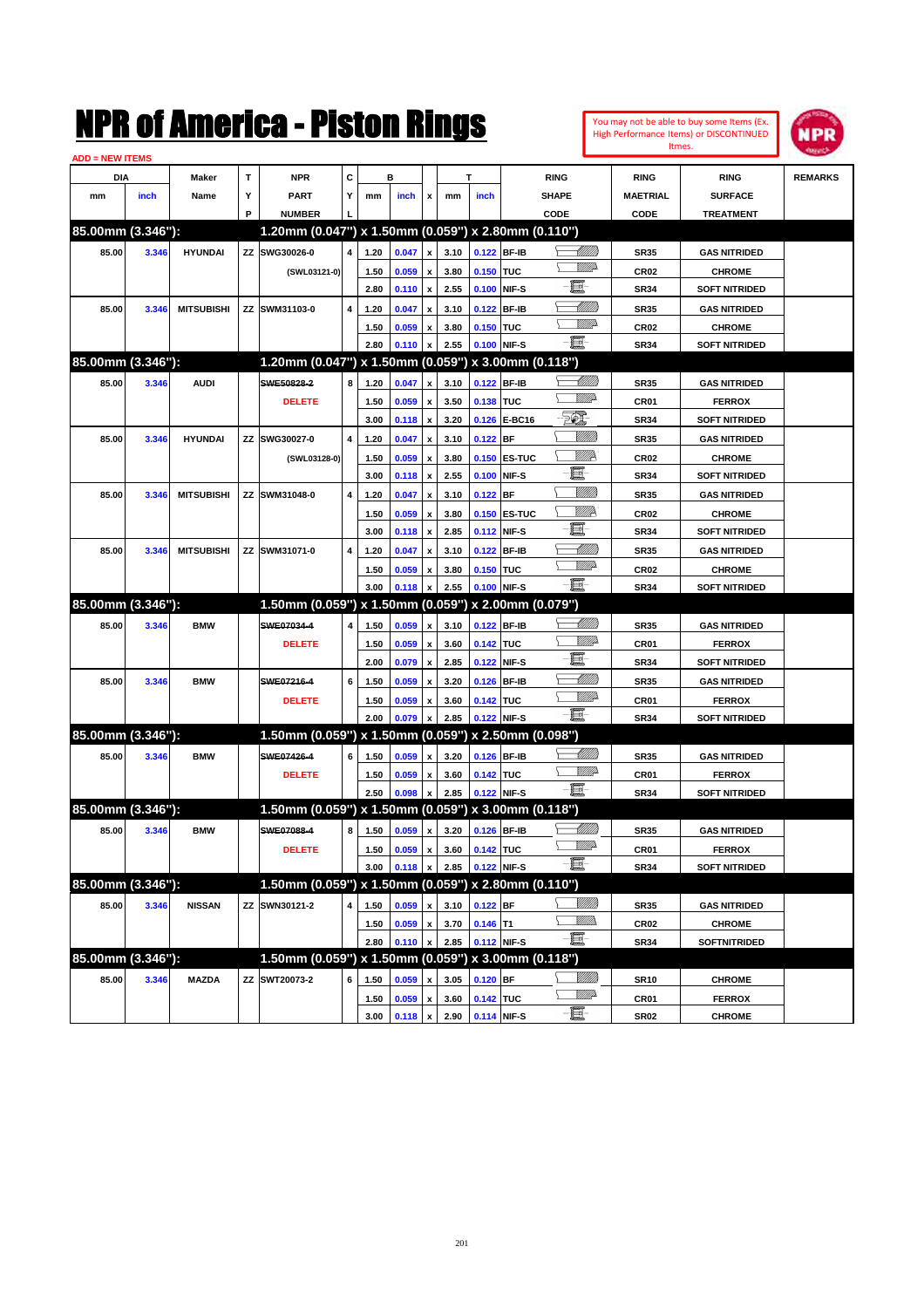# NPR of America - Piston Rings

You may not be able to buy some Items (Ex. High Performance Items) or DISCONTINUED Itmes.

ADD = NEW ITEMS

| DIA mm | DIA inch | Maker Name | TYP | NPR PART NUMBER | CYL | B mm | B inch | x | T mm | T inch | RING SHAPE CODE | RING MAETRIAL CODE | RING SURFACE TREATMENT | REMARKS |
|---|---|---|---|---|---|---|---|---|---|---|---|---|---|---|
| **85.00mm (3.346"):** | | | | **1.20mm (0.047") x 1.50mm (0.059") x 2.80mm (0.110")** | | | | | | | | | | |
| 85.00 | 3.346 | HYUNDAI | ZZ | SWG30026-0 | 4 | 1.20 | 0.047 | x | 3.10 | 0.122 | BF-IB | SR35 | GAS NITRIDED | |
| | | | | (SWL03121-0) | | 1.50 | 0.059 | x | 3.80 | 0.150 | TUC | CR02 | CHROME | |
| | | | | | | 2.80 | 0.110 | x | 2.55 | 0.100 | NIF-S | SR34 | SOFT NITRIDED | |
| 85.00 | 3.346 | MITSUBISHI | ZZ | SWM31103-0 | 4 | 1.20 | 0.047 | x | 3.10 | 0.122 | BF-IB | SR35 | GAS NITRIDED | |
| | | | | | | 1.50 | 0.059 | x | 3.80 | 0.150 | TUC | CR02 | CHROME | |
| | | | | | | 2.80 | 0.110 | x | 2.55 | 0.100 | NIF-S | SR34 | SOFT NITRIDED | |
| **85.00mm (3.346"):** | | | | **1.20mm (0.047") x 1.50mm (0.059") x 3.00mm (0.118")** | | | | | | | | | | |
| 85.00 | 3.346 | AUDI | | ~~SWE50828-2~~ | 8 | 1.20 | 0.047 | x | 3.10 | 0.122 | BF-IB | SR35 | GAS NITRIDED | |
| | | | | DELETE | | 1.50 | 0.059 | x | 3.50 | 0.138 | TUC | CR01 | FERROX | |
| | | | | | | 3.00 | 0.118 | x | 3.20 | 0.126 | E-BC16 | SR34 | SOFT NITRIDED | |
| 85.00 | 3.346 | HYUNDAI | ZZ | SWG30027-0 | 4 | 1.20 | 0.047 | x | 3.10 | 0.122 | BF | SR35 | GAS NITRIDED | |
| | | | | (SWL03128-0) | | 1.50 | 0.059 | x | 3.80 | 0.150 | ES-TUC | CR02 | CHROME | |
| | | | | | | 3.00 | 0.118 | x | 2.55 | 0.100 | NIF-S | SR34 | SOFT NITRIDED | |
| 85.00 | 3.346 | MITSUBISHI | ZZ | SWM31048-0 | 4 | 1.20 | 0.047 | x | 3.10 | 0.122 | BF | SR35 | GAS NITRIDED | |
| | | | | | | 1.50 | 0.059 | x | 3.80 | 0.150 | ES-TUC | CR02 | CHROME | |
| | | | | | | 3.00 | 0.118 | x | 2.85 | 0.112 | NIF-S | SR34 | SOFT NITRIDED | |
| 85.00 | 3.346 | MITSUBISHI | ZZ | SWM31071-0 | 4 | 1.20 | 0.047 | x | 3.10 | 0.122 | BF-IB | SR35 | GAS NITRIDED | |
| | | | | | | 1.50 | 0.059 | x | 3.80 | 0.150 | TUC | CR02 | CHROME | |
| | | | | | | 3.00 | 0.118 | x | 2.55 | 0.100 | NIF-S | SR34 | SOFT NITRIDED | |
| **85.00mm (3.346"):** | | | | **1.50mm (0.059") x 1.50mm (0.059") x 2.00mm (0.079")** | | | | | | | | | | |
| 85.00 | 3.346 | BMW | | ~~SWE07034-4~~ | 4 | 1.50 | 0.059 | x | 3.10 | 0.122 | BF-IB | SR35 | GAS NITRIDED | |
| | | | | DELETE | | 1.50 | 0.059 | x | 3.60 | 0.142 | TUC | CR01 | FERROX | |
| | | | | | | 2.00 | 0.079 | x | 2.85 | 0.122 | NIF-S | SR34 | SOFT NITRIDED | |
| 85.00 | 3.346 | BMW | | ~~SWE07216-4~~ | 6 | 1.50 | 0.059 | x | 3.20 | 0.126 | BF-IB | SR35 | GAS NITRIDED | |
| | | | | DELETE | | 1.50 | 0.059 | x | 3.60 | 0.142 | TUC | CR01 | FERROX | |
| | | | | | | 2.00 | 0.079 | x | 2.85 | 0.122 | NIF-S | SR34 | SOFT NITRIDED | |
| **85.00mm (3.346"):** | | | | **1.50mm (0.059") x 1.50mm (0.059") x 2.50mm (0.098")** | | | | | | | | | | |
| 85.00 | 3.346 | BMW | | ~~SWE07426-4~~ | 6 | 1.50 | 0.059 | x | 3.20 | 0.126 | BF-IB | SR35 | GAS NITRIDED | |
| | | | | DELETE | | 1.50 | 0.059 | x | 3.60 | 0.142 | TUC | CR01 | FERROX | |
| | | | | | | 2.50 | 0.098 | x | 2.85 | 0.122 | NIF-S | SR34 | SOFT NITRIDED | |
| **85.00mm (3.346"):** | | | | **1.50mm (0.059") x 1.50mm (0.059") x 3.00mm (0.118")** | | | | | | | | | | |
| 85.00 | 3.346 | BMW | | ~~SWE07088-4~~ | 8 | 1.50 | 0.059 | x | 3.20 | 0.126 | BF-IB | SR35 | GAS NITRIDED | |
| | | | | DELETE | | 1.50 | 0.059 | x | 3.60 | 0.142 | TUC | CR01 | FERROX | |
| | | | | | | 3.00 | 0.118 | x | 2.85 | 0.122 | NIF-S | SR34 | SOFT NITRIDED | |
| **85.00mm (3.346"):** | | | | **1.50mm (0.059") x 1.50mm (0.059") x 2.80mm (0.110")** | | | | | | | | | | |
| 85.00 | 3.346 | NISSAN | ZZ | SWN30121-2 | 4 | 1.50 | 0.059 | x | 3.10 | 0.122 | BF | SR35 | GAS NITRIDED | |
| | | | | | | 1.50 | 0.059 | x | 3.70 | 0.146 | T1 | CR02 | CHROME | |
| | | | | | | 2.80 | 0.110 | x | 2.85 | 0.112 | NIF-S | SR34 | SOFTNITRIDED | |
| **85.00mm (3.346"):** | | | | **1.50mm (0.059") x 1.50mm (0.059") x 3.00mm (0.118")** | | | | | | | | | | |
| 85.00 | 3.346 | MAZDA | ZZ | SWT20073-2 | 6 | 1.50 | 0.059 | x | 3.05 | 0.120 | BF | SR10 | CHROME | |
| | | | | | | 1.50 | 0.059 | x | 3.60 | 0.142 | TUC | CR01 | FERROX | |
| | | | | | | 3.00 | 0.118 | x | 2.90 | 0.114 | NIF-S | SR02 | CHROME | |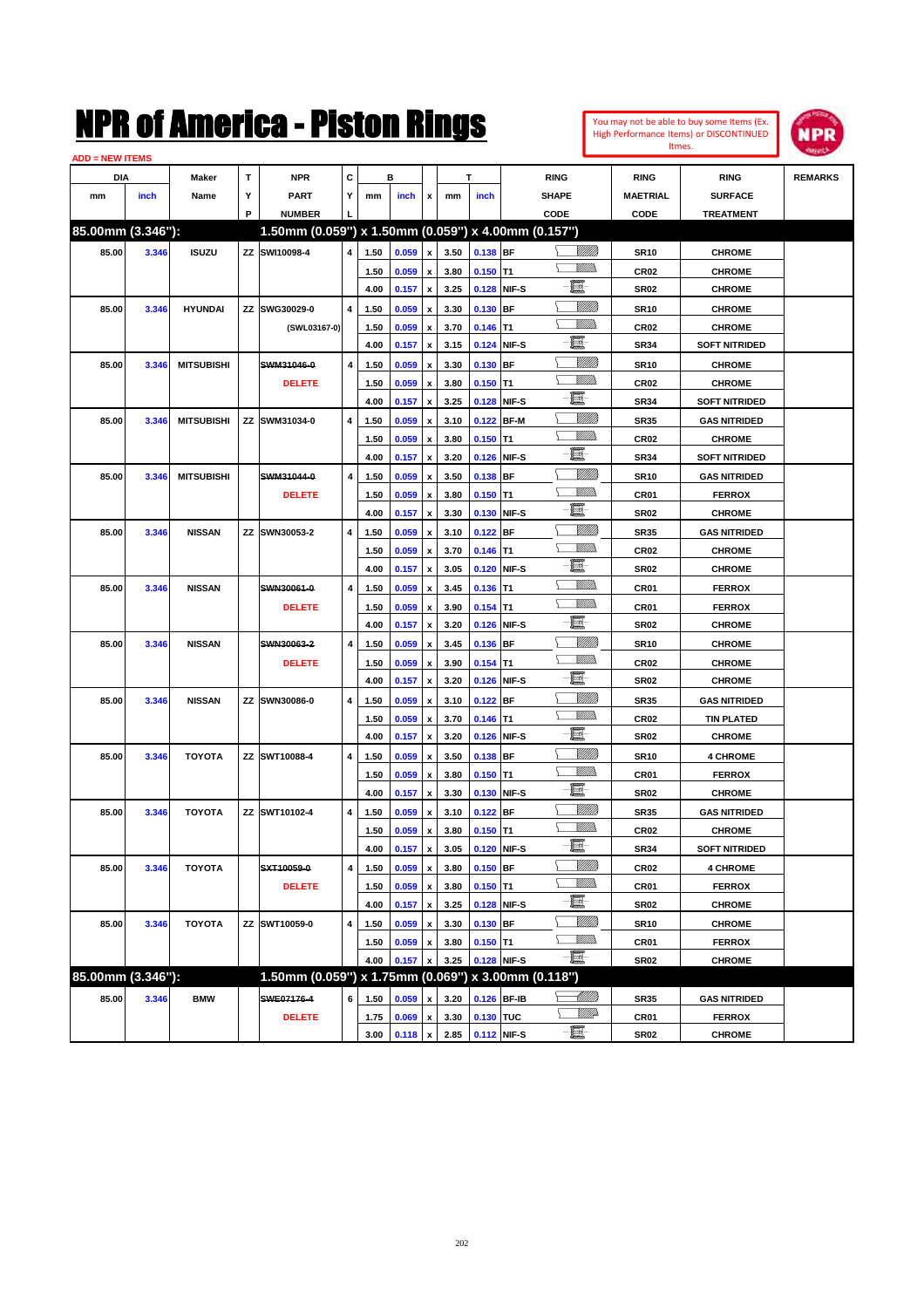# NPR of America - Piston Rings

You may not be able to buy some Items (Ex. High Performance Items) or DISCONTINUED Itmes.

ADD = NEW ITEMS

| DIA mm | DIA inch | Maker Name | TYP | NPR PART NUMBER | CYL | B mm | B inch | x | T mm | T inch | RING SHAPE CODE | RING MAETRIAL CODE | RING SURFACE TREATMENT | REMARKS |
|---|---|---|---|---|---|---|---|---|---|---|---|---|---|---|
| **85.00mm (3.346"):** | | | | **1.50mm (0.059") x 1.50mm (0.059") x 4.00mm (0.157")** | | | | | | | | | | |
| 85.00 | 3.346 | ISUZU | ZZ | SWI10098-4 | 4 | 1.50 | 0.059 | x | 3.50 | 0.138 | BF | SR10 | CHROME | |
| | | | | | | 1.50 | 0.059 | x | 3.80 | 0.150 | T1 | CR02 | CHROME | |
| | | | | | | 4.00 | 0.157 | x | 3.25 | 0.128 | NIF-S | SR02 | CHROME | |
| 85.00 | 3.346 | HYUNDAI | ZZ | SWG30029-0 | 4 | 1.50 | 0.059 | x | 3.30 | 0.130 | BF | SR10 | CHROME | |
| | | | | (SWL03167-0) | | 1.50 | 0.059 | x | 3.70 | 0.146 | T1 | CR02 | CHROME | |
| | | | | | | 4.00 | 0.157 | x | 3.15 | 0.124 | NIF-S | SR34 | SOFT NITRIDED | |
| 85.00 | 3.346 | MITSUBISHI | | ~~SWM31046-0~~ | 4 | 1.50 | 0.059 | x | 3.30 | 0.130 | BF | SR10 | CHROME | |
| | | | | DELETE | | 1.50 | 0.059 | x | 3.80 | 0.150 | T1 | CR02 | CHROME | |
| | | | | | | 4.00 | 0.157 | x | 3.25 | 0.128 | NIF-S | SR34 | SOFT NITRIDED | |
| 85.00 | 3.346 | MITSUBISHI | ZZ | SWM31034-0 | 4 | 1.50 | 0.059 | x | 3.10 | 0.122 | BF-M | SR35 | GAS NITRIDED | |
| | | | | | | 1.50 | 0.059 | x | 3.80 | 0.150 | T1 | CR02 | CHROME | |
| | | | | | | 4.00 | 0.157 | x | 3.20 | 0.126 | NIF-S | SR34 | SOFT NITRIDED | |
| 85.00 | 3.346 | MITSUBISHI | | ~~SWM31044-0~~ | 4 | 1.50 | 0.059 | x | 3.50 | 0.138 | BF | SR10 | GAS NITRIDED | |
| | | | | DELETE | | 1.50 | 0.059 | x | 3.80 | 0.150 | T1 | CR01 | FERROX | |
| | | | | | | 4.00 | 0.157 | x | 3.30 | 0.130 | NIF-S | SR02 | CHROME | |
| 85.00 | 3.346 | NISSAN | ZZ | SWN30053-2 | 4 | 1.50 | 0.059 | x | 3.10 | 0.122 | BF | SR35 | GAS NITRIDED | |
| | | | | | | 1.50 | 0.059 | x | 3.70 | 0.146 | T1 | CR02 | CHROME | |
| | | | | | | 4.00 | 0.157 | x | 3.05 | 0.120 | NIF-S | SR02 | CHROME | |
| 85.00 | 3.346 | NISSAN | | ~~SWN30061-0~~ | 4 | 1.50 | 0.059 | x | 3.45 | 0.136 | T1 | CR01 | FERROX | |
| | | | | DELETE | | 1.50 | 0.059 | x | 3.90 | 0.154 | T1 | CR01 | FERROX | |
| | | | | | | 4.00 | 0.157 | x | 3.20 | 0.126 | NIF-S | SR02 | CHROME | |
| 85.00 | 3.346 | NISSAN | | ~~SWN30063-2~~ | 4 | 1.50 | 0.059 | x | 3.45 | 0.136 | BF | SR10 | CHROME | |
| | | | | DELETE | | 1.50 | 0.059 | x | 3.90 | 0.154 | T1 | CR02 | CHROME | |
| | | | | | | 4.00 | 0.157 | x | 3.20 | 0.126 | NIF-S | SR02 | CHROME | |
| 85.00 | 3.346 | NISSAN | ZZ | SWN30086-0 | 4 | 1.50 | 0.059 | x | 3.10 | 0.122 | BF | SR35 | GAS NITRIDED | |
| | | | | | | 1.50 | 0.059 | x | 3.70 | 0.146 | T1 | CR02 | TIN PLATED | |
| | | | | | | 4.00 | 0.157 | x | 3.20 | 0.126 | NIF-S | SR02 | CHROME | |
| 85.00 | 3.346 | TOYOTA | ZZ | SWT10088-4 | 4 | 1.50 | 0.059 | x | 3.50 | 0.138 | BF | SR10 | 4 CHROME | |
| | | | | | | 1.50 | 0.059 | x | 3.80 | 0.150 | T1 | CR01 | FERROX | |
| | | | | | | 4.00 | 0.157 | x | 3.30 | 0.130 | NIF-S | SR02 | CHROME | |
| 85.00 | 3.346 | TOYOTA | ZZ | SWT10102-4 | 4 | 1.50 | 0.059 | x | 3.10 | 0.122 | BF | SR35 | GAS NITRIDED | |
| | | | | | | 1.50 | 0.059 | x | 3.80 | 0.150 | T1 | CR02 | CHROME | |
| | | | | | | 4.00 | 0.157 | x | 3.05 | 0.120 | NIF-S | SR34 | SOFT NITRIDED | |
| 85.00 | 3.346 | TOYOTA | | ~~SXT10059-0~~ | 4 | 1.50 | 0.059 | x | 3.80 | 0.150 | BF | CR02 | 4 CHROME | |
| | | | | DELETE | | 1.50 | 0.059 | x | 3.80 | 0.150 | T1 | CR01 | FERROX | |
| | | | | | | 4.00 | 0.157 | x | 3.25 | 0.128 | NIF-S | SR02 | CHROME | |
| 85.00 | 3.346 | TOYOTA | ZZ | SWT10059-0 | 4 | 1.50 | 0.059 | x | 3.30 | 0.130 | BF | SR10 | CHROME | |
| | | | | | | 1.50 | 0.059 | x | 3.80 | 0.150 | T1 | CR01 | FERROX | |
| | | | | | | 4.00 | 0.157 | x | 3.25 | 0.128 | NIF-S | SR02 | CHROME | |
| **85.00mm (3.346"):** | | | | **1.50mm (0.059") x 1.75mm (0.069") x 3.00mm (0.118")** | | | | | | | | | | |
| 85.00 | 3.346 | BMW | | ~~SWE07176-4~~ | 6 | 1.50 | 0.059 | x | 3.20 | 0.126 | BF-IB | SR35 | GAS NITRIDED | |
| | | | | DELETE | | 1.75 | 0.069 | x | 3.30 | 0.130 | TUC | CR01 | FERROX | |
| | | | | | | 3.00 | 0.118 | x | 2.85 | 0.112 | NIF-S | SR02 | CHROME | |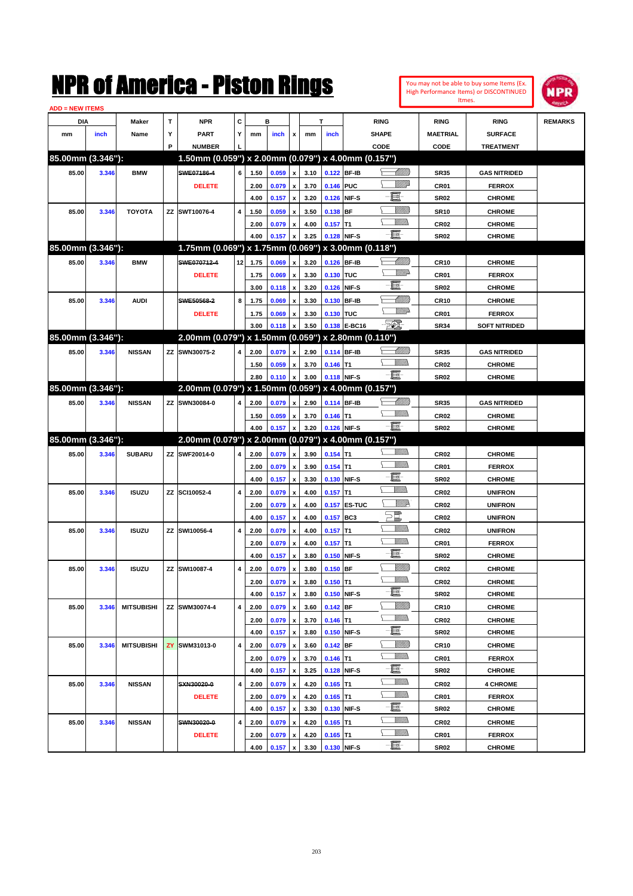# NPR of America - Piston Rings

You may not be able to buy some Items (Ex. High Performance Items) or DISCONTINUED Itmes.

ADD = NEW ITEMS

| DIA mm | DIA inch | Maker Name | TYP | NPR PART NUMBER | CYL | B mm | B inch | x | T mm | T inch | RING SHAPE CODE | RING MAETRIAL CODE | RING SURFACE TREATMENT | REMARKS |
|---|---|---|---|---|---|---|---|---|---|---|---|---|---|---|
| **85.00mm (3.346"):** | | | | **1.50mm (0.059") x 2.00mm (0.079") x 4.00mm (0.157")** | | | | | | | | | | |
| 85.00 | 3.346 | BMW | | ~~SWE07186-4~~ | 6 | 1.50 | 0.059 | x | 3.10 | 0.122 | BF-IB | SR35 | GAS NITRIDED | |
| | | | | DELETE | | 2.00 | 0.079 | x | 3.70 | 0.146 | PUC | CR01 | FERROX | |
| | | | | | | 4.00 | 0.157 | x | 3.20 | 0.126 | NIF-S | SR02 | CHROME | |
| 85.00 | 3.346 | TOYOTA | ZZ | SWT10076-4 | 4 | 1.50 | 0.059 | x | 3.50 | 0.138 | BF | SR10 | CHROME | |
| | | | | | | 2.00 | 0.079 | x | 4.00 | 0.157 | T1 | CR02 | CHROME | |
| | | | | | | 4.00 | 0.157 | x | 3.25 | 0.128 | NIF-S | SR02 | CHROME | |
| **85.00mm (3.346"):** | | | | **1.75mm (0.069") x 1.75mm (0.069") x 3.00mm (0.118")** | | | | | | | | | | |
| 85.00 | 3.346 | BMW | | ~~SWE070712-4~~ | 12 | 1.75 | 0.069 | x | 3.20 | 0.126 | BF-IB | CR10 | CHROME | |
| | | | | DELETE | | 1.75 | 0.069 | x | 3.30 | 0.130 | TUC | CR01 | FERROX | |
| | | | | | | 3.00 | 0.118 | x | 3.20 | 0.126 | NIF-S | SR02 | CHROME | |
| 85.00 | 3.346 | AUDI | | ~~SWE50568-2~~ | 8 | 1.75 | 0.069 | x | 3.30 | 0.130 | BF-IB | CR10 | CHROME | |
| | | | | DELETE | | 1.75 | 0.069 | x | 3.30 | 0.130 | TUC | CR01 | FERROX | |
| | | | | | | 3.00 | 0.118 | x | 3.50 | 0.138 | E-BC16 | SR34 | SOFT NITRIDED | |
| **85.00mm (3.346"):** | | | | **2.00mm (0.079") x 1.50mm (0.059") x 2.80mm (0.110")** | | | | | | | | | | |
| 85.00 | 3.346 | NISSAN | ZZ | SWN30075-2 | 4 | 2.00 | 0.079 | x | 2.90 | 0.114 | BF-IB | SR35 | GAS NITRIDED | |
| | | | | | | 1.50 | 0.059 | x | 3.70 | 0.146 | T1 | CR02 | CHROME | |
| | | | | | | 2.80 | 0.110 | x | 3.00 | 0.118 | NIF-S | SR02 | CHROME | |
| **85.00mm (3.346"):** | | | | **2.00mm (0.079") x 1.50mm (0.059") x 4.00mm (0.157")** | | | | | | | | | | |
| 85.00 | 3.346 | NISSAN | ZZ | SWN30084-0 | 4 | 2.00 | 0.079 | x | 2.90 | 0.114 | BF-IB | SR35 | GAS NITRIDED | |
| | | | | | | 1.50 | 0.059 | x | 3.70 | 0.146 | T1 | CR02 | CHROME | |
| | | | | | | 4.00 | 0.157 | x | 3.20 | 0.126 | NIF-S | SR02 | CHROME | |
| **85.00mm (3.346"):** | | | | **2.00mm (0.079") x 2.00mm (0.079") x 4.00mm (0.157")** | | | | | | | | | | |
| 85.00 | 3.346 | SUBARU | ZZ | SWF20014-0 | 4 | 2.00 | 0.079 | x | 3.90 | 0.154 | T1 | CR02 | CHROME | |
| | | | | | | 2.00 | 0.079 | x | 3.90 | 0.154 | T1 | CR01 | FERROX | |
| | | | | | | 4.00 | 0.157 | x | 3.30 | 0.130 | NIF-S | SR02 | CHROME | |
| 85.00 | 3.346 | ISUZU | ZZ | SCI10052-4 | 4 | 2.00 | 0.079 | x | 4.00 | 0.157 | T1 | CR02 | UNIFRON | |
| | | | | | | 2.00 | 0.079 | x | 4.00 | 0.157 | ES-TUC | CR02 | UNIFRON | |
| | | | | | | 4.00 | 0.157 | x | 4.00 | 0.157 | BC3 | CR02 | UNIFRON | |
| 85.00 | 3.346 | ISUZU | ZZ | SWI10056-4 | 4 | 2.00 | 0.079 | x | 4.00 | 0.157 | T1 | CR02 | UNIFRON | |
| | | | | | | 2.00 | 0.079 | x | 4.00 | 0.157 | T1 | CR01 | FERROX | |
| | | | | | | 4.00 | 0.157 | x | 3.80 | 0.150 | NIF-S | SR02 | CHROME | |
| 85.00 | 3.346 | ISUZU | ZZ | SWI10087-4 | 4 | 2.00 | 0.079 | x | 3.80 | 0.150 | BF | CR02 | CHROME | |
| | | | | | | 2.00 | 0.079 | x | 3.80 | 0.150 | T1 | CR02 | CHROME | |
| | | | | | | 4.00 | 0.157 | x | 3.80 | 0.150 | NIF-S | SR02 | CHROME | |
| 85.00 | 3.346 | MITSUBISHI | ZZ | SWM30074-4 | 4 | 2.00 | 0.079 | x | 3.60 | 0.142 | BF | CR10 | CHROME | |
| | | | | | | 2.00 | 0.079 | x | 3.70 | 0.146 | T1 | CR02 | CHROME | |
| | | | | | | 4.00 | 0.157 | x | 3.80 | 0.150 | NIF-S | SR02 | CHROME | |
| 85.00 | 3.346 | MITSUBISHI | ZY | SWM31013-0 | 4 | 2.00 | 0.079 | x | 3.60 | 0.142 | BF | CR10 | CHROME | |
| | | | | | | 2.00 | 0.079 | x | 3.70 | 0.146 | T1 | CR01 | FERROX | |
| | | | | | | 4.00 | 0.157 | x | 3.25 | 0.128 | NIF-S | SR02 | CHROME | |
| 85.00 | 3.346 | NISSAN | | ~~SXN30020-0~~ | 4 | 2.00 | 0.079 | x | 4.20 | 0.165 | T1 | CR02 | 4 CHROME | |
| | | | | DELETE | | 2.00 | 0.079 | x | 4.20 | 0.165 | T1 | CR01 | FERROX | |
| | | | | | | 4.00 | 0.157 | x | 3.30 | 0.130 | NIF-S | SR02 | CHROME | |
| 85.00 | 3.346 | NISSAN | | ~~SWN30020-0~~ | 4 | 2.00 | 0.079 | x | 4.20 | 0.165 | T1 | CR02 | CHROME | |
| | | | | DELETE | | 2.00 | 0.079 | x | 4.20 | 0.165 | T1 | CR01 | FERROX | |
| | | | | | | 4.00 | 0.157 | x | 3.30 | 0.130 | NIF-S | SR02 | CHROME | |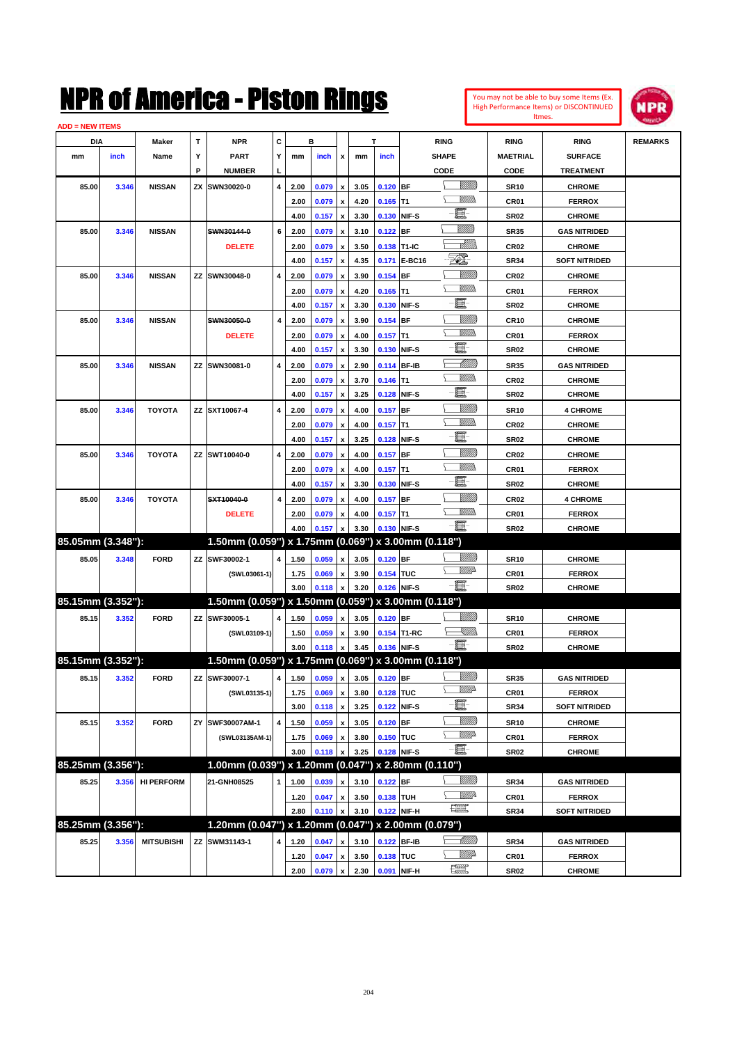# NPR of America - Piston Rings

You may not be able to buy some Items (Ex. High Performance Items) or DISCONTINUED Itmes.

ADD = NEW ITEMS

| DIA mm | DIA inch | Maker Name | TYP | NPR PART NUMBER | CYL | B mm | B inch | x | T mm | T inch | RING SHAPE CODE | RING MAETRIAL CODE | RING SURFACE TREATMENT | REMARKS |
|---|---|---|---|---|---|---|---|---|---|---|---|---|---|---|
| 85.00 | 3.346 | NISSAN | ZX | SWN30020-0 | 4 | 2.00 | 0.079 | x | 3.05 | 0.120 | BF | SR10 | CHROME | |
| | | | | | | 2.00 | 0.079 | x | 4.20 | 0.165 | T1 | CR01 | FERROX | |
| | | | | | | 4.00 | 0.157 | x | 3.30 | 0.130 | NIF-S | SR02 | CHROME | |
| 85.00 | 3.346 | NISSAN | | ~~SWN30144-0~~ DELETE | 6 | 2.00 | 0.079 | x | 3.10 | 0.122 | BF | SR35 | GAS NITRIDED | |
| | | | | | | 2.00 | 0.079 | x | 3.50 | 0.138 | T1-IC | CR02 | CHROME | |
| | | | | | | 4.00 | 0.157 | x | 4.35 | 0.171 | E-BC16 | SR34 | SOFT NITRIDED | |
| 85.00 | 3.346 | NISSAN | ZZ | SWN30048-0 | 4 | 2.00 | 0.079 | x | 3.90 | 0.154 | BF | CR02 | CHROME | |
| | | | | | | 2.00 | 0.079 | x | 4.20 | 0.165 | T1 | CR01 | FERROX | |
| | | | | | | 4.00 | 0.157 | x | 3.30 | 0.130 | NIF-S | SR02 | CHROME | |
| 85.00 | 3.346 | NISSAN | | ~~SWN30050-0~~ DELETE | 4 | 2.00 | 0.079 | x | 3.90 | 0.154 | BF | CR10 | CHROME | |
| | | | | | | 2.00 | 0.079 | x | 4.00 | 0.157 | T1 | CR01 | FERROX | |
| | | | | | | 4.00 | 0.157 | x | 3.30 | 0.130 | NIF-S | SR02 | CHROME | |
| 85.00 | 3.346 | NISSAN | ZZ | SWN30081-0 | 4 | 2.00 | 0.079 | x | 2.90 | 0.114 | BF-IB | SR35 | GAS NITRIDED | |
| | | | | | | 2.00 | 0.079 | x | 3.70 | 0.146 | T1 | CR02 | CHROME | |
| | | | | | | 4.00 | 0.157 | x | 3.25 | 0.128 | NIF-S | SR02 | CHROME | |
| 85.00 | 3.346 | TOYOTA | ZZ | SXT10067-4 | 4 | 2.00 | 0.079 | x | 4.00 | 0.157 | BF | SR10 | 4 CHROME | |
| | | | | | | 2.00 | 0.079 | x | 4.00 | 0.157 | T1 | CR02 | CHROME | |
| | | | | | | 4.00 | 0.157 | x | 3.25 | 0.128 | NIF-S | SR02 | CHROME | |
| 85.00 | 3.346 | TOYOTA | ZZ | SWT10040-0 | 4 | 2.00 | 0.079 | x | 4.00 | 0.157 | BF | CR02 | CHROME | |
| | | | | | | 2.00 | 0.079 | x | 4.00 | 0.157 | T1 | CR01 | FERROX | |
| | | | | | | 4.00 | 0.157 | x | 3.30 | 0.130 | NIF-S | SR02 | CHROME | |
| 85.00 | 3.346 | TOYOTA | | ~~SXT10040-0~~ DELETE | 4 | 2.00 | 0.079 | x | 4.00 | 0.157 | BF | CR02 | 4 CHROME | |
| | | | | | | 2.00 | 0.079 | x | 4.00 | 0.157 | T1 | CR01 | FERROX | |
| | | | | | | 4.00 | 0.157 | x | 3.30 | 0.130 | NIF-S | SR02 | CHROME | |
| **85.05mm (3.348"):** | | | | **1.50mm (0.059") x 1.75mm (0.069") x 3.00mm (0.118")** | | | | | | | | | | |
| 85.05 | 3.348 | FORD | ZZ | SWF30002-1 (SWL03061-1) | 4 | 1.50 | 0.059 | x | 3.05 | 0.120 | BF | SR10 | CHROME | |
| | | | | | | 1.75 | 0.069 | x | 3.90 | 0.154 | TUC | CR01 | FERROX | |
| | | | | | | 3.00 | 0.118 | x | 3.20 | 0.126 | NIF-S | SR02 | CHROME | |
| **85.15mm (3.352"):** | | | | **1.50mm (0.059") x 1.50mm (0.059") x 3.00mm (0.118")** | | | | | | | | | | |
| 85.15 | 3.352 | FORD | ZZ | SWF30005-1 (SWL03109-1) | 4 | 1.50 | 0.059 | x | 3.05 | 0.120 | BF | SR10 | CHROME | |
| | | | | | | 1.50 | 0.059 | x | 3.90 | 0.154 | T1-RC | CR01 | FERROX | |
| | | | | | | 3.00 | 0.118 | x | 3.45 | 0.136 | NIF-S | SR02 | CHROME | |
| **85.15mm (3.352"):** | | | | **1.50mm (0.059") x 1.75mm (0.069") x 3.00mm (0.118")** | | | | | | | | | | |
| 85.15 | 3.352 | FORD | ZZ | SWF30007-1 (SWL03135-1) | 4 | 1.50 | 0.059 | x | 3.05 | 0.120 | BF | SR35 | GAS NITRIDED | |
| | | | | | | 1.75 | 0.069 | x | 3.80 | 0.128 | TUC | CR01 | FERROX | |
| | | | | | | 3.00 | 0.118 | x | 3.25 | 0.122 | NIF-S | SR34 | SOFT NITRIDED | |
| 85.15 | 3.352 | FORD | ZY | SWF30007AM-1 (SWL03135AM-1) | 4 | 1.50 | 0.059 | x | 3.05 | 0.120 | BF | SR10 | CHROME | |
| | | | | | | 1.75 | 0.069 | x | 3.80 | 0.150 | TUC | CR01 | FERROX | |
| | | | | | | 3.00 | 0.118 | x | 3.25 | 0.128 | NIF-S | SR02 | CHROME | |
| **85.25mm (3.356"):** | | | | **1.00mm (0.039") x 1.20mm (0.047") x 2.80mm (0.110")** | | | | | | | | | | |
| 85.25 | 3.356 | HI PERFORM | | 21-GNH08525 | 1 | 1.00 | 0.039 | x | 3.10 | 0.122 | BF | SR34 | GAS NITRIDED | |
| | | | | | | 1.20 | 0.047 | x | 3.50 | 0.138 | TUH | CR01 | FERROX | |
| | | | | | | 2.80 | 0.110 | x | 3.10 | 0.122 | NIF-H | SR34 | SOFT NITRIDED | |
| **85.25mm (3.356"):** | | | | **1.20mm (0.047") x 1.20mm (0.047") x 2.00mm (0.079")** | | | | | | | | | | |
| 85.25 | 3.356 | MITSUBISHI | ZZ | SWM31143-1 | 4 | 1.20 | 0.047 | x | 3.10 | 0.122 | BF-IB | SR34 | GAS NITRIDED | |
| | | | | | | 1.20 | 0.047 | x | 3.50 | 0.138 | TUC | CR01 | FERROX | |
| | | | | | | 2.00 | 0.079 | x | 2.30 | 0.091 | NIF-H | SR02 | CHROME | |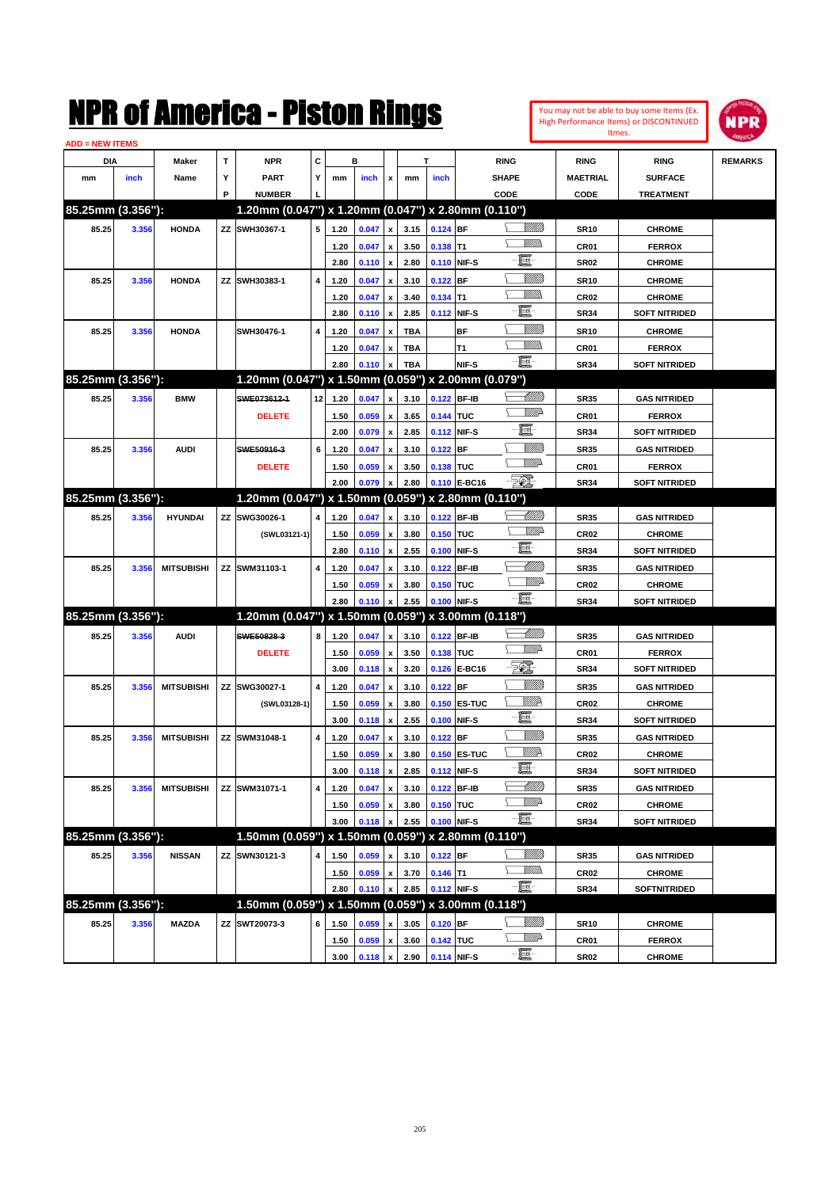# NPR of America - Piston Rings

You may not be able to buy some Items (Ex. High Performance Items) or DISCONTINUED Itmes.

ADD = NEW ITEMS

| DIA mm | DIA inch | Maker Name | TYP | NPR PART NUMBER | CYL | B mm | B inch | x | T mm | T inch | RING SHAPE CODE | RING MAETRIAL CODE | RING SURFACE TREATMENT | REMARKS |
|---|---|---|---|---|---|---|---|---|---|---|---|---|---|---|
| **85.25mm (3.356"):** | | | | **1.20mm (0.047") x 1.20mm (0.047") x 2.80mm (0.110")** | | | | | | | | | | |
| 85.25 | 3.356 | HONDA | ZZ | SWH30367-1 | 5 | 1.20 | 0.047 | x | 3.15 | 0.124 | BF | SR10 | CHROME | |
| | | | | | | 1.20 | 0.047 | x | 3.50 | 0.138 | T1 | CR01 | FERROX | |
| | | | | | | 2.80 | 0.110 | x | 2.80 | 0.110 | NIF-S | SR02 | CHROME | |
| 85.25 | 3.356 | HONDA | ZZ | SWH30383-1 | 4 | 1.20 | 0.047 | x | 3.10 | 0.122 | BF | SR10 | CHROME | |
| | | | | | | 1.20 | 0.047 | x | 3.40 | 0.134 | T1 | CR02 | CHROME | |
| | | | | | | 2.80 | 0.110 | x | 2.85 | 0.112 | NIF-S | SR34 | SOFT NITRIDED | |
| 85.25 | 3.356 | HONDA | | SWH30476-1 | 4 | 1.20 | 0.047 | x | TBA | | BF | SR10 | CHROME | |
| | | | | | | 1.20 | 0.047 | x | TBA | | T1 | CR01 | FERROX | |
| | | | | | | 2.80 | 0.110 | x | TBA | | NIF-S | SR34 | SOFT NITRIDED | |
| **85.25mm (3.356"):** | | | | **1.20mm (0.047") x 1.50mm (0.059") x 2.00mm (0.079")** | | | | | | | | | | |
| 85.25 | 3.356 | BMW | | ~~SWE073612-1~~ | 12 | 1.20 | 0.047 | x | 3.10 | 0.122 | BF-IB | SR35 | GAS NITRIDED | |
| | | | | DELETE | | 1.50 | 0.059 | x | 3.65 | 0.144 | TUC | CR01 | FERROX | |
| | | | | | | 2.00 | 0.079 | x | 2.85 | 0.112 | NIF-S | SR34 | SOFT NITRIDED | |
| 85.25 | 3.356 | AUDI | | ~~SWE50916-3~~ | 6 | 1.20 | 0.047 | x | 3.10 | 0.122 | BF | SR35 | GAS NITRIDED | |
| | | | | DELETE | | 1.50 | 0.059 | x | 3.50 | 0.138 | TUC | CR01 | FERROX | |
| | | | | | | 2.00 | 0.079 | x | 2.80 | 0.110 | E-BC16 | SR34 | SOFT NITRIDED | |
| **85.25mm (3.356"):** | | | | **1.20mm (0.047") x 1.50mm (0.059") x 2.80mm (0.110")** | | | | | | | | | | |
| 85.25 | 3.356 | HYUNDAI | ZZ | SWG30026-1 | 4 | 1.20 | 0.047 | x | 3.10 | 0.122 | BF-IB | SR35 | GAS NITRIDED | |
| | | | | (SWL03121-1) | | 1.50 | 0.059 | x | 3.80 | 0.150 | TUC | CR02 | CHROME | |
| | | | | | | 2.80 | 0.110 | x | 2.55 | 0.100 | NIF-S | SR34 | SOFT NITRIDED | |
| 85.25 | 3.356 | MITSUBISHI | ZZ | SWM31103-1 | 4 | 1.20 | 0.047 | x | 3.10 | 0.122 | BF-IB | SR35 | GAS NITRIDED | |
| | | | | | | 1.50 | 0.059 | x | 3.80 | 0.150 | TUC | CR02 | CHROME | |
| | | | | | | 2.80 | 0.110 | x | 2.55 | 0.100 | NIF-S | SR34 | SOFT NITRIDED | |
| **85.25mm (3.356"):** | | | | **1.20mm (0.047") x 1.50mm (0.059") x 3.00mm (0.118")** | | | | | | | | | | |
| 85.25 | 3.356 | AUDI | | ~~SWE50828-3~~ | 8 | 1.20 | 0.047 | x | 3.10 | 0.122 | BF-IB | SR35 | GAS NITRIDED | |
| | | | | DELETE | | 1.50 | 0.059 | x | 3.50 | 0.138 | TUC | CR01 | FERROX | |
| | | | | | | 3.00 | 0.118 | x | 3.20 | 0.126 | E-BC16 | SR34 | SOFT NITRIDED | |
| 85.25 | 3.356 | MITSUBISHI | ZZ | SWG30027-1 | 4 | 1.20 | 0.047 | x | 3.10 | 0.122 | BF | SR35 | GAS NITRIDED | |
| | | | | (SWL03128-1) | | 1.50 | 0.059 | x | 3.80 | 0.150 | ES-TUC | CR02 | CHROME | |
| | | | | | | 3.00 | 0.118 | x | 2.55 | 0.100 | NIF-S | SR34 | SOFT NITRIDED | |
| 85.25 | 3.356 | MITSUBISHI | ZZ | SWM31048-1 | 4 | 1.20 | 0.047 | x | 3.10 | 0.122 | BF | SR35 | GAS NITRIDED | |
| | | | | | | 1.50 | 0.059 | x | 3.80 | 0.150 | ES-TUC | CR02 | CHROME | |
| | | | | | | 3.00 | 0.118 | x | 2.85 | 0.112 | NIF-S | SR34 | SOFT NITRIDED | |
| 85.25 | 3.356 | MITSUBISHI | ZZ | SWM31071-1 | 4 | 1.20 | 0.047 | x | 3.10 | 0.122 | BF-IB | SR35 | GAS NITRIDED | |
| | | | | | | 1.50 | 0.059 | x | 3.80 | 0.150 | TUC | CR02 | CHROME | |
| | | | | | | 3.00 | 0.118 | x | 2.55 | 0.100 | NIF-S | SR34 | SOFT NITRIDED | |
| **85.25mm (3.356"):** | | | | **1.50mm (0.059") x 1.50mm (0.059") x 2.80mm (0.110")** | | | | | | | | | | |
| 85.25 | 3.356 | NISSAN | ZZ | SWN30121-3 | 4 | 1.50 | 0.059 | x | 3.10 | 0.122 | BF | SR35 | GAS NITRIDED | |
| | | | | | | 1.50 | 0.059 | x | 3.70 | 0.146 | T1 | CR02 | CHROME | |
| | | | | | | 2.80 | 0.110 | x | 2.85 | 0.112 | NIF-S | SR34 | SOFTNITRIDED | |
| **85.25mm (3.356"):** | | | | **1.50mm (0.059") x 1.50mm (0.059") x 3.00mm (0.118")** | | | | | | | | | | |
| 85.25 | 3.356 | MAZDA | ZZ | SWT20073-3 | 6 | 1.50 | 0.059 | x | 3.05 | 0.120 | BF | SR10 | CHROME | |
| | | | | | | 1.50 | 0.059 | x | 3.60 | 0.142 | TUC | CR01 | FERROX | |
| | | | | | | 3.00 | 0.118 | x | 2.90 | 0.114 | NIF-S | SR02 | CHROME | |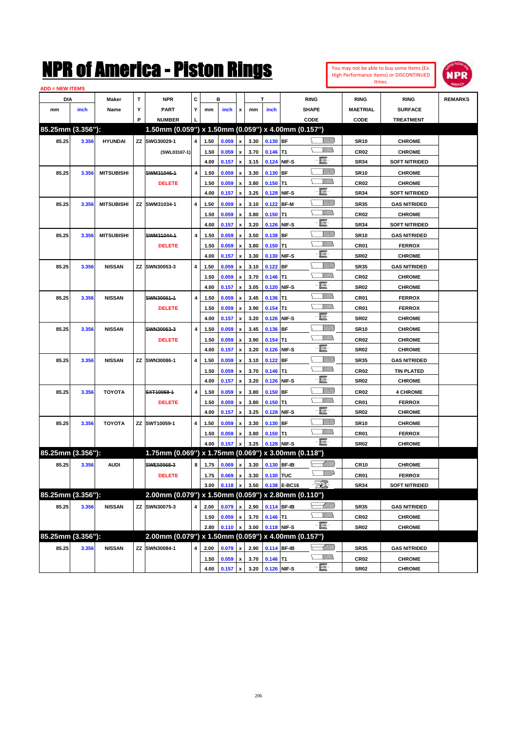# NPR of America - Piston Rings

You may not be able to buy some Items (Ex. High Performance Items) or DISCONTINUED Itmes.

ADD = NEW ITEMS

| DIA mm | DIA inch | Maker Name | TYP | NPR PART NUMBER | CYL | B mm | B inch | x | T mm | T inch | RING SHAPE CODE | RING MAETRIAL CODE | RING SURFACE TREATMENT | REMARKS |
|---|---|---|---|---|---|---|---|---|---|---|---|---|---|---|
| **85.25mm (3.356"):** | | | | **1.50mm (0.059") x 1.50mm (0.059") x 4.00mm (0.157")** | | | | | | | | | | |
| 85.25 | 3.356 | HYUNDAI | ZZ | SWG30029-1 | 4 | 1.50 | 0.059 | x | 3.30 | 0.130 | BF | SR10 | CHROME | |
| | | | | (SWL03167-1) | | 1.50 | 0.059 | x | 3.70 | 0.146 | T1 | CR02 | CHROME | |
| | | | | | | 4.00 | 0.157 | x | 3.15 | 0.124 | NIF-S | SR34 | SOFT NITRIDED | |
| 85.25 | 3.356 | MITSUBISHI | | ~~SWM31046-1~~ | 4 | 1.50 | 0.059 | x | 3.30 | 0.130 | BF | SR10 | CHROME | |
| | | | | DELETE | | 1.50 | 0.059 | x | 3.80 | 0.150 | T1 | CR02 | CHROME | |
| | | | | | | 4.00 | 0.157 | x | 3.25 | 0.128 | NIF-S | SR34 | SOFT NITRIDED | |
| 85.25 | 3.356 | MITSUBISHI | ZZ | SWM31034-1 | 4 | 1.50 | 0.059 | x | 3.10 | 0.122 | BF-M | SR35 | GAS NITRIDED | |
| | | | | | | 1.50 | 0.059 | x | 3.80 | 0.150 | T1 | CR02 | CHROME | |
| | | | | | | 4.00 | 0.157 | x | 3.20 | 0.126 | NIF-S | SR34 | SOFT NITRIDED | |
| 85.25 | 3.356 | MITSUBISHI | | ~~SWM31044-1~~ | 4 | 1.50 | 0.059 | x | 3.50 | 0.138 | BF | SR10 | GAS NITRIDED | |
| | | | | DELETE | | 1.50 | 0.059 | x | 3.80 | 0.150 | T1 | CR01 | FERROX | |
| | | | | | | 4.00 | 0.157 | x | 3.30 | 0.130 | NIF-S | SR02 | CHROME | |
| 85.25 | 3.356 | NISSAN | ZZ | SWN30053-3 | 4 | 1.50 | 0.059 | x | 3.10 | 0.122 | BF | SR35 | GAS NITRIDED | |
| | | | | | | 1.50 | 0.059 | x | 3.70 | 0.146 | T1 | CR02 | CHROME | |
| | | | | | | 4.00 | 0.157 | x | 3.05 | 0.120 | NIF-S | SR02 | CHROME | |
| 85.25 | 3.356 | NISSAN | | ~~SWN30061-1~~ | 4 | 1.50 | 0.059 | x | 3.45 | 0.136 | T1 | CR01 | FERROX | |
| | | | | DELETE | | 1.50 | 0.059 | x | 3.90 | 0.154 | T1 | CR01 | FERROX | |
| | | | | | | 4.00 | 0.157 | x | 3.20 | 0.126 | NIF-S | SR02 | CHROME | |
| 85.25 | 3.356 | NISSAN | | ~~SWN30063-3~~ | 4 | 1.50 | 0.059 | x | 3.45 | 0.136 | BF | SR10 | CHROME | |
| | | | | DELETE | | 1.50 | 0.059 | x | 3.90 | 0.154 | T1 | CR02 | CHROME | |
| | | | | | | 4.00 | 0.157 | x | 3.20 | 0.126 | NIF-S | SR02 | CHROME | |
| 85.25 | 3.356 | NISSAN | ZZ | SWN30086-1 | 4 | 1.50 | 0.059 | x | 3.10 | 0.122 | BF | SR35 | GAS NITRIDED | |
| | | | | | | 1.50 | 0.059 | x | 3.70 | 0.146 | T1 | CR02 | TIN PLATED | |
| | | | | | | 4.00 | 0.157 | x | 3.20 | 0.126 | NIF-S | SR02 | CHROME | |
| 85.25 | 3.356 | TOYOTA | | ~~SXT10059-1~~ | 4 | 1.50 | 0.059 | x | 3.80 | 0.150 | BF | CR02 | 4 CHROME | |
| | | | | DELETE | | 1.50 | 0.059 | x | 3.80 | 0.150 | T1 | CR01 | FERROX | |
| | | | | | | 4.00 | 0.157 | x | 3.25 | 0.128 | NIF-S | SR02 | CHROME | |
| 85.25 | 3.356 | TOYOTA | ZZ | SWT10059-1 | 4 | 1.50 | 0.059 | x | 3.30 | 0.130 | BF | SR10 | CHROME | |
| | | | | | | 1.50 | 0.059 | x | 3.80 | 0.150 | T1 | CR01 | FERROX | |
| | | | | | | 4.00 | 0.157 | x | 3.25 | 0.128 | NIF-S | SR02 | CHROME | |
| **85.25mm (3.356"):** | | | | **1.75mm (0.069") x 1.75mm (0.069") x 3.00mm (0.118")** | | | | | | | | | | |
| 85.25 | 3.356 | AUDI | | ~~SWE50568-3~~ | 8 | 1.75 | 0.069 | x | 3.30 | 0.130 | BF-IB | CR10 | CHROME | |
| | | | | DELETE | | 1.75 | 0.069 | x | 3.30 | 0.130 | TUC | CR01 | FERROX | |
| | | | | | | 3.00 | 0.118 | x | 3.50 | 0.138 | E-BC16 | SR34 | SOFT NITRIDED | |
| **85.25mm (3.356"):** | | | | **2.00mm (0.079") x 1.50mm (0.059") x 2.80mm (0.110")** | | | | | | | | | | |
| 85.25 | 3.356 | NISSAN | ZZ | SWN30075-3 | 4 | 2.00 | 0.079 | x | 2.90 | 0.114 | BF-IB | SR35 | GAS NITRIDED | |
| | | | | | | 1.50 | 0.059 | x | 3.70 | 0.146 | T1 | CR02 | CHROME | |
| | | | | | | 2.80 | 0.110 | x | 3.00 | 0.118 | NIF-S | SR02 | CHROME | |
| **85.25mm (3.356"):** | | | | **2.00mm (0.079") x 1.50mm (0.059") x 4.00mm (0.157")** | | | | | | | | | | |
| 85.25 | 3.356 | NISSAN | ZZ | SWN30084-1 | 4 | 2.00 | 0.079 | x | 2.90 | 0.114 | BF-IB | SR35 | GAS NITRIDED | |
| | | | | | | 1.50 | 0.059 | x | 3.70 | 0.146 | T1 | CR02 | CHROME | |
| | | | | | | 4.00 | 0.157 | x | 3.20 | 0.126 | NIF-S | SR02 | CHROME | |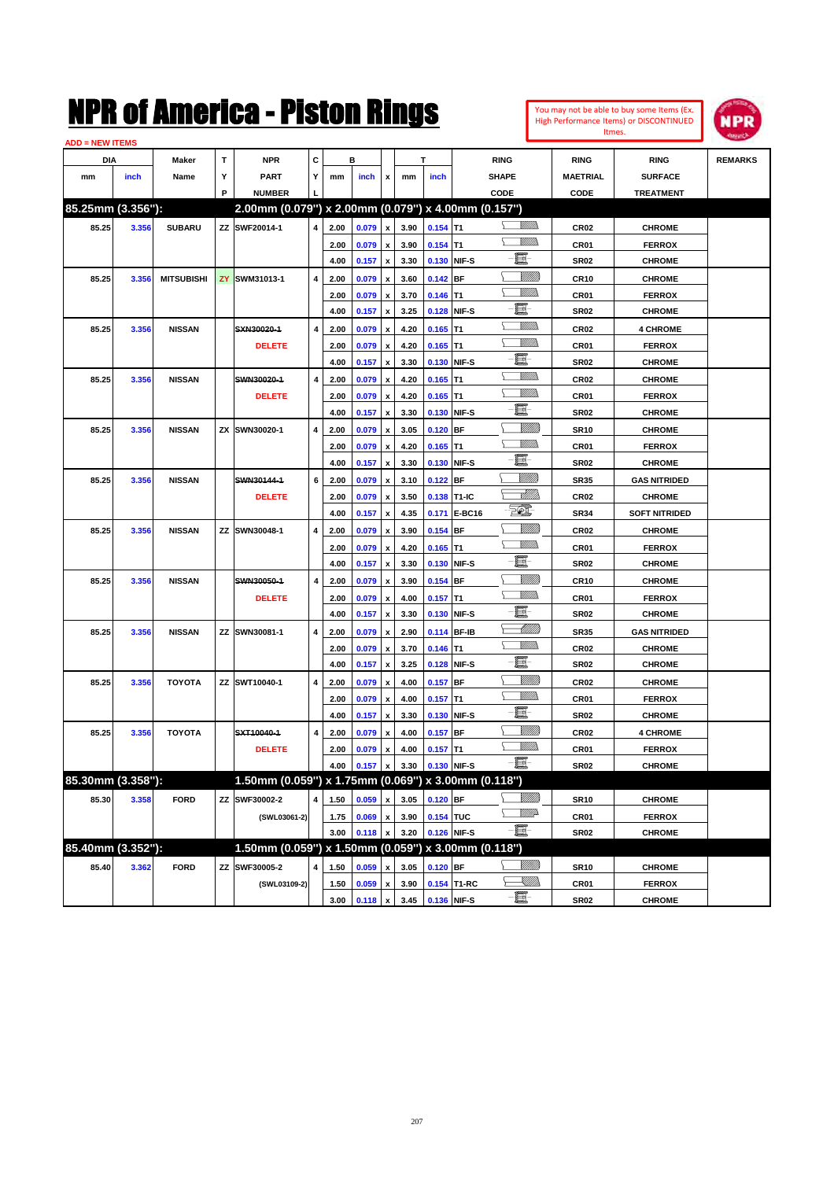# NPR of America - Piston Rings

You may not be able to buy some Items (Ex. High Performance Items) or DISCONTINUED Itmes.

ADD = NEW ITEMS

| DIA mm | DIA inch | Maker Name | TYP | NPR PART NUMBER | CYL | B mm | B inch | x | T mm | T inch | RING SHAPE CODE | RING MAETRIAL CODE | RING SURFACE TREATMENT | REMARKS |
|---|---|---|---|---|---|---|---|---|---|---|---|---|---|---|
| **85.25mm (3.356"):** | | | | **2.00mm (0.079") x 2.00mm (0.079") x 4.00mm (0.157")** | | | | | | | | | | |
| 85.25 | 3.356 | SUBARU | ZZ | SWF20014-1 | 4 | 2.00 | 0.079 | x | 3.90 | 0.154 | T1 | CR02 | CHROME | |
| | | | | | | 2.00 | 0.079 | x | 3.90 | 0.154 | T1 | CR01 | FERROX | |
| | | | | | | 4.00 | 0.157 | x | 3.30 | 0.130 | NIF-S | SR02 | CHROME | |
| 85.25 | 3.356 | MITSUBISHI | ZY | SWM31013-1 | 4 | 2.00 | 0.079 | x | 3.60 | 0.142 | BF | CR10 | CHROME | |
| | | | | | | 2.00 | 0.079 | x | 3.70 | 0.146 | T1 | CR01 | FERROX | |
| | | | | | | 4.00 | 0.157 | x | 3.25 | 0.128 | NIF-S | SR02 | CHROME | |
| 85.25 | 3.356 | NISSAN | | ~~SXN30020-1~~ | 4 | 2.00 | 0.079 | x | 4.20 | 0.165 | T1 | CR02 | 4 CHROME | |
| | | | | DELETE | | 2.00 | 0.079 | x | 4.20 | 0.165 | T1 | CR01 | FERROX | |
| | | | | | | 4.00 | 0.157 | x | 3.30 | 0.130 | NIF-S | SR02 | CHROME | |
| 85.25 | 3.356 | NISSAN | | ~~SWN30020-1~~ | 4 | 2.00 | 0.079 | x | 4.20 | 0.165 | T1 | CR02 | CHROME | |
| | | | | DELETE | | 2.00 | 0.079 | x | 4.20 | 0.165 | T1 | CR01 | FERROX | |
| | | | | | | 4.00 | 0.157 | x | 3.30 | 0.130 | NIF-S | SR02 | CHROME | |
| 85.25 | 3.356 | NISSAN | ZX | SWN30020-1 | 4 | 2.00 | 0.079 | x | 3.05 | 0.120 | BF | SR10 | CHROME | |
| | | | | | | 2.00 | 0.079 | x | 4.20 | 0.165 | T1 | CR01 | FERROX | |
| | | | | | | 4.00 | 0.157 | x | 3.30 | 0.130 | NIF-S | SR02 | CHROME | |
| 85.25 | 3.356 | NISSAN | | ~~SWN30144-1~~ | 6 | 2.00 | 0.079 | x | 3.10 | 0.122 | BF | SR35 | GAS NITRIDED | |
| | | | | DELETE | | 2.00 | 0.079 | x | 3.50 | 0.138 | T1-IC | CR02 | CHROME | |
| | | | | | | 4.00 | 0.157 | x | 4.35 | 0.171 | E-BC16 | SR34 | SOFT NITRIDED | |
| 85.25 | 3.356 | NISSAN | ZZ | SWN30048-1 | 4 | 2.00 | 0.079 | x | 3.90 | 0.154 | BF | CR02 | CHROME | |
| | | | | | | 2.00 | 0.079 | x | 4.20 | 0.165 | T1 | CR01 | FERROX | |
| | | | | | | 4.00 | 0.157 | x | 3.30 | 0.130 | NIF-S | SR02 | CHROME | |
| 85.25 | 3.356 | NISSAN | | ~~SWN30050-1~~ | 4 | 2.00 | 0.079 | x | 3.90 | 0.154 | BF | CR10 | CHROME | |
| | | | | DELETE | | 2.00 | 0.079 | x | 4.00 | 0.157 | T1 | CR01 | FERROX | |
| | | | | | | 4.00 | 0.157 | x | 3.30 | 0.130 | NIF-S | SR02 | CHROME | |
| 85.25 | 3.356 | NISSAN | ZZ | SWN30081-1 | 4 | 2.00 | 0.079 | x | 2.90 | 0.114 | BF-IB | SR35 | GAS NITRIDED | |
| | | | | | | 2.00 | 0.079 | x | 3.70 | 0.146 | T1 | CR02 | CHROME | |
| | | | | | | 4.00 | 0.157 | x | 3.25 | 0.128 | NIF-S | SR02 | CHROME | |
| 85.25 | 3.356 | TOYOTA | ZZ | SWT10040-1 | 4 | 2.00 | 0.079 | x | 4.00 | 0.157 | BF | CR02 | CHROME | |
| | | | | | | 2.00 | 0.079 | x | 4.00 | 0.157 | T1 | CR01 | FERROX | |
| | | | | | | 4.00 | 0.157 | x | 3.30 | 0.130 | NIF-S | SR02 | CHROME | |
| 85.25 | 3.356 | TOYOTA | | ~~SXT10040-1~~ | 4 | 2.00 | 0.079 | x | 4.00 | 0.157 | BF | CR02 | 4 CHROME | |
| | | | | DELETE | | 2.00 | 0.079 | x | 4.00 | 0.157 | T1 | CR01 | FERROX | |
| | | | | | | 4.00 | 0.157 | x | 3.30 | 0.130 | NIF-S | SR02 | CHROME | |
| **85.30mm (3.358"):** | | | | **1.50mm (0.059") x 1.75mm (0.069") x 3.00mm (0.118")** | | | | | | | | | | |
| 85.30 | 3.358 | FORD | ZZ | SWF30002-2 | 4 | 1.50 | 0.059 | x | 3.05 | 0.120 | BF | SR10 | CHROME | |
| | | | | (SWL03061-2) | | 1.75 | 0.069 | x | 3.90 | 0.154 | TUC | CR01 | FERROX | |
| | | | | | | 3.00 | 0.118 | x | 3.20 | 0.126 | NIF-S | SR02 | CHROME | |
| **85.40mm (3.352"):** | | | | **1.50mm (0.059") x 1.50mm (0.059") x 3.00mm (0.118")** | | | | | | | | | | |
| 85.40 | 3.362 | FORD | ZZ | SWF30005-2 | 4 | 1.50 | 0.059 | x | 3.05 | 0.120 | BF | SR10 | CHROME | |
| | | | | (SWL03109-2) | | 1.50 | 0.059 | x | 3.90 | 0.154 | T1-RC | CR01 | FERROX | |
| | | | | | | 3.00 | 0.118 | x | 3.45 | 0.136 | NIF-S | SR02 | CHROME | |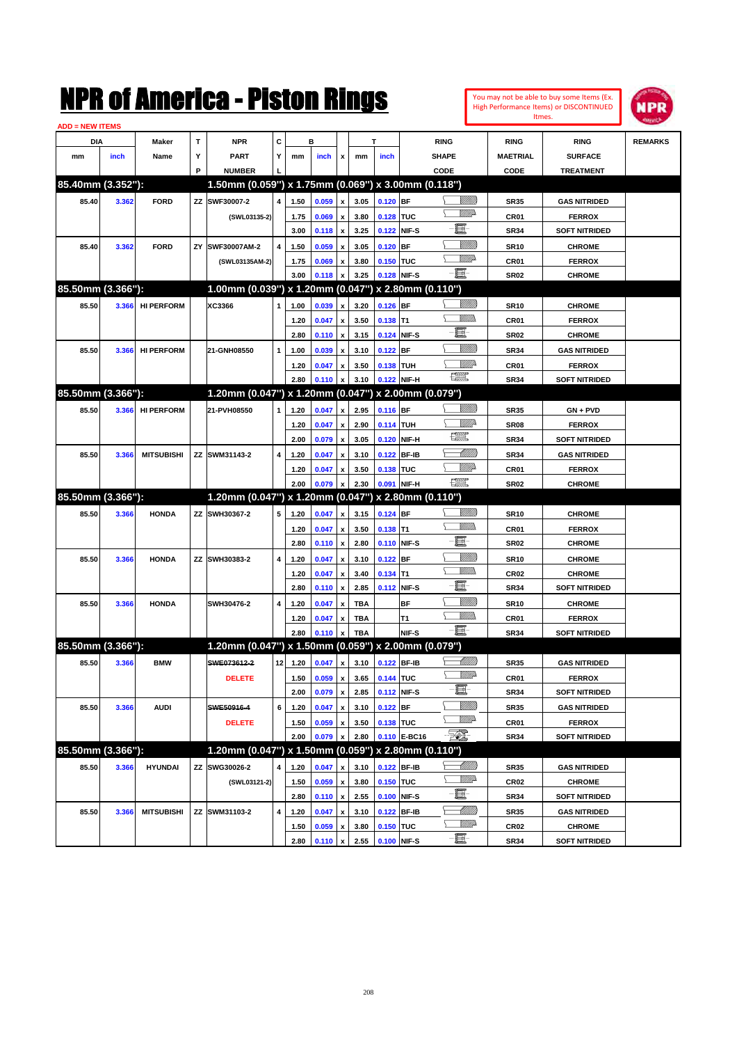# NPR of America - Piston Rings

You may not be able to buy some Items (Ex. High Performance Items) or DISCONTINUED Itmes.

ADD = NEW ITEMS

| DIA mm | DIA inch | Maker Name | TYP | NPR PART NUMBER | CYL | B mm | B inch | x | T mm | T inch | RING SHAPE CODE | RING MAETRIAL CODE | RING SURFACE TREATMENT | REMARKS |
|---|---|---|---|---|---|---|---|---|---|---|---|---|---|---|
| **85.40mm (3.352"):** | | | | **1.50mm (0.059") x 1.75mm (0.069") x 3.00mm (0.118")** | | | | | | | | | | |
| 85.40 | 3.362 | FORD | ZZ | SWF30007-2 | 4 | 1.50 | 0.059 | x | 3.05 | 0.120 | BF | SR35 | GAS NITRIDED | |
| | | | | (SWL03135-2) | | 1.75 | 0.069 | x | 3.80 | 0.128 | TUC | CR01 | FERROX | |
| | | | | | | 3.00 | 0.118 | x | 3.25 | 0.122 | NIF-S | SR34 | SOFT NITRIDED | |
| 85.40 | 3.362 | FORD | ZY | SWF30007AM-2 | 4 | 1.50 | 0.059 | x | 3.05 | 0.120 | BF | SR10 | CHROME | |
| | | | | (SWL03135AM-2) | | 1.75 | 0.069 | x | 3.80 | 0.150 | TUC | CR01 | FERROX | |
| | | | | | | 3.00 | 0.118 | x | 3.25 | 0.128 | NIF-S | SR02 | CHROME | |
| **85.50mm (3.366"):** | | | | **1.00mm (0.039") x 1.20mm (0.047") x 2.80mm (0.110")** | | | | | | | | | | |
| 85.50 | 3.366 | HI PERFORM | | XC3366 | 1 | 1.00 | 0.039 | x | 3.20 | 0.126 | BF | SR10 | CHROME | |
| | | | | | | 1.20 | 0.047 | x | 3.50 | 0.138 | T1 | CR01 | FERROX | |
| | | | | | | 2.80 | 0.110 | x | 3.15 | 0.124 | NIF-S | SR02 | CHROME | |
| 85.50 | 3.366 | HI PERFORM | | 21-GNH08550 | 1 | 1.00 | 0.039 | x | 3.10 | 0.122 | BF | SR34 | GAS NITRIDED | |
| | | | | | | 1.20 | 0.047 | x | 3.50 | 0.138 | TUH | CR01 | FERROX | |
| | | | | | | 2.80 | 0.110 | x | 3.10 | 0.122 | NIF-H | SR34 | SOFT NITRIDED | |
| **85.50mm (3.366"):** | | | | **1.20mm (0.047") x 1.20mm (0.047") x 2.00mm (0.079")** | | | | | | | | | | |
| 85.50 | 3.366 | HI PERFORM | | 21-PVH08550 | 1 | 1.20 | 0.047 | x | 2.95 | 0.116 | BF | SR35 | GN + PVD | |
| | | | | | | 1.20 | 0.047 | x | 2.90 | 0.114 | TUH | SR08 | FERROX | |
| | | | | | | 2.00 | 0.079 | x | 3.05 | 0.120 | NIF-H | SR34 | SOFT NITRIDED | |
| 85.50 | 3.366 | MITSUBISHI | ZZ | SWM31143-2 | 4 | 1.20 | 0.047 | x | 3.10 | 0.122 | BF-IB | SR34 | GAS NITRIDED | |
| | | | | | | 1.20 | 0.047 | x | 3.50 | 0.138 | TUC | CR01 | FERROX | |
| | | | | | | 2.00 | 0.079 | x | 2.30 | 0.091 | NIF-H | SR02 | CHROME | |
| **85.50mm (3.366"):** | | | | **1.20mm (0.047") x 1.20mm (0.047") x 2.80mm (0.110")** | | | | | | | | | | |
| 85.50 | 3.366 | HONDA | ZZ | SWH30367-2 | 5 | 1.20 | 0.047 | x | 3.15 | 0.124 | BF | SR10 | CHROME | |
| | | | | | | 1.20 | 0.047 | x | 3.50 | 0.138 | T1 | CR01 | FERROX | |
| | | | | | | 2.80 | 0.110 | x | 2.80 | 0.110 | NIF-S | SR02 | CHROME | |
| 85.50 | 3.366 | HONDA | ZZ | SWH30383-2 | 4 | 1.20 | 0.047 | x | 3.10 | 0.122 | BF | SR10 | CHROME | |
| | | | | | | 1.20 | 0.047 | x | 3.40 | 0.134 | T1 | CR02 | CHROME | |
| | | | | | | 2.80 | 0.110 | x | 2.85 | 0.112 | NIF-S | SR34 | SOFT NITRIDED | |
| 85.50 | 3.366 | HONDA | | SWH30476-2 | 4 | 1.20 | 0.047 | x | TBA | | BF | SR10 | CHROME | |
| | | | | | | 1.20 | 0.047 | x | TBA | | T1 | CR01 | FERROX | |
| | | | | | | 2.80 | 0.110 | x | TBA | | NIF-S | SR34 | SOFT NITRIDED | |
| **85.50mm (3.366"):** | | | | **1.20mm (0.047") x 1.50mm (0.059") x 2.00mm (0.079")** | | | | | | | | | | |
| 85.50 | 3.366 | BMW | | ~~SWE073612-2~~ | 12 | 1.20 | 0.047 | x | 3.10 | 0.122 | BF-IB | SR35 | GAS NITRIDED | |
| | | | | DELETE | | 1.50 | 0.059 | x | 3.65 | 0.144 | TUC | CR01 | FERROX | |
| | | | | | | 2.00 | 0.079 | x | 2.85 | 0.112 | NIF-S | SR34 | SOFT NITRIDED | |
| 85.50 | 3.366 | AUDI | | ~~SWE50916-4~~ | 6 | 1.20 | 0.047 | x | 3.10 | 0.122 | BF | SR35 | GAS NITRIDED | |
| | | | | DELETE | | 1.50 | 0.059 | x | 3.50 | 0.138 | TUC | CR01 | FERROX | |
| | | | | | | 2.00 | 0.079 | x | 2.80 | 0.110 | E-BC16 | SR34 | SOFT NITRIDED | |
| **85.50mm (3.366"):** | | | | **1.20mm (0.047") x 1.50mm (0.059") x 2.80mm (0.110")** | | | | | | | | | | |
| 85.50 | 3.366 | HYUNDAI | ZZ | SWG30026-2 | 4 | 1.20 | 0.047 | x | 3.10 | 0.122 | BF-IB | SR35 | GAS NITRIDED | |
| | | | | (SWL03121-2) | | 1.50 | 0.059 | x | 3.80 | 0.150 | TUC | CR02 | CHROME | |
| | | | | | | 2.80 | 0.110 | x | 2.55 | 0.100 | NIF-S | SR34 | SOFT NITRIDED | |
| 85.50 | 3.366 | MITSUBISHI | ZZ | SWM31103-2 | 4 | 1.20 | 0.047 | x | 3.10 | 0.122 | BF-IB | SR35 | GAS NITRIDED | |
| | | | | | | 1.50 | 0.059 | x | 3.80 | 0.150 | TUC | CR02 | CHROME | |
| | | | | | | 2.80 | 0.110 | x | 2.55 | 0.100 | NIF-S | SR34 | SOFT NITRIDED | |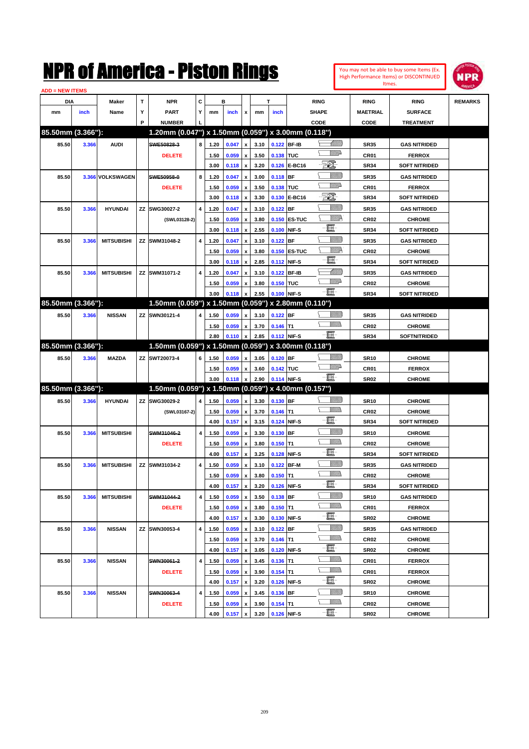# NPR of America - Piston Rings

You may not be able to buy some Items (Ex. High Performance Items) or DISCONTINUED Itmes.

ADD = NEW ITEMS

| DIA mm | DIA inch | Maker Name | TYP | NPR PART NUMBER | CYL | B mm | B inch | x | T mm | T inch | RING SHAPE CODE | RING MAETRIAL CODE | RING SURFACE TREATMENT | REMARKS |
|---|---|---|---|---|---|---|---|---|---|---|---|---|---|---|
| **85.50mm (3.366"):** | | | | **1.20mm (0.047") x 1.50mm (0.059") x 3.00mm (0.118")** | | | | | | | | | | |
| 85.50 | 3.366 | AUDI | | ~~SWE50828-3~~ | 8 | 1.20 | 0.047 | x | 3.10 | 0.122 | BF-IB | SR35 | GAS NITRIDED | |
| | | | | DELETE | | 1.50 | 0.059 | x | 3.50 | 0.138 | TUC | CR01 | FERROX | |
| | | | | | | 3.00 | 0.118 | x | 3.20 | 0.126 | E-BC16 | SR34 | SOFT NITRIDED | |
| 85.50 | 3.366 | VOLKSWAGEN | | ~~SWE50958-0~~ | 8 | 1.20 | 0.047 | x | 3.00 | 0.118 | BF | SR35 | GAS NITRIDED | |
| | | | | DELETE | | 1.50 | 0.059 | x | 3.50 | 0.138 | TUC | CR01 | FERROX | |
| | | | | | | 3.00 | 0.118 | x | 3.30 | 0.130 | E-BC16 | SR34 | SOFT NITRIDED | |
| 85.50 | 3.366 | HYUNDAI | ZZ | SWG30027-2 | 4 | 1.20 | 0.047 | x | 3.10 | 0.122 | BF | SR35 | GAS NITRIDED | |
| | | | | (SWL03128-2) | | 1.50 | 0.059 | x | 3.80 | 0.150 | ES-TUC | CR02 | CHROME | |
| | | | | | | 3.00 | 0.118 | x | 2.55 | 0.100 | NIF-S | SR34 | SOFT NITRIDED | |
| 85.50 | 3.366 | MITSUBISHI | ZZ | SWM31048-2 | 4 | 1.20 | 0.047 | x | 3.10 | 0.122 | BF | SR35 | GAS NITRIDED | |
| | | | | | | 1.50 | 0.059 | x | 3.80 | 0.150 | ES-TUC | CR02 | CHROME | |
| | | | | | | 3.00 | 0.118 | x | 2.85 | 0.112 | NIF-S | SR34 | SOFT NITRIDED | |
| 85.50 | 3.366 | MITSUBISHI | ZZ | SWM31071-2 | 4 | 1.20 | 0.047 | x | 3.10 | 0.122 | BF-IB | SR35 | GAS NITRIDED | |
| | | | | | | 1.50 | 0.059 | x | 3.80 | 0.150 | TUC | CR02 | CHROME | |
| | | | | | | 3.00 | 0.118 | x | 2.55 | 0.100 | NIF-S | SR34 | SOFT NITRIDED | |
| **85.50mm (3.366"):** | | | | **1.50mm (0.059") x 1.50mm (0.059") x 2.80mm (0.110")** | | | | | | | | | | |
| 85.50 | 3.366 | NISSAN | ZZ | SWN30121-4 | 4 | 1.50 | 0.059 | x | 3.10 | 0.122 | BF | SR35 | GAS NITRIDED | |
| | | | | | | 1.50 | 0.059 | x | 3.70 | 0.146 | T1 | CR02 | CHROME | |
| | | | | | | 2.80 | 0.110 | x | 2.85 | 0.112 | NIF-S | SR34 | SOFTNITRIDED | |
| **85.50mm (3.366"):** | | | | **1.50mm (0.059") x 1.50mm (0.059") x 3.00mm (0.118")** | | | | | | | | | | |
| 85.50 | 3.366 | MAZDA | ZZ | SWT20073-4 | 6 | 1.50 | 0.059 | x | 3.05 | 0.120 | BF | SR10 | CHROME | |
| | | | | | | 1.50 | 0.059 | x | 3.60 | 0.142 | TUC | CR01 | FERROX | |
| | | | | | | 3.00 | 0.118 | x | 2.90 | 0.114 | NIF-S | SR02 | CHROME | |
| **85.50mm (3.366"):** | | | | **1.50mm (0.059") x 1.50mm (0.059") x 4.00mm (0.157")** | | | | | | | | | | |
| 85.50 | 3.366 | HYUNDAI | ZZ | SWG30029-2 | 4 | 1.50 | 0.059 | x | 3.30 | 0.130 | BF | SR10 | CHROME | |
| | | | | (SWL03167-2) | | 1.50 | 0.059 | x | 3.70 | 0.146 | T1 | CR02 | CHROME | |
| | | | | | | 4.00 | 0.157 | x | 3.15 | 0.124 | NIF-S | SR34 | SOFT NITRIDED | |
| 85.50 | 3.366 | MITSUBISHI | | ~~SWM31046-2~~ | 4 | 1.50 | 0.059 | x | 3.30 | 0.130 | BF | SR10 | CHROME | |
| | | | | DELETE | | 1.50 | 0.059 | x | 3.80 | 0.150 | T1 | CR02 | CHROME | |
| | | | | | | 4.00 | 0.157 | x | 3.25 | 0.128 | NIF-S | SR34 | SOFT NITRIDED | |
| 85.50 | 3.366 | MITSUBISHI | ZZ | SWM31034-2 | 4 | 1.50 | 0.059 | x | 3.10 | 0.122 | BF-M | SR35 | GAS NITRIDED | |
| | | | | | | 1.50 | 0.059 | x | 3.80 | 0.150 | T1 | CR02 | CHROME | |
| | | | | | | 4.00 | 0.157 | x | 3.20 | 0.126 | NIF-S | SR34 | SOFT NITRIDED | |
| 85.50 | 3.366 | MITSUBISHI | | ~~SWM31044-2~~ | 4 | 1.50 | 0.059 | x | 3.50 | 0.138 | BF | SR10 | GAS NITRIDED | |
| | | | | DELETE | | 1.50 | 0.059 | x | 3.80 | 0.150 | T1 | CR01 | FERROX | |
| | | | | | | 4.00 | 0.157 | x | 3.30 | 0.130 | NIF-S | SR02 | CHROME | |
| 85.50 | 3.366 | NISSAN | ZZ | SWN30053-4 | 4 | 1.50 | 0.059 | x | 3.10 | 0.122 | BF | SR35 | GAS NITRIDED | |
| | | | | | | 1.50 | 0.059 | x | 3.70 | 0.146 | T1 | CR02 | CHROME | |
| | | | | | | 4.00 | 0.157 | x | 3.05 | 0.120 | NIF-S | SR02 | CHROME | |
| 85.50 | 3.366 | NISSAN | | ~~SWN30061-2~~ | 4 | 1.50 | 0.059 | x | 3.45 | 0.136 | T1 | CR01 | FERROX | |
| | | | | DELETE | | 1.50 | 0.059 | x | 3.90 | 0.154 | T1 | CR01 | FERROX | |
| | | | | | | 4.00 | 0.157 | x | 3.20 | 0.126 | NIF-S | SR02 | CHROME | |
| 85.50 | 3.366 | NISSAN | | ~~SWN30063-4~~ | 4 | 1.50 | 0.059 | x | 3.45 | 0.136 | BF | SR10 | CHROME | |
| | | | | DELETE | | 1.50 | 0.059 | x | 3.90 | 0.154 | T1 | CR02 | CHROME | |
| | | | | | | 4.00 | 0.157 | x | 3.20 | 0.126 | NIF-S | SR02 | CHROME | |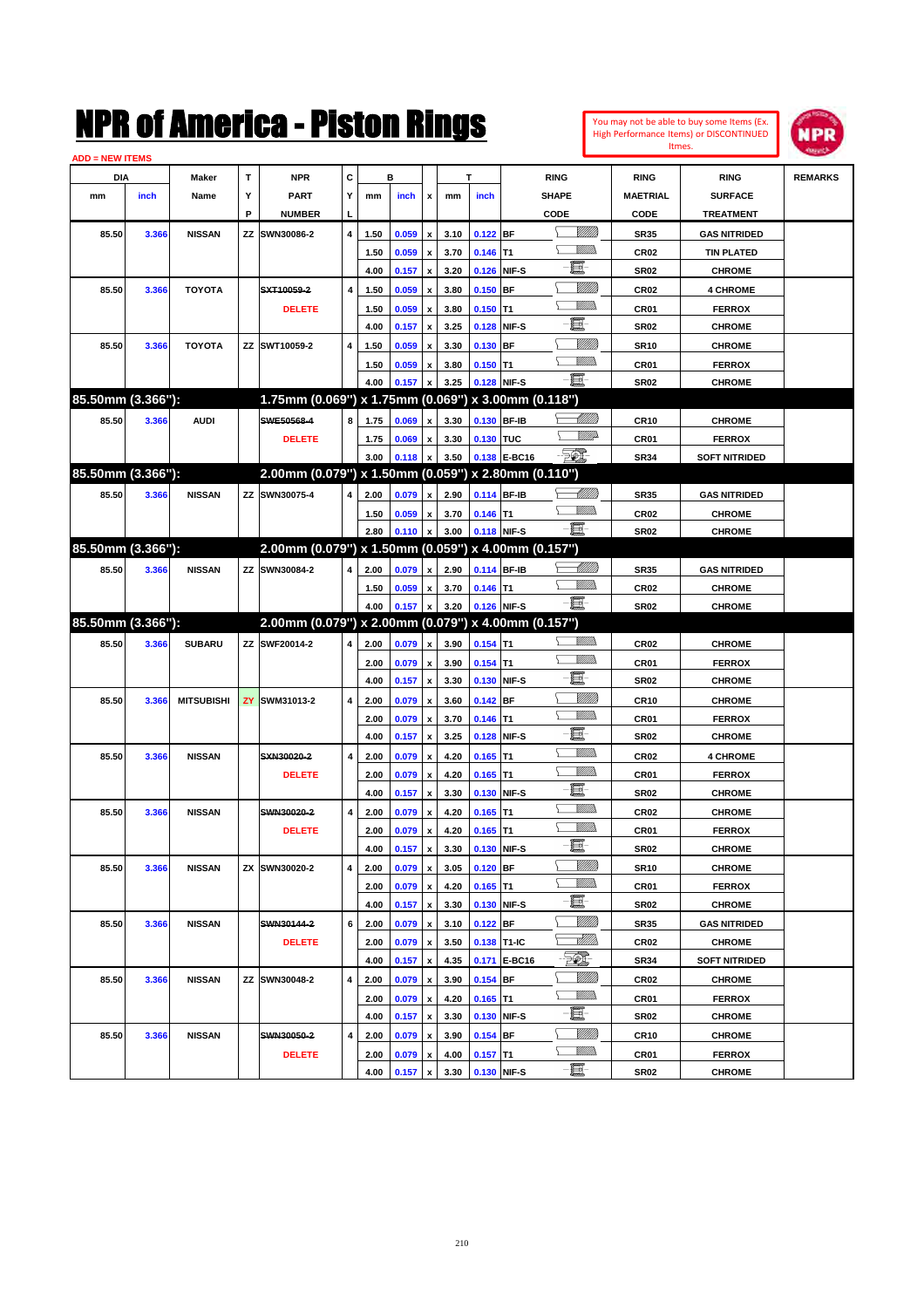# NPR of America - Piston Rings

You may not be able to buy some Items (Ex. High Performance Items) or DISCONTINUED Itmes.

ADD = NEW ITEMS

| DIA mm | DIA inch | Maker Name | TYP | NPR PART NUMBER | CYL | B mm | B inch | x | T mm | T inch | RING SHAPE CODE | RING MAETRIAL CODE | RING SURFACE TREATMENT | REMARKS |
|---|---|---|---|---|---|---|---|---|---|---|---|---|---|---|
| 85.50 | 3.366 | NISSAN | ZZ | SWN30086-2 | 4 | 1.50 | 0.059 | x | 3.10 | 0.122 | BF | SR35 | GAS NITRIDED | |
| | | | | | | 1.50 | 0.059 | x | 3.70 | 0.146 | T1 | CR02 | TIN PLATED | |
| | | | | | | 4.00 | 0.157 | x | 3.20 | 0.126 | NIF-S | SR02 | CHROME | |
| 85.50 | 3.366 | TOYOTA | | ~~SXT10059-2~~ | 4 | 1.50 | 0.059 | x | 3.80 | 0.150 | BF | CR02 | 4 CHROME | |
| | | | | DELETE | | 1.50 | 0.059 | x | 3.80 | 0.150 | T1 | CR01 | FERROX | |
| | | | | | | 4.00 | 0.157 | x | 3.25 | 0.128 | NIF-S | SR02 | CHROME | |
| 85.50 | 3.366 | TOYOTA | ZZ | SWT10059-2 | 4 | 1.50 | 0.059 | x | 3.30 | 0.130 | BF | SR10 | CHROME | |
| | | | | | | 1.50 | 0.059 | x | 3.80 | 0.150 | T1 | CR01 | FERROX | |
| | | | | | | 4.00 | 0.157 | x | 3.25 | 0.128 | NIF-S | SR02 | CHROME | |
| **85.50mm (3.366"):** | | | | **1.75mm (0.069") x 1.75mm (0.069") x 3.00mm (0.118")** | | | | | | | | | | |
| 85.50 | 3.366 | AUDI | | ~~SWE50568-4~~ | 8 | 1.75 | 0.069 | x | 3.30 | 0.130 | BF-IB | CR10 | CHROME | |
| | | | | DELETE | | 1.75 | 0.069 | x | 3.30 | 0.130 | TUC | CR01 | FERROX | |
| | | | | | | 3.00 | 0.118 | x | 3.50 | 0.138 | E-BC16 | SR34 | SOFT NITRIDED | |
| **85.50mm (3.366"):** | | | | **2.00mm (0.079") x 1.50mm (0.059") x 2.80mm (0.110")** | | | | | | | | | | |
| 85.50 | 3.366 | NISSAN | ZZ | SWN30075-4 | 4 | 2.00 | 0.079 | x | 2.90 | 0.114 | BF-IB | SR35 | GAS NITRIDED | |
| | | | | | | 1.50 | 0.059 | x | 3.70 | 0.146 | T1 | CR02 | CHROME | |
| | | | | | | 2.80 | 0.110 | x | 3.00 | 0.118 | NIF-S | SR02 | CHROME | |
| **85.50mm (3.366"):** | | | | **2.00mm (0.079") x 1.50mm (0.059") x 4.00mm (0.157")** | | | | | | | | | | |
| 85.50 | 3.366 | NISSAN | ZZ | SWN30084-2 | 4 | 2.00 | 0.079 | x | 2.90 | 0.114 | BF-IB | SR35 | GAS NITRIDED | |
| | | | | | | 1.50 | 0.059 | x | 3.70 | 0.146 | T1 | CR02 | CHROME | |
| | | | | | | 4.00 | 0.157 | x | 3.20 | 0.126 | NIF-S | SR02 | CHROME | |
| **85.50mm (3.366"):** | | | | **2.00mm (0.079") x 2.00mm (0.079") x 4.00mm (0.157")** | | | | | | | | | | |
| 85.50 | 3.366 | SUBARU | ZZ | SWF20014-2 | 4 | 2.00 | 0.079 | x | 3.90 | 0.154 | T1 | CR02 | CHROME | |
| | | | | | | 2.00 | 0.079 | x | 3.90 | 0.154 | T1 | CR01 | FERROX | |
| | | | | | | 4.00 | 0.157 | x | 3.30 | 0.130 | NIF-S | SR02 | CHROME | |
| 85.50 | 3.366 | MITSUBISHI | ZY | SWM31013-2 | 4 | 2.00 | 0.079 | x | 3.60 | 0.142 | BF | CR10 | CHROME | |
| | | | | | | 2.00 | 0.079 | x | 3.70 | 0.146 | T1 | CR01 | FERROX | |
| | | | | | | 4.00 | 0.157 | x | 3.25 | 0.128 | NIF-S | SR02 | CHROME | |
| 85.50 | 3.366 | NISSAN | | ~~SXN30020-2~~ | 4 | 2.00 | 0.079 | x | 4.20 | 0.165 | T1 | CR02 | 4 CHROME | |
| | | | | DELETE | | 2.00 | 0.079 | x | 4.20 | 0.165 | T1 | CR01 | FERROX | |
| | | | | | | 4.00 | 0.157 | x | 3.30 | 0.130 | NIF-S | SR02 | CHROME | |
| 85.50 | 3.366 | NISSAN | | ~~SWN30020-2~~ | 4 | 2.00 | 0.079 | x | 4.20 | 0.165 | T1 | CR02 | CHROME | |
| | | | | DELETE | | 2.00 | 0.079 | x | 4.20 | 0.165 | T1 | CR01 | FERROX | |
| | | | | | | 4.00 | 0.157 | x | 3.30 | 0.130 | NIF-S | SR02 | CHROME | |
| 85.50 | 3.366 | NISSAN | ZX | SWN30020-2 | 4 | 2.00 | 0.079 | x | 3.05 | 0.120 | BF | SR10 | CHROME | |
| | | | | | | 2.00 | 0.079 | x | 4.20 | 0.165 | T1 | CR01 | FERROX | |
| | | | | | | 4.00 | 0.157 | x | 3.30 | 0.130 | NIF-S | SR02 | CHROME | |
| 85.50 | 3.366 | NISSAN | | ~~SWN30144-2~~ | 6 | 2.00 | 0.079 | x | 3.10 | 0.122 | BF | SR35 | GAS NITRIDED | |
| | | | | DELETE | | 2.00 | 0.079 | x | 3.50 | 0.138 | T1-IC | CR02 | CHROME | |
| | | | | | | 4.00 | 0.157 | x | 4.35 | 0.171 | E-BC16 | SR34 | SOFT NITRIDED | |
| 85.50 | 3.366 | NISSAN | ZZ | SWN30048-2 | 4 | 2.00 | 0.079 | x | 3.90 | 0.154 | BF | CR02 | CHROME | |
| | | | | | | 2.00 | 0.079 | x | 4.20 | 0.165 | T1 | CR01 | FERROX | |
| | | | | | | 4.00 | 0.157 | x | 3.30 | 0.130 | NIF-S | SR02 | CHROME | |
| 85.50 | 3.366 | NISSAN | | ~~SWN30050-2~~ | 4 | 2.00 | 0.079 | x | 3.90 | 0.154 | BF | CR10 | CHROME | |
| | | | | DELETE | | 2.00 | 0.079 | x | 4.00 | 0.157 | T1 | CR01 | FERROX | |
| | | | | | | 4.00 | 0.157 | x | 3.30 | 0.130 | NIF-S | SR02 | CHROME | |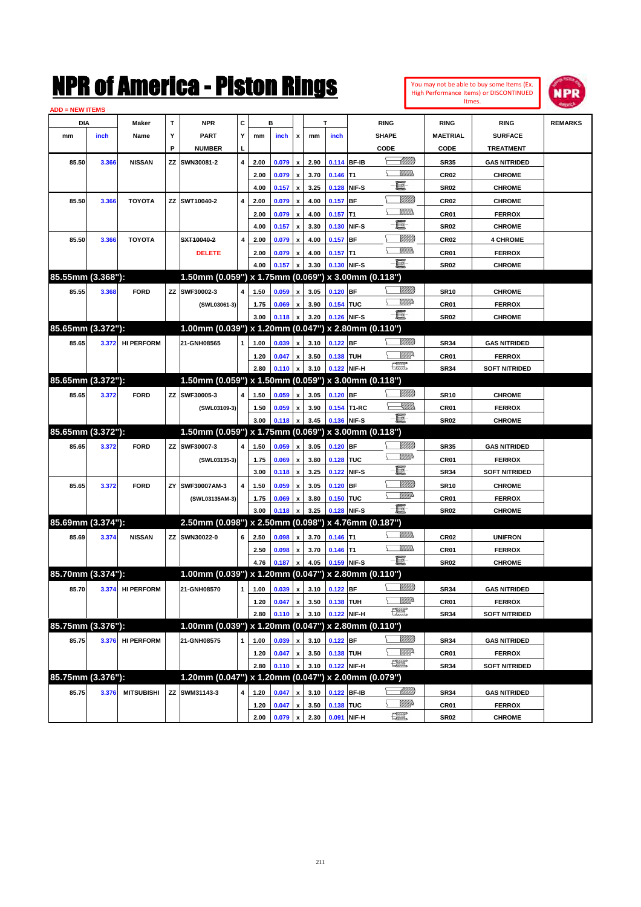# NPR of America - Piston Rings

You may not be able to buy some Items (Ex. High Performance Items) or DISCONTINUED Itmes.

ADD = NEW ITEMS

| DIA mm | DIA inch | Maker Name | TYP | NPR PART NUMBER | CYL | B mm | B inch | x | T mm | T inch | RING SHAPE CODE | RING MAETRIAL CODE | RING SURFACE TREATMENT | REMARKS |
|---|---|---|---|---|---|---|---|---|---|---|---|---|---|---|
| 85.50 | 3.366 | NISSAN | ZZ | SWN30081-2 | 4 | 2.00 | 0.079 | x | 2.90 | 0.114 | BF-IB | SR35 | GAS NITRIDED | |
| | | | | | | 2.00 | 0.079 | x | 3.70 | 0.146 | T1 | CR02 | CHROME | |
| | | | | | | 4.00 | 0.157 | x | 3.25 | 0.128 | NIF-S | SR02 | CHROME | |
| 85.50 | 3.366 | TOYOTA | ZZ | SWT10040-2 | 4 | 2.00 | 0.079 | x | 4.00 | 0.157 | BF | CR02 | CHROME | |
| | | | | | | 2.00 | 0.079 | x | 4.00 | 0.157 | T1 | CR01 | FERROX | |
| | | | | | | 4.00 | 0.157 | x | 3.30 | 0.130 | NIF-S | SR02 | CHROME | |
| 85.50 | 3.366 | TOYOTA | | ~~SXT10040-2~~ | 4 | 2.00 | 0.079 | x | 4.00 | 0.157 | BF | CR02 | 4 CHROME | |
| | | | | DELETE | | 2.00 | 0.079 | x | 4.00 | 0.157 | T1 | CR01 | FERROX | |
| | | | | | | 4.00 | 0.157 | x | 3.30 | 0.130 | NIF-S | SR02 | CHROME | |
| **85.55mm (3.368"):** | | | | **1.50mm (0.059") x 1.75mm (0.069") x 3.00mm (0.118")** | | | | | | | | | | |
| 85.55 | 3.368 | FORD | ZZ | SWF30002-3 | 4 | 1.50 | 0.059 | x | 3.05 | 0.120 | BF | SR10 | CHROME | |
| | | | | (SWL03061-3) | | 1.75 | 0.069 | x | 3.90 | 0.154 | TUC | CR01 | FERROX | |
| | | | | | | 3.00 | 0.118 | x | 3.20 | 0.126 | NIF-S | SR02 | CHROME | |
| **85.65mm (3.372"):** | | | | **1.00mm (0.039") x 1.20mm (0.047") x 2.80mm (0.110")** | | | | | | | | | | |
| 85.65 | 3.372 | HI PERFORM | | 21-GNH08565 | 1 | 1.00 | 0.039 | x | 3.10 | 0.122 | BF | SR34 | GAS NITRIDED | |
| | | | | | | 1.20 | 0.047 | x | 3.50 | 0.138 | TUH | CR01 | FERROX | |
| | | | | | | 2.80 | 0.110 | x | 3.10 | 0.122 | NIF-H | SR34 | SOFT NITRIDED | |
| **85.65mm (3.372"):** | | | | **1.50mm (0.059") x 1.50mm (0.059") x 3.00mm (0.118")** | | | | | | | | | | |
| 85.65 | 3.372 | FORD | ZZ | SWF30005-3 | 4 | 1.50 | 0.059 | x | 3.05 | 0.120 | BF | SR10 | CHROME | |
| | | | | (SWL03109-3) | | 1.50 | 0.059 | x | 3.90 | 0.154 | T1-RC | CR01 | FERROX | |
| | | | | | | 3.00 | 0.118 | x | 3.45 | 0.136 | NIF-S | SR02 | CHROME | |
| **85.65mm (3.372"):** | | | | **1.50mm (0.059") x 1.75mm (0.069") x 3.00mm (0.118")** | | | | | | | | | | |
| 85.65 | 3.372 | FORD | ZZ | SWF30007-3 | 4 | 1.50 | 0.059 | x | 3.05 | 0.120 | BF | SR35 | GAS NITRIDED | |
| | | | | (SWL03135-3) | | 1.75 | 0.069 | x | 3.80 | 0.128 | TUC | CR01 | FERROX | |
| | | | | | | 3.00 | 0.118 | x | 3.25 | 0.122 | NIF-S | SR34 | SOFT NITRIDED | |
| 85.65 | 3.372 | FORD | ZY | SWF30007AM-3 | 4 | 1.50 | 0.059 | x | 3.05 | 0.120 | BF | SR10 | CHROME | |
| | | | | (SWL03135AM-3) | | 1.75 | 0.069 | x | 3.80 | 0.150 | TUC | CR01 | FERROX | |
| | | | | | | 3.00 | 0.118 | x | 3.25 | 0.128 | NIF-S | SR02 | CHROME | |
| **85.69mm (3.374"):** | | | | **2.50mm (0.098") x 2.50mm (0.098") x 4.76mm (0.187")** | | | | | | | | | | |
| 85.69 | 3.374 | NISSAN | ZZ | SWN30022-0 | 6 | 2.50 | 0.098 | x | 3.70 | 0.146 | T1 | CR02 | UNIFRON | |
| | | | | | | 2.50 | 0.098 | x | 3.70 | 0.146 | T1 | CR01 | FERROX | |
| | | | | | | 4.76 | 0.187 | x | 4.05 | 0.159 | NIF-S | SR02 | CHROME | |
| **85.70mm (3.374"):** | | | | **1.00mm (0.039") x 1.20mm (0.047") x 2.80mm (0.110")** | | | | | | | | | | |
| 85.70 | 3.374 | HI PERFORM | | 21-GNH08570 | 1 | 1.00 | 0.039 | x | 3.10 | 0.122 | BF | SR34 | GAS NITRIDED | |
| | | | | | | 1.20 | 0.047 | x | 3.50 | 0.138 | TUH | CR01 | FERROX | |
| | | | | | | 2.80 | 0.110 | x | 3.10 | 0.122 | NIF-H | SR34 | SOFT NITRIDED | |
| **85.75mm (3.376"):** | | | | **1.00mm (0.039") x 1.20mm (0.047") x 2.80mm (0.110")** | | | | | | | | | | |
| 85.75 | 3.376 | HI PERFORM | | 21-GNH08575 | 1 | 1.00 | 0.039 | x | 3.10 | 0.122 | BF | SR34 | GAS NITRIDED | |
| | | | | | | 1.20 | 0.047 | x | 3.50 | 0.138 | TUH | CR01 | FERROX | |
| | | | | | | 2.80 | 0.110 | x | 3.10 | 0.122 | NIF-H | SR34 | SOFT NITRIDED | |
| **85.75mm (3.376"):** | | | | **1.20mm (0.047") x 1.20mm (0.047") x 2.00mm (0.079")** | | | | | | | | | | |
| 85.75 | 3.376 | MITSUBISHI | ZZ | SWM31143-3 | 4 | 1.20 | 0.047 | x | 3.10 | 0.122 | BF-IB | SR34 | GAS NITRIDED | |
| | | | | | | 1.20 | 0.047 | x | 3.50 | 0.138 | TUC | CR01 | FERROX | |
| | | | | | | 2.00 | 0.079 | x | 2.30 | 0.091 | NIF-H | SR02 | CHROME | |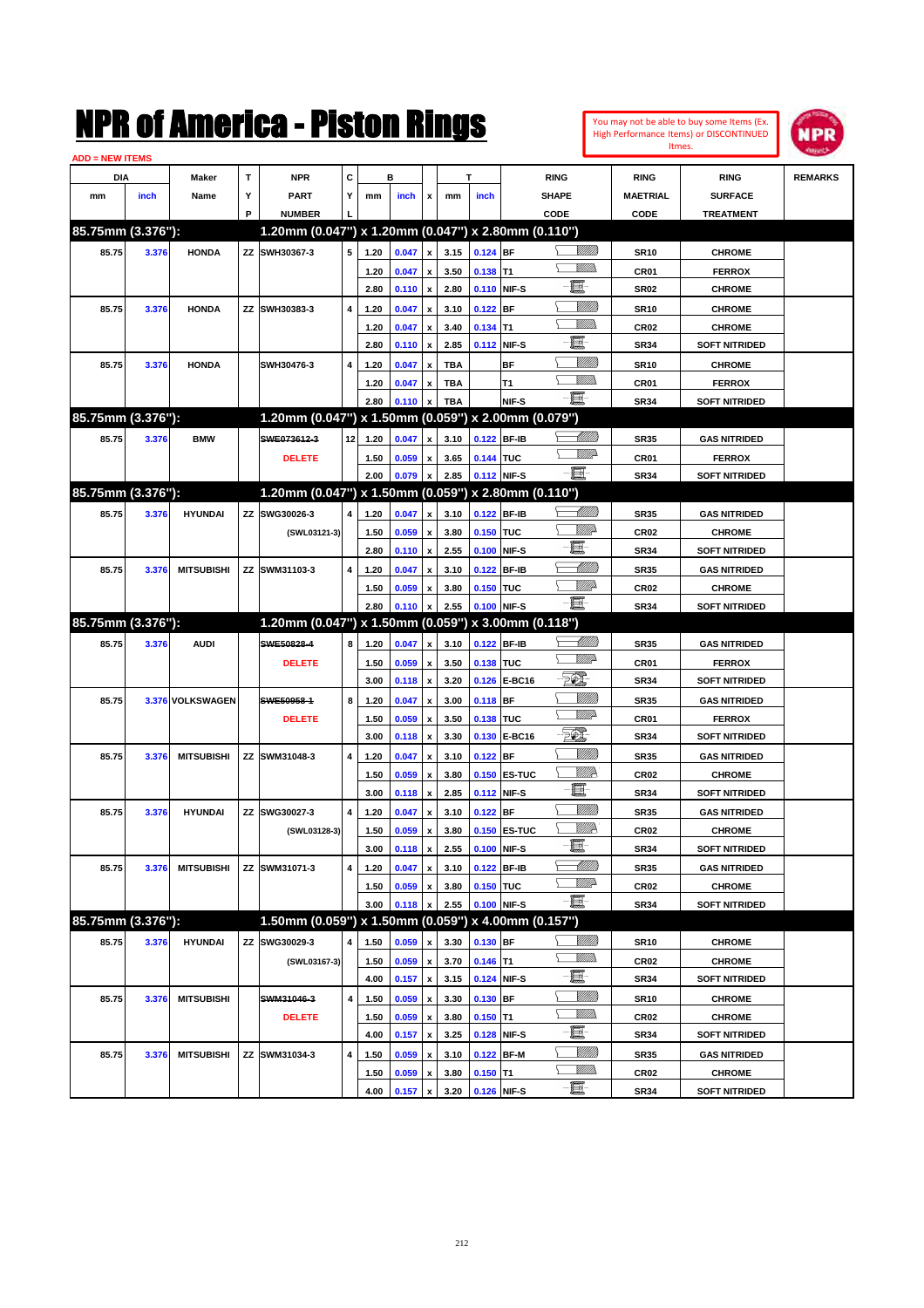# NPR of America - Piston Rings

You may not be able to buy some Items (Ex. High Performance Items) or DISCONTINUED Itmes.

ADD = NEW ITEMS

| DIA mm | DIA inch | Maker Name | TYP | NPR PART NUMBER | CYL | B mm | B inch | x | T mm | T inch | RING SHAPE CODE | RING MAETRIAL CODE | RING SURFACE TREATMENT | REMARKS |
|---|---|---|---|---|---|---|---|---|---|---|---|---|---|---|
| **85.75mm (3.376"):** | | | | **1.20mm (0.047") x 1.20mm (0.047") x 2.80mm (0.110")** | | | | | | | | | | |
| 85.75 | 3.376 | HONDA | ZZ | SWH30367-3 | 5 | 1.20 | 0.047 | x | 3.15 | 0.124 | BF | SR10 | CHROME | |
| | | | | | | 1.20 | 0.047 | x | 3.50 | 0.138 | T1 | CR01 | FERROX | |
| | | | | | | 2.80 | 0.110 | x | 2.80 | 0.110 | NIF-S | SR02 | CHROME | |
| 85.75 | 3.376 | HONDA | ZZ | SWH30383-3 | 4 | 1.20 | 0.047 | x | 3.10 | 0.122 | BF | SR10 | CHROME | |
| | | | | | | 1.20 | 0.047 | x | 3.40 | 0.134 | T1 | CR02 | CHROME | |
| | | | | | | 2.80 | 0.110 | x | 2.85 | 0.112 | NIF-S | SR34 | SOFT NITRIDED | |
| 85.75 | 3.376 | HONDA | | SWH30476-3 | 4 | 1.20 | 0.047 | x | TBA | | BF | SR10 | CHROME | |
| | | | | | | 1.20 | 0.047 | x | TBA | | T1 | CR01 | FERROX | |
| | | | | | | 2.80 | 0.110 | x | TBA | | NIF-S | SR34 | SOFT NITRIDED | |
| **85.75mm (3.376"):** | | | | **1.20mm (0.047") x 1.50mm (0.059") x 2.00mm (0.079")** | | | | | | | | | | |
| 85.75 | 3.376 | BMW | | ~~SWE073612-3~~ | 12 | 1.20 | 0.047 | x | 3.10 | 0.122 | BF-IB | SR35 | GAS NITRIDED | |
| | | | | DELETE | | 1.50 | 0.059 | x | 3.65 | 0.144 | TUC | CR01 | FERROX | |
| | | | | | | 2.00 | 0.079 | x | 2.85 | 0.112 | NIF-S | SR34 | SOFT NITRIDED | |
| **85.75mm (3.376"):** | | | | **1.20mm (0.047") x 1.50mm (0.059") x 2.80mm (0.110")** | | | | | | | | | | |
| 85.75 | 3.376 | HYUNDAI | ZZ | SWG30026-3 | 4 | 1.20 | 0.047 | x | 3.10 | 0.122 | BF-IB | SR35 | GAS NITRIDED | |
| | | | | (SWL03121-3) | | 1.50 | 0.059 | x | 3.80 | 0.150 | TUC | CR02 | CHROME | |
| | | | | | | 2.80 | 0.110 | x | 2.55 | 0.100 | NIF-S | SR34 | SOFT NITRIDED | |
| 85.75 | 3.376 | MITSUBISHI | ZZ | SWM31103-3 | 4 | 1.20 | 0.047 | x | 3.10 | 0.122 | BF-IB | SR35 | GAS NITRIDED | |
| | | | | | | 1.50 | 0.059 | x | 3.80 | 0.150 | TUC | CR02 | CHROME | |
| | | | | | | 2.80 | 0.110 | x | 2.55 | 0.100 | NIF-S | SR34 | SOFT NITRIDED | |
| **85.75mm (3.376"):** | | | | **1.20mm (0.047") x 1.50mm (0.059") x 3.00mm (0.118")** | | | | | | | | | | |
| 85.75 | 3.376 | AUDI | | ~~SWE50828-4~~ | 8 | 1.20 | 0.047 | x | 3.10 | 0.122 | BF-IB | SR35 | GAS NITRIDED | |
| | | | | DELETE | | 1.50 | 0.059 | x | 3.50 | 0.138 | TUC | CR01 | FERROX | |
| | | | | | | 3.00 | 0.118 | x | 3.20 | 0.126 | E-BC16 | SR34 | SOFT NITRIDED | |
| 85.75 | 3.376 | VOLKSWAGEN | | ~~SWE50958-1~~ | 8 | 1.20 | 0.047 | x | 3.00 | 0.118 | BF | SR35 | GAS NITRIDED | |
| | | | | DELETE | | 1.50 | 0.059 | x | 3.50 | 0.138 | TUC | CR01 | FERROX | |
| | | | | | | 3.00 | 0.118 | x | 3.30 | 0.130 | E-BC16 | SR34 | SOFT NITRIDED | |
| 85.75 | 3.376 | MITSUBISHI | ZZ | SWM31048-3 | 4 | 1.20 | 0.047 | x | 3.10 | 0.122 | BF | SR35 | GAS NITRIDED | |
| | | | | | | 1.50 | 0.059 | x | 3.80 | 0.150 | ES-TUC | CR02 | CHROME | |
| | | | | | | 3.00 | 0.118 | x | 2.85 | 0.112 | NIF-S | SR34 | SOFT NITRIDED | |
| 85.75 | 3.376 | HYUNDAI | ZZ | SWG30027-3 | 4 | 1.20 | 0.047 | x | 3.10 | 0.122 | BF | SR35 | GAS NITRIDED | |
| | | | | (SWL03128-3) | | 1.50 | 0.059 | x | 3.80 | 0.150 | ES-TUC | CR02 | CHROME | |
| | | | | | | 3.00 | 0.118 | x | 2.55 | 0.100 | NIF-S | SR34 | SOFT NITRIDED | |
| 85.75 | 3.376 | MITSUBISHI | ZZ | SWM31071-3 | 4 | 1.20 | 0.047 | x | 3.10 | 0.122 | BF-IB | SR35 | GAS NITRIDED | |
| | | | | | | 1.50 | 0.059 | x | 3.80 | 0.150 | TUC | CR02 | CHROME | |
| | | | | | | 3.00 | 0.118 | x | 2.55 | 0.100 | NIF-S | SR34 | SOFT NITRIDED | |
| **85.75mm (3.376"):** | | | | **1.50mm (0.059") x 1.50mm (0.059") x 4.00mm (0.157")** | | | | | | | | | | |
| 85.75 | 3.376 | HYUNDAI | ZZ | SWG30029-3 | 4 | 1.50 | 0.059 | x | 3.30 | 0.130 | BF | SR10 | CHROME | |
| | | | | (SWL03167-3) | | 1.50 | 0.059 | x | 3.70 | 0.146 | T1 | CR02 | CHROME | |
| | | | | | | 4.00 | 0.157 | x | 3.15 | 0.124 | NIF-S | SR34 | SOFT NITRIDED | |
| 85.75 | 3.376 | MITSUBISHI | | ~~SWM31046-3~~ | 4 | 1.50 | 0.059 | x | 3.30 | 0.130 | BF | SR10 | CHROME | |
| | | | | DELETE | | 1.50 | 0.059 | x | 3.80 | 0.150 | T1 | CR02 | CHROME | |
| | | | | | | 4.00 | 0.157 | x | 3.25 | 0.128 | NIF-S | SR34 | SOFT NITRIDED | |
| 85.75 | 3.376 | MITSUBISHI | ZZ | SWM31034-3 | 4 | 1.50 | 0.059 | x | 3.10 | 0.122 | BF-M | SR35 | GAS NITRIDED | |
| | | | | | | 1.50 | 0.059 | x | 3.80 | 0.150 | T1 | CR02 | CHROME | |
| | | | | | | 4.00 | 0.157 | x | 3.20 | 0.126 | NIF-S | SR34 | SOFT NITRIDED | |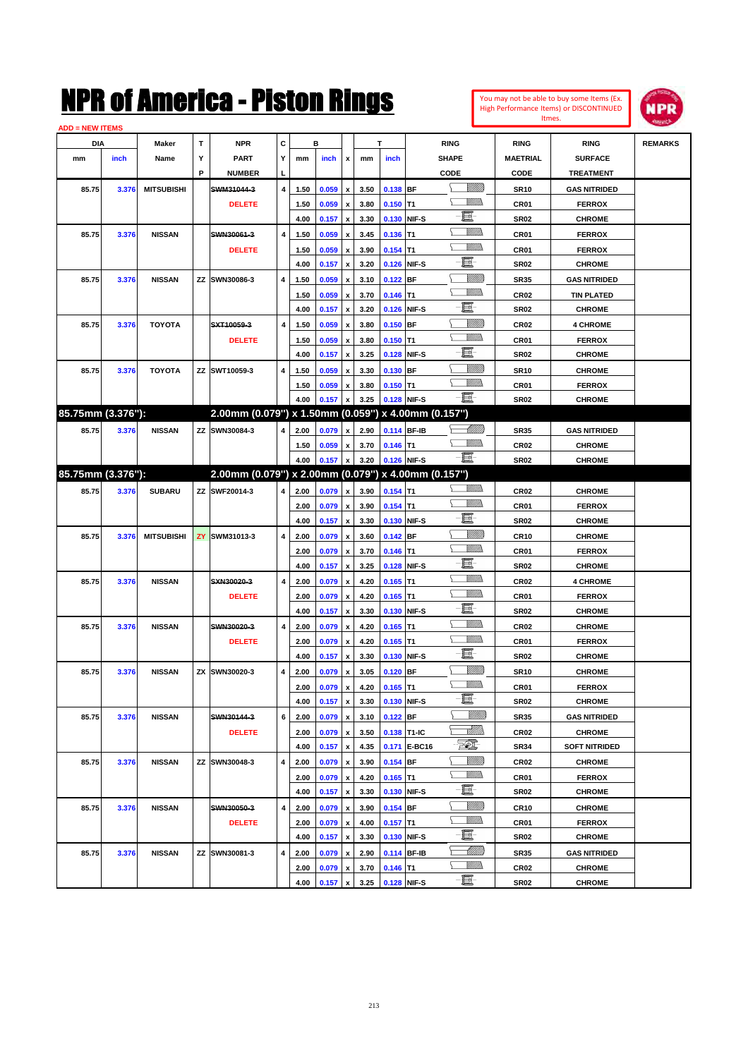# NPR of America - Piston Rings

You may not be able to buy some Items (Ex. High Performance Items) or DISCONTINUED Itmes.

ADD = NEW ITEMS

| DIA mm | DIA inch | Maker Name | TYP | NPR PART NUMBER | CYL | B mm | B inch | x | T mm | T inch | RING SHAPE CODE | RING MAETRIAL CODE | RING SURFACE TREATMENT | REMARKS |
|---|---|---|---|---|---|---|---|---|---|---|---|---|---|---|
| 85.75 | 3.376 | MITSUBISHI | | ~~SWM31044-3~~ | 4 | 1.50 | 0.059 | x | 3.50 | 0.138 | BF | SR10 | GAS NITRIDED | |
| | | | | DELETE | | 1.50 | 0.059 | x | 3.80 | 0.150 | T1 | CR01 | FERROX | |
| | | | | | | 4.00 | 0.157 | x | 3.30 | 0.130 | NIF-S | SR02 | CHROME | |
| 85.75 | 3.376 | NISSAN | | ~~SWN30061-3~~ | 4 | 1.50 | 0.059 | x | 3.45 | 0.136 | T1 | CR01 | FERROX | |
| | | | | DELETE | | 1.50 | 0.059 | x | 3.90 | 0.154 | T1 | CR01 | FERROX | |
| | | | | | | 4.00 | 0.157 | x | 3.20 | 0.126 | NIF-S | SR02 | CHROME | |
| 85.75 | 3.376 | NISSAN | ZZ | SWN30086-3 | 4 | 1.50 | 0.059 | x | 3.10 | 0.122 | BF | SR35 | GAS NITRIDED | |
| | | | | | | 1.50 | 0.059 | x | 3.70 | 0.146 | T1 | CR02 | TIN PLATED | |
| | | | | | | 4.00 | 0.157 | x | 3.20 | 0.126 | NIF-S | SR02 | CHROME | |
| 85.75 | 3.376 | TOYOTA | | ~~SXT10059-3~~ | 4 | 1.50 | 0.059 | x | 3.80 | 0.150 | BF | CR02 | 4 CHROME | |
| | | | | DELETE | | 1.50 | 0.059 | x | 3.80 | 0.150 | T1 | CR01 | FERROX | |
| | | | | | | 4.00 | 0.157 | x | 3.25 | 0.128 | NIF-S | SR02 | CHROME | |
| 85.75 | 3.376 | TOYOTA | ZZ | SWT10059-3 | 4 | 1.50 | 0.059 | x | 3.30 | 0.130 | BF | SR10 | CHROME | |
| | | | | | | 1.50 | 0.059 | x | 3.80 | 0.150 | T1 | CR01 | FERROX | |
| | | | | | | 4.00 | 0.157 | x | 3.25 | 0.128 | NIF-S | SR02 | CHROME | |
| **85.75mm (3.376"):** | | | | **2.00mm (0.079") x 1.50mm (0.059") x 4.00mm (0.157")** | | | | | | | | | | |
| 85.75 | 3.376 | NISSAN | ZZ | SWN30084-3 | 4 | 2.00 | 0.079 | x | 2.90 | 0.114 | BF-IB | SR35 | GAS NITRIDED | |
| | | | | | | 1.50 | 0.059 | x | 3.70 | 0.146 | T1 | CR02 | CHROME | |
| | | | | | | 4.00 | 0.157 | x | 3.20 | 0.126 | NIF-S | SR02 | CHROME | |
| **85.75mm (3.376"):** | | | | **2.00mm (0.079") x 2.00mm (0.079") x 4.00mm (0.157")** | | | | | | | | | | |
| 85.75 | 3.376 | SUBARU | ZZ | SWF20014-3 | 4 | 2.00 | 0.079 | x | 3.90 | 0.154 | T1 | CR02 | CHROME | |
| | | | | | | 2.00 | 0.079 | x | 3.90 | 0.154 | T1 | CR01 | FERROX | |
| | | | | | | 4.00 | 0.157 | x | 3.30 | 0.130 | NIF-S | SR02 | CHROME | |
| 85.75 | 3.376 | MITSUBISHI | ZY | SWM31013-3 | 4 | 2.00 | 0.079 | x | 3.60 | 0.142 | BF | CR10 | CHROME | |
| | | | | | | 2.00 | 0.079 | x | 3.70 | 0.146 | T1 | CR01 | FERROX | |
| | | | | | | 4.00 | 0.157 | x | 3.25 | 0.128 | NIF-S | SR02 | CHROME | |
| 85.75 | 3.376 | NISSAN | | ~~SXN30020-3~~ | 4 | 2.00 | 0.079 | x | 4.20 | 0.165 | T1 | CR02 | 4 CHROME | |
| | | | | DELETE | | 2.00 | 0.079 | x | 4.20 | 0.165 | T1 | CR01 | FERROX | |
| | | | | | | 4.00 | 0.157 | x | 3.30 | 0.130 | NIF-S | SR02 | CHROME | |
| 85.75 | 3.376 | NISSAN | | ~~SWN30020-3~~ | 4 | 2.00 | 0.079 | x | 4.20 | 0.165 | T1 | CR02 | CHROME | |
| | | | | DELETE | | 2.00 | 0.079 | x | 4.20 | 0.165 | T1 | CR01 | FERROX | |
| | | | | | | 4.00 | 0.157 | x | 3.30 | 0.130 | NIF-S | SR02 | CHROME | |
| 85.75 | 3.376 | NISSAN | ZX | SWN30020-3 | 4 | 2.00 | 0.079 | x | 3.05 | 0.120 | BF | SR10 | CHROME | |
| | | | | | | 2.00 | 0.079 | x | 4.20 | 0.165 | T1 | CR01 | FERROX | |
| | | | | | | 4.00 | 0.157 | x | 3.30 | 0.130 | NIF-S | SR02 | CHROME | |
| 85.75 | 3.376 | NISSAN | | ~~SWN30144-3~~ | 6 | 2.00 | 0.079 | x | 3.10 | 0.122 | BF | SR35 | GAS NITRIDED | |
| | | | | DELETE | | 2.00 | 0.079 | x | 3.50 | 0.138 | T1-IC | CR02 | CHROME | |
| | | | | | | 4.00 | 0.157 | x | 4.35 | 0.171 | E-BC16 | SR34 | SOFT NITRIDED | |
| 85.75 | 3.376 | NISSAN | ZZ | SWN30048-3 | 4 | 2.00 | 0.079 | x | 3.90 | 0.154 | BF | CR02 | CHROME | |
| | | | | | | 2.00 | 0.079 | x | 4.20 | 0.165 | T1 | CR01 | FERROX | |
| | | | | | | 4.00 | 0.157 | x | 3.30 | 0.130 | NIF-S | SR02 | CHROME | |
| 85.75 | 3.376 | NISSAN | | ~~SWN30050-3~~ | 4 | 2.00 | 0.079 | x | 3.90 | 0.154 | BF | CR10 | CHROME | |
| | | | | DELETE | | 2.00 | 0.079 | x | 4.00 | 0.157 | T1 | CR01 | FERROX | |
| | | | | | | 4.00 | 0.157 | x | 3.30 | 0.130 | NIF-S | SR02 | CHROME | |
| 85.75 | 3.376 | NISSAN | ZZ | SWN30081-3 | 4 | 2.00 | 0.079 | x | 2.90 | 0.114 | BF-IB | SR35 | GAS NITRIDED | |
| | | | | | | 2.00 | 0.079 | x | 3.70 | 0.146 | T1 | CR02 | CHROME | |
| | | | | | | 4.00 | 0.157 | x | 3.25 | 0.128 | NIF-S | SR02 | CHROME | |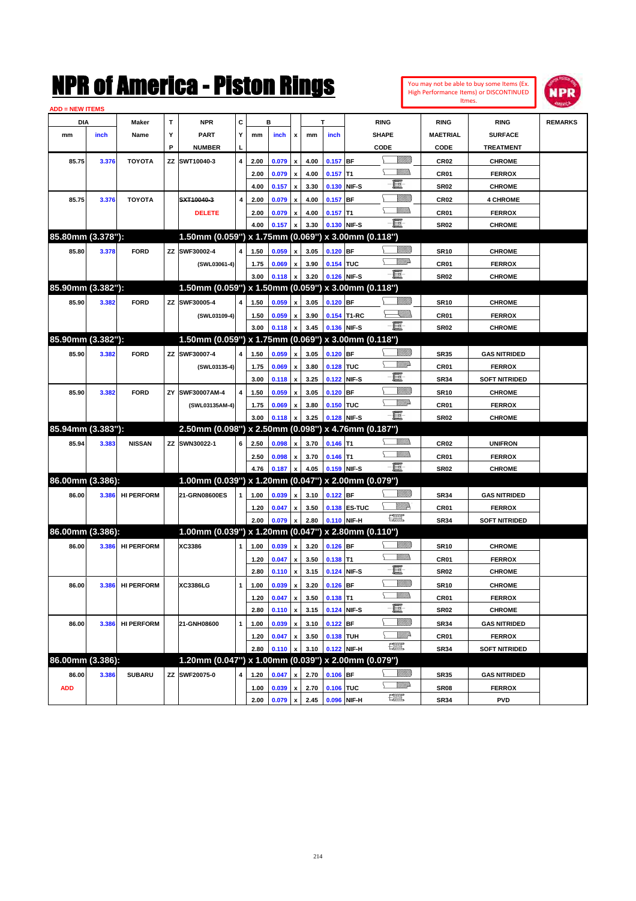# NPR of America - Piston Rings

You may not be able to buy some Items (Ex. High Performance Items) or DISCONTINUED Itmes.

ADD = NEW ITEMS

| DIA mm | DIA inch | Maker Name | TYP | NPR PART NUMBER | CYL | B mm | B inch | x | T mm | T inch | RING SHAPE CODE | RING MAETRIAL CODE | RING SURFACE TREATMENT | REMARKS |
|---|---|---|---|---|---|---|---|---|---|---|---|---|---|---|
| 85.75 | 3.376 | TOYOTA | ZZ | SWT10040-3 | 4 | 2.00 | 0.079 | x | 4.00 | 0.157 | BF | CR02 | CHROME | |
| | | | | | | 2.00 | 0.079 | x | 4.00 | 0.157 | T1 | CR01 | FERROX | |
| | | | | | | 4.00 | 0.157 | x | 3.30 | 0.130 | NIF-S | SR02 | CHROME | |
| 85.75 | 3.376 | TOYOTA | | ~~SXT10040-3~~ | 4 | 2.00 | 0.079 | x | 4.00 | 0.157 | BF | CR02 | 4 CHROME | |
| | | | | DELETE | | 2.00 | 0.079 | x | 4.00 | 0.157 | T1 | CR01 | FERROX | |
| | | | | | | 4.00 | 0.157 | x | 3.30 | 0.130 | NIF-S | SR02 | CHROME | |
| **85.80mm (3.378"):** | | | | **1.50mm (0.059") x 1.75mm (0.069") x 3.00mm (0.118")** | | | | | | | | | | |
| 85.80 | 3.378 | FORD | ZZ | SWF30002-4 | 4 | 1.50 | 0.059 | x | 3.05 | 0.120 | BF | SR10 | CHROME | |
| | | | | (SWL03061-4) | | 1.75 | 0.069 | x | 3.90 | 0.154 | TUC | CR01 | FERROX | |
| | | | | | | 3.00 | 0.118 | x | 3.20 | 0.126 | NIF-S | SR02 | CHROME | |
| **85.90mm (3.382"):** | | | | **1.50mm (0.059") x 1.50mm (0.059") x 3.00mm (0.118")** | | | | | | | | | | |
| 85.90 | 3.382 | FORD | ZZ | SWF30005-4 | 4 | 1.50 | 0.059 | x | 3.05 | 0.120 | BF | SR10 | CHROME | |
| | | | | (SWL03109-4) | | 1.50 | 0.059 | x | 3.90 | 0.154 | T1-RC | CR01 | FERROX | |
| | | | | | | 3.00 | 0.118 | x | 3.45 | 0.136 | NIF-S | SR02 | CHROME | |
| **85.90mm (3.382"):** | | | | **1.50mm (0.059") x 1.75mm (0.069") x 3.00mm (0.118")** | | | | | | | | | | |
| 85.90 | 3.382 | FORD | ZZ | SWF30007-4 | 4 | 1.50 | 0.059 | x | 3.05 | 0.120 | BF | SR35 | GAS NITRIDED | |
| | | | | (SWL03135-4) | | 1.75 | 0.069 | x | 3.80 | 0.128 | TUC | CR01 | FERROX | |
| | | | | | | 3.00 | 0.118 | x | 3.25 | 0.122 | NIF-S | SR34 | SOFT NITRIDED | |
| 85.90 | 3.382 | FORD | ZY | SWF30007AM-4 | 4 | 1.50 | 0.059 | x | 3.05 | 0.120 | BF | SR10 | CHROME | |
| | | | | (SWL03135AM-4) | | 1.75 | 0.069 | x | 3.80 | 0.150 | TUC | CR01 | FERROX | |
| | | | | | | 3.00 | 0.118 | x | 3.25 | 0.128 | NIF-S | SR02 | CHROME | |
| **85.94mm (3.383"):** | | | | **2.50mm (0.098") x 2.50mm (0.098") x 4.76mm (0.187")** | | | | | | | | | | |
| 85.94 | 3.383 | NISSAN | ZZ | SWN30022-1 | 6 | 2.50 | 0.098 | x | 3.70 | 0.146 | T1 | CR02 | UNIFRON | |
| | | | | | | 2.50 | 0.098 | x | 3.70 | 0.146 | T1 | CR01 | FERROX | |
| | | | | | | 4.76 | 0.187 | x | 4.05 | 0.159 | NIF-S | SR02 | CHROME | |
| **86.00mm (3.386):** | | | | **1.00mm (0.039") x 1.20mm (0.047") x 2.00mm (0.079")** | | | | | | | | | | |
| 86.00 | 3.386 | HI PERFORM | | 21-GRN08600ES | 1 | 1.00 | 0.039 | x | 3.10 | 0.122 | BF | SR34 | GAS NITRIDED | |
| | | | | | | 1.20 | 0.047 | x | 3.50 | 0.138 | ES-TUC | CR01 | FERROX | |
| | | | | | | 2.00 | 0.079 | x | 2.80 | 0.110 | NIF-H | SR34 | SOFT NITRIDED | |
| **86.00mm (3.386):** | | | | **1.00mm (0.039") x 1.20mm (0.047") x 2.80mm (0.110")** | | | | | | | | | | |
| 86.00 | 3.386 | HI PERFORM | | XC3386 | 1 | 1.00 | 0.039 | x | 3.20 | 0.126 | BF | SR10 | CHROME | |
| | | | | | | 1.20 | 0.047 | x | 3.50 | 0.138 | T1 | CR01 | FERROX | |
| | | | | | | 2.80 | 0.110 | x | 3.15 | 0.124 | NIF-S | SR02 | CHROME | |
| 86.00 | 3.386 | HI PERFORM | | XC3386LG | 1 | 1.00 | 0.039 | x | 3.20 | 0.126 | BF | SR10 | CHROME | |
| | | | | | | 1.20 | 0.047 | x | 3.50 | 0.138 | T1 | CR01 | FERROX | |
| | | | | | | 2.80 | 0.110 | x | 3.15 | 0.124 | NIF-S | SR02 | CHROME | |
| 86.00 | 3.386 | HI PERFORM | | 21-GNH08600 | 1 | 1.00 | 0.039 | x | 3.10 | 0.122 | BF | SR34 | GAS NITRIDED | |
| | | | | | | 1.20 | 0.047 | x | 3.50 | 0.138 | TUH | CR01 | FERROX | |
| | | | | | | 2.80 | 0.110 | x | 3.10 | 0.122 | NIF-H | SR34 | SOFT NITRIDED | |
| **86.00mm (3.386):** | | | | **1.20mm (0.047") x 1.00mm (0.039") x 2.00mm (0.079")** | | | | | | | | | | |
| 86.00 | 3.386 | SUBARU | ZZ | SWF20075-0 | 4 | 1.20 | 0.047 | x | 2.70 | 0.106 | BF | SR35 | GAS NITRIDED | |
| ADD | | | | | | 1.00 | 0.039 | x | 2.70 | 0.106 | TUC | SR08 | FERROX | |
| | | | | | | 2.00 | 0.079 | x | 2.45 | 0.096 | NIF-H | SR34 | PVD | |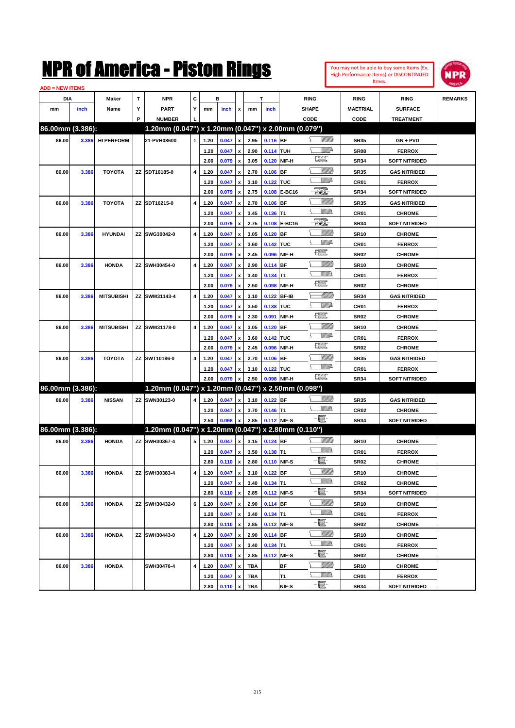# NPR of America - Piston Rings

You may not be able to buy some Items (Ex. High Performance Items) or DISCONTINUED Itmes.

ADD = NEW ITEMS

| DIA mm | DIA inch | Maker Name | TYP | NPR PART NUMBER | CYL | B mm | B inch | x | T mm | T inch | RING SHAPE CODE | RING MAETRIAL CODE | RING SURFACE TREATMENT | REMARKS |
|---|---|---|---|---|---|---|---|---|---|---|---|---|---|---|
| **86.00mm (3.386):** | | | | **1.20mm (0.047") x 1.20mm (0.047") x 2.00mm (0.079")** | | | | | | | | | | |
| 86.00 | 3.386 | HI PERFORM | | 21-PVH08600 | 1 | 1.20 | 0.047 | x | 2.95 | 0.116 | BF | SR35 | GN + PVD | |
| | | | | | | 1.20 | 0.047 | x | 2.90 | 0.114 | TUH | SR08 | FERROX | |
| | | | | | | 2.00 | 0.079 | x | 3.05 | 0.120 | NIF-H | SR34 | SOFT NITRIDED | |
| 86.00 | 3.386 | TOYOTA | ZZ | SDT10185-0 | 4 | 1.20 | 0.047 | x | 2.70 | 0.106 | BF | SR35 | GAS NITRIDED | |
| | | | | | | 1.20 | 0.047 | x | 3.10 | 0.122 | TUC | CR01 | FERROX | |
| | | | | | | 2.00 | 0.079 | x | 2.75 | 0.108 | E-BC16 | SR34 | SOFT NITRIDED | |
| 86.00 | 3.386 | TOYOTA | ZZ | SDT10215-0 | 4 | 1.20 | 0.047 | x | 2.70 | 0.106 | BF | SR35 | GAS NITRIDED | |
| | | | | | | 1.20 | 0.047 | x | 3.45 | 0.136 | T1 | CR01 | CHROME | |
| | | | | | | 2.00 | 0.079 | x | 2.75 | 0.108 | E-BC16 | SR34 | SOFT NITRIDED | |
| 86.00 | 3.386 | HYUNDAI | ZZ | SWG30042-0 | 4 | 1.20 | 0.047 | x | 3.05 | 0.120 | BF | SR10 | CHROME | |
| | | | | | | 1.20 | 0.047 | x | 3.60 | 0.142 | TUC | CR01 | FERROX | |
| | | | | | | 2.00 | 0.079 | x | 2.45 | 0.096 | NIF-H | SR02 | CHROME | |
| 86.00 | 3.386 | HONDA | ZZ | SWH30454-0 | 4 | 1.20 | 0.047 | x | 2.90 | 0.114 | BF | SR10 | CHROME | |
| | | | | | | 1.20 | 0.047 | x | 3.40 | 0.134 | T1 | CR01 | FERROX | |
| | | | | | | 2.00 | 0.079 | x | 2.50 | 0.098 | NIF-H | SR02 | CHROME | |
| 86.00 | 3.386 | MITSUBISHI | ZZ | SWM31143-4 | 4 | 1.20 | 0.047 | x | 3.10 | 0.122 | BF-IB | SR34 | GAS NITRIDED | |
| | | | | | | 1.20 | 0.047 | x | 3.50 | 0.138 | TUC | CR01 | FERROX | |
| | | | | | | 2.00 | 0.079 | x | 2.30 | 0.091 | NIF-H | SR02 | CHROME | |
| 86.00 | 3.386 | MITSUBISHI | ZZ | SWM31178-0 | 4 | 1.20 | 0.047 | x | 3.05 | 0.120 | BF | SR10 | CHROME | |
| | | | | | | 1.20 | 0.047 | x | 3.60 | 0.142 | TUC | CR01 | FERROX | |
| | | | | | | 2.00 | 0.079 | x | 2.45 | 0.096 | NIF-H | SR02 | CHROME | |
| 86.00 | 3.386 | TOYOTA | ZZ | SWT10186-0 | 4 | 1.20 | 0.047 | x | 2.70 | 0.106 | BF | SR35 | GAS NITRIDED | |
| | | | | | | 1.20 | 0.047 | x | 3.10 | 0.122 | TUC | CR01 | FERROX | |
| | | | | | | 2.00 | 0.079 | x | 2.50 | 0.098 | NIF-H | SR34 | SOFT NITRIDED | |
| **86.00mm (3.386):** | | | | **1.20mm (0.047") x 1.20mm (0.047") x 2.50mm (0.098")** | | | | | | | | | | |
| 86.00 | 3.386 | NISSAN | ZZ | SWN30123-0 | 4 | 1.20 | 0.047 | x | 3.10 | 0.122 | BF | SR35 | GAS NITRIDED | |
| | | | | | | 1.20 | 0.047 | x | 3.70 | 0.146 | T1 | CR02 | CHROME | |
| | | | | | | 2.50 | 0.098 | x | 2.85 | 0.112 | NIF-S | SR34 | SOFT NITRIDED | |
| **86.00mm (3.386):** | | | | **1.20mm (0.047") x 1.20mm (0.047") x 2.80mm (0.110")** | | | | | | | | | | |
| 86.00 | 3.386 | HONDA | ZZ | SWH30367-4 | 5 | 1.20 | 0.047 | x | 3.15 | 0.124 | BF | SR10 | CHROME | |
| | | | | | | 1.20 | 0.047 | x | 3.50 | 0.138 | T1 | CR01 | FERROX | |
| | | | | | | 2.80 | 0.110 | x | 2.80 | 0.110 | NIF-S | SR02 | CHROME | |
| 86.00 | 3.386 | HONDA | ZZ | SWH30383-4 | 4 | 1.20 | 0.047 | x | 3.10 | 0.122 | BF | SR10 | CHROME | |
| | | | | | | 1.20 | 0.047 | x | 3.40 | 0.134 | T1 | CR02 | CHROME | |
| | | | | | | 2.80 | 0.110 | x | 2.85 | 0.112 | NIF-S | SR34 | SOFT NITRIDED | |
| 86.00 | 3.386 | HONDA | ZZ | SWH30432-0 | 6 | 1.20 | 0.047 | x | 2.90 | 0.114 | BF | SR10 | CHROME | |
| | | | | | | 1.20 | 0.047 | x | 3.40 | 0.134 | T1 | CR01 | FERROX | |
| | | | | | | 2.80 | 0.110 | x | 2.85 | 0.112 | NIF-S | SR02 | CHROME | |
| 86.00 | 3.386 | HONDA | ZZ | SWH30443-0 | 4 | 1.20 | 0.047 | x | 2.90 | 0.114 | BF | SR10 | CHROME | |
| | | | | | | 1.20 | 0.047 | x | 3.40 | 0.134 | T1 | CR01 | FERROX | |
| | | | | | | 2.80 | 0.110 | x | 2.85 | 0.112 | NIF-S | SR02 | CHROME | |
| 86.00 | 3.386 | HONDA | | SWH30476-4 | 4 | 1.20 | 0.047 | x | TBA | | BF | SR10 | CHROME | |
| | | | | | | 1.20 | 0.047 | x | TBA | | T1 | CR01 | FERROX | |
| | | | | | | 2.80 | 0.110 | x | TBA | | NIF-S | SR34 | SOFT NITRIDED | |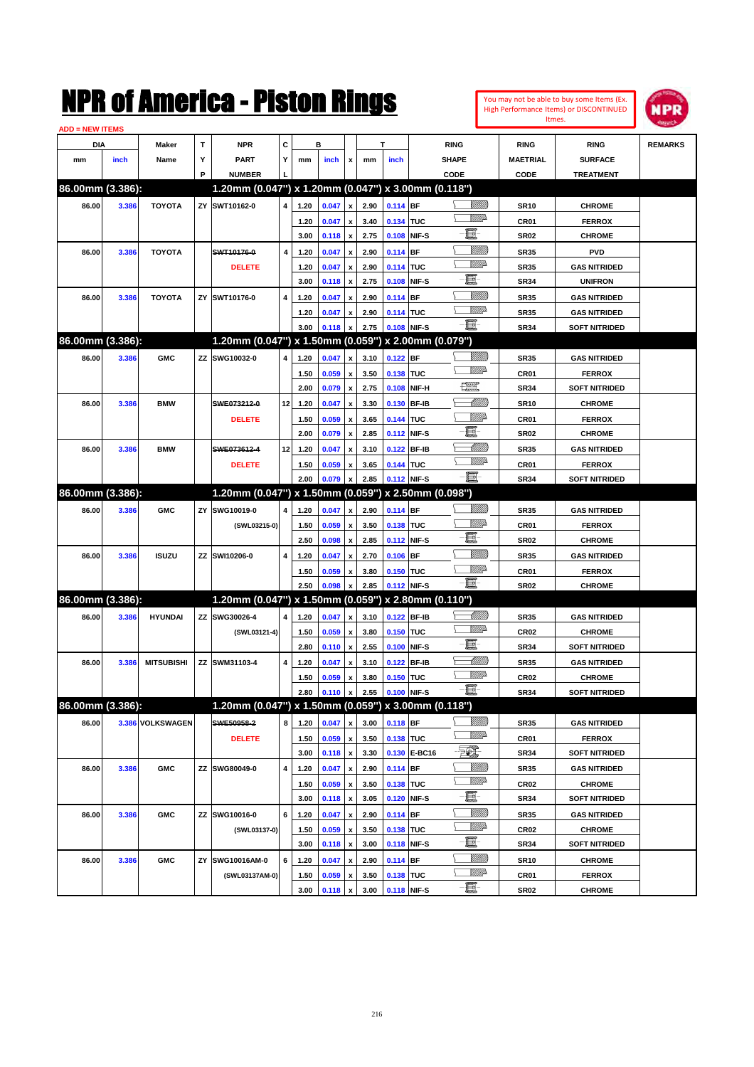# NPR of America - Piston Rings

You may not be able to buy some Items (Ex. High Performance Items) or DISCONTINUED Itmes.

ADD = NEW ITEMS

| DIA mm | DIA inch | Maker Name | TYP | NPR PART NUMBER | CYL | B mm | B inch | x | T mm | T inch | RING SHAPE CODE | RING MAETRIAL CODE | RING SURFACE TREATMENT | REMARKS |
|---|---|---|---|---|---|---|---|---|---|---|---|---|---|---|
| **86.00mm (3.386):** | | | | **1.20mm (0.047") x 1.20mm (0.047") x 3.00mm (0.118")** | | | | | | | | | | |
| 86.00 | 3.386 | TOYOTA | ZY | SWT10162-0 | 4 | 1.20 | 0.047 | x | 2.90 | 0.114 | BF | SR10 | CHROME | |
| | | | | | | 1.20 | 0.047 | x | 3.40 | 0.134 | TUC | CR01 | FERROX | |
| | | | | | | 3.00 | 0.118 | x | 2.75 | 0.108 | NIF-S | SR02 | CHROME | |
| 86.00 | 3.386 | TOYOTA | | ~~SWT10176-0~~ DELETE | 4 | 1.20 | 0.047 | x | 2.90 | 0.114 | BF | SR35 | PVD | |
| | | | | | | 1.20 | 0.047 | x | 2.90 | 0.114 | TUC | SR35 | GAS NITRIDED | |
| | | | | | | 3.00 | 0.118 | x | 2.75 | 0.108 | NIF-S | SR34 | UNIFRON | |
| 86.00 | 3.386 | TOYOTA | ZY | SWT10176-0 | 4 | 1.20 | 0.047 | x | 2.90 | 0.114 | BF | SR35 | GAS NITRIDED | |
| | | | | | | 1.20 | 0.047 | x | 2.90 | 0.114 | TUC | SR35 | GAS NITRIDED | |
| | | | | | | 3.00 | 0.118 | x | 2.75 | 0.108 | NIF-S | SR34 | SOFT NITRIDED | |
| **86.00mm (3.386):** | | | | **1.20mm (0.047") x 1.50mm (0.059") x 2.00mm (0.079")** | | | | | | | | | | |
| 86.00 | 3.386 | GMC | ZZ | SWG10032-0 | 4 | 1.20 | 0.047 | x | 3.10 | 0.122 | BF | SR35 | GAS NITRIDED | |
| | | | | | | 1.50 | 0.059 | x | 3.50 | 0.138 | TUC | CR01 | FERROX | |
| | | | | | | 2.00 | 0.079 | x | 2.75 | 0.108 | NIF-H | SR34 | SOFT NITRIDED | |
| 86.00 | 3.386 | BMW | | ~~SWE073212-0~~ DELETE | 12 | 1.20 | 0.047 | x | 3.30 | 0.130 | BF-IB | SR10 | CHROME | |
| | | | | | | 1.50 | 0.059 | x | 3.65 | 0.144 | TUC | CR01 | FERROX | |
| | | | | | | 2.00 | 0.079 | x | 2.85 | 0.112 | NIF-S | SR02 | CHROME | |
| 86.00 | 3.386 | BMW | | ~~SWE073612-4~~ DELETE | 12 | 1.20 | 0.047 | x | 3.10 | 0.122 | BF-IB | SR35 | GAS NITRIDED | |
| | | | | | | 1.50 | 0.059 | x | 3.65 | 0.144 | TUC | CR01 | FERROX | |
| | | | | | | 2.00 | 0.079 | x | 2.85 | 0.112 | NIF-S | SR34 | SOFT NITRIDED | |
| **86.00mm (3.386):** | | | | **1.20mm (0.047") x 1.50mm (0.059") x 2.50mm (0.098")** | | | | | | | | | | |
| 86.00 | 3.386 | GMC | ZY | SWG10019-0 (SWL03215-0) | 4 | 1.20 | 0.047 | x | 2.90 | 0.114 | BF | SR35 | GAS NITRIDED | |
| | | | | | | 1.50 | 0.059 | x | 3.50 | 0.138 | TUC | CR01 | FERROX | |
| | | | | | | 2.50 | 0.098 | x | 2.85 | 0.112 | NIF-S | SR02 | CHROME | |
| 86.00 | 3.386 | ISUZU | ZZ | SWI10206-0 | 4 | 1.20 | 0.047 | x | 2.70 | 0.106 | BF | SR35 | GAS NITRIDED | |
| | | | | | | 1.50 | 0.059 | x | 3.80 | 0.150 | TUC | CR01 | FERROX | |
| | | | | | | 2.50 | 0.098 | x | 2.85 | 0.112 | NIF-S | SR02 | CHROME | |
| **86.00mm (3.386):** | | | | **1.20mm (0.047") x 1.50mm (0.059") x 2.80mm (0.110")** | | | | | | | | | | |
| 86.00 | 3.386 | HYUNDAI | ZZ | SWG30026-4 (SWL03121-4) | 4 | 1.20 | 0.047 | x | 3.10 | 0.122 | BF-IB | SR35 | GAS NITRIDED | |
| | | | | | | 1.50 | 0.059 | x | 3.80 | 0.150 | TUC | CR02 | CHROME | |
| | | | | | | 2.80 | 0.110 | x | 2.55 | 0.100 | NIF-S | SR34 | SOFT NITRIDED | |
| 86.00 | 3.386 | MITSUBISHI | ZZ | SWM31103-4 | 4 | 1.20 | 0.047 | x | 3.10 | 0.122 | BF-IB | SR35 | GAS NITRIDED | |
| | | | | | | 1.50 | 0.059 | x | 3.80 | 0.150 | TUC | CR02 | CHROME | |
| | | | | | | 2.80 | 0.110 | x | 2.55 | 0.100 | NIF-S | SR34 | SOFT NITRIDED | |
| **86.00mm (3.386):** | | | | **1.20mm (0.047") x 1.50mm (0.059") x 3.00mm (0.118")** | | | | | | | | | | |
| 86.00 | 3.386 | VOLKSWAGEN | | ~~SWE50958-2~~ DELETE | 8 | 1.20 | 0.047 | x | 3.00 | 0.118 | BF | SR35 | GAS NITRIDED | |
| | | | | | | 1.50 | 0.059 | x | 3.50 | 0.138 | TUC | CR01 | FERROX | |
| | | | | | | 3.00 | 0.118 | x | 3.30 | 0.130 | E-BC16 | SR34 | SOFT NITRIDED | |
| 86.00 | 3.386 | GMC | ZZ | SWG80049-0 | 4 | 1.20 | 0.047 | x | 2.90 | 0.114 | BF | SR35 | GAS NITRIDED | |
| | | | | | | 1.50 | 0.059 | x | 3.50 | 0.138 | TUC | CR02 | CHROME | |
| | | | | | | 3.00 | 0.118 | x | 3.05 | 0.120 | NIF-S | SR34 | SOFT NITRIDED | |
| 86.00 | 3.386 | GMC | ZZ | SWG10016-0 (SWL03137-0) | 6 | 1.20 | 0.047 | x | 2.90 | 0.114 | BF | SR35 | GAS NITRIDED | |
| | | | | | | 1.50 | 0.059 | x | 3.50 | 0.138 | TUC | CR02 | CHROME | |
| | | | | | | 3.00 | 0.118 | x | 3.00 | 0.118 | NIF-S | SR34 | SOFT NITRIDED | |
| 86.00 | 3.386 | GMC | ZY | SWG10016AM-0 (SWL03137AM-0) | 6 | 1.20 | 0.047 | x | 2.90 | 0.114 | BF | SR10 | CHROME | |
| | | | | | | 1.50 | 0.059 | x | 3.50 | 0.138 | TUC | CR01 | FERROX | |
| | | | | | | 3.00 | 0.118 | x | 3.00 | 0.118 | NIF-S | SR02 | CHROME | |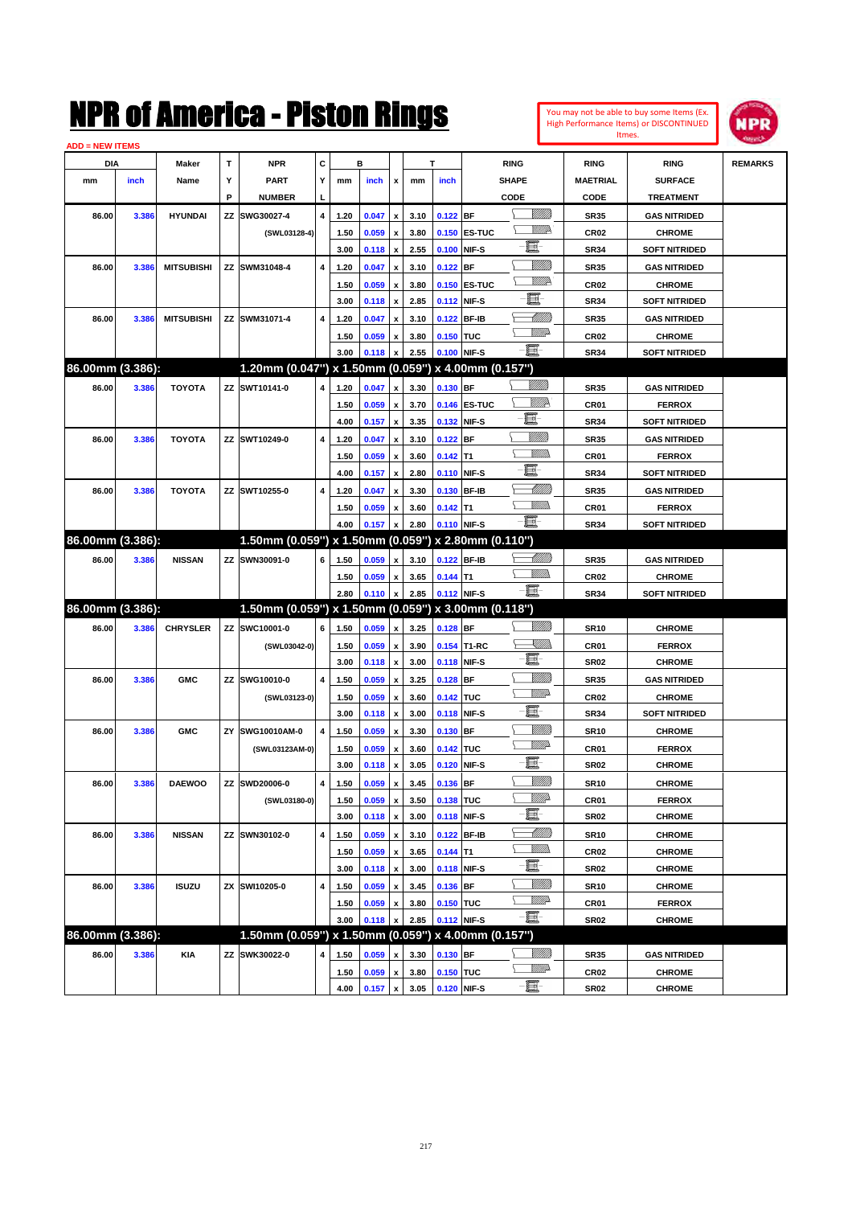# NPR of America - Piston Rings

You may not be able to buy some Items (Ex. High Performance Items) or DISCONTINUED Itmes.

ADD = NEW ITEMS

| DIA mm | DIA inch | Maker Name | TYP | NPR PART NUMBER | CYL | B mm | B inch | x | T mm | T inch | RING SHAPE CODE | RING MAETRIAL CODE | RING SURFACE TREATMENT | REMARKS |
|---|---|---|---|---|---|---|---|---|---|---|---|---|---|---|
| 86.00 | 3.386 | HYUNDAI | ZZ | SWG30027-4 | 4 | 1.20 | 0.047 | x | 3.10 | 0.122 | BF | SR35 | GAS NITRIDED | |
| | | | | (SWL03128-4) | | 1.50 | 0.059 | x | 3.80 | 0.150 | ES-TUC | CR02 | CHROME | |
| | | | | | | 3.00 | 0.118 | x | 2.55 | 0.100 | NIF-S | SR34 | SOFT NITRIDED | |
| 86.00 | 3.386 | MITSUBISHI | ZZ | SWM31048-4 | 4 | 1.20 | 0.047 | x | 3.10 | 0.122 | BF | SR35 | GAS NITRIDED | |
| | | | | | | 1.50 | 0.059 | x | 3.80 | 0.150 | ES-TUC | CR02 | CHROME | |
| | | | | | | 3.00 | 0.118 | x | 2.85 | 0.112 | NIF-S | SR34 | SOFT NITRIDED | |
| 86.00 | 3.386 | MITSUBISHI | ZZ | SWM31071-4 | 4 | 1.20 | 0.047 | x | 3.10 | 0.122 | BF-IB | SR35 | GAS NITRIDED | |
| | | | | | | 1.50 | 0.059 | x | 3.80 | 0.150 | TUC | CR02 | CHROME | |
| | | | | | | 3.00 | 0.118 | x | 2.55 | 0.100 | NIF-S | SR34 | SOFT NITRIDED | |
| **86.00mm (3.386):** | | | | **1.20mm (0.047") x 1.50mm (0.059") x 4.00mm (0.157")** | | | | | | | | | | |
| 86.00 | 3.386 | TOYOTA | ZZ | SWT10141-0 | 4 | 1.20 | 0.047 | x | 3.30 | 0.130 | BF | SR35 | GAS NITRIDED | |
| | | | | | | 1.50 | 0.059 | x | 3.70 | 0.146 | ES-TUC | CR01 | FERROX | |
| | | | | | | 4.00 | 0.157 | x | 3.35 | 0.132 | NIF-S | SR34 | SOFT NITRIDED | |
| 86.00 | 3.386 | TOYOTA | ZZ | SWT10249-0 | 4 | 1.20 | 0.047 | x | 3.10 | 0.122 | BF | SR35 | GAS NITRIDED | |
| | | | | | | 1.50 | 0.059 | x | 3.60 | 0.142 | T1 | CR01 | FERROX | |
| | | | | | | 4.00 | 0.157 | x | 2.80 | 0.110 | NIF-S | SR34 | SOFT NITRIDED | |
| 86.00 | 3.386 | TOYOTA | ZZ | SWT10255-0 | 4 | 1.20 | 0.047 | x | 3.30 | 0.130 | BF-IB | SR35 | GAS NITRIDED | |
| | | | | | | 1.50 | 0.059 | x | 3.60 | 0.142 | T1 | CR01 | FERROX | |
| | | | | | | 4.00 | 0.157 | x | 2.80 | 0.110 | NIF-S | SR34 | SOFT NITRIDED | |
| **86.00mm (3.386):** | | | | **1.50mm (0.059") x 1.50mm (0.059") x 2.80mm (0.110")** | | | | | | | | | | |
| 86.00 | 3.386 | NISSAN | ZZ | SWN30091-0 | 6 | 1.50 | 0.059 | x | 3.10 | 0.122 | BF-IB | SR35 | GAS NITRIDED | |
| | | | | | | 1.50 | 0.059 | x | 3.65 | 0.144 | T1 | CR02 | CHROME | |
| | | | | | | 2.80 | 0.110 | x | 2.85 | 0.112 | NIF-S | SR34 | SOFT NITRIDED | |
| **86.00mm (3.386):** | | | | **1.50mm (0.059") x 1.50mm (0.059") x 3.00mm (0.118")** | | | | | | | | | | |
| 86.00 | 3.386 | CHRYSLER | ZZ | SWC10001-0 | 6 | 1.50 | 0.059 | x | 3.25 | 0.128 | BF | SR10 | CHROME | |
| | | | | (SWL03042-0) | | 1.50 | 0.059 | x | 3.90 | 0.154 | T1-RC | CR01 | FERROX | |
| | | | | | | 3.00 | 0.118 | x | 3.00 | 0.118 | NIF-S | SR02 | CHROME | |
| 86.00 | 3.386 | GMC | ZZ | SWG10010-0 | 4 | 1.50 | 0.059 | x | 3.25 | 0.128 | BF | SR35 | GAS NITRIDED | |
| | | | | (SWL03123-0) | | 1.50 | 0.059 | x | 3.60 | 0.142 | TUC | CR02 | CHROME | |
| | | | | | | 3.00 | 0.118 | x | 3.00 | 0.118 | NIF-S | SR34 | SOFT NITRIDED | |
| 86.00 | 3.386 | GMC | ZY | SWG10010AM-0 | 4 | 1.50 | 0.059 | x | 3.30 | 0.130 | BF | SR10 | CHROME | |
| | | | | (SWL03123AM-0) | | 1.50 | 0.059 | x | 3.60 | 0.142 | TUC | CR01 | FERROX | |
| | | | | | | 3.00 | 0.118 | x | 3.05 | 0.120 | NIF-S | SR02 | CHROME | |
| 86.00 | 3.386 | DAEWOO | ZZ | SWD20006-0 | 4 | 1.50 | 0.059 | x | 3.45 | 0.136 | BF | SR10 | CHROME | |
| | | | | (SWL03180-0) | | 1.50 | 0.059 | x | 3.50 | 0.138 | TUC | CR01 | FERROX | |
| | | | | | | 3.00 | 0.118 | x | 3.00 | 0.118 | NIF-S | SR02 | CHROME | |
| 86.00 | 3.386 | NISSAN | ZZ | SWN30102-0 | 4 | 1.50 | 0.059 | x | 3.10 | 0.122 | BF-IB | SR10 | CHROME | |
| | | | | | | 1.50 | 0.059 | x | 3.65 | 0.144 | T1 | CR02 | CHROME | |
| | | | | | | 3.00 | 0.118 | x | 3.00 | 0.118 | NIF-S | SR02 | CHROME | |
| 86.00 | 3.386 | ISUZU | ZX | SWI10205-0 | 4 | 1.50 | 0.059 | x | 3.45 | 0.136 | BF | SR10 | CHROME | |
| | | | | | | 1.50 | 0.059 | x | 3.80 | 0.150 | TUC | CR01 | FERROX | |
| | | | | | | 3.00 | 0.118 | x | 2.85 | 0.112 | NIF-S | SR02 | CHROME | |
| **86.00mm (3.386):** | | | | **1.50mm (0.059") x 1.50mm (0.059") x 4.00mm (0.157")** | | | | | | | | | | |
| 86.00 | 3.386 | KIA | ZZ | SWK30022-0 | 4 | 1.50 | 0.059 | x | 3.30 | 0.130 | BF | SR35 | GAS NITRIDED | |
| | | | | | | 1.50 | 0.059 | x | 3.80 | 0.150 | TUC | CR02 | CHROME | |
| | | | | | | 4.00 | 0.157 | x | 3.05 | 0.120 | NIF-S | SR02 | CHROME | |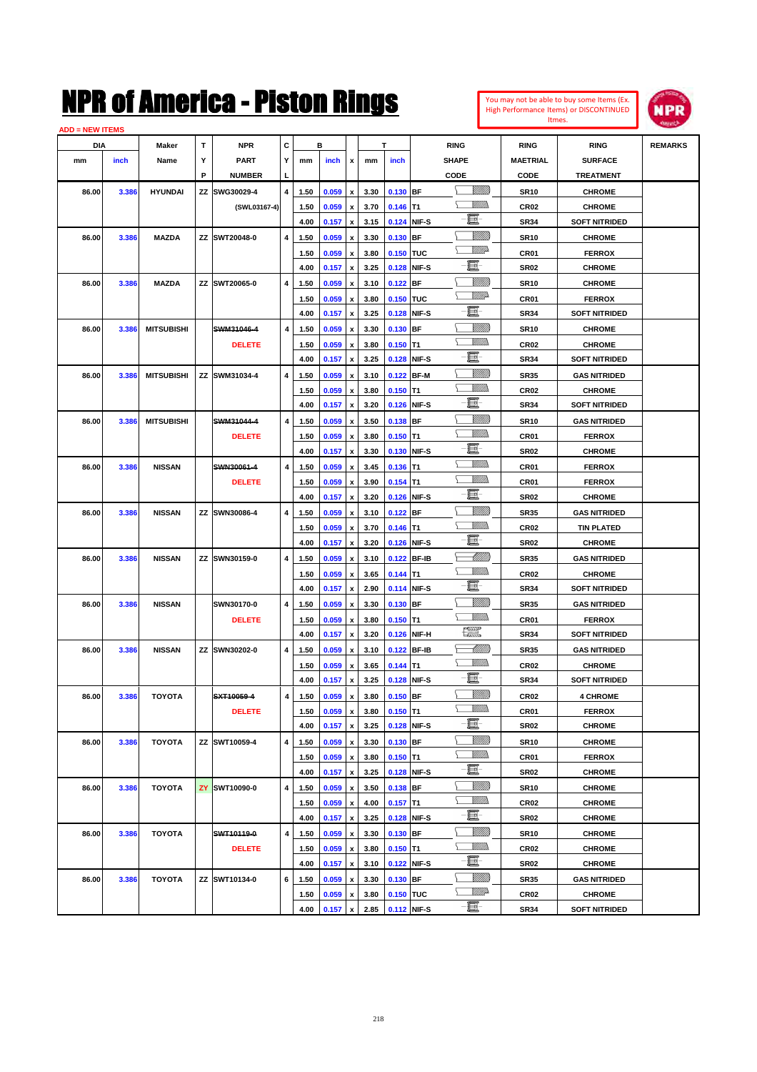# NPR of America - Piston Rings

You may not be able to buy some Items (Ex. High Performance Items) or DISCONTINUED Itmes.

ADD = NEW ITEMS

| DIA | | Maker | T | NPR | C | B | | | T | | RING | RING | RING | REMARKS |
|---|---|---|---|---|---|---|---|---|---|---|---|---|---|---|
| mm | inch | Name | Y | PART | Y | mm | inch | x | mm | inch | SHAPE | MAETRIAL | SURFACE | |
| | | | P | NUMBER | L | | | | | | CODE | CODE | TREATMENT | |
| 86.00 | 3.386 | HYUNDAI | ZZ | SWG30029-4 | 4 | 1.50 | 0.059 | x | 3.30 | 0.130 | BF | SR10 | CHROME | |
| | | | | (SWL03167-4) | | 1.50 | 0.059 | x | 3.70 | 0.146 | T1 | CR02 | CHROME | |
| | | | | | | 4.00 | 0.157 | x | 3.15 | 0.124 | NIF-S | SR34 | SOFT NITRIDED | |
| 86.00 | 3.386 | MAZDA | ZZ | SWT20048-0 | 4 | 1.50 | 0.059 | x | 3.30 | 0.130 | BF | SR10 | CHROME | |
| | | | | | | 1.50 | 0.059 | x | 3.80 | 0.150 | TUC | CR01 | FERROX | |
| | | | | | | 4.00 | 0.157 | x | 3.25 | 0.128 | NIF-S | SR02 | CHROME | |
| 86.00 | 3.386 | MAZDA | ZZ | SWT20065-0 | 4 | 1.50 | 0.059 | x | 3.10 | 0.122 | BF | SR10 | CHROME | |
| | | | | | | 1.50 | 0.059 | x | 3.80 | 0.150 | TUC | CR01 | FERROX | |
| | | | | | | 4.00 | 0.157 | x | 3.25 | 0.128 | NIF-S | SR34 | SOFT NITRIDED | |
| 86.00 | 3.386 | MITSUBISHI | | ~~SWM31046-4~~ | 4 | 1.50 | 0.059 | x | 3.30 | 0.130 | BF | SR10 | CHROME | |
| | | | | DELETE | | 1.50 | 0.059 | x | 3.80 | 0.150 | T1 | CR02 | CHROME | |
| | | | | | | 4.00 | 0.157 | x | 3.25 | 0.128 | NIF-S | SR34 | SOFT NITRIDED | |
| 86.00 | 3.386 | MITSUBISHI | ZZ | SWM31034-4 | 4 | 1.50 | 0.059 | x | 3.10 | 0.122 | BF-M | SR35 | GAS NITRIDED | |
| | | | | | | 1.50 | 0.059 | x | 3.80 | 0.150 | T1 | CR02 | CHROME | |
| | | | | | | 4.00 | 0.157 | x | 3.20 | 0.126 | NIF-S | SR34 | SOFT NITRIDED | |
| 86.00 | 3.386 | MITSUBISHI | | ~~SWM31044-4~~ | 4 | 1.50 | 0.059 | x | 3.50 | 0.138 | BF | SR10 | GAS NITRIDED | |
| | | | | DELETE | | 1.50 | 0.059 | x | 3.80 | 0.150 | T1 | CR01 | FERROX | |
| | | | | | | 4.00 | 0.157 | x | 3.30 | 0.130 | NIF-S | SR02 | CHROME | |
| 86.00 | 3.386 | NISSAN | | ~~SWN30061-4~~ | 4 | 1.50 | 0.059 | x | 3.45 | 0.136 | T1 | CR01 | FERROX | |
| | | | | DELETE | | 1.50 | 0.059 | x | 3.90 | 0.154 | T1 | CR01 | FERROX | |
| | | | | | | 4.00 | 0.157 | x | 3.20 | 0.126 | NIF-S | SR02 | CHROME | |
| 86.00 | 3.386 | NISSAN | ZZ | SWN30086-4 | 4 | 1.50 | 0.059 | x | 3.10 | 0.122 | BF | SR35 | GAS NITRIDED | |
| | | | | | | 1.50 | 0.059 | x | 3.70 | 0.146 | T1 | CR02 | TIN PLATED | |
| | | | | | | 4.00 | 0.157 | x | 3.20 | 0.126 | NIF-S | SR02 | CHROME | |
| 86.00 | 3.386 | NISSAN | ZZ | SWN30159-0 | 4 | 1.50 | 0.059 | x | 3.10 | 0.122 | BF-IB | SR35 | GAS NITRIDED | |
| | | | | | | 1.50 | 0.059 | x | 3.65 | 0.144 | T1 | CR02 | CHROME | |
| | | | | | | 4.00 | 0.157 | x | 2.90 | 0.114 | NIF-S | SR34 | SOFT NITRIDED | |
| 86.00 | 3.386 | NISSAN | | SWN30170-0 | 4 | 1.50 | 0.059 | x | 3.30 | 0.130 | BF | SR35 | GAS NITRIDED | |
| | | | | DELETE | | 1.50 | 0.059 | x | 3.80 | 0.150 | T1 | CR01 | FERROX | |
| | | | | | | 4.00 | 0.157 | x | 3.20 | 0.126 | NIF-H | SR34 | SOFT NITRIDED | |
| 86.00 | 3.386 | NISSAN | ZZ | SWN30202-0 | 4 | 1.50 | 0.059 | x | 3.10 | 0.122 | BF-IB | SR35 | GAS NITRIDED | |
| | | | | | | 1.50 | 0.059 | x | 3.65 | 0.144 | T1 | CR02 | CHROME | |
| | | | | | | 4.00 | 0.157 | x | 3.25 | 0.128 | NIF-S | SR34 | SOFT NITRIDED | |
| 86.00 | 3.386 | TOYOTA | | ~~SXT10059-4~~ | 4 | 1.50 | 0.059 | x | 3.80 | 0.150 | BF | CR02 | 4 CHROME | |
| | | | | DELETE | | 1.50 | 0.059 | x | 3.80 | 0.150 | T1 | CR01 | FERROX | |
| | | | | | | 4.00 | 0.157 | x | 3.25 | 0.128 | NIF-S | SR02 | CHROME | |
| 86.00 | 3.386 | TOYOTA | ZZ | SWT10059-4 | 4 | 1.50 | 0.059 | x | 3.30 | 0.130 | BF | SR10 | CHROME | |
| | | | | | | 1.50 | 0.059 | x | 3.80 | 0.150 | T1 | CR01 | FERROX | |
| | | | | | | 4.00 | 0.157 | x | 3.25 | 0.128 | NIF-S | SR02 | CHROME | |
| 86.00 | 3.386 | TOYOTA | ZY | SWT10090-0 | 4 | 1.50 | 0.059 | x | 3.50 | 0.138 | BF | SR10 | CHROME | |
| | | | | | | 1.50 | 0.059 | x | 4.00 | 0.157 | T1 | CR02 | CHROME | |
| | | | | | | 4.00 | 0.157 | x | 3.25 | 0.128 | NIF-S | SR02 | CHROME | |
| 86.00 | 3.386 | TOYOTA | | ~~SWT10119-0~~ | 4 | 1.50 | 0.059 | x | 3.30 | 0.130 | BF | SR10 | CHROME | |
| | | | | DELETE | | 1.50 | 0.059 | x | 3.80 | 0.150 | T1 | CR02 | CHROME | |
| | | | | | | 4.00 | 0.157 | x | 3.10 | 0.122 | NIF-S | SR02 | CHROME | |
| 86.00 | 3.386 | TOYOTA | ZZ | SWT10134-0 | 6 | 1.50 | 0.059 | x | 3.30 | 0.130 | BF | SR35 | GAS NITRIDED | |
| | | | | | | 1.50 | 0.059 | x | 3.80 | 0.150 | TUC | CR02 | CHROME | |
| | | | | | | 4.00 | 0.157 | x | 2.85 | 0.112 | NIF-S | SR34 | SOFT NITRIDED | |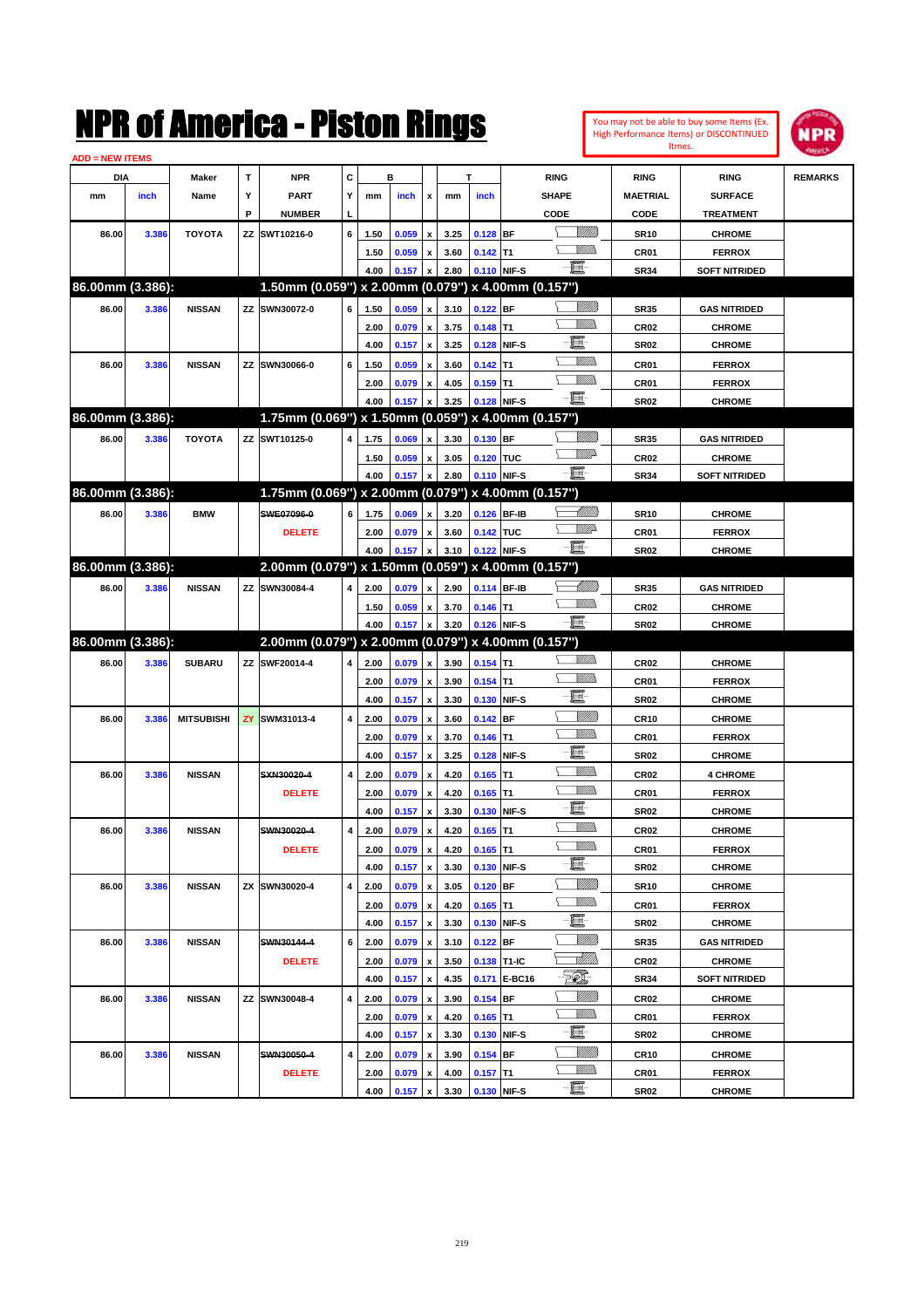# NPR of America - Piston Rings

You may not be able to buy some Items (Ex. High Performance Items) or DISCONTINUED Itmes.

ADD = NEW ITEMS

| DIA mm | DIA inch | Maker Name | TYP | NPR PART NUMBER | CYL | B mm | B inch | x | T mm | T inch | RING SHAPE CODE | RING MAETRIAL CODE | RING SURFACE TREATMENT | REMARKS |
|---|---|---|---|---|---|---|---|---|---|---|---|---|---|---|
| 86.00 | 3.386 | TOYOTA | ZZ | SWT10216-0 | 6 | 1.50 | 0.059 | x | 3.25 | 0.128 | BF | SR10 | CHROME | |
| | | | | | | 1.50 | 0.059 | x | 3.60 | 0.142 | T1 | CR01 | FERROX | |
| | | | | | | 4.00 | 0.157 | x | 2.80 | 0.110 | NIF-S | SR34 | SOFT NITRIDED | |
| **86.00mm (3.386):** | | | | **1.50mm (0.059") x 2.00mm (0.079") x 4.00mm (0.157")** | | | | | | | | | | |
| 86.00 | 3.386 | NISSAN | ZZ | SWN30072-0 | 6 | 1.50 | 0.059 | x | 3.10 | 0.122 | BF | SR35 | GAS NITRIDED | |
| | | | | | | 2.00 | 0.079 | x | 3.75 | 0.148 | T1 | CR02 | CHROME | |
| | | | | | | 4.00 | 0.157 | x | 3.25 | 0.128 | NIF-S | SR02 | CHROME | |
| 86.00 | 3.386 | NISSAN | ZZ | SWN30066-0 | 6 | 1.50 | 0.059 | x | 3.60 | 0.142 | T1 | CR01 | FERROX | |
| | | | | | | 2.00 | 0.079 | x | 4.05 | 0.159 | T1 | CR01 | FERROX | |
| | | | | | | 4.00 | 0.157 | x | 3.25 | 0.128 | NIF-S | SR02 | CHROME | |
| **86.00mm (3.386):** | | | | **1.75mm (0.069") x 1.50mm (0.059") x 4.00mm (0.157")** | | | | | | | | | | |
| 86.00 | 3.386 | TOYOTA | ZZ | SWT10125-0 | 4 | 1.75 | 0.069 | x | 3.30 | 0.130 | BF | SR35 | GAS NITRIDED | |
| | | | | | | 1.50 | 0.059 | x | 3.05 | 0.120 | TUC | CR02 | CHROME | |
| | | | | | | 4.00 | 0.157 | x | 2.80 | 0.110 | NIF-S | SR34 | SOFT NITRIDED | |
| **86.00mm (3.386):** | | | | **1.75mm (0.069") x 2.00mm (0.079") x 4.00mm (0.157")** | | | | | | | | | | |
| 86.00 | 3.386 | BMW | | ~~SWE07096-0~~ | 6 | 1.75 | 0.069 | x | 3.20 | 0.126 | BF-IB | SR10 | CHROME | |
| | | | | DELETE | | 2.00 | 0.079 | x | 3.60 | 0.142 | TUC | CR01 | FERROX | |
| | | | | | | 4.00 | 0.157 | x | 3.10 | 0.122 | NIF-S | SR02 | CHROME | |
| **86.00mm (3.386):** | | | | **2.00mm (0.079") x 1.50mm (0.059") x 4.00mm (0.157")** | | | | | | | | | | |
| 86.00 | 3.386 | NISSAN | ZZ | SWN30084-4 | 4 | 2.00 | 0.079 | x | 2.90 | 0.114 | BF-IB | SR35 | GAS NITRIDED | |
| | | | | | | 1.50 | 0.059 | x | 3.70 | 0.146 | T1 | CR02 | CHROME | |
| | | | | | | 4.00 | 0.157 | x | 3.20 | 0.126 | NIF-S | SR02 | CHROME | |
| **86.00mm (3.386):** | | | | **2.00mm (0.079") x 2.00mm (0.079") x 4.00mm (0.157")** | | | | | | | | | | |
| 86.00 | 3.386 | SUBARU | ZZ | SWF20014-4 | 4 | 2.00 | 0.079 | x | 3.90 | 0.154 | T1 | CR02 | CHROME | |
| | | | | | | 2.00 | 0.079 | x | 3.90 | 0.154 | T1 | CR01 | FERROX | |
| | | | | | | 4.00 | 0.157 | x | 3.30 | 0.130 | NIF-S | SR02 | CHROME | |
| 86.00 | 3.386 | MITSUBISHI | ZY | SWM31013-4 | 4 | 2.00 | 0.079 | x | 3.60 | 0.142 | BF | CR10 | CHROME | |
| | | | | | | 2.00 | 0.079 | x | 3.70 | 0.146 | T1 | CR01 | FERROX | |
| | | | | | | 4.00 | 0.157 | x | 3.25 | 0.128 | NIF-S | SR02 | CHROME | |
| 86.00 | 3.386 | NISSAN | | ~~SXN30020-4~~ | 4 | 2.00 | 0.079 | x | 4.20 | 0.165 | T1 | CR02 | 4 CHROME | |
| | | | | DELETE | | 2.00 | 0.079 | x | 4.20 | 0.165 | T1 | CR01 | FERROX | |
| | | | | | | 4.00 | 0.157 | x | 3.30 | 0.130 | NIF-S | SR02 | CHROME | |
| 86.00 | 3.386 | NISSAN | | ~~SWN30020-4~~ | 4 | 2.00 | 0.079 | x | 4.20 | 0.165 | T1 | CR02 | CHROME | |
| | | | | DELETE | | 2.00 | 0.079 | x | 4.20 | 0.165 | T1 | CR01 | FERROX | |
| | | | | | | 4.00 | 0.157 | x | 3.30 | 0.130 | NIF-S | SR02 | CHROME | |
| 86.00 | 3.386 | NISSAN | ZX | SWN30020-4 | 4 | 2.00 | 0.079 | x | 3.05 | 0.120 | BF | SR10 | CHROME | |
| | | | | | | 2.00 | 0.079 | x | 4.20 | 0.165 | T1 | CR01 | FERROX | |
| | | | | | | 4.00 | 0.157 | x | 3.30 | 0.130 | NIF-S | SR02 | CHROME | |
| 86.00 | 3.386 | NISSAN | | ~~SWN30144-4~~ | 6 | 2.00 | 0.079 | x | 3.10 | 0.122 | BF | SR35 | GAS NITRIDED | |
| | | | | DELETE | | 2.00 | 0.079 | x | 3.50 | 0.138 | T1-IC | CR02 | CHROME | |
| | | | | | | 4.00 | 0.157 | x | 4.35 | 0.171 | E-BC16 | SR34 | SOFT NITRIDED | |
| 86.00 | 3.386 | NISSAN | ZZ | SWN30048-4 | 4 | 2.00 | 0.079 | x | 3.90 | 0.154 | BF | CR02 | CHROME | |
| | | | | | | 2.00 | 0.079 | x | 4.20 | 0.165 | T1 | CR01 | FERROX | |
| | | | | | | 4.00 | 0.157 | x | 3.30 | 0.130 | NIF-S | SR02 | CHROME | |
| 86.00 | 3.386 | NISSAN | | ~~SWN30050-4~~ | 4 | 2.00 | 0.079 | x | 3.90 | 0.154 | BF | CR10 | CHROME | |
| | | | | DELETE | | 2.00 | 0.079 | x | 4.00 | 0.157 | T1 | CR01 | FERROX | |
| | | | | | | 4.00 | 0.157 | x | 3.30 | 0.130 | NIF-S | SR02 | CHROME | |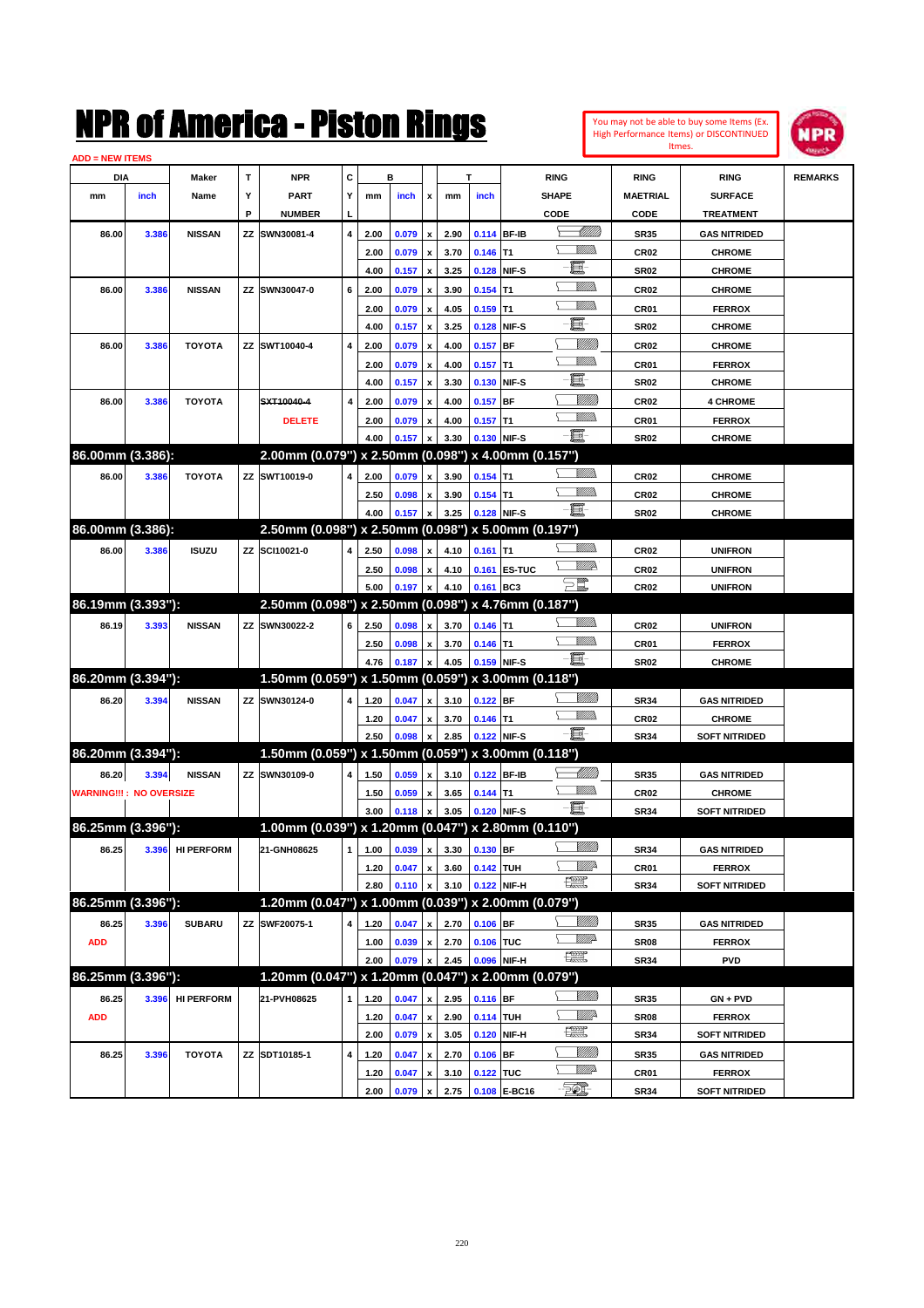# NPR of America - Piston Rings

You may not be able to buy some Items (Ex. High Performance Items) or DISCONTINUED Itmes.

ADD = NEW ITEMS

| DIA mm | DIA inch | Maker Name | TYP | NPR PART NUMBER | CYL | B mm | B inch | x | T mm | T inch | RING SHAPE CODE | RING MAETRIAL CODE | RING SURFACE TREATMENT | REMARKS |
|---|---|---|---|---|---|---|---|---|---|---|---|---|---|---|
| 86.00 | 3.386 | NISSAN | ZZ | SWN30081-4 | 4 | 2.00 | 0.079 | x | 2.90 | 0.114 | BF-IB | SR35 | GAS NITRIDED | |
| | | | | | | 2.00 | 0.079 | x | 3.70 | 0.146 | T1 | CR02 | CHROME | |
| | | | | | | 4.00 | 0.157 | x | 3.25 | 0.128 | NIF-S | SR02 | CHROME | |
| 86.00 | 3.386 | NISSAN | ZZ | SWN30047-0 | 6 | 2.00 | 0.079 | x | 3.90 | 0.154 | T1 | CR02 | CHROME | |
| | | | | | | 2.00 | 0.079 | x | 4.05 | 0.159 | T1 | CR01 | FERROX | |
| | | | | | | 4.00 | 0.157 | x | 3.25 | 0.128 | NIF-S | SR02 | CHROME | |
| 86.00 | 3.386 | TOYOTA | ZZ | SWT10040-4 | 4 | 2.00 | 0.079 | x | 4.00 | 0.157 | BF | CR02 | CHROME | |
| | | | | | | 2.00 | 0.079 | x | 4.00 | 0.157 | T1 | CR01 | FERROX | |
| | | | | | | 4.00 | 0.157 | x | 3.30 | 0.130 | NIF-S | SR02 | CHROME | |
| 86.00 | 3.386 | TOYOTA | | ~~SXT10040-4~~ | 4 | 2.00 | 0.079 | x | 4.00 | 0.157 | BF | CR02 | 4 CHROME | |
| | | | | DELETE | | 2.00 | 0.079 | x | 4.00 | 0.157 | T1 | CR01 | FERROX | |
| | | | | | | 4.00 | 0.157 | x | 3.30 | 0.130 | NIF-S | SR02 | CHROME | |
| **86.00mm (3.386):** | | | | **2.00mm (0.079") x 2.50mm (0.098") x 4.00mm (0.157")** | | | | | | | | | | |
| 86.00 | 3.386 | TOYOTA | ZZ | SWT10019-0 | 4 | 2.00 | 0.079 | x | 3.90 | 0.154 | T1 | CR02 | CHROME | |
| | | | | | | 2.50 | 0.098 | x | 3.90 | 0.154 | T1 | CR02 | CHROME | |
| | | | | | | 4.00 | 0.157 | x | 3.25 | 0.128 | NIF-S | SR02 | CHROME | |
| **86.00mm (3.386):** | | | | **2.50mm (0.098") x 2.50mm (0.098") x 5.00mm (0.197")** | | | | | | | | | | |
| 86.00 | 3.386 | ISUZU | ZZ | SCI10021-0 | 4 | 2.50 | 0.098 | x | 4.10 | 0.161 | T1 | CR02 | UNIFRON | |
| | | | | | | 2.50 | 0.098 | x | 4.10 | 0.161 | ES-TUC | CR02 | UNIFRON | |
| | | | | | | 5.00 | 0.197 | x | 4.10 | 0.161 | BC3 | CR02 | UNIFRON | |
| **86.19mm (3.393"):** | | | | **2.50mm (0.098") x 2.50mm (0.098") x 4.76mm (0.187")** | | | | | | | | | | |
| 86.19 | 3.393 | NISSAN | ZZ | SWN30022-2 | 6 | 2.50 | 0.098 | x | 3.70 | 0.146 | T1 | CR02 | UNIFRON | |
| | | | | | | 2.50 | 0.098 | x | 3.70 | 0.146 | T1 | CR01 | FERROX | |
| | | | | | | 4.76 | 0.187 | x | 4.05 | 0.159 | NIF-S | SR02 | CHROME | |
| **86.20mm (3.394"):** | | | | **1.50mm (0.059") x 1.50mm (0.059") x 3.00mm (0.118")** | | | | | | | | | | |
| 86.20 | 3.394 | NISSAN | ZZ | SWN30124-0 | 4 | 1.20 | 0.047 | x | 3.10 | 0.122 | BF | SR34 | GAS NITRIDED | |
| | | | | | | 1.20 | 0.047 | x | 3.70 | 0.146 | T1 | CR02 | CHROME | |
| | | | | | | 2.50 | 0.098 | x | 2.85 | 0.122 | NIF-S | SR34 | SOFT NITRIDED | |
| **86.20mm (3.394"):** | | | | **1.50mm (0.059") x 1.50mm (0.059") x 3.00mm (0.118")** | | | | | | | | | | |
| 86.20 | 3.394 | NISSAN | ZZ | SWN30109-0 | 4 | 1.50 | 0.059 | x | 3.10 | 0.122 | BF-IB | SR35 | GAS NITRIDED | |
| WARNING!!! : NO OVERSIZE | | | | | | 1.50 | 0.059 | x | 3.65 | 0.144 | T1 | CR02 | CHROME | |
| | | | | | | 3.00 | 0.118 | x | 3.05 | 0.120 | NIF-S | SR34 | SOFT NITRIDED | |
| **86.25mm (3.396"):** | | | | **1.00mm (0.039") x 1.20mm (0.047") x 2.80mm (0.110")** | | | | | | | | | | |
| 86.25 | 3.396 | HI PERFORM | | 21-GNH08625 | 1 | 1.00 | 0.039 | x | 3.30 | 0.130 | BF | SR34 | GAS NITRIDED | |
| | | | | | | 1.20 | 0.047 | x | 3.60 | 0.142 | TUH | CR01 | FERROX | |
| | | | | | | 2.80 | 0.110 | x | 3.10 | 0.122 | NIF-H | SR34 | SOFT NITRIDED | |
| **86.25mm (3.396"):** | | | | **1.20mm (0.047") x 1.00mm (0.039") x 2.00mm (0.079")** | | | | | | | | | | |
| 86.25 | 3.396 | SUBARU | ZZ | SWF20075-1 | 4 | 1.20 | 0.047 | x | 2.70 | 0.106 | BF | SR35 | GAS NITRIDED | |
| ADD | | | | | | 1.00 | 0.039 | x | 2.70 | 0.106 | TUC | SR08 | FERROX | |
| | | | | | | 2.00 | 0.079 | x | 2.45 | 0.096 | NIF-H | SR34 | PVD | |
| **86.25mm (3.396"):** | | | | **1.20mm (0.047") x 1.20mm (0.047") x 2.00mm (0.079")** | | | | | | | | | | |
| 86.25 | 3.396 | HI PERFORM | | 21-PVH08625 | 1 | 1.20 | 0.047 | x | 2.95 | 0.116 | BF | SR35 | GN + PVD | |
| ADD | | | | | | 1.20 | 0.047 | x | 2.90 | 0.114 | TUH | SR08 | FERROX | |
| | | | | | | 2.00 | 0.079 | x | 3.05 | 0.120 | NIF-H | SR34 | SOFT NITRIDED | |
| 86.25 | 3.396 | TOYOTA | ZZ | SDT10185-1 | 4 | 1.20 | 0.047 | x | 2.70 | 0.106 | BF | SR35 | GAS NITRIDED | |
| | | | | | | 1.20 | 0.047 | x | 3.10 | 0.122 | TUC | CR01 | FERROX | |
| | | | | | | 2.00 | 0.079 | x | 2.75 | 0.108 | E-BC16 | SR34 | SOFT NITRIDED | |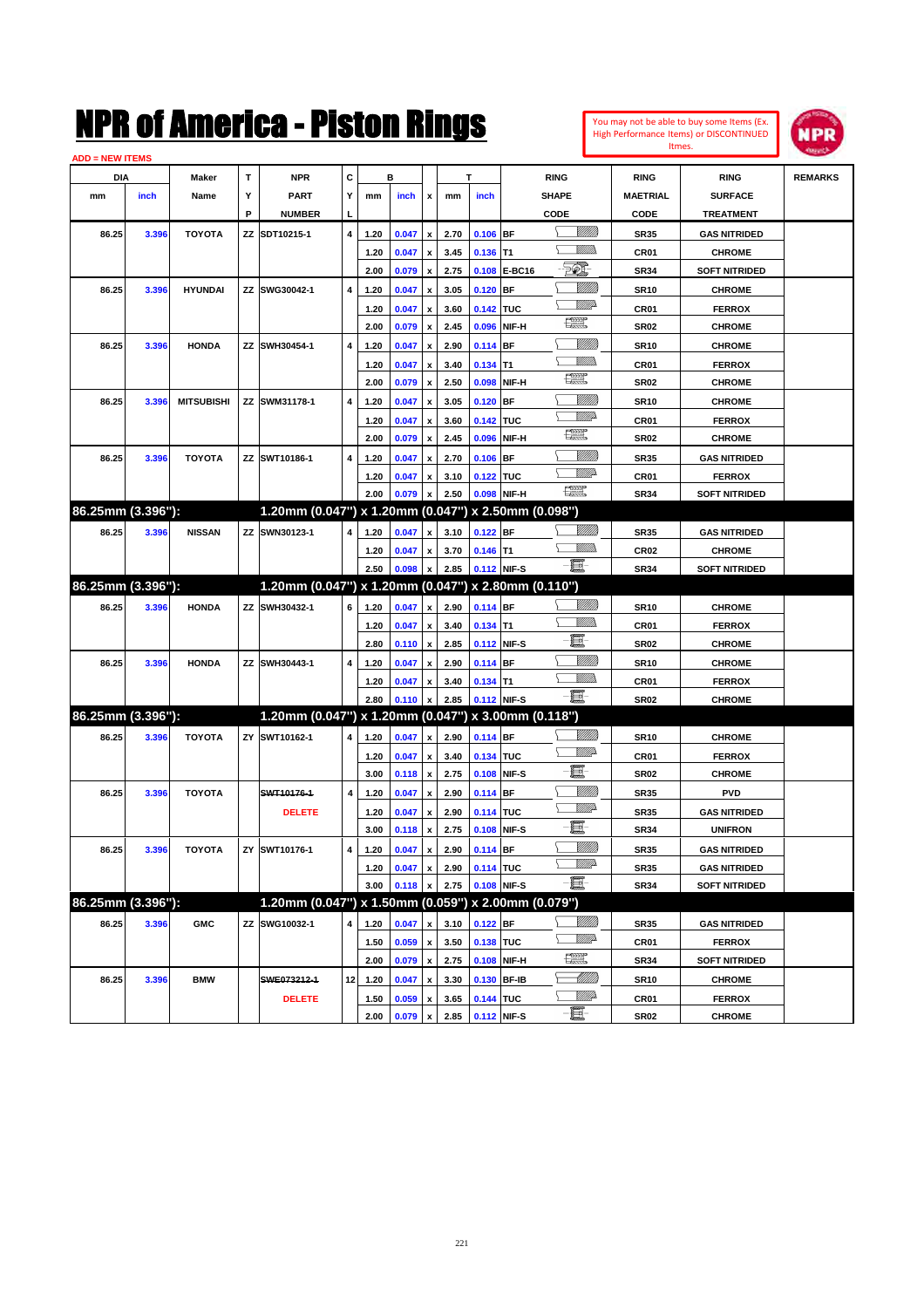# NPR of America - Piston Rings

You may not be able to buy some Items (Ex. High Performance Items) or DISCONTINUED Itmes.

ADD = NEW ITEMS

| DIA mm | DIA inch | Maker Name | TYP | NPR PART NUMBER | CYL | B mm | B inch | x | T mm | T inch | RING SHAPE CODE | RING MAETRIAL CODE | RING SURFACE TREATMENT | REMARKS |
|---|---|---|---|---|---|---|---|---|---|---|---|---|---|---|
| 86.25 | 3.396 | TOYOTA | ZZ | SDT10215-1 | 4 | 1.20 | 0.047 | x | 2.70 | 0.106 | BF | SR35 | GAS NITRIDED | |
| | | | | | | 1.20 | 0.047 | x | 3.45 | 0.136 | T1 | CR01 | CHROME | |
| | | | | | | 2.00 | 0.079 | x | 2.75 | 0.108 | E-BC16 | SR34 | SOFT NITRIDED | |
| 86.25 | 3.396 | HYUNDAI | ZZ | SWG30042-1 | 4 | 1.20 | 0.047 | x | 3.05 | 0.120 | BF | SR10 | CHROME | |
| | | | | | | 1.20 | 0.047 | x | 3.60 | 0.142 | TUC | CR01 | FERROX | |
| | | | | | | 2.00 | 0.079 | x | 2.45 | 0.096 | NIF-H | SR02 | CHROME | |
| 86.25 | 3.396 | HONDA | ZZ | SWH30454-1 | 4 | 1.20 | 0.047 | x | 2.90 | 0.114 | BF | SR10 | CHROME | |
| | | | | | | 1.20 | 0.047 | x | 3.40 | 0.134 | T1 | CR01 | FERROX | |
| | | | | | | 2.00 | 0.079 | x | 2.50 | 0.098 | NIF-H | SR02 | CHROME | |
| 86.25 | 3.396 | MITSUBISHI | ZZ | SWM31178-1 | 4 | 1.20 | 0.047 | x | 3.05 | 0.120 | BF | SR10 | CHROME | |
| | | | | | | 1.20 | 0.047 | x | 3.60 | 0.142 | TUC | CR01 | FERROX | |
| | | | | | | 2.00 | 0.079 | x | 2.45 | 0.096 | NIF-H | SR02 | CHROME | |
| 86.25 | 3.396 | TOYOTA | ZZ | SWT10186-1 | 4 | 1.20 | 0.047 | x | 2.70 | 0.106 | BF | SR35 | GAS NITRIDED | |
| | | | | | | 1.20 | 0.047 | x | 3.10 | 0.122 | TUC | CR01 | FERROX | |
| | | | | | | 2.00 | 0.079 | x | 2.50 | 0.098 | NIF-H | SR34 | SOFT NITRIDED | |
| **86.25mm (3.396"):** | | | | **1.20mm (0.047") x 1.20mm (0.047") x 2.50mm (0.098")** | | | | | | | | | | |
| 86.25 | 3.396 | NISSAN | ZZ | SWN30123-1 | 4 | 1.20 | 0.047 | x | 3.10 | 0.122 | BF | SR35 | GAS NITRIDED | |
| | | | | | | 1.20 | 0.047 | x | 3.70 | 0.146 | T1 | CR02 | CHROME | |
| | | | | | | 2.50 | 0.098 | x | 2.85 | 0.112 | NIF-S | SR34 | SOFT NITRIDED | |
| **86.25mm (3.396"):** | | | | **1.20mm (0.047") x 1.20mm (0.047") x 2.80mm (0.110")** | | | | | | | | | | |
| 86.25 | 3.396 | HONDA | ZZ | SWH30432-1 | 6 | 1.20 | 0.047 | x | 2.90 | 0.114 | BF | SR10 | CHROME | |
| | | | | | | 1.20 | 0.047 | x | 3.40 | 0.134 | T1 | CR01 | FERROX | |
| | | | | | | 2.80 | 0.110 | x | 2.85 | 0.112 | NIF-S | SR02 | CHROME | |
| 86.25 | 3.396 | HONDA | ZZ | SWH30443-1 | 4 | 1.20 | 0.047 | x | 2.90 | 0.114 | BF | SR10 | CHROME | |
| | | | | | | 1.20 | 0.047 | x | 3.40 | 0.134 | T1 | CR01 | FERROX | |
| | | | | | | 2.80 | 0.110 | x | 2.85 | 0.112 | NIF-S | SR02 | CHROME | |
| **86.25mm (3.396"):** | | | | **1.20mm (0.047") x 1.20mm (0.047") x 3.00mm (0.118")** | | | | | | | | | | |
| 86.25 | 3.396 | TOYOTA | ZY | SWT10162-1 | 4 | 1.20 | 0.047 | x | 2.90 | 0.114 | BF | SR10 | CHROME | |
| | | | | | | 1.20 | 0.047 | x | 3.40 | 0.134 | TUC | CR01 | FERROX | |
| | | | | | | 3.00 | 0.118 | x | 2.75 | 0.108 | NIF-S | SR02 | CHROME | |
| 86.25 | 3.396 | TOYOTA | | ~~SWT10176-1~~ | 4 | 1.20 | 0.047 | x | 2.90 | 0.114 | BF | SR35 | PVD | |
| | | | | DELETE | | 1.20 | 0.047 | x | 2.90 | 0.114 | TUC | SR35 | GAS NITRIDED | |
| | | | | | | 3.00 | 0.118 | x | 2.75 | 0.108 | NIF-S | SR34 | UNIFRON | |
| 86.25 | 3.396 | TOYOTA | ZY | SWT10176-1 | 4 | 1.20 | 0.047 | x | 2.90 | 0.114 | BF | SR35 | GAS NITRIDED | |
| | | | | | | 1.20 | 0.047 | x | 2.90 | 0.114 | TUC | SR35 | GAS NITRIDED | |
| | | | | | | 3.00 | 0.118 | x | 2.75 | 0.108 | NIF-S | SR34 | SOFT NITRIDED | |
| **86.25mm (3.396"):** | | | | **1.20mm (0.047") x 1.50mm (0.059") x 2.00mm (0.079")** | | | | | | | | | | |
| 86.25 | 3.396 | GMC | ZZ | SWG10032-1 | 4 | 1.20 | 0.047 | x | 3.10 | 0.122 | BF | SR35 | GAS NITRIDED | |
| | | | | | | 1.50 | 0.059 | x | 3.50 | 0.138 | TUC | CR01 | FERROX | |
| | | | | | | 2.00 | 0.079 | x | 2.75 | 0.108 | NIF-H | SR34 | SOFT NITRIDED | |
| 86.25 | 3.396 | BMW | | ~~SWE073212-1~~ | 12 | 1.20 | 0.047 | x | 3.30 | 0.130 | BF-IB | SR10 | CHROME | |
| | | | | DELETE | | 1.50 | 0.059 | x | 3.65 | 0.144 | TUC | CR01 | FERROX | |
| | | | | | | 2.00 | 0.079 | x | 2.85 | 0.112 | NIF-S | SR02 | CHROME | |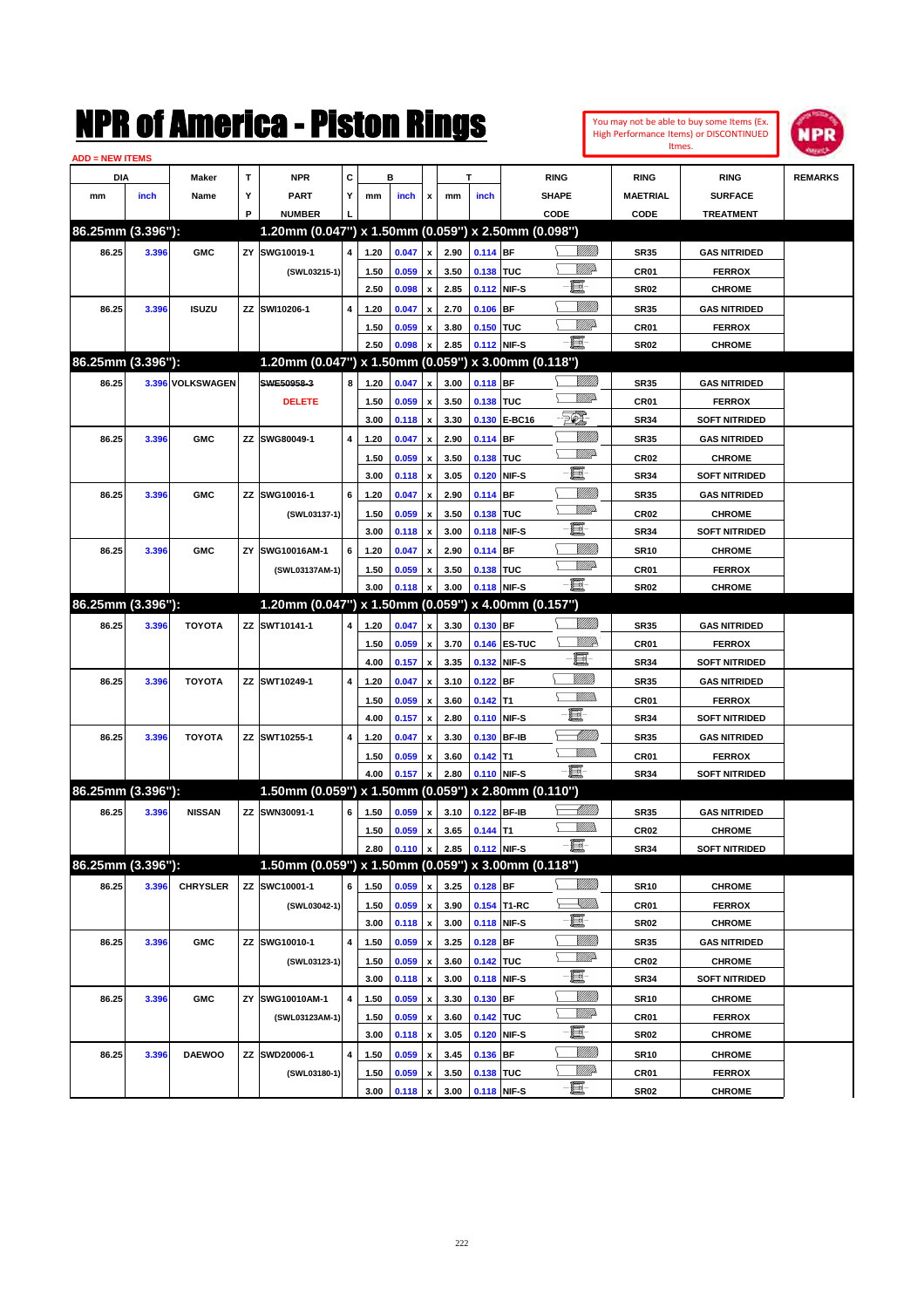# NPR of America - Piston Rings

You may not be able to buy some Items (Ex. High Performance Items) or DISCONTINUED Itmes.

ADD = NEW ITEMS

| DIA mm | DIA inch | Maker Name | TYP | NPR PART NUMBER | CYL | B mm | B inch | x | T mm | T inch | RING SHAPE CODE | RING MAETRIAL CODE | RING SURFACE TREATMENT | REMARKS |
|---|---|---|---|---|---|---|---|---|---|---|---|---|---|---|
| **86.25mm (3.396"):** | | | | **1.20mm (0.047") x 1.50mm (0.059") x 2.50mm (0.098")** | | | | | | | | | | |
| 86.25 | 3.396 | GMC | ZY | SWG10019-1 | 4 | 1.20 | 0.047 | x | 2.90 | 0.114 | BF | SR35 | GAS NITRIDED | |
| | | | | (SWL03215-1) | | 1.50 | 0.059 | x | 3.50 | 0.138 | TUC | CR01 | FERROX | |
| | | | | | | 2.50 | 0.098 | x | 2.85 | 0.112 | NIF-S | SR02 | CHROME | |
| 86.25 | 3.396 | ISUZU | ZZ | SWI10206-1 | 4 | 1.20 | 0.047 | x | 2.70 | 0.106 | BF | SR35 | GAS NITRIDED | |
| | | | | | | 1.50 | 0.059 | x | 3.80 | 0.150 | TUC | CR01 | FERROX | |
| | | | | | | 2.50 | 0.098 | x | 2.85 | 0.112 | NIF-S | SR02 | CHROME | |
| **86.25mm (3.396"):** | | | | **1.20mm (0.047") x 1.50mm (0.059") x 3.00mm (0.118")** | | | | | | | | | | |
| 86.25 | 3.396 | VOLKSWAGEN | | ~~SWE50958-3~~ | 8 | 1.20 | 0.047 | x | 3.00 | 0.118 | BF | SR35 | GAS NITRIDED | |
| | | | | DELETE | | 1.50 | 0.059 | x | 3.50 | 0.138 | TUC | CR01 | FERROX | |
| | | | | | | 3.00 | 0.118 | x | 3.30 | 0.130 | E-BC16 | SR34 | SOFT NITRIDED | |
| 86.25 | 3.396 | GMC | ZZ | SWG80049-1 | 4 | 1.20 | 0.047 | x | 2.90 | 0.114 | BF | SR35 | GAS NITRIDED | |
| | | | | | | 1.50 | 0.059 | x | 3.50 | 0.138 | TUC | CR02 | CHROME | |
| | | | | | | 3.00 | 0.118 | x | 3.05 | 0.120 | NIF-S | SR34 | SOFT NITRIDED | |
| 86.25 | 3.396 | GMC | ZZ | SWG10016-1 | 6 | 1.20 | 0.047 | x | 2.90 | 0.114 | BF | SR35 | GAS NITRIDED | |
| | | | | (SWL03137-1) | | 1.50 | 0.059 | x | 3.50 | 0.138 | TUC | CR02 | CHROME | |
| | | | | | | 3.00 | 0.118 | x | 3.00 | 0.118 | NIF-S | SR34 | SOFT NITRIDED | |
| 86.25 | 3.396 | GMC | ZY | SWG10016AM-1 | 6 | 1.20 | 0.047 | x | 2.90 | 0.114 | BF | SR10 | CHROME | |
| | | | | (SWL03137AM-1) | | 1.50 | 0.059 | x | 3.50 | 0.138 | TUC | CR01 | FERROX | |
| | | | | | | 3.00 | 0.118 | x | 3.00 | 0.118 | NIF-S | SR02 | CHROME | |
| **86.25mm (3.396"):** | | | | **1.20mm (0.047") x 1.50mm (0.059") x 4.00mm (0.157")** | | | | | | | | | | |
| 86.25 | 3.396 | TOYOTA | ZZ | SWT10141-1 | 4 | 1.20 | 0.047 | x | 3.30 | 0.130 | BF | SR35 | GAS NITRIDED | |
| | | | | | | 1.50 | 0.059 | x | 3.70 | 0.146 | ES-TUC | CR01 | FERROX | |
| | | | | | | 4.00 | 0.157 | x | 3.35 | 0.132 | NIF-S | SR34 | SOFT NITRIDED | |
| 86.25 | 3.396 | TOYOTA | ZZ | SWT10249-1 | 4 | 1.20 | 0.047 | x | 3.10 | 0.122 | BF | SR35 | GAS NITRIDED | |
| | | | | | | 1.50 | 0.059 | x | 3.60 | 0.142 | T1 | CR01 | FERROX | |
| | | | | | | 4.00 | 0.157 | x | 2.80 | 0.110 | NIF-S | SR34 | SOFT NITRIDED | |
| 86.25 | 3.396 | TOYOTA | ZZ | SWT10255-1 | 4 | 1.20 | 0.047 | x | 3.30 | 0.130 | BF-IB | SR35 | GAS NITRIDED | |
| | | | | | | 1.50 | 0.059 | x | 3.60 | 0.142 | T1 | CR01 | FERROX | |
| | | | | | | 4.00 | 0.157 | x | 2.80 | 0.110 | NIF-S | SR34 | SOFT NITRIDED | |
| **86.25mm (3.396"):** | | | | **1.50mm (0.059") x 1.50mm (0.059") x 2.80mm (0.110")** | | | | | | | | | | |
| 86.25 | 3.396 | NISSAN | ZZ | SWN30091-1 | 6 | 1.50 | 0.059 | x | 3.10 | 0.122 | BF-IB | SR35 | GAS NITRIDED | |
| | | | | | | 1.50 | 0.059 | x | 3.65 | 0.144 | T1 | CR02 | CHROME | |
| | | | | | | 2.80 | 0.110 | x | 2.85 | 0.112 | NIF-S | SR34 | SOFT NITRIDED | |
| **86.25mm (3.396"):** | | | | **1.50mm (0.059") x 1.50mm (0.059") x 3.00mm (0.118")** | | | | | | | | | | |
| 86.25 | 3.396 | CHRYSLER | ZZ | SWC10001-1 | 6 | 1.50 | 0.059 | x | 3.25 | 0.128 | BF | SR10 | CHROME | |
| | | | | (SWL03042-1) | | 1.50 | 0.059 | x | 3.90 | 0.154 | T1-RC | CR01 | FERROX | |
| | | | | | | 3.00 | 0.118 | x | 3.00 | 0.118 | NIF-S | SR02 | CHROME | |
| 86.25 | 3.396 | GMC | ZZ | SWG10010-1 | 4 | 1.50 | 0.059 | x | 3.25 | 0.128 | BF | SR35 | GAS NITRIDED | |
| | | | | (SWL03123-1) | | 1.50 | 0.059 | x | 3.60 | 0.142 | TUC | CR02 | CHROME | |
| | | | | | | 3.00 | 0.118 | x | 3.00 | 0.118 | NIF-S | SR34 | SOFT NITRIDED | |
| 86.25 | 3.396 | GMC | ZY | SWG10010AM-1 | 4 | 1.50 | 0.059 | x | 3.30 | 0.130 | BF | SR10 | CHROME | |
| | | | | (SWL03123AM-1) | | 1.50 | 0.059 | x | 3.60 | 0.142 | TUC | CR01 | FERROX | |
| | | | | | | 3.00 | 0.118 | x | 3.05 | 0.120 | NIF-S | SR02 | CHROME | |
| 86.25 | 3.396 | DAEWOO | ZZ | SWD20006-1 | 4 | 1.50 | 0.059 | x | 3.45 | 0.136 | BF | SR10 | CHROME | |
| | | | | (SWL03180-1) | | 1.50 | 0.059 | x | 3.50 | 0.138 | TUC | CR01 | FERROX | |
| | | | | | | 3.00 | 0.118 | x | 3.00 | 0.118 | NIF-S | SR02 | CHROME | |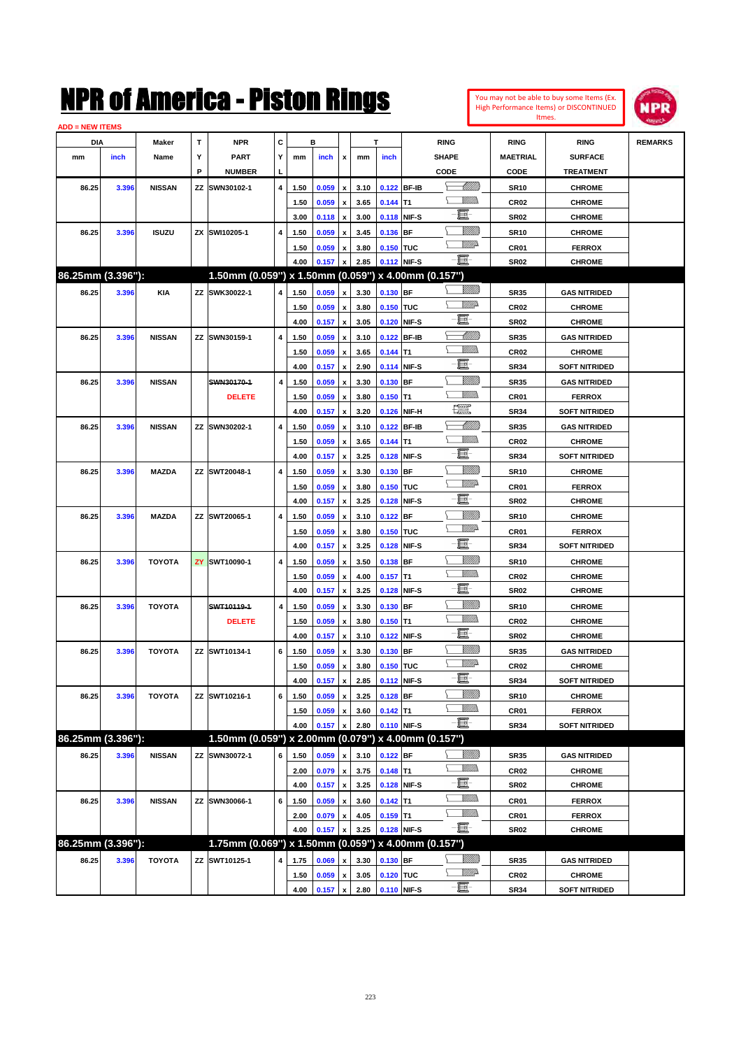# NPR of America - Piston Rings

You may not be able to buy some Items (Ex. High Performance Items) or DISCONTINUED Itmes.

ADD = NEW ITEMS

| DIA mm | DIA inch | Maker Name | TYP | NPR PART NUMBER | CYL | B mm | B inch | x | T mm | T inch | RING SHAPE CODE | RING MAETRIAL CODE | RING SURFACE TREATMENT | REMARKS |
|---|---|---|---|---|---|---|---|---|---|---|---|---|---|---|
| 86.25 | 3.396 | NISSAN | ZZ | SWN30102-1 | 4 | 1.50 | 0.059 | x | 3.10 | 0.122 | BF-IB | SR10 | CHROME | |
| | | | | | | 1.50 | 0.059 | x | 3.65 | 0.144 | T1 | CR02 | CHROME | |
| | | | | | | 3.00 | 0.118 | x | 3.00 | 0.118 | NIF-S | SR02 | CHROME | |
| 86.25 | 3.396 | ISUZU | ZX | SWI10205-1 | 4 | 1.50 | 0.059 | x | 3.45 | 0.136 | BF | SR10 | CHROME | |
| | | | | | | 1.50 | 0.059 | x | 3.80 | 0.150 | TUC | CR01 | FERROX | |
| | | | | | | 4.00 | 0.157 | x | 2.85 | 0.112 | NIF-S | SR02 | CHROME | |
| **86.25mm (3.396"):** | | | | **1.50mm (0.059") x 1.50mm (0.059") x 4.00mm (0.157")** | | | | | | | | | | |
| 86.25 | 3.396 | KIA | ZZ | SWK30022-1 | 4 | 1.50 | 0.059 | x | 3.30 | 0.130 | BF | SR35 | GAS NITRIDED | |
| | | | | | | 1.50 | 0.059 | x | 3.80 | 0.150 | TUC | CR02 | CHROME | |
| | | | | | | 4.00 | 0.157 | x | 3.05 | 0.120 | NIF-S | SR02 | CHROME | |
| 86.25 | 3.396 | NISSAN | ZZ | SWN30159-1 | 4 | 1.50 | 0.059 | x | 3.10 | 0.122 | BF-IB | SR35 | GAS NITRIDED | |
| | | | | | | 1.50 | 0.059 | x | 3.65 | 0.144 | T1 | CR02 | CHROME | |
| | | | | | | 4.00 | 0.157 | x | 2.90 | 0.114 | NIF-S | SR34 | SOFT NITRIDED | |
| 86.25 | 3.396 | NISSAN | | ~~SWN30170-1~~ | 4 | 1.50 | 0.059 | x | 3.30 | 0.130 | BF | SR35 | GAS NITRIDED | |
| | | | | DELETE | | 1.50 | 0.059 | x | 3.80 | 0.150 | T1 | CR01 | FERROX | |
| | | | | | | 4.00 | 0.157 | x | 3.20 | 0.126 | NIF-H | SR34 | SOFT NITRIDED | |
| 86.25 | 3.396 | NISSAN | ZZ | SWN30202-1 | 4 | 1.50 | 0.059 | x | 3.10 | 0.122 | BF-IB | SR35 | GAS NITRIDED | |
| | | | | | | 1.50 | 0.059 | x | 3.65 | 0.144 | T1 | CR02 | CHROME | |
| | | | | | | 4.00 | 0.157 | x | 3.25 | 0.128 | NIF-S | SR34 | SOFT NITRIDED | |
| 86.25 | 3.396 | MAZDA | ZZ | SWT20048-1 | 4 | 1.50 | 0.059 | x | 3.30 | 0.130 | BF | SR10 | CHROME | |
| | | | | | | 1.50 | 0.059 | x | 3.80 | 0.150 | TUC | CR01 | FERROX | |
| | | | | | | 4.00 | 0.157 | x | 3.25 | 0.128 | NIF-S | SR02 | CHROME | |
| 86.25 | 3.396 | MAZDA | ZZ | SWT20065-1 | 4 | 1.50 | 0.059 | x | 3.10 | 0.122 | BF | SR10 | CHROME | |
| | | | | | | 1.50 | 0.059 | x | 3.80 | 0.150 | TUC | CR01 | FERROX | |
| | | | | | | 4.00 | 0.157 | x | 3.25 | 0.128 | NIF-S | SR34 | SOFT NITRIDED | |
| 86.25 | 3.396 | TOYOTA | ZY | SWT10090-1 | 4 | 1.50 | 0.059 | x | 3.50 | 0.138 | BF | SR10 | CHROME | |
| | | | | | | 1.50 | 0.059 | x | 4.00 | 0.157 | T1 | CR02 | CHROME | |
| | | | | | | 4.00 | 0.157 | x | 3.25 | 0.128 | NIF-S | SR02 | CHROME | |
| 86.25 | 3.396 | TOYOTA | | ~~SWT10119-1~~ | 4 | 1.50 | 0.059 | x | 3.30 | 0.130 | BF | SR10 | CHROME | |
| | | | | DELETE | | 1.50 | 0.059 | x | 3.80 | 0.150 | T1 | CR02 | CHROME | |
| | | | | | | 4.00 | 0.157 | x | 3.10 | 0.122 | NIF-S | SR02 | CHROME | |
| 86.25 | 3.396 | TOYOTA | ZZ | SWT10134-1 | 6 | 1.50 | 0.059 | x | 3.30 | 0.130 | BF | SR35 | GAS NITRIDED | |
| | | | | | | 1.50 | 0.059 | x | 3.80 | 0.150 | TUC | CR02 | CHROME | |
| | | | | | | 4.00 | 0.157 | x | 2.85 | 0.112 | NIF-S | SR34 | SOFT NITRIDED | |
| 86.25 | 3.396 | TOYOTA | ZZ | SWT10216-1 | 6 | 1.50 | 0.059 | x | 3.25 | 0.128 | BF | SR10 | CHROME | |
| | | | | | | 1.50 | 0.059 | x | 3.60 | 0.142 | T1 | CR01 | FERROX | |
| | | | | | | 4.00 | 0.157 | x | 2.80 | 0.110 | NIF-S | SR34 | SOFT NITRIDED | |
| **86.25mm (3.396"):** | | | | **1.50mm (0.059") x 2.00mm (0.079") x 4.00mm (0.157")** | | | | | | | | | | |
| 86.25 | 3.396 | NISSAN | ZZ | SWN30072-1 | 6 | 1.50 | 0.059 | x | 3.10 | 0.122 | BF | SR35 | GAS NITRIDED | |
| | | | | | | 2.00 | 0.079 | x | 3.75 | 0.148 | T1 | CR02 | CHROME | |
| | | | | | | 4.00 | 0.157 | x | 3.25 | 0.128 | NIF-S | SR02 | CHROME | |
| 86.25 | 3.396 | NISSAN | ZZ | SWN30066-1 | 6 | 1.50 | 0.059 | x | 3.60 | 0.142 | T1 | CR01 | FERROX | |
| | | | | | | 2.00 | 0.079 | x | 4.05 | 0.159 | T1 | CR01 | FERROX | |
| | | | | | | 4.00 | 0.157 | x | 3.25 | 0.128 | NIF-S | SR02 | CHROME | |
| **86.25mm (3.396"):** | | | | **1.75mm (0.069") x 1.50mm (0.059") x 4.00mm (0.157")** | | | | | | | | | | |
| 86.25 | 3.396 | TOYOTA | ZZ | SWT10125-1 | 4 | 1.75 | 0.069 | x | 3.30 | 0.130 | BF | SR35 | GAS NITRIDED | |
| | | | | | | 1.50 | 0.059 | x | 3.05 | 0.120 | TUC | CR02 | CHROME | |
| | | | | | | 4.00 | 0.157 | x | 2.80 | 0.110 | NIF-S | SR34 | SOFT NITRIDED | |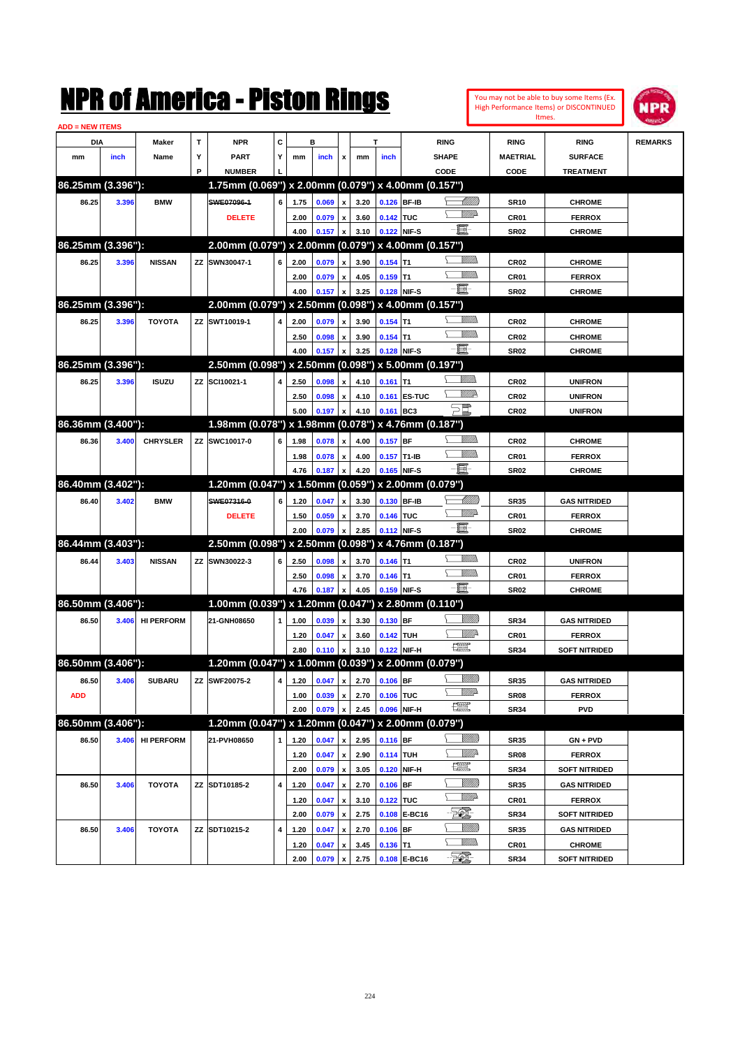# NPR of America - Piston Rings

You may not be able to buy some Items (Ex. High Performance Items) or DISCONTINUED Itmes.

ADD = NEW ITEMS

| DIA mm | DIA inch | Maker Name | TYP | NPR PART NUMBER | CYL | B mm | B inch | x | T mm | T inch | RING SHAPE CODE | RING MAETRIAL CODE | RING SURFACE TREATMENT | REMARKS |
|---|---|---|---|---|---|---|---|---|---|---|---|---|---|---|
| **86.25mm (3.396"):** | | | | **1.75mm (0.069") x 2.00mm (0.079") x 4.00mm (0.157")** | | | | | | | | | | |
| 86.25 | 3.396 | BMW | | ~~SWE07096-1~~ | 6 | 1.75 | 0.069 | x | 3.20 | 0.126 | BF-IB | SR10 | CHROME | |
| | | | | DELETE | | 2.00 | 0.079 | x | 3.60 | 0.142 | TUC | CR01 | FERROX | |
| | | | | | | 4.00 | 0.157 | x | 3.10 | 0.122 | NIF-S | SR02 | CHROME | |
| **86.25mm (3.396"):** | | | | **2.00mm (0.079") x 2.00mm (0.079") x 4.00mm (0.157")** | | | | | | | | | | |
| 86.25 | 3.396 | NISSAN | ZZ | SWN30047-1 | 6 | 2.00 | 0.079 | x | 3.90 | 0.154 | T1 | CR02 | CHROME | |
| | | | | | | 2.00 | 0.079 | x | 4.05 | 0.159 | T1 | CR01 | FERROX | |
| | | | | | | 4.00 | 0.157 | x | 3.25 | 0.128 | NIF-S | SR02 | CHROME | |
| **86.25mm (3.396"):** | | | | **2.00mm (0.079") x 2.50mm (0.098") x 4.00mm (0.157")** | | | | | | | | | | |
| 86.25 | 3.396 | TOYOTA | ZZ | SWT10019-1 | 4 | 2.00 | 0.079 | x | 3.90 | 0.154 | T1 | CR02 | CHROME | |
| | | | | | | 2.50 | 0.098 | x | 3.90 | 0.154 | T1 | CR02 | CHROME | |
| | | | | | | 4.00 | 0.157 | x | 3.25 | 0.128 | NIF-S | SR02 | CHROME | |
| **86.25mm (3.396"):** | | | | **2.50mm (0.098") x 2.50mm (0.098") x 5.00mm (0.197")** | | | | | | | | | | |
| 86.25 | 3.396 | ISUZU | ZZ | SCI10021-1 | 4 | 2.50 | 0.098 | x | 4.10 | 0.161 | T1 | CR02 | UNIFRON | |
| | | | | | | 2.50 | 0.098 | x | 4.10 | 0.161 | ES-TUC | CR02 | UNIFRON | |
| | | | | | | 5.00 | 0.197 | x | 4.10 | 0.161 | BC3 | CR02 | UNIFRON | |
| **86.36mm (3.400"):** | | | | **1.98mm (0.078") x 1.98mm (0.078") x 4.76mm (0.187")** | | | | | | | | | | |
| 86.36 | 3.400 | CHRYSLER | ZZ | SWC10017-0 | 6 | 1.98 | 0.078 | x | 4.00 | 0.157 | BF | CR02 | CHROME | |
| | | | | | | 1.98 | 0.078 | x | 4.00 | 0.157 | T1-IB | CR01 | FERROX | |
| | | | | | | 4.76 | 0.187 | x | 4.20 | 0.165 | NIF-S | SR02 | CHROME | |
| **86.40mm (3.402"):** | | | | **1.20mm (0.047") x 1.50mm (0.059") x 2.00mm (0.079")** | | | | | | | | | | |
| 86.40 | 3.402 | BMW | | ~~SWE07316-0~~ | 6 | 1.20 | 0.047 | x | 3.30 | 0.130 | BF-IB | SR35 | GAS NITRIDED | |
| | | | | DELETE | | 1.50 | 0.059 | x | 3.70 | 0.146 | TUC | CR01 | FERROX | |
| | | | | | | 2.00 | 0.079 | x | 2.85 | 0.112 | NIF-S | SR02 | CHROME | |
| **86.44mm (3.403"):** | | | | **2.50mm (0.098") x 2.50mm (0.098") x 4.76mm (0.187")** | | | | | | | | | | |
| 86.44 | 3.403 | NISSAN | ZZ | SWN30022-3 | 6 | 2.50 | 0.098 | x | 3.70 | 0.146 | T1 | CR02 | UNIFRON | |
| | | | | | | 2.50 | 0.098 | x | 3.70 | 0.146 | T1 | CR01 | FERROX | |
| | | | | | | 4.76 | 0.187 | x | 4.05 | 0.159 | NIF-S | SR02 | CHROME | |
| **86.50mm (3.406"):** | | | | **1.00mm (0.039") x 1.20mm (0.047") x 2.80mm (0.110")** | | | | | | | | | | |
| 86.50 | 3.406 | HI PERFORM | | 21-GNH08650 | 1 | 1.00 | 0.039 | x | 3.30 | 0.130 | BF | SR34 | GAS NITRIDED | |
| | | | | | | 1.20 | 0.047 | x | 3.60 | 0.142 | TUH | CR01 | FERROX | |
| | | | | | | 2.80 | 0.110 | x | 3.10 | 0.122 | NIF-H | SR34 | SOFT NITRIDED | |
| **86.50mm (3.406"):** | | | | **1.20mm (0.047") x 1.00mm (0.039") x 2.00mm (0.079")** | | | | | | | | | | |
| 86.50 | 3.406 | SUBARU | ZZ | SWF20075-2 | 4 | 1.20 | 0.047 | x | 2.70 | 0.106 | BF | SR35 | GAS NITRIDED | |
| ADD | | | | | | 1.00 | 0.039 | x | 2.70 | 0.106 | TUC | SR08 | FERROX | |
| | | | | | | 2.00 | 0.079 | x | 2.45 | 0.096 | NIF-H | SR34 | PVD | |
| **86.50mm (3.406"):** | | | | **1.20mm (0.047") x 1.20mm (0.047") x 2.00mm (0.079")** | | | | | | | | | | |
| 86.50 | 3.406 | HI PERFORM | | 21-PVH08650 | 1 | 1.20 | 0.047 | x | 2.95 | 0.116 | BF | SR35 | GN + PVD | |
| | | | | | | 1.20 | 0.047 | x | 2.90 | 0.114 | TUH | SR08 | FERROX | |
| | | | | | | 2.00 | 0.079 | x | 3.05 | 0.120 | NIF-H | SR34 | SOFT NITRIDED | |
| 86.50 | 3.406 | TOYOTA | ZZ | SDT10185-2 | 4 | 1.20 | 0.047 | x | 2.70 | 0.106 | BF | SR35 | GAS NITRIDED | |
| | | | | | | 1.20 | 0.047 | x | 3.10 | 0.122 | TUC | CR01 | FERROX | |
| | | | | | | 2.00 | 0.079 | x | 2.75 | 0.108 | E-BC16 | SR34 | SOFT NITRIDED | |
| 86.50 | 3.406 | TOYOTA | ZZ | SDT10215-2 | 4 | 1.20 | 0.047 | x | 2.70 | 0.106 | BF | SR35 | GAS NITRIDED | |
| | | | | | | 1.20 | 0.047 | x | 3.45 | 0.136 | T1 | CR01 | CHROME | |
| | | | | | | 2.00 | 0.079 | x | 2.75 | 0.108 | E-BC16 | SR34 | SOFT NITRIDED | |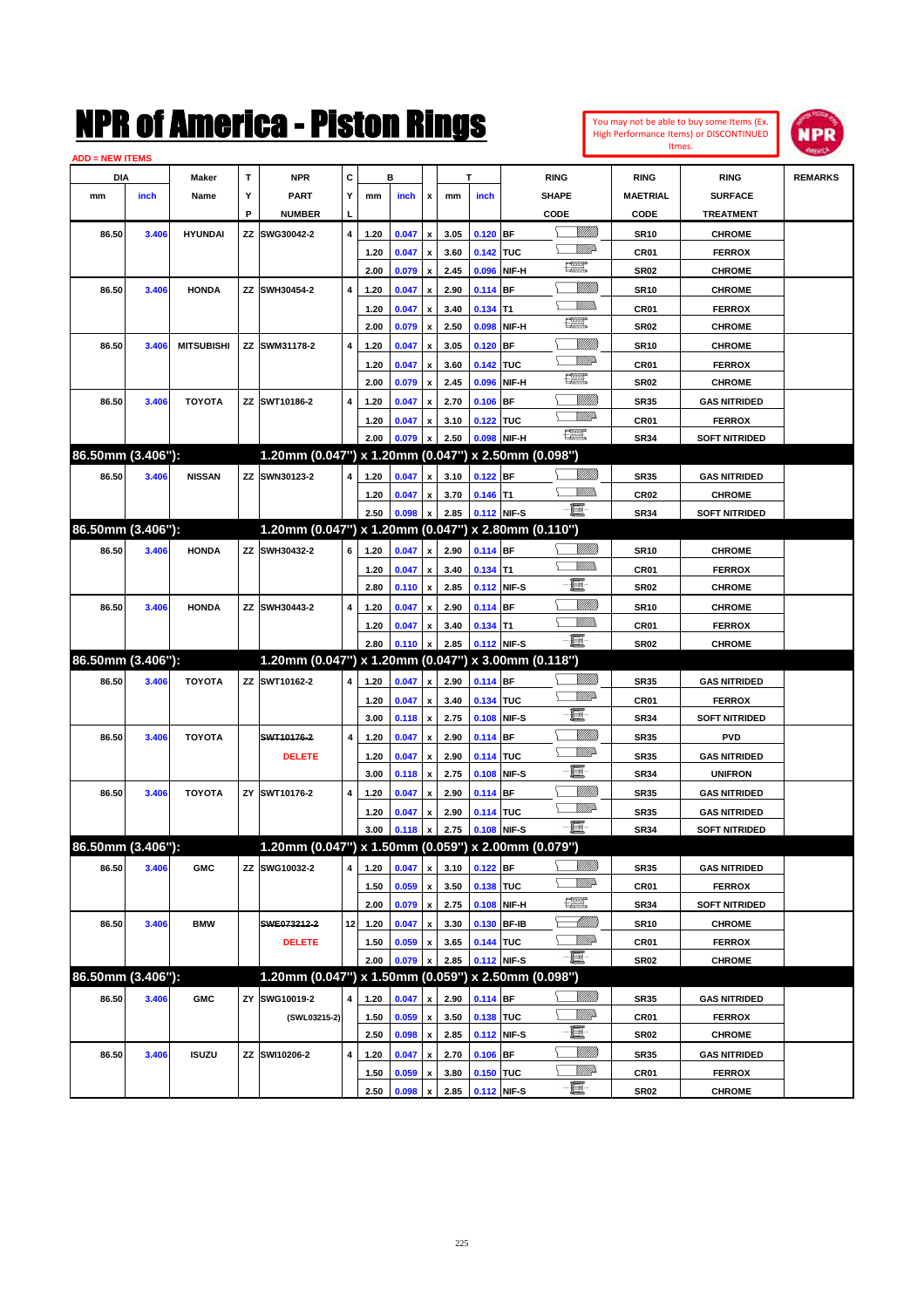# NPR of America - Piston Rings

You may not be able to buy some Items (Ex. High Performance Items) or DISCONTINUED Itmes.

ADD = NEW ITEMS

| DIA mm | DIA inch | Maker Name | TYP | NPR PART NUMBER | CYL | B mm | B inch | x | T mm | T inch | RING SHAPE CODE | RING MAETRIAL CODE | RING SURFACE TREATMENT | REMARKS |
|---|---|---|---|---|---|---|---|---|---|---|---|---|---|---|
| 86.50 | 3.406 | HYUNDAI | ZZ | SWG30042-2 | 4 | 1.20 | 0.047 | x | 3.05 | 0.120 | BF | SR10 | CHROME | |
| | | | | | | 1.20 | 0.047 | x | 3.60 | 0.142 | TUC | CR01 | FERROX | |
| | | | | | | 2.00 | 0.079 | x | 2.45 | 0.096 | NIF-H | SR02 | CHROME | |
| 86.50 | 3.406 | HONDA | ZZ | SWH30454-2 | 4 | 1.20 | 0.047 | x | 2.90 | 0.114 | BF | SR10 | CHROME | |
| | | | | | | 1.20 | 0.047 | x | 3.40 | 0.134 | T1 | CR01 | FERROX | |
| | | | | | | 2.00 | 0.079 | x | 2.50 | 0.098 | NIF-H | SR02 | CHROME | |
| 86.50 | 3.406 | MITSUBISHI | ZZ | SWM31178-2 | 4 | 1.20 | 0.047 | x | 3.05 | 0.120 | BF | SR10 | CHROME | |
| | | | | | | 1.20 | 0.047 | x | 3.60 | 0.142 | TUC | CR01 | FERROX | |
| | | | | | | 2.00 | 0.079 | x | 2.45 | 0.096 | NIF-H | SR02 | CHROME | |
| 86.50 | 3.406 | TOYOTA | ZZ | SWT10186-2 | 4 | 1.20 | 0.047 | x | 2.70 | 0.106 | BF | SR35 | GAS NITRIDED | |
| | | | | | | 1.20 | 0.047 | x | 3.10 | 0.122 | TUC | CR01 | FERROX | |
| | | | | | | 2.00 | 0.079 | x | 2.50 | 0.098 | NIF-H | SR34 | SOFT NITRIDED | |
| **86.50mm (3.406"):** | | | | **1.20mm (0.047") x 1.20mm (0.047") x 2.50mm (0.098")** | | | | | | | | | | |
| 86.50 | 3.406 | NISSAN | ZZ | SWN30123-2 | 4 | 1.20 | 0.047 | x | 3.10 | 0.122 | BF | SR35 | GAS NITRIDED | |
| | | | | | | 1.20 | 0.047 | x | 3.70 | 0.146 | T1 | CR02 | CHROME | |
| | | | | | | 2.50 | 0.098 | x | 2.85 | 0.112 | NIF-S | SR34 | SOFT NITRIDED | |
| **86.50mm (3.406"):** | | | | **1.20mm (0.047") x 1.20mm (0.047") x 2.80mm (0.110")** | | | | | | | | | | |
| 86.50 | 3.406 | HONDA | ZZ | SWH30432-2 | 6 | 1.20 | 0.047 | x | 2.90 | 0.114 | BF | SR10 | CHROME | |
| | | | | | | 1.20 | 0.047 | x | 3.40 | 0.134 | T1 | CR01 | FERROX | |
| | | | | | | 2.80 | 0.110 | x | 2.85 | 0.112 | NIF-S | SR02 | CHROME | |
| 86.50 | 3.406 | HONDA | ZZ | SWH30443-2 | 4 | 1.20 | 0.047 | x | 2.90 | 0.114 | BF | SR10 | CHROME | |
| | | | | | | 1.20 | 0.047 | x | 3.40 | 0.134 | T1 | CR01 | FERROX | |
| | | | | | | 2.80 | 0.110 | x | 2.85 | 0.112 | NIF-S | SR02 | CHROME | |
| **86.50mm (3.406"):** | | | | **1.20mm (0.047") x 1.20mm (0.047") x 3.00mm (0.118")** | | | | | | | | | | |
| 86.50 | 3.406 | TOYOTA | ZZ | SWT10162-2 | 4 | 1.20 | 0.047 | x | 2.90 | 0.114 | BF | SR35 | GAS NITRIDED | |
| | | | | | | 1.20 | 0.047 | x | 3.40 | 0.134 | TUC | CR01 | FERROX | |
| | | | | | | 3.00 | 0.118 | x | 2.75 | 0.108 | NIF-S | SR34 | SOFT NITRIDED | |
| 86.50 | 3.406 | TOYOTA | | ~~SWT10176-2~~ | 4 | 1.20 | 0.047 | x | 2.90 | 0.114 | BF | SR35 | PVD | |
| | | | | DELETE | | 1.20 | 0.047 | x | 2.90 | 0.114 | TUC | SR35 | GAS NITRIDED | |
| | | | | | | 3.00 | 0.118 | x | 2.75 | 0.108 | NIF-S | SR34 | UNIFRON | |
| 86.50 | 3.406 | TOYOTA | ZY | SWT10176-2 | 4 | 1.20 | 0.047 | x | 2.90 | 0.114 | BF | SR35 | GAS NITRIDED | |
| | | | | | | 1.20 | 0.047 | x | 2.90 | 0.114 | TUC | SR35 | GAS NITRIDED | |
| | | | | | | 3.00 | 0.118 | x | 2.75 | 0.108 | NIF-S | SR34 | SOFT NITRIDED | |
| **86.50mm (3.406"):** | | | | **1.20mm (0.047") x 1.50mm (0.059") x 2.00mm (0.079")** | | | | | | | | | | |
| 86.50 | 3.406 | GMC | ZZ | SWG10032-2 | 4 | 1.20 | 0.047 | x | 3.10 | 0.122 | BF | SR35 | GAS NITRIDED | |
| | | | | | | 1.50 | 0.059 | x | 3.50 | 0.138 | TUC | CR01 | FERROX | |
| | | | | | | 2.00 | 0.079 | x | 2.75 | 0.108 | NIF-H | SR34 | SOFT NITRIDED | |
| 86.50 | 3.406 | BMW | | ~~SWE07321 2-2~~ | 12 | 1.20 | 0.047 | x | 3.30 | 0.130 | BF-IB | SR10 | CHROME | |
| | | | | DELETE | | 1.50 | 0.059 | x | 3.65 | 0.144 | TUC | CR01 | FERROX | |
| | | | | | | 2.00 | 0.079 | x | 2.85 | 0.112 | NIF-S | SR02 | CHROME | |
| **86.50mm (3.406"):** | | | | **1.20mm (0.047") x 1.50mm (0.059") x 2.50mm (0.098")** | | | | | | | | | | |
| 86.50 | 3.406 | GMC | ZY | SWG10019-2 | 4 | 1.20 | 0.047 | x | 2.90 | 0.114 | BF | SR35 | GAS NITRIDED | |
| | | | | (SWL03215-2) | | 1.50 | 0.059 | x | 3.50 | 0.138 | TUC | CR01 | FERROX | |
| | | | | | | 2.50 | 0.098 | x | 2.85 | 0.112 | NIF-S | SR02 | CHROME | |
| 86.50 | 3.406 | ISUZU | ZZ | SWI10206-2 | 4 | 1.20 | 0.047 | x | 2.70 | 0.106 | BF | SR35 | GAS NITRIDED | |
| | | | | | | 1.50 | 0.059 | x | 3.80 | 0.150 | TUC | CR01 | FERROX | |
| | | | | | | 2.50 | 0.098 | x | 2.85 | 0.112 | NIF-S | SR02 | CHROME | |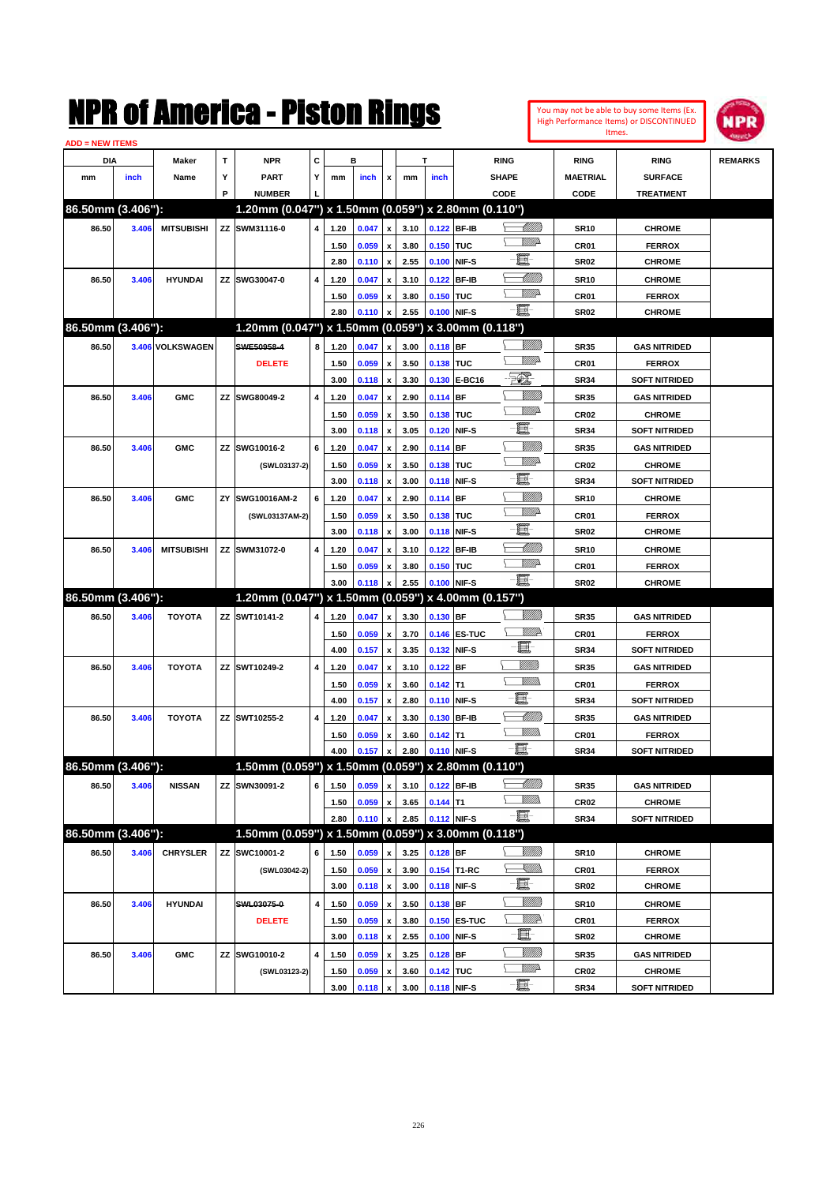# NPR of America - Piston Rings

You may not be able to buy some Items (Ex. High Performance Items) or DISCONTINUED Itmes.

ADD = NEW ITEMS

| DIA mm | DIA inch | Maker Name | TYP | NPR PART NUMBER | CYL | B mm | B inch | x | T mm | T inch | RING SHAPE CODE | RING MAETRIAL CODE | RING SURFACE TREATMENT | REMARKS |
|---|---|---|---|---|---|---|---|---|---|---|---|---|---|---|
| **86.50mm (3.406"):** | | | | **1.20mm (0.047") x 1.50mm (0.059") x 2.80mm (0.110")** | | | | | | | | | | |
| 86.50 | 3.406 | MITSUBISHI | ZZ | SWM31116-0 | 4 | 1.20 | 0.047 | x | 3.10 | 0.122 | BF-IB | SR10 | CHROME | |
| | | | | | | 1.50 | 0.059 | x | 3.80 | 0.150 | TUC | CR01 | FERROX | |
| | | | | | | 2.80 | 0.110 | x | 2.55 | 0.100 | NIF-S | SR02 | CHROME | |
| 86.50 | 3.406 | HYUNDAI | ZZ | SWG30047-0 | 4 | 1.20 | 0.047 | x | 3.10 | 0.122 | BF-IB | SR10 | CHROME | |
| | | | | | | 1.50 | 0.059 | x | 3.80 | 0.150 | TUC | CR01 | FERROX | |
| | | | | | | 2.80 | 0.110 | x | 2.55 | 0.100 | NIF-S | SR02 | CHROME | |
| **86.50mm (3.406"):** | | | | **1.20mm (0.047") x 1.50mm (0.059") x 3.00mm (0.118")** | | | | | | | | | | |
| 86.50 | 3.406 | VOLKSWAGEN | | ~~SWE50958-4~~ | 8 | 1.20 | 0.047 | x | 3.00 | 0.118 | BF | SR35 | GAS NITRIDED | |
| | | | | DELETE | | 1.50 | 0.059 | x | 3.50 | 0.138 | TUC | CR01 | FERROX | |
| | | | | | | 3.00 | 0.118 | x | 3.30 | 0.130 | E-BC16 | SR34 | SOFT NITRIDED | |
| 86.50 | 3.406 | GMC | ZZ | SWG80049-2 | 4 | 1.20 | 0.047 | x | 2.90 | 0.114 | BF | SR35 | GAS NITRIDED | |
| | | | | | | 1.50 | 0.059 | x | 3.50 | 0.138 | TUC | CR02 | CHROME | |
| | | | | | | 3.00 | 0.118 | x | 3.05 | 0.120 | NIF-S | SR34 | SOFT NITRIDED | |
| 86.50 | 3.406 | GMC | ZZ | SWG10016-2 | 6 | 1.20 | 0.047 | x | 2.90 | 0.114 | BF | SR35 | GAS NITRIDED | |
| | | | | (SWL03137-2) | | 1.50 | 0.059 | x | 3.50 | 0.138 | TUC | CR02 | CHROME | |
| | | | | | | 3.00 | 0.118 | x | 3.00 | 0.118 | NIF-S | SR34 | SOFT NITRIDED | |
| 86.50 | 3.406 | GMC | ZY | SWG10016AM-2 | 6 | 1.20 | 0.047 | x | 2.90 | 0.114 | BF | SR10 | CHROME | |
| | | | | (SWL03137AM-2) | | 1.50 | 0.059 | x | 3.50 | 0.138 | TUC | CR01 | FERROX | |
| | | | | | | 3.00 | 0.118 | x | 3.00 | 0.118 | NIF-S | SR02 | CHROME | |
| 86.50 | 3.406 | MITSUBISHI | ZZ | SWM31072-0 | 4 | 1.20 | 0.047 | x | 3.10 | 0.122 | BF-IB | SR10 | CHROME | |
| | | | | | | 1.50 | 0.059 | x | 3.80 | 0.150 | TUC | CR01 | FERROX | |
| | | | | | | 3.00 | 0.118 | x | 2.55 | 0.100 | NIF-S | SR02 | CHROME | |
| **86.50mm (3.406"):** | | | | **1.20mm (0.047") x 1.50mm (0.059") x 4.00mm (0.157")** | | | | | | | | | | |
| 86.50 | 3.406 | TOYOTA | ZZ | SWT10141-2 | 4 | 1.20 | 0.047 | x | 3.30 | 0.130 | BF | SR35 | GAS NITRIDED | |
| | | | | | | 1.50 | 0.059 | x | 3.70 | 0.146 | ES-TUC | CR01 | FERROX | |
| | | | | | | 4.00 | 0.157 | x | 3.35 | 0.132 | NIF-S | SR34 | SOFT NITRIDED | |
| 86.50 | 3.406 | TOYOTA | ZZ | SWT10249-2 | 4 | 1.20 | 0.047 | x | 3.10 | 0.122 | BF | SR35 | GAS NITRIDED | |
| | | | | | | 1.50 | 0.059 | x | 3.60 | 0.142 | T1 | CR01 | FERROX | |
| | | | | | | 4.00 | 0.157 | x | 2.80 | 0.110 | NIF-S | SR34 | SOFT NITRIDED | |
| 86.50 | 3.406 | TOYOTA | ZZ | SWT10255-2 | 4 | 1.20 | 0.047 | x | 3.30 | 0.130 | BF-IB | SR35 | GAS NITRIDED | |
| | | | | | | 1.50 | 0.059 | x | 3.60 | 0.142 | T1 | CR01 | FERROX | |
| | | | | | | 4.00 | 0.157 | x | 2.80 | 0.110 | NIF-S | SR34 | SOFT NITRIDED | |
| **86.50mm (3.406"):** | | | | **1.50mm (0.059") x 1.50mm (0.059") x 2.80mm (0.110")** | | | | | | | | | | |
| 86.50 | 3.406 | NISSAN | ZZ | SWN30091-2 | 6 | 1.50 | 0.059 | x | 3.10 | 0.122 | BF-IB | SR35 | GAS NITRIDED | |
| | | | | | | 1.50 | 0.059 | x | 3.65 | 0.144 | T1 | CR02 | CHROME | |
| | | | | | | 2.80 | 0.110 | x | 2.85 | 0.112 | NIF-S | SR34 | SOFT NITRIDED | |
| **86.50mm (3.406"):** | | | | **1.50mm (0.059") x 1.50mm (0.059") x 3.00mm (0.118")** | | | | | | | | | | |
| 86.50 | 3.406 | CHRYSLER | ZZ | SWC10001-2 | 6 | 1.50 | 0.059 | x | 3.25 | 0.128 | BF | SR10 | CHROME | |
| | | | | (SWL03042-2) | | 1.50 | 0.059 | x | 3.90 | 0.154 | T1-RC | CR01 | FERROX | |
| | | | | | | 3.00 | 0.118 | x | 3.00 | 0.118 | NIF-S | SR02 | CHROME | |
| 86.50 | 3.406 | HYUNDAI | | ~~SWL03075-0~~ | 4 | 1.50 | 0.059 | x | 3.50 | 0.138 | BF | SR10 | CHROME | |
| | | | | DELETE | | 1.50 | 0.059 | x | 3.80 | 0.150 | ES-TUC | CR01 | FERROX | |
| | | | | | | 3.00 | 0.118 | x | 2.55 | 0.100 | NIF-S | SR02 | CHROME | |
| 86.50 | 3.406 | GMC | ZZ | SWG10010-2 | 4 | 1.50 | 0.059 | x | 3.25 | 0.128 | BF | SR35 | GAS NITRIDED | |
| | | | | (SWL03123-2) | | 1.50 | 0.059 | x | 3.60 | 0.142 | TUC | CR02 | CHROME | |
| | | | | | | 3.00 | 0.118 | x | 3.00 | 0.118 | NIF-S | SR34 | SOFT NITRIDED | |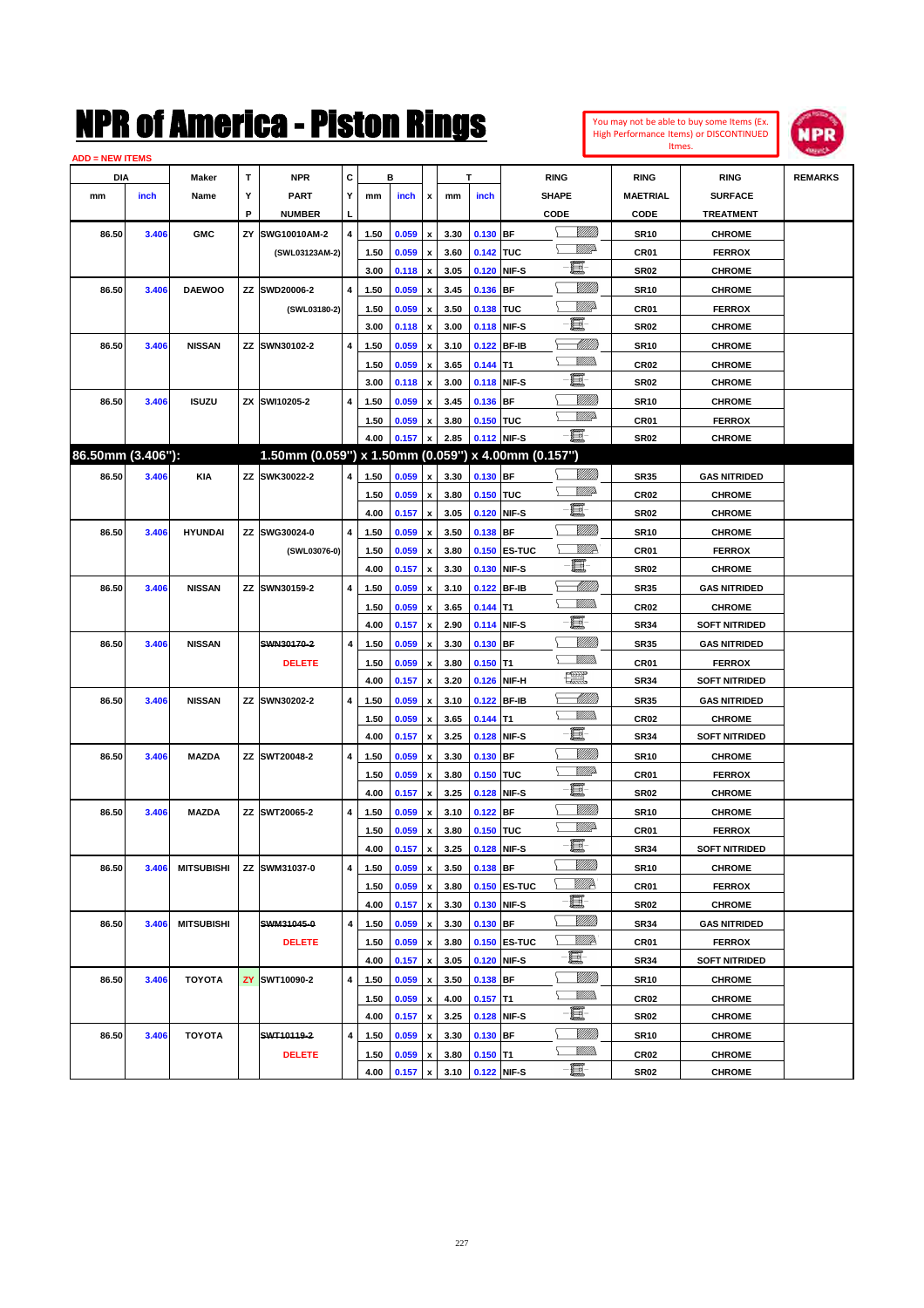# NPR of America - Piston Rings

You may not be able to buy some Items (Ex. High Performance Items) or DISCONTINUED Itmes.

ADD = NEW ITEMS

| DIA mm | DIA inch | Maker Name | TYP | NPR PART NUMBER | CYL | B mm | B inch | x | T mm | T inch | RING SHAPE CODE | RING MAETRIAL CODE | RING SURFACE TREATMENT | REMARKS |
|---|---|---|---|---|---|---|---|---|---|---|---|---|---|---|
| 86.50 | 3.406 | GMC | ZY | SWG10010AM-2 | 4 | 1.50 | 0.059 | x | 3.30 | 0.130 | BF | SR10 | CHROME | |
| | | | | (SWL03123AM-2) | | 1.50 | 0.059 | x | 3.60 | 0.142 | TUC | CR01 | FERROX | |
| | | | | | | 3.00 | 0.118 | x | 3.05 | 0.120 | NIF-S | SR02 | CHROME | |
| 86.50 | 3.406 | DAEWOO | ZZ | SWD20006-2 | 4 | 1.50 | 0.059 | x | 3.45 | 0.136 | BF | SR10 | CHROME | |
| | | | | (SWL03180-2) | | 1.50 | 0.059 | x | 3.50 | 0.138 | TUC | CR01 | FERROX | |
| | | | | | | 3.00 | 0.118 | x | 3.00 | 0.118 | NIF-S | SR02 | CHROME | |
| 86.50 | 3.406 | NISSAN | ZZ | SWN30102-2 | 4 | 1.50 | 0.059 | x | 3.10 | 0.122 | BF-IB | SR10 | CHROME | |
| | | | | | | 1.50 | 0.059 | x | 3.65 | 0.144 | T1 | CR02 | CHROME | |
| | | | | | | 3.00 | 0.118 | x | 3.00 | 0.118 | NIF-S | SR02 | CHROME | |
| 86.50 | 3.406 | ISUZU | ZX | SWI10205-2 | 4 | 1.50 | 0.059 | x | 3.45 | 0.136 | BF | SR10 | CHROME | |
| | | | | | | 1.50 | 0.059 | x | 3.80 | 0.150 | TUC | CR01 | FERROX | |
| | | | | | | 4.00 | 0.157 | x | 2.85 | 0.112 | NIF-S | SR02 | CHROME | |
| **86.50mm (3.406"):** | | | | **1.50mm (0.059") x 1.50mm (0.059") x 4.00mm (0.157")** | | | | | | | | | | |
| 86.50 | 3.406 | KIA | ZZ | SWK30022-2 | 4 | 1.50 | 0.059 | x | 3.30 | 0.130 | BF | SR35 | GAS NITRIDED | |
| | | | | | | 1.50 | 0.059 | x | 3.80 | 0.150 | TUC | CR02 | CHROME | |
| | | | | | | 4.00 | 0.157 | x | 3.05 | 0.120 | NIF-S | SR02 | CHROME | |
| 86.50 | 3.406 | HYUNDAI | ZZ | SWG30024-0 | 4 | 1.50 | 0.059 | x | 3.50 | 0.138 | BF | SR10 | CHROME | |
| | | | | (SWL03076-0) | | 1.50 | 0.059 | x | 3.80 | 0.150 | ES-TUC | CR01 | FERROX | |
| | | | | | | 4.00 | 0.157 | x | 3.30 | 0.130 | NIF-S | SR02 | CHROME | |
| 86.50 | 3.406 | NISSAN | ZZ | SWN30159-2 | 4 | 1.50 | 0.059 | x | 3.10 | 0.122 | BF-IB | SR35 | GAS NITRIDED | |
| | | | | | | 1.50 | 0.059 | x | 3.65 | 0.144 | T1 | CR02 | CHROME | |
| | | | | | | 4.00 | 0.157 | x | 2.90 | 0.114 | NIF-S | SR34 | SOFT NITRIDED | |
| 86.50 | 3.406 | NISSAN | | ~~SWN30170-2~~ | 4 | 1.50 | 0.059 | x | 3.30 | 0.130 | BF | SR35 | GAS NITRIDED | |
| | | | | DELETE | | 1.50 | 0.059 | x | 3.80 | 0.150 | T1 | CR01 | FERROX | |
| | | | | | | 4.00 | 0.157 | x | 3.20 | 0.126 | NIF-H | SR34 | SOFT NITRIDED | |
| 86.50 | 3.406 | NISSAN | ZZ | SWN30202-2 | 4 | 1.50 | 0.059 | x | 3.10 | 0.122 | BF-IB | SR35 | GAS NITRIDED | |
| | | | | | | 1.50 | 0.059 | x | 3.65 | 0.144 | T1 | CR02 | CHROME | |
| | | | | | | 4.00 | 0.157 | x | 3.25 | 0.128 | NIF-S | SR34 | SOFT NITRIDED | |
| 86.50 | 3.406 | MAZDA | ZZ | SWT20048-2 | 4 | 1.50 | 0.059 | x | 3.30 | 0.130 | BF | SR10 | CHROME | |
| | | | | | | 1.50 | 0.059 | x | 3.80 | 0.150 | TUC | CR01 | FERROX | |
| | | | | | | 4.00 | 0.157 | x | 3.25 | 0.128 | NIF-S | SR02 | CHROME | |
| 86.50 | 3.406 | MAZDA | ZZ | SWT20065-2 | 4 | 1.50 | 0.059 | x | 3.10 | 0.122 | BF | SR10 | CHROME | |
| | | | | | | 1.50 | 0.059 | x | 3.80 | 0.150 | TUC | CR01 | FERROX | |
| | | | | | | 4.00 | 0.157 | x | 3.25 | 0.128 | NIF-S | SR34 | SOFT NITRIDED | |
| 86.50 | 3.406 | MITSUBISHI | ZZ | SWM31037-0 | 4 | 1.50 | 0.059 | x | 3.50 | 0.138 | BF | SR10 | CHROME | |
| | | | | | | 1.50 | 0.059 | x | 3.80 | 0.150 | ES-TUC | CR01 | FERROX | |
| | | | | | | 4.00 | 0.157 | x | 3.30 | 0.130 | NIF-S | SR02 | CHROME | |
| 86.50 | 3.406 | MITSUBISHI | | ~~SWM31045-0~~ | 4 | 1.50 | 0.059 | x | 3.30 | 0.130 | BF | SR34 | GAS NITRIDED | |
| | | | | DELETE | | 1.50 | 0.059 | x | 3.80 | 0.150 | ES-TUC | CR01 | FERROX | |
| | | | | | | 4.00 | 0.157 | x | 3.05 | 0.120 | NIF-S | SR34 | SOFT NITRIDED | |
| 86.50 | 3.406 | TOYOTA | ZY | SWT10090-2 | 4 | 1.50 | 0.059 | x | 3.50 | 0.138 | BF | SR10 | CHROME | |
| | | | | | | 1.50 | 0.059 | x | 4.00 | 0.157 | T1 | CR02 | CHROME | |
| | | | | | | 4.00 | 0.157 | x | 3.25 | 0.128 | NIF-S | SR02 | CHROME | |
| 86.50 | 3.406 | TOYOTA | | ~~SWT10119-2~~ | 4 | 1.50 | 0.059 | x | 3.30 | 0.130 | BF | SR10 | CHROME | |
| | | | | DELETE | | 1.50 | 0.059 | x | 3.80 | 0.150 | T1 | CR02 | CHROME | |
| | | | | | | 4.00 | 0.157 | x | 3.10 | 0.122 | NIF-S | SR02 | CHROME | |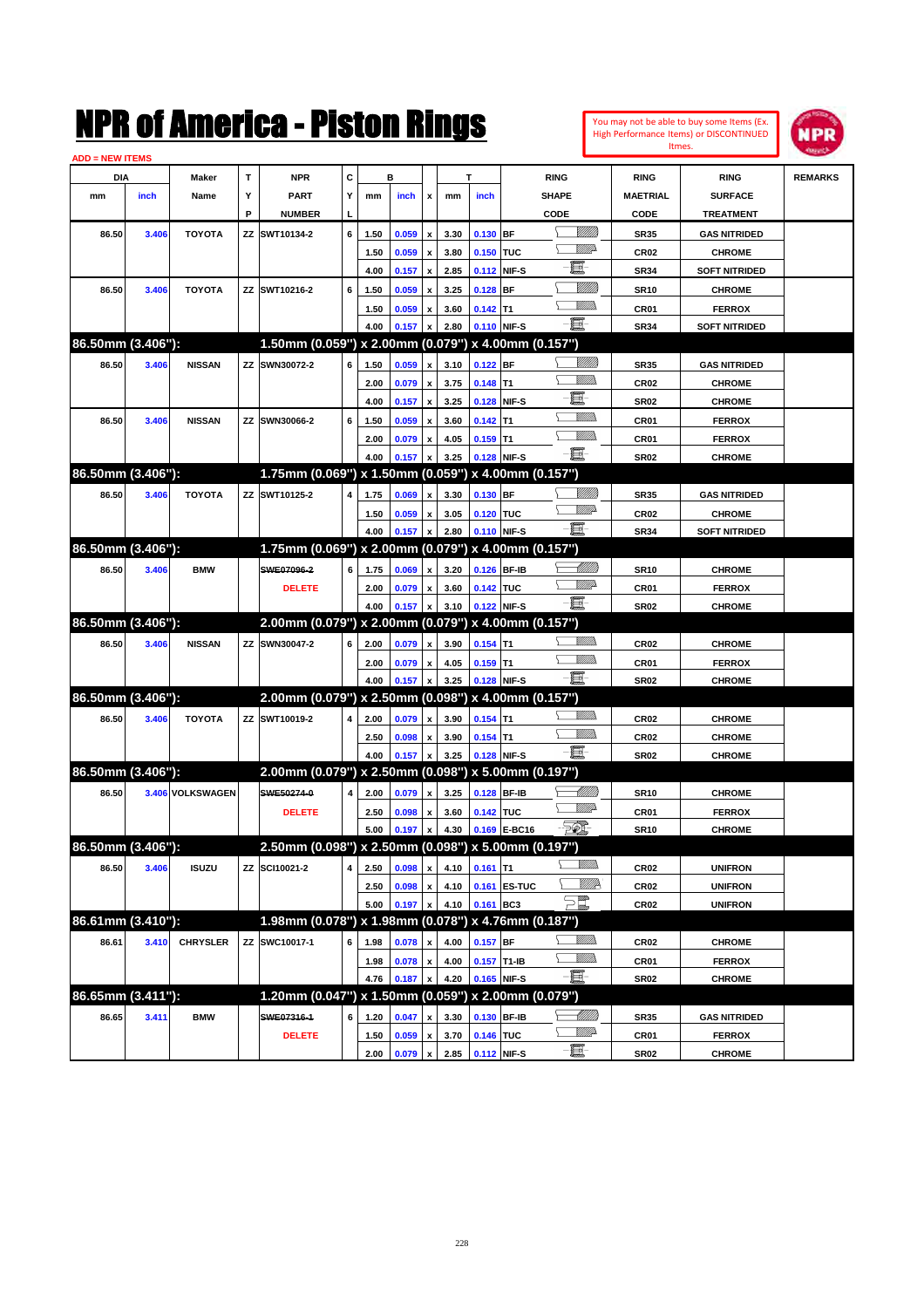# NPR of America - Piston Rings

You may not be able to buy some Items (Ex. High Performance Items) or DISCONTINUED Itmes.

ADD = NEW ITEMS

| DIA mm | DIA inch | Maker Name | TYP | NPR PART NUMBER | CYL | B mm | B inch | x | T mm | T inch | RING SHAPE CODE | RING MAETRIAL CODE | RING SURFACE TREATMENT | REMARKS |
|---|---|---|---|---|---|---|---|---|---|---|---|---|---|---|
| 86.50 | 3.406 | TOYOTA | ZZ | SWT10134-2 | 6 | 1.50 | 0.059 | x | 3.30 | 0.130 | BF | SR35 | GAS NITRIDED | |
| | | | | | | 1.50 | 0.059 | x | 3.80 | 0.150 | TUC | CR02 | CHROME | |
| | | | | | | 4.00 | 0.157 | x | 2.85 | 0.112 | NIF-S | SR34 | SOFT NITRIDED | |
| 86.50 | 3.406 | TOYOTA | ZZ | SWT10216-2 | 6 | 1.50 | 0.059 | x | 3.25 | 0.128 | BF | SR10 | CHROME | |
| | | | | | | 1.50 | 0.059 | x | 3.60 | 0.142 | T1 | CR01 | FERROX | |
| | | | | | | 4.00 | 0.157 | x | 2.80 | 0.110 | NIF-S | SR34 | SOFT NITRIDED | |
| **86.50mm (3.406"):** | | | | **1.50mm (0.059") x 2.00mm (0.079") x 4.00mm (0.157")** | | | | | | | | | | |
| 86.50 | 3.406 | NISSAN | ZZ | SWN30072-2 | 6 | 1.50 | 0.059 | x | 3.10 | 0.122 | BF | SR35 | GAS NITRIDED | |
| | | | | | | 2.00 | 0.079 | x | 3.75 | 0.148 | T1 | CR02 | CHROME | |
| | | | | | | 4.00 | 0.157 | x | 3.25 | 0.128 | NIF-S | SR02 | CHROME | |
| 86.50 | 3.406 | NISSAN | ZZ | SWN30066-2 | 6 | 1.50 | 0.059 | x | 3.60 | 0.142 | T1 | CR01 | FERROX | |
| | | | | | | 2.00 | 0.079 | x | 4.05 | 0.159 | T1 | CR01 | FERROX | |
| | | | | | | 4.00 | 0.157 | x | 3.25 | 0.128 | NIF-S | SR02 | CHROME | |
| **86.50mm (3.406"):** | | | | **1.75mm (0.069") x 1.50mm (0.059") x 4.00mm (0.157")** | | | | | | | | | | |
| 86.50 | 3.406 | TOYOTA | ZZ | SWT10125-2 | 4 | 1.75 | 0.069 | x | 3.30 | 0.130 | BF | SR35 | GAS NITRIDED | |
| | | | | | | 1.50 | 0.059 | x | 3.05 | 0.120 | TUC | CR02 | CHROME | |
| | | | | | | 4.00 | 0.157 | x | 2.80 | 0.110 | NIF-S | SR34 | SOFT NITRIDED | |
| **86.50mm (3.406"):** | | | | **1.75mm (0.069") x 2.00mm (0.079") x 4.00mm (0.157")** | | | | | | | | | | |
| 86.50 | 3.406 | BMW | | ~~SWE07096-2~~ | 6 | 1.75 | 0.069 | x | 3.20 | 0.126 | BF-IB | SR10 | CHROME | |
| | | | | DELETE | | 2.00 | 0.079 | x | 3.60 | 0.142 | TUC | CR01 | FERROX | |
| | | | | | | 4.00 | 0.157 | x | 3.10 | 0.122 | NIF-S | SR02 | CHROME | |
| **86.50mm (3.406"):** | | | | **2.00mm (0.079") x 2.00mm (0.079") x 4.00mm (0.157")** | | | | | | | | | | |
| 86.50 | 3.406 | NISSAN | ZZ | SWN30047-2 | 6 | 2.00 | 0.079 | x | 3.90 | 0.154 | T1 | CR02 | CHROME | |
| | | | | | | 2.00 | 0.079 | x | 4.05 | 0.159 | T1 | CR01 | FERROX | |
| | | | | | | 4.00 | 0.157 | x | 3.25 | 0.128 | NIF-S | SR02 | CHROME | |
| **86.50mm (3.406"):** | | | | **2.00mm (0.079") x 2.50mm (0.098") x 4.00mm (0.157")** | | | | | | | | | | |
| 86.50 | 3.406 | TOYOTA | ZZ | SWT10019-2 | 4 | 2.00 | 0.079 | x | 3.90 | 0.154 | T1 | CR02 | CHROME | |
| | | | | | | 2.50 | 0.098 | x | 3.90 | 0.154 | T1 | CR02 | CHROME | |
| | | | | | | 4.00 | 0.157 | x | 3.25 | 0.128 | NIF-S | SR02 | CHROME | |
| **86.50mm (3.406"):** | | | | **2.00mm (0.079") x 2.50mm (0.098") x 5.00mm (0.197")** | | | | | | | | | | |
| 86.50 | 3.406 | VOLKSWAGEN | | ~~SWE50274-0~~ | 4 | 2.00 | 0.079 | x | 3.25 | 0.128 | BF-IB | SR10 | CHROME | |
| | | | | DELETE | | 2.50 | 0.098 | x | 3.60 | 0.142 | TUC | CR01 | FERROX | |
| | | | | | | 5.00 | 0.197 | x | 4.30 | 0.169 | E-BC16 | SR10 | CHROME | |
| **86.50mm (3.406"):** | | | | **2.50mm (0.098") x 2.50mm (0.098") x 5.00mm (0.197")** | | | | | | | | | | |
| 86.50 | 3.406 | ISUZU | ZZ | SCI10021-2 | 4 | 2.50 | 0.098 | x | 4.10 | 0.161 | T1 | CR02 | UNIFRON | |
| | | | | | | 2.50 | 0.098 | x | 4.10 | 0.161 | ES-TUC | CR02 | UNIFRON | |
| | | | | | | 5.00 | 0.197 | x | 4.10 | 0.161 | BC3 | CR02 | UNIFRON | |
| **86.61mm (3.410"):** | | | | **1.98mm (0.078") x 1.98mm (0.078") x 4.76mm (0.187")** | | | | | | | | | | |
| 86.61 | 3.410 | CHRYSLER | ZZ | SWC10017-1 | 6 | 1.98 | 0.078 | x | 4.00 | 0.157 | BF | CR02 | CHROME | |
| | | | | | | 1.98 | 0.078 | x | 4.00 | 0.157 | T1-IB | CR01 | FERROX | |
| | | | | | | 4.76 | 0.187 | x | 4.20 | 0.165 | NIF-S | SR02 | CHROME | |
| **86.65mm (3.411"):** | | | | **1.20mm (0.047") x 1.50mm (0.059") x 2.00mm (0.079")** | | | | | | | | | | |
| 86.65 | 3.411 | BMW | | ~~SWE07316-1~~ | 6 | 1.20 | 0.047 | x | 3.30 | 0.130 | BF-IB | SR35 | GAS NITRIDED | |
| | | | | DELETE | | 1.50 | 0.059 | x | 3.70 | 0.146 | TUC | CR01 | FERROX | |
| | | | | | | 2.00 | 0.079 | x | 2.85 | 0.112 | NIF-S | SR02 | CHROME | |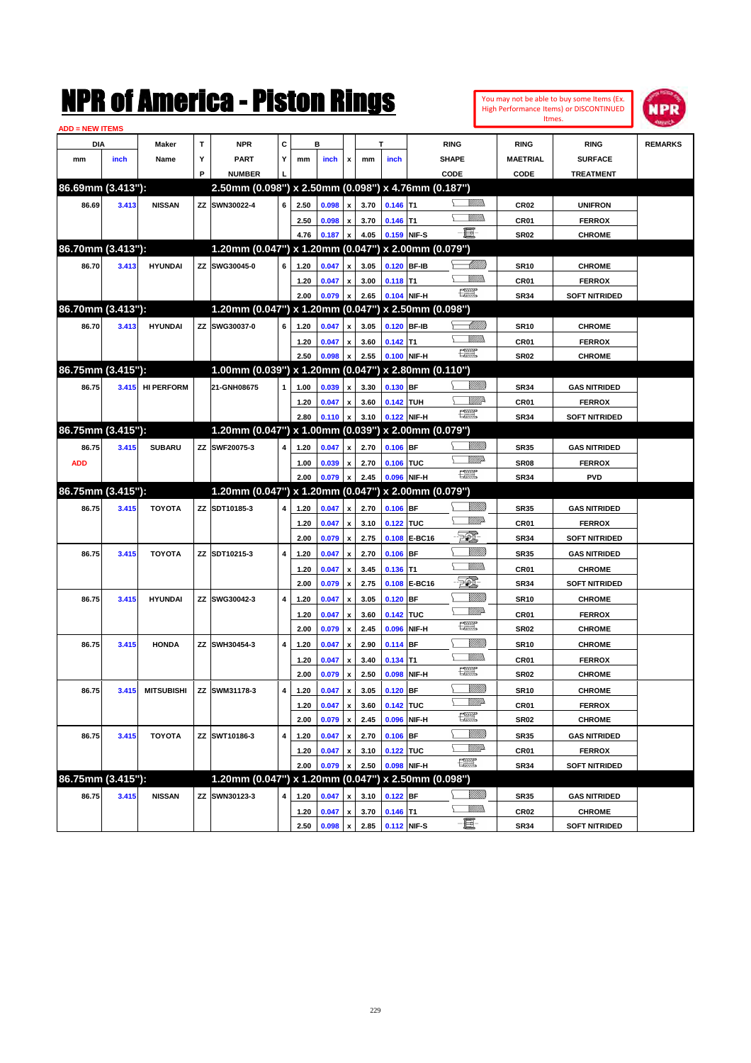# NPR of America - Piston Rings

You may not be able to buy some Items (Ex. High Performance Items) or DISCONTINUED Itmes.

ADD = NEW ITEMS

| DIA mm | DIA inch | Maker Name | TYP | NPR PART NUMBER | CYL | B mm | B inch | x | T mm | T inch | RING SHAPE CODE | RING MAETRIAL CODE | RING SURFACE TREATMENT | REMARKS |
|---|---|---|---|---|---|---|---|---|---|---|---|---|---|---|
| **86.69mm (3.413"):** | | | | **2.50mm (0.098") x 2.50mm (0.098") x 4.76mm (0.187")** | | | | | | | | | | |
| 86.69 | 3.413 | NISSAN | ZZ | SWN30022-4 | 6 | 2.50 | 0.098 | x | 3.70 | 0.146 | T1 | CR02 | UNIFRON | |
| | | | | | | 2.50 | 0.098 | x | 3.70 | 0.146 | T1 | CR01 | FERROX | |
| | | | | | | 4.76 | 0.187 | x | 4.05 | 0.159 | NIF-S | SR02 | CHROME | |
| **86.70mm (3.413"):** | | | | **1.20mm (0.047") x 1.20mm (0.047") x 2.00mm (0.079")** | | | | | | | | | | |
| 86.70 | 3.413 | HYUNDAI | ZZ | SWG30045-0 | 6 | 1.20 | 0.047 | x | 3.05 | 0.120 | BF-IB | SR10 | CHROME | |
| | | | | | | 1.20 | 0.047 | x | 3.00 | 0.118 | T1 | CR01 | FERROX | |
| | | | | | | 2.00 | 0.079 | x | 2.65 | 0.104 | NIF-H | SR34 | SOFT NITRIDED | |
| **86.70mm (3.413"):** | | | | **1.20mm (0.047") x 1.20mm (0.047") x 2.50mm (0.098")** | | | | | | | | | | |
| 86.70 | 3.413 | HYUNDAI | ZZ | SWG30037-0 | 6 | 1.20 | 0.047 | x | 3.05 | 0.120 | BF-IB | SR10 | CHROME | |
| | | | | | | 1.20 | 0.047 | x | 3.60 | 0.142 | T1 | CR01 | FERROX | |
| | | | | | | 2.50 | 0.098 | x | 2.55 | 0.100 | NIF-H | SR02 | CHROME | |
| **86.75mm (3.415"):** | | | | **1.00mm (0.039") x 1.20mm (0.047") x 2.80mm (0.110")** | | | | | | | | | | |
| 86.75 | 3.415 | HI PERFORM | | 21-GNH08675 | 1 | 1.00 | 0.039 | x | 3.30 | 0.130 | BF | SR34 | GAS NITRIDED | |
| | | | | | | 1.20 | 0.047 | x | 3.60 | 0.142 | TUH | CR01 | FERROX | |
| | | | | | | 2.80 | 0.110 | x | 3.10 | 0.122 | NIF-H | SR34 | SOFT NITRIDED | |
| **86.75mm (3.415"):** | | | | **1.20mm (0.047") x 1.00mm (0.039") x 2.00mm (0.079")** | | | | | | | | | | |
| 86.75 | 3.415 | SUBARU | ZZ | SWF20075-3 | 4 | 1.20 | 0.047 | x | 2.70 | 0.106 | BF | SR35 | GAS NITRIDED | |
| ADD | | | | | | 1.00 | 0.039 | x | 2.70 | 0.106 | TUC | SR08 | FERROX | |
| | | | | | | 2.00 | 0.079 | x | 2.45 | 0.096 | NIF-H | SR34 | PVD | |
| **86.75mm (3.415"):** | | | | **1.20mm (0.047") x 1.20mm (0.047") x 2.00mm (0.079")** | | | | | | | | | | |
| 86.75 | 3.415 | TOYOTA | ZZ | SDT10185-3 | 4 | 1.20 | 0.047 | x | 2.70 | 0.106 | BF | SR35 | GAS NITRIDED | |
| | | | | | | 1.20 | 0.047 | x | 3.10 | 0.122 | TUC | CR01 | FERROX | |
| | | | | | | 2.00 | 0.079 | x | 2.75 | 0.108 | E-BC16 | SR34 | SOFT NITRIDED | |
| 86.75 | 3.415 | TOYOTA | ZZ | SDT10215-3 | 4 | 1.20 | 0.047 | x | 2.70 | 0.106 | BF | SR35 | GAS NITRIDED | |
| | | | | | | 1.20 | 0.047 | x | 3.45 | 0.136 | T1 | CR01 | CHROME | |
| | | | | | | 2.00 | 0.079 | x | 2.75 | 0.108 | E-BC16 | SR34 | SOFT NITRIDED | |
| 86.75 | 3.415 | HYUNDAI | ZZ | SWG30042-3 | 4 | 1.20 | 0.047 | x | 3.05 | 0.120 | BF | SR10 | CHROME | |
| | | | | | | 1.20 | 0.047 | x | 3.60 | 0.142 | TUC | CR01 | FERROX | |
| | | | | | | 2.00 | 0.079 | x | 2.45 | 0.096 | NIF-H | SR02 | CHROME | |
| 86.75 | 3.415 | HONDA | ZZ | SWH30454-3 | 4 | 1.20 | 0.047 | x | 2.90 | 0.114 | BF | SR10 | CHROME | |
| | | | | | | 1.20 | 0.047 | x | 3.40 | 0.134 | T1 | CR01 | FERROX | |
| | | | | | | 2.00 | 0.079 | x | 2.50 | 0.098 | NIF-H | SR02 | CHROME | |
| 86.75 | 3.415 | MITSUBISHI | ZZ | SWM31178-3 | 4 | 1.20 | 0.047 | x | 3.05 | 0.120 | BF | SR10 | CHROME | |
| | | | | | | 1.20 | 0.047 | x | 3.60 | 0.142 | TUC | CR01 | FERROX | |
| | | | | | | 2.00 | 0.079 | x | 2.45 | 0.096 | NIF-H | SR02 | CHROME | |
| 86.75 | 3.415 | TOYOTA | ZZ | SWT10186-3 | 4 | 1.20 | 0.047 | x | 2.70 | 0.106 | BF | SR35 | GAS NITRIDED | |
| | | | | | | 1.20 | 0.047 | x | 3.10 | 0.122 | TUC | CR01 | FERROX | |
| | | | | | | 2.00 | 0.079 | x | 2.50 | 0.098 | NIF-H | SR34 | SOFT NITRIDED | |
| **86.75mm (3.415"):** | | | | **1.20mm (0.047") x 1.20mm (0.047") x 2.50mm (0.098")** | | | | | | | | | | |
| 86.75 | 3.415 | NISSAN | ZZ | SWN30123-3 | 4 | 1.20 | 0.047 | x | 3.10 | 0.122 | BF | SR35 | GAS NITRIDED | |
| | | | | | | 1.20 | 0.047 | x | 3.70 | 0.146 | T1 | CR02 | CHROME | |
| | | | | | | 2.50 | 0.098 | x | 2.85 | 0.112 | NIF-S | SR34 | SOFT NITRIDED | |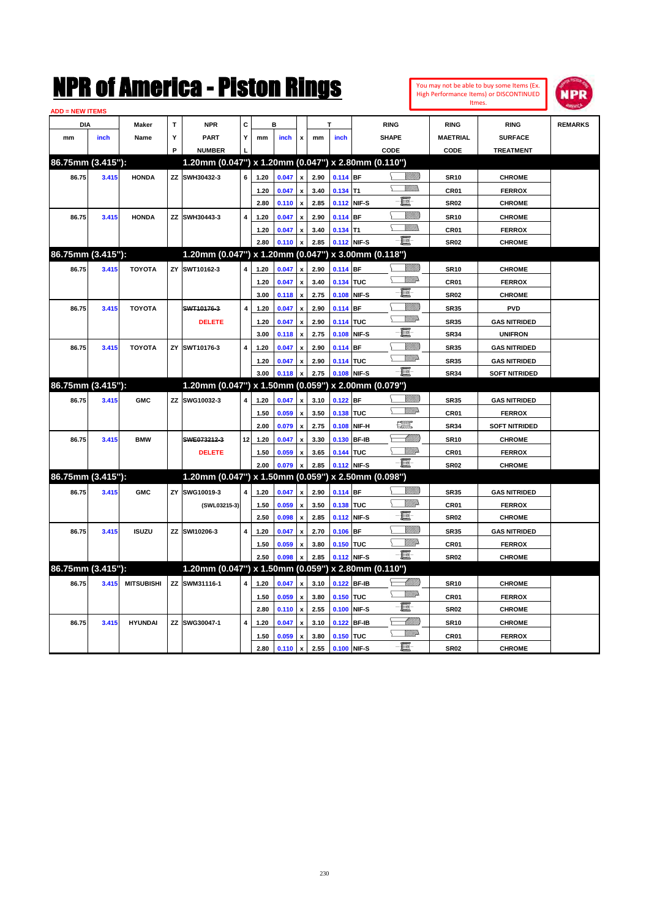# NPR of America - Piston Rings

You may not be able to buy some Items (Ex. High Performance Items) or DISCONTINUED Itmes.

ADD = NEW ITEMS

| DIA mm | DIA inch | Maker Name | TYP | NPR PART NUMBER | CYL | B mm | B inch | x | T mm | T inch | RING SHAPE CODE | RING MAETRIAL CODE | RING SURFACE TREATMENT | REMARKS |
|---|---|---|---|---|---|---|---|---|---|---|---|---|---|---|
| **86.75mm (3.415"):** | | | | **1.20mm (0.047") x 1.20mm (0.047") x 2.80mm (0.110")** | | | | | | | | | | |
| 86.75 | 3.415 | HONDA | ZZ | SWH30432-3 | 6 | 1.20 | 0.047 | x | 2.90 | 0.114 | BF | SR10 | CHROME | |
| | | | | | | 1.20 | 0.047 | x | 3.40 | 0.134 | T1 | CR01 | FERROX | |
| | | | | | | 2.80 | 0.110 | x | 2.85 | 0.112 | NIF-S | SR02 | CHROME | |
| 86.75 | 3.415 | HONDA | ZZ | SWH30443-3 | 4 | 1.20 | 0.047 | x | 2.90 | 0.114 | BF | SR10 | CHROME | |
| | | | | | | 1.20 | 0.047 | x | 3.40 | 0.134 | T1 | CR01 | FERROX | |
| | | | | | | 2.80 | 0.110 | x | 2.85 | 0.112 | NIF-S | SR02 | CHROME | |
| **86.75mm (3.415"):** | | | | **1.20mm (0.047") x 1.20mm (0.047") x 3.00mm (0.118")** | | | | | | | | | | |
| 86.75 | 3.415 | TOYOTA | ZY | SWT10162-3 | 4 | 1.20 | 0.047 | x | 2.90 | 0.114 | BF | SR10 | CHROME | |
| | | | | | | 1.20 | 0.047 | x | 3.40 | 0.134 | TUC | CR01 | FERROX | |
| | | | | | | 3.00 | 0.118 | x | 2.75 | 0.108 | NIF-S | SR02 | CHROME | |
| 86.75 | 3.415 | TOYOTA | | ~~SWT10176-3~~ | 4 | 1.20 | 0.047 | x | 2.90 | 0.114 | BF | SR35 | PVD | |
| | | | | DELETE | | 1.20 | 0.047 | x | 2.90 | 0.114 | TUC | SR35 | GAS NITRIDED | |
| | | | | | | 3.00 | 0.118 | x | 2.75 | 0.108 | NIF-S | SR34 | UNIFRON | |
| 86.75 | 3.415 | TOYOTA | ZY | SWT10176-3 | 4 | 1.20 | 0.047 | x | 2.90 | 0.114 | BF | SR35 | GAS NITRIDED | |
| | | | | | | 1.20 | 0.047 | x | 2.90 | 0.114 | TUC | SR35 | GAS NITRIDED | |
| | | | | | | 3.00 | 0.118 | x | 2.75 | 0.108 | NIF-S | SR34 | SOFT NITRIDED | |
| **86.75mm (3.415"):** | | | | **1.20mm (0.047") x 1.50mm (0.059") x 2.00mm (0.079")** | | | | | | | | | | |
| 86.75 | 3.415 | GMC | ZZ | SWG10032-3 | 4 | 1.20 | 0.047 | x | 3.10 | 0.122 | BF | SR35 | GAS NITRIDED | |
| | | | | | | 1.50 | 0.059 | x | 3.50 | 0.138 | TUC | CR01 | FERROX | |
| | | | | | | 2.00 | 0.079 | x | 2.75 | 0.108 | NIF-H | SR34 | SOFT NITRIDED | |
| 86.75 | 3.415 | BMW | | ~~SWE07321 2-3~~ | 12 | 1.20 | 0.047 | x | 3.30 | 0.130 | BF-IB | SR10 | CHROME | |
| | | | | DELETE | | 1.50 | 0.059 | x | 3.65 | 0.144 | TUC | CR01 | FERROX | |
| | | | | | | 2.00 | 0.079 | x | 2.85 | 0.112 | NIF-S | SR02 | CHROME | |
| **86.75mm (3.415"):** | | | | **1.20mm (0.047") x 1.50mm (0.059") x 2.50mm (0.098")** | | | | | | | | | | |
| 86.75 | 3.415 | GMC | ZY | SWG10019-3 | 4 | 1.20 | 0.047 | x | 2.90 | 0.114 | BF | SR35 | GAS NITRIDED | |
| | | | | (SWL03215-3) | | 1.50 | 0.059 | x | 3.50 | 0.138 | TUC | CR01 | FERROX | |
| | | | | | | 2.50 | 0.098 | x | 2.85 | 0.112 | NIF-S | SR02 | CHROME | |
| 86.75 | 3.415 | ISUZU | ZZ | SWI10206-3 | 4 | 1.20 | 0.047 | x | 2.70 | 0.106 | BF | SR35 | GAS NITRIDED | |
| | | | | | | 1.50 | 0.059 | x | 3.80 | 0.150 | TUC | CR01 | FERROX | |
| | | | | | | 2.50 | 0.098 | x | 2.85 | 0.112 | NIF-S | SR02 | CHROME | |
| **86.75mm (3.415"):** | | | | **1.20mm (0.047") x 1.50mm (0.059") x 2.80mm (0.110")** | | | | | | | | | | |
| 86.75 | 3.415 | MITSUBISHI | ZZ | SWM31116-1 | 4 | 1.20 | 0.047 | x | 3.10 | 0.122 | BF-IB | SR10 | CHROME | |
| | | | | | | 1.50 | 0.059 | x | 3.80 | 0.150 | TUC | CR01 | FERROX | |
| | | | | | | 2.80 | 0.110 | x | 2.55 | 0.100 | NIF-S | SR02 | CHROME | |
| 86.75 | 3.415 | HYUNDAI | ZZ | SWG30047-1 | 4 | 1.20 | 0.047 | x | 3.10 | 0.122 | BF-IB | SR10 | CHROME | |
| | | | | | | 1.50 | 0.059 | x | 3.80 | 0.150 | TUC | CR01 | FERROX | |
| | | | | | | 2.80 | 0.110 | x | 2.55 | 0.100 | NIF-S | SR02 | CHROME | |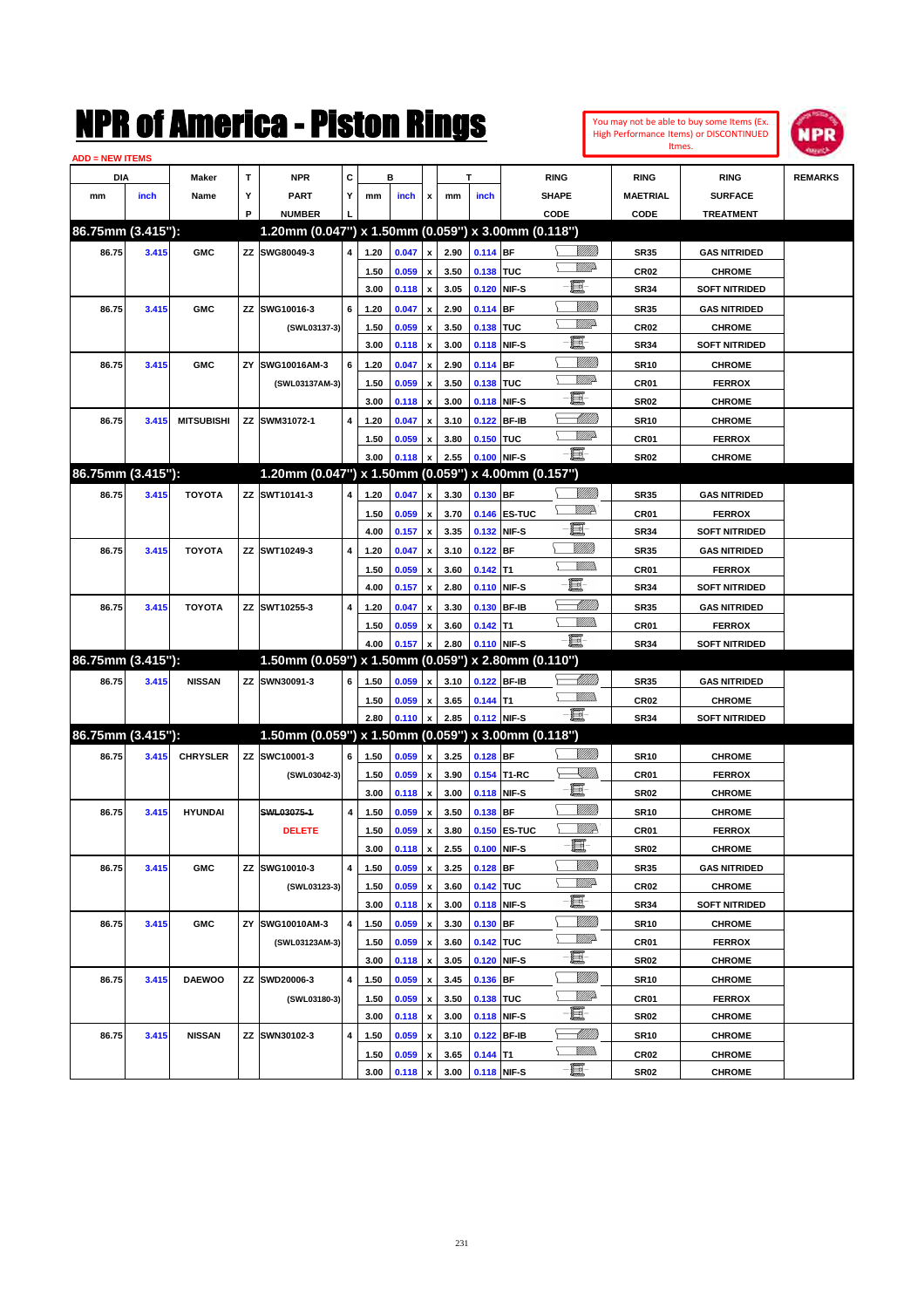# NPR of America - Piston Rings

You may not be able to buy some Items (Ex. High Performance Items) or DISCONTINUED Itmes.

ADD = NEW ITEMS

| DIA mm | DIA inch | Maker Name | TYP | NPR PART NUMBER | CYL | B mm | B inch | x | T mm | T inch | RING SHAPE CODE | RING MAETRIAL CODE | RING SURFACE TREATMENT | REMARKS |
|---|---|---|---|---|---|---|---|---|---|---|---|---|---|---|
| **86.75mm (3.415"):** | | | | **1.20mm (0.047") x 1.50mm (0.059") x 3.00mm (0.118")** | | | | | | | | | | |
| 86.75 | 3.415 | GMC | ZZ | SWG80049-3 | 4 | 1.20 | 0.047 | x | 2.90 | 0.114 | BF | SR35 | GAS NITRIDED | |
| | | | | | | 1.50 | 0.059 | x | 3.50 | 0.138 | TUC | CR02 | CHROME | |
| | | | | | | 3.00 | 0.118 | x | 3.05 | 0.120 | NIF-S | SR34 | SOFT NITRIDED | |
| 86.75 | 3.415 | GMC | ZZ | SWG10016-3 | 6 | 1.20 | 0.047 | x | 2.90 | 0.114 | BF | SR35 | GAS NITRIDED | |
| | | | | (SWL03137-3) | | 1.50 | 0.059 | x | 3.50 | 0.138 | TUC | CR02 | CHROME | |
| | | | | | | 3.00 | 0.118 | x | 3.00 | 0.118 | NIF-S | SR34 | SOFT NITRIDED | |
| 86.75 | 3.415 | GMC | ZY | SWG10016AM-3 | 6 | 1.20 | 0.047 | x | 2.90 | 0.114 | BF | SR10 | CHROME | |
| | | | | (SWL03137AM-3) | | 1.50 | 0.059 | x | 3.50 | 0.138 | TUC | CR01 | FERROX | |
| | | | | | | 3.00 | 0.118 | x | 3.00 | 0.118 | NIF-S | SR02 | CHROME | |
| 86.75 | 3.415 | MITSUBISHI | ZZ | SWM31072-1 | 4 | 1.20 | 0.047 | x | 3.10 | 0.122 | BF-IB | SR10 | CHROME | |
| | | | | | | 1.50 | 0.059 | x | 3.80 | 0.150 | TUC | CR01 | FERROX | |
| | | | | | | 3.00 | 0.118 | x | 2.55 | 0.100 | NIF-S | SR02 | CHROME | |
| **86.75mm (3.415"):** | | | | **1.20mm (0.047") x 1.50mm (0.059") x 4.00mm (0.157")** | | | | | | | | | | |
| 86.75 | 3.415 | TOYOTA | ZZ | SWT10141-3 | 4 | 1.20 | 0.047 | x | 3.30 | 0.130 | BF | SR35 | GAS NITRIDED | |
| | | | | | | 1.50 | 0.059 | x | 3.70 | 0.146 | ES-TUC | CR01 | FERROX | |
| | | | | | | 4.00 | 0.157 | x | 3.35 | 0.132 | NIF-S | SR34 | SOFT NITRIDED | |
| 86.75 | 3.415 | TOYOTA | ZZ | SWT10249-3 | 4 | 1.20 | 0.047 | x | 3.10 | 0.122 | BF | SR35 | GAS NITRIDED | |
| | | | | | | 1.50 | 0.059 | x | 3.60 | 0.142 | T1 | CR01 | FERROX | |
| | | | | | | 4.00 | 0.157 | x | 2.80 | 0.110 | NIF-S | SR34 | SOFT NITRIDED | |
| 86.75 | 3.415 | TOYOTA | ZZ | SWT10255-3 | 4 | 1.20 | 0.047 | x | 3.30 | 0.130 | BF-IB | SR35 | GAS NITRIDED | |
| | | | | | | 1.50 | 0.059 | x | 3.60 | 0.142 | T1 | CR01 | FERROX | |
| | | | | | | 4.00 | 0.157 | x | 2.80 | 0.110 | NIF-S | SR34 | SOFT NITRIDED | |
| **86.75mm (3.415"):** | | | | **1.50mm (0.059") x 1.50mm (0.059") x 2.80mm (0.110")** | | | | | | | | | | |
| 86.75 | 3.415 | NISSAN | ZZ | SWN30091-3 | 6 | 1.50 | 0.059 | x | 3.10 | 0.122 | BF-IB | SR35 | GAS NITRIDED | |
| | | | | | | 1.50 | 0.059 | x | 3.65 | 0.144 | T1 | CR02 | CHROME | |
| | | | | | | 2.80 | 0.110 | x | 2.85 | 0.112 | NIF-S | SR34 | SOFT NITRIDED | |
| **86.75mm (3.415"):** | | | | **1.50mm (0.059") x 1.50mm (0.059") x 3.00mm (0.118")** | | | | | | | | | | |
| 86.75 | 3.415 | CHRYSLER | ZZ | SWC10001-3 | 6 | 1.50 | 0.059 | x | 3.25 | 0.128 | BF | SR10 | CHROME | |
| | | | | (SWL03042-3) | | 1.50 | 0.059 | x | 3.90 | 0.154 | T1-RC | CR01 | FERROX | |
| | | | | | | 3.00 | 0.118 | x | 3.00 | 0.118 | NIF-S | SR02 | CHROME | |
| 86.75 | 3.415 | HYUNDAI | | ~~SWL03075-1~~ | 4 | 1.50 | 0.059 | x | 3.50 | 0.138 | BF | SR10 | CHROME | |
| | | | | DELETE | | 1.50 | 0.059 | x | 3.80 | 0.150 | ES-TUC | CR01 | FERROX | |
| | | | | | | 3.00 | 0.118 | x | 2.55 | 0.100 | NIF-S | SR02 | CHROME | |
| 86.75 | 3.415 | GMC | ZZ | SWG10010-3 | 4 | 1.50 | 0.059 | x | 3.25 | 0.128 | BF | SR35 | GAS NITRIDED | |
| | | | | (SWL03123-3) | | 1.50 | 0.059 | x | 3.60 | 0.142 | TUC | CR02 | CHROME | |
| | | | | | | 3.00 | 0.118 | x | 3.00 | 0.118 | NIF-S | SR34 | SOFT NITRIDED | |
| 86.75 | 3.415 | GMC | ZY | SWG10010AM-3 | 4 | 1.50 | 0.059 | x | 3.30 | 0.130 | BF | SR10 | CHROME | |
| | | | | (SWL03123AM-3) | | 1.50 | 0.059 | x | 3.60 | 0.142 | TUC | CR01 | FERROX | |
| | | | | | | 3.00 | 0.118 | x | 3.05 | 0.120 | NIF-S | SR02 | CHROME | |
| 86.75 | 3.415 | DAEWOO | ZZ | SWD20006-3 | 4 | 1.50 | 0.059 | x | 3.45 | 0.136 | BF | SR10 | CHROME | |
| | | | | (SWL03180-3) | | 1.50 | 0.059 | x | 3.50 | 0.138 | TUC | CR01 | FERROX | |
| | | | | | | 3.00 | 0.118 | x | 3.00 | 0.118 | NIF-S | SR02 | CHROME | |
| 86.75 | 3.415 | NISSAN | ZZ | SWN30102-3 | 4 | 1.50 | 0.059 | x | 3.10 | 0.122 | BF-IB | SR10 | CHROME | |
| | | | | | | 1.50 | 0.059 | x | 3.65 | 0.144 | T1 | CR02 | CHROME | |
| | | | | | | 3.00 | 0.118 | x | 3.00 | 0.118 | NIF-S | SR02 | CHROME | |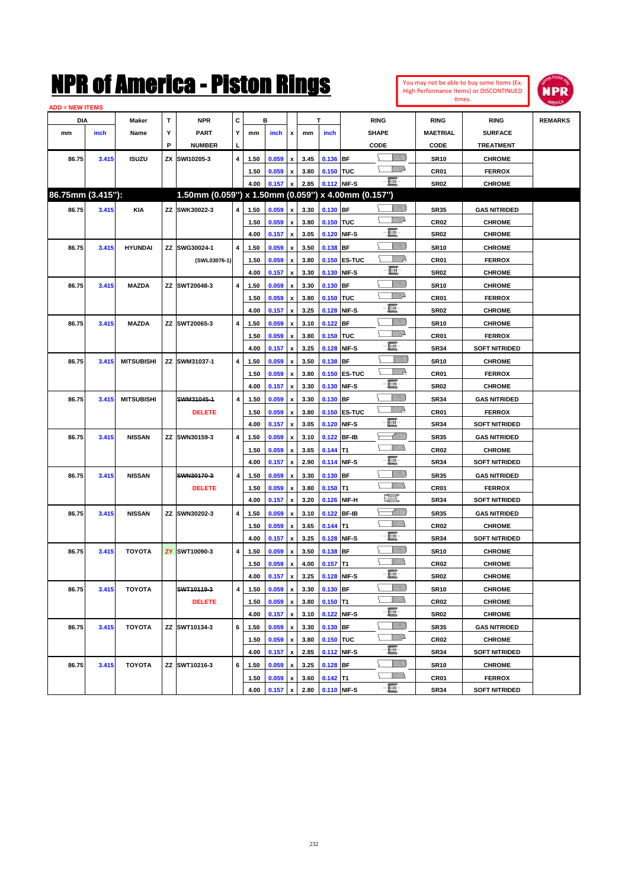# NPR of America - Piston Rings

You may not be able to buy some Items (Ex. High Performance Items) or DISCONTINUED Itmes.

ADD = NEW ITEMS

| DIA mm | DIA inch | Maker Name | TYP | NPR PART NUMBER | CYL | B mm | B inch | x | T mm | T inch | RING SHAPE CODE | RING MAETRIAL CODE | RING SURFACE TREATMENT | REMARKS |
|---|---|---|---|---|---|---|---|---|---|---|---|---|---|---|
| 86.75 | 3.415 | ISUZU | ZX | SWI10205-3 | 4 | 1.50 | 0.059 | x | 3.45 | 0.136 | BF | SR10 | CHROME | |
| | | | | | | 1.50 | 0.059 | x | 3.80 | 0.150 | TUC | CR01 | FERROX | |
| | | | | | | 4.00 | 0.157 | x | 2.85 | 0.112 | NIF-S | SR02 | CHROME | |
| **86.75mm (3.415"):** | | | | **1.50mm (0.059") x 1.50mm (0.059") x 4.00mm (0.157")** | | | | | | | | | | |
| 86.75 | 3.415 | KIA | ZZ | SWK30022-3 | 4 | 1.50 | 0.059 | x | 3.30 | 0.130 | BF | SR35 | GAS NITRIDED | |
| | | | | | | 1.50 | 0.059 | x | 3.80 | 0.150 | TUC | CR02 | CHROME | |
| | | | | | | 4.00 | 0.157 | x | 3.05 | 0.120 | NIF-S | SR02 | CHROME | |
| 86.75 | 3.415 | HYUNDAI | ZZ | SWG30024-1 | 4 | 1.50 | 0.059 | x | 3.50 | 0.138 | BF | SR10 | CHROME | |
| | | | | (SWL03076-1) | | 1.50 | 0.059 | x | 3.80 | 0.150 | ES-TUC | CR01 | FERROX | |
| | | | | | | 4.00 | 0.157 | x | 3.30 | 0.130 | NIF-S | SR02 | CHROME | |
| 86.75 | 3.415 | MAZDA | ZZ | SWT20048-3 | 4 | 1.50 | 0.059 | x | 3.30 | 0.130 | BF | SR10 | CHROME | |
| | | | | | | 1.50 | 0.059 | x | 3.80 | 0.150 | TUC | CR01 | FERROX | |
| | | | | | | 4.00 | 0.157 | x | 3.25 | 0.128 | NIF-S | SR02 | CHROME | |
| 86.75 | 3.415 | MAZDA | ZZ | SWT20065-3 | 4 | 1.50 | 0.059 | x | 3.10 | 0.122 | BF | SR10 | CHROME | |
| | | | | | | 1.50 | 0.059 | x | 3.80 | 0.150 | TUC | CR01 | FERROX | |
| | | | | | | 4.00 | 0.157 | x | 3.25 | 0.128 | NIF-S | SR34 | SOFT NITRIDED | |
| 86.75 | 3.415 | MITSUBISHI | ZZ | SWM31037-1 | 4 | 1.50 | 0.059 | x | 3.50 | 0.138 | BF | SR10 | CHROME | |
| | | | | | | 1.50 | 0.059 | x | 3.80 | 0.150 | ES-TUC | CR01 | FERROX | |
| | | | | | | 4.00 | 0.157 | x | 3.30 | 0.130 | NIF-S | SR02 | CHROME | |
| 86.75 | 3.415 | MITSUBISHI | | ~~SWM31045-1~~ | 4 | 1.50 | 0.059 | x | 3.30 | 0.130 | BF | SR34 | GAS NITRIDED | |
| | | | | DELETE | | 1.50 | 0.059 | x | 3.80 | 0.150 | ES-TUC | CR01 | FERROX | |
| | | | | | | 4.00 | 0.157 | x | 3.05 | 0.120 | NIF-S | SR34 | SOFT NITRIDED | |
| 86.75 | 3.415 | NISSAN | ZZ | SWN30159-3 | 4 | 1.50 | 0.059 | x | 3.10 | 0.122 | BF-IB | SR35 | GAS NITRIDED | |
| | | | | | | 1.50 | 0.059 | x | 3.65 | 0.144 | T1 | CR02 | CHROME | |
| | | | | | | 4.00 | 0.157 | x | 2.90 | 0.114 | NIF-S | SR34 | SOFT NITRIDED | |
| 86.75 | 3.415 | NISSAN | | ~~SWN30170-3~~ | 4 | 1.50 | 0.059 | x | 3.30 | 0.130 | BF | SR35 | GAS NITRIDED | |
| | | | | DELETE | | 1.50 | 0.059 | x | 3.80 | 0.150 | T1 | CR01 | FERROX | |
| | | | | | | 4.00 | 0.157 | x | 3.20 | 0.126 | NIF-H | SR34 | SOFT NITRIDED | |
| 86.75 | 3.415 | NISSAN | ZZ | SWN30202-3 | 4 | 1.50 | 0.059 | x | 3.10 | 0.122 | BF-IB | SR35 | GAS NITRIDED | |
| | | | | | | 1.50 | 0.059 | x | 3.65 | 0.144 | T1 | CR02 | CHROME | |
| | | | | | | 4.00 | 0.157 | x | 3.25 | 0.128 | NIF-S | SR34 | SOFT NITRIDED | |
| 86.75 | 3.415 | TOYOTA | ZY | SWT10090-3 | 4 | 1.50 | 0.059 | x | 3.50 | 0.138 | BF | SR10 | CHROME | |
| | | | | | | 1.50 | 0.059 | x | 4.00 | 0.157 | T1 | CR02 | CHROME | |
| | | | | | | 4.00 | 0.157 | x | 3.25 | 0.128 | NIF-S | SR02 | CHROME | |
| 86.75 | 3.415 | TOYOTA | | ~~SWT10119-3~~ | 4 | 1.50 | 0.059 | x | 3.30 | 0.130 | BF | SR10 | CHROME | |
| | | | | DELETE | | 1.50 | 0.059 | x | 3.80 | 0.150 | T1 | CR02 | CHROME | |
| | | | | | | 4.00 | 0.157 | x | 3.10 | 0.122 | NIF-S | SR02 | CHROME | |
| 86.75 | 3.415 | TOYOTA | ZZ | SWT10134-3 | 6 | 1.50 | 0.059 | x | 3.30 | 0.130 | BF | SR35 | GAS NITRIDED | |
| | | | | | | 1.50 | 0.059 | x | 3.80 | 0.150 | TUC | CR02 | CHROME | |
| | | | | | | 4.00 | 0.157 | x | 2.85 | 0.112 | NIF-S | SR34 | SOFT NITRIDED | |
| 86.75 | 3.415 | TOYOTA | ZZ | SWT10216-3 | 6 | 1.50 | 0.059 | x | 3.25 | 0.128 | BF | SR10 | CHROME | |
| | | | | | | 1.50 | 0.059 | x | 3.60 | 0.142 | T1 | CR01 | FERROX | |
| | | | | | | 4.00 | 0.157 | x | 2.80 | 0.110 | NIF-S | SR34 | SOFT NITRIDED | |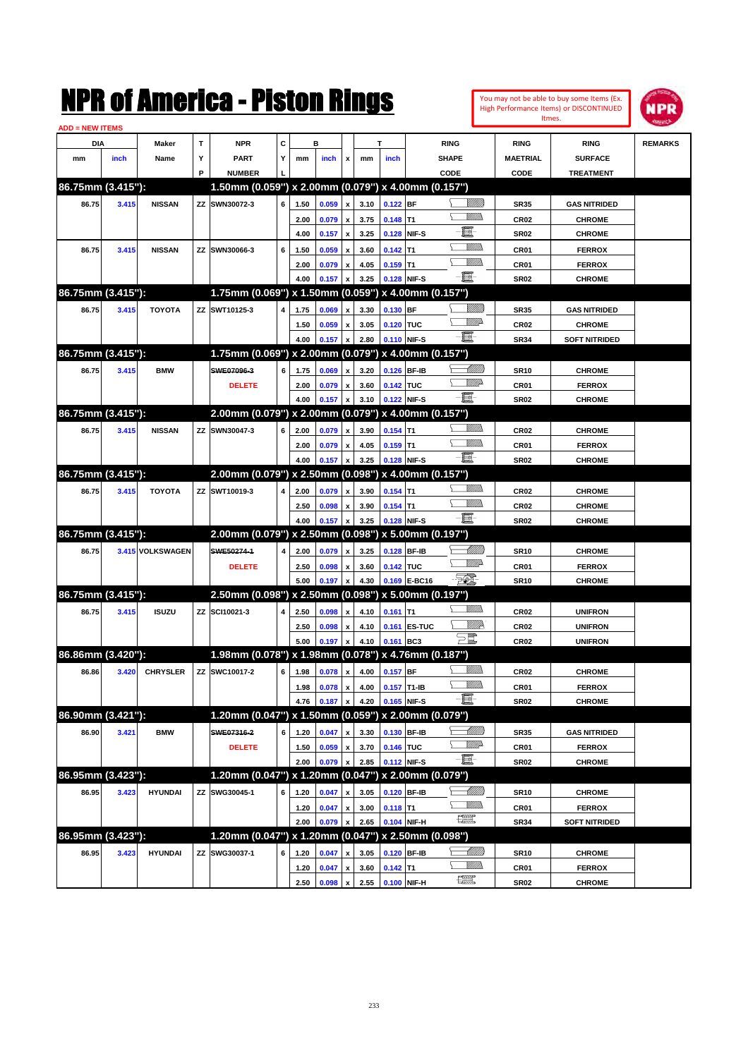# NPR of America - Piston Rings

You may not be able to buy some Items (Ex. High Performance Items) or DISCONTINUED Itmes.

ADD = NEW ITEMS

| DIA mm | DIA inch | Maker Name | TYP | NPR PART NUMBER | CYL | B mm | B inch | x | T mm | T inch | RING SHAPE CODE | RING MAETRIAL CODE | RING SURFACE TREATMENT | REMARKS |
|---|---|---|---|---|---|---|---|---|---|---|---|---|---|---|
| **86.75mm (3.415"):** | | | | **1.50mm (0.059") x 2.00mm (0.079") x 4.00mm (0.157")** | | | | | | | | | | |
| 86.75 | 3.415 | NISSAN | ZZ | SWN30072-3 | 6 | 1.50 | 0.059 | x | 3.10 | 0.122 | BF | SR35 | GAS NITRIDED | |
| | | | | | | 2.00 | 0.079 | x | 3.75 | 0.148 | T1 | CR02 | CHROME | |
| | | | | | | 4.00 | 0.157 | x | 3.25 | 0.128 | NIF-S | SR02 | CHROME | |
| 86.75 | 3.415 | NISSAN | ZZ | SWN30066-3 | 6 | 1.50 | 0.059 | x | 3.60 | 0.142 | T1 | CR01 | FERROX | |
| | | | | | | 2.00 | 0.079 | x | 4.05 | 0.159 | T1 | CR01 | FERROX | |
| | | | | | | 4.00 | 0.157 | x | 3.25 | 0.128 | NIF-S | SR02 | CHROME | |
| **86.75mm (3.415"):** | | | | **1.75mm (0.069") x 1.50mm (0.059") x 4.00mm (0.157")** | | | | | | | | | | |
| 86.75 | 3.415 | TOYOTA | ZZ | SWT10125-3 | 4 | 1.75 | 0.069 | x | 3.30 | 0.130 | BF | SR35 | GAS NITRIDED | |
| | | | | | | 1.50 | 0.059 | x | 3.05 | 0.120 | TUC | CR02 | CHROME | |
| | | | | | | 4.00 | 0.157 | x | 2.80 | 0.110 | NIF-S | SR34 | SOFT NITRIDED | |
| **86.75mm (3.415"):** | | | | **1.75mm (0.069") x 2.00mm (0.079") x 4.00mm (0.157")** | | | | | | | | | | |
| 86.75 | 3.415 | BMW | | ~~SWE07096-3~~ | 6 | 1.75 | 0.069 | x | 3.20 | 0.126 | BF-IB | SR10 | CHROME | |
| | | | | DELETE | | 2.00 | 0.079 | x | 3.60 | 0.142 | TUC | CR01 | FERROX | |
| | | | | | | 4.00 | 0.157 | x | 3.10 | 0.122 | NIF-S | SR02 | CHROME | |
| **86.75mm (3.415"):** | | | | **2.00mm (0.079") x 2.00mm (0.079") x 4.00mm (0.157")** | | | | | | | | | | |
| 86.75 | 3.415 | NISSAN | ZZ | SWN30047-3 | 6 | 2.00 | 0.079 | x | 3.90 | 0.154 | T1 | CR02 | CHROME | |
| | | | | | | 2.00 | 0.079 | x | 4.05 | 0.159 | T1 | CR01 | FERROX | |
| | | | | | | 4.00 | 0.157 | x | 3.25 | 0.128 | NIF-S | SR02 | CHROME | |
| **86.75mm (3.415"):** | | | | **2.00mm (0.079") x 2.50mm (0.098") x 4.00mm (0.157")** | | | | | | | | | | |
| 86.75 | 3.415 | TOYOTA | ZZ | SWT10019-3 | 4 | 2.00 | 0.079 | x | 3.90 | 0.154 | T1 | CR02 | CHROME | |
| | | | | | | 2.50 | 0.098 | x | 3.90 | 0.154 | T1 | CR02 | CHROME | |
| | | | | | | 4.00 | 0.157 | x | 3.25 | 0.128 | NIF-S | SR02 | CHROME | |
| **86.75mm (3.415"):** | | | | **2.00mm (0.079") x 2.50mm (0.098") x 5.00mm (0.197")** | | | | | | | | | | |
| 86.75 | 3.415 | VOLKSWAGEN | | ~~SWE50274-1~~ | 4 | 2.00 | 0.079 | x | 3.25 | 0.128 | BF-IB | SR10 | CHROME | |
| | | | | DELETE | | 2.50 | 0.098 | x | 3.60 | 0.142 | TUC | CR01 | FERROX | |
| | | | | | | 5.00 | 0.197 | x | 4.30 | 0.169 | E-BC16 | SR10 | CHROME | |
| **86.75mm (3.415"):** | | | | **2.50mm (0.098") x 2.50mm (0.098") x 5.00mm (0.197")** | | | | | | | | | | |
| 86.75 | 3.415 | ISUZU | ZZ | SCI10021-3 | 4 | 2.50 | 0.098 | x | 4.10 | 0.161 | T1 | CR02 | UNIFRON | |
| | | | | | | 2.50 | 0.098 | x | 4.10 | 0.161 | ES-TUC | CR02 | UNIFRON | |
| | | | | | | 5.00 | 0.197 | x | 4.10 | 0.161 | BC3 | CR02 | UNIFRON | |
| **86.86mm (3.420"):** | | | | **1.98mm (0.078") x 1.98mm (0.078") x 4.76mm (0.187")** | | | | | | | | | | |
| 86.86 | 3.420 | CHRYSLER | ZZ | SWC10017-2 | 6 | 1.98 | 0.078 | x | 4.00 | 0.157 | BF | CR02 | CHROME | |
| | | | | | | 1.98 | 0.078 | x | 4.00 | 0.157 | T1-IB | CR01 | FERROX | |
| | | | | | | 4.76 | 0.187 | x | 4.20 | 0.165 | NIF-S | SR02 | CHROME | |
| **86.90mm (3.421"):** | | | | **1.20mm (0.047") x 1.50mm (0.059") x 2.00mm (0.079")** | | | | | | | | | | |
| 86.90 | 3.421 | BMW | | ~~SWE07316-2~~ | 6 | 1.20 | 0.047 | x | 3.30 | 0.130 | BF-IB | SR35 | GAS NITRIDED | |
| | | | | DELETE | | 1.50 | 0.059 | x | 3.70 | 0.146 | TUC | CR01 | FERROX | |
| | | | | | | 2.00 | 0.079 | x | 2.85 | 0.112 | NIF-S | SR02 | CHROME | |
| **86.95mm (3.423"):** | | | | **1.20mm (0.047") x 1.20mm (0.047") x 2.00mm (0.079")** | | | | | | | | | | |
| 86.95 | 3.423 | HYUNDAI | ZZ | SWG30045-1 | 6 | 1.20 | 0.047 | x | 3.05 | 0.120 | BF-IB | SR10 | CHROME | |
| | | | | | | 1.20 | 0.047 | x | 3.00 | 0.118 | T1 | CR01 | FERROX | |
| | | | | | | 2.00 | 0.079 | x | 2.65 | 0.104 | NIF-H | SR34 | SOFT NITRIDED | |
| **86.95mm (3.423"):** | | | | **1.20mm (0.047") x 1.20mm (0.047") x 2.50mm (0.098")** | | | | | | | | | | |
| 86.95 | 3.423 | HYUNDAI | ZZ | SWG30037-1 | 6 | 1.20 | 0.047 | x | 3.05 | 0.120 | BF-IB | SR10 | CHROME | |
| | | | | | | 1.20 | 0.047 | x | 3.60 | 0.142 | T1 | CR01 | FERROX | |
| | | | | | | 2.50 | 0.098 | x | 2.55 | 0.100 | NIF-H | SR02 | CHROME | |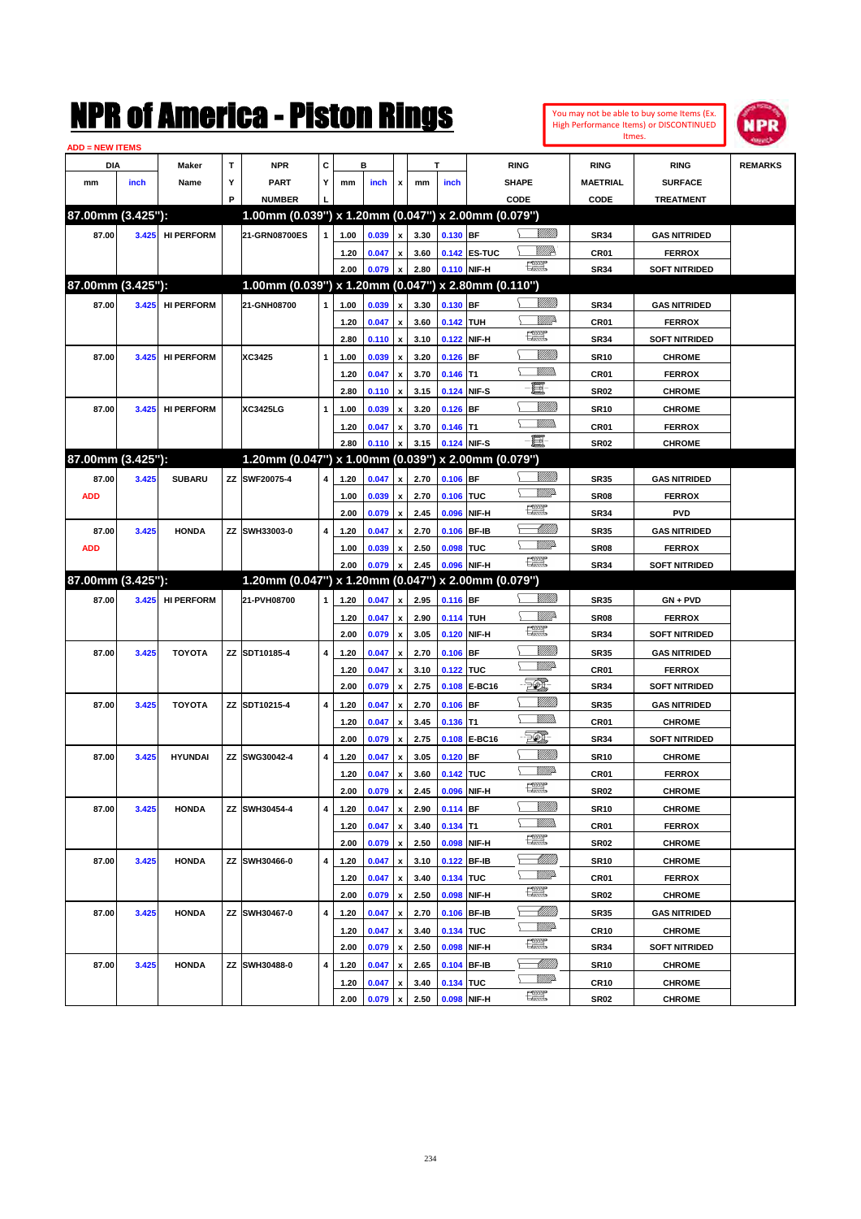# NPR of America - Piston Rings

You may not be able to buy some Items (Ex. High Performance Items) or DISCONTINUED Itmes.

ADD = NEW ITEMS

| DIA mm | DIA inch | Maker Name | TYP | NPR PART NUMBER | CYL | B mm | B inch | x | T mm | T inch | RING SHAPE CODE | RING MAETRIAL CODE | RING SURFACE TREATMENT | REMARKS |
|---|---|---|---|---|---|---|---|---|---|---|---|---|---|---|
| **87.00mm (3.425"):** | | | | **1.00mm (0.039") x 1.20mm (0.047") x 2.00mm (0.079")** | | | | | | | | | | |
| 87.00 | 3.425 | HI PERFORM | | 21-GRN08700ES | 1 | 1.00 | 0.039 | x | 3.30 | 0.130 | BF | SR34 | GAS NITRIDED | |
| | | | | | | 1.20 | 0.047 | x | 3.60 | 0.142 | ES-TUC | CR01 | FERROX | |
| | | | | | | 2.00 | 0.079 | x | 2.80 | 0.110 | NIF-H | SR34 | SOFT NITRIDED | |
| **87.00mm (3.425"):** | | | | **1.00mm (0.039") x 1.20mm (0.047") x 2.80mm (0.110")** | | | | | | | | | | |
| 87.00 | 3.425 | HI PERFORM | | 21-GNH08700 | 1 | 1.00 | 0.039 | x | 3.30 | 0.130 | BF | SR34 | GAS NITRIDED | |
| | | | | | | 1.20 | 0.047 | x | 3.60 | 0.142 | TUH | CR01 | FERROX | |
| | | | | | | 2.80 | 0.110 | x | 3.10 | 0.122 | NIF-H | SR34 | SOFT NITRIDED | |
| 87.00 | 3.425 | HI PERFORM | | XC3425 | 1 | 1.00 | 0.039 | x | 3.20 | 0.126 | BF | SR10 | CHROME | |
| | | | | | | 1.20 | 0.047 | x | 3.70 | 0.146 | T1 | CR01 | FERROX | |
| | | | | | | 2.80 | 0.110 | x | 3.15 | 0.124 | NIF-S | SR02 | CHROME | |
| 87.00 | 3.425 | HI PERFORM | | XC3425LG | 1 | 1.00 | 0.039 | x | 3.20 | 0.126 | BF | SR10 | CHROME | |
| | | | | | | 1.20 | 0.047 | x | 3.70 | 0.146 | T1 | CR01 | FERROX | |
| | | | | | | 2.80 | 0.110 | x | 3.15 | 0.124 | NIF-S | SR02 | CHROME | |
| **87.00mm (3.425"):** | | | | **1.20mm (0.047") x 1.00mm (0.039") x 2.00mm (0.079")** | | | | | | | | | | |
| 87.00 | 3.425 | SUBARU | ZZ | SWF20075-4 | 4 | 1.20 | 0.047 | x | 2.70 | 0.106 | BF | SR35 | GAS NITRIDED | |
| ADD | | | | | | 1.00 | 0.039 | x | 2.70 | 0.106 | TUC | SR08 | FERROX | |
| | | | | | | 2.00 | 0.079 | x | 2.45 | 0.096 | NIF-H | SR34 | PVD | |
| 87.00 | 3.425 | HONDA | ZZ | SWH33003-0 | 4 | 1.20 | 0.047 | x | 2.70 | 0.106 | BF-IB | SR35 | GAS NITRIDED | |
| ADD | | | | | | 1.00 | 0.039 | x | 2.50 | 0.098 | TUC | SR08 | FERROX | |
| | | | | | | 2.00 | 0.079 | x | 2.45 | 0.096 | NIF-H | SR34 | SOFT NITRIDED | |
| **87.00mm (3.425"):** | | | | **1.20mm (0.047") x 1.20mm (0.047") x 2.00mm (0.079")** | | | | | | | | | | |
| 87.00 | 3.425 | HI PERFORM | | 21-PVH08700 | 1 | 1.20 | 0.047 | x | 2.95 | 0.116 | BF | SR35 | GN + PVD | |
| | | | | | | 1.20 | 0.047 | x | 2.90 | 0.114 | TUH | SR08 | FERROX | |
| | | | | | | 2.00 | 0.079 | x | 3.05 | 0.120 | NIF-H | SR34 | SOFT NITRIDED | |
| 87.00 | 3.425 | TOYOTA | ZZ | SDT10185-4 | 4 | 1.20 | 0.047 | x | 2.70 | 0.106 | BF | SR35 | GAS NITRIDED | |
| | | | | | | 1.20 | 0.047 | x | 3.10 | 0.122 | TUC | CR01 | FERROX | |
| | | | | | | 2.00 | 0.079 | x | 2.75 | 0.108 | E-BC16 | SR34 | SOFT NITRIDED | |
| 87.00 | 3.425 | TOYOTA | ZZ | SDT10215-4 | 4 | 1.20 | 0.047 | x | 2.70 | 0.106 | BF | SR35 | GAS NITRIDED | |
| | | | | | | 1.20 | 0.047 | x | 3.45 | 0.136 | T1 | CR01 | CHROME | |
| | | | | | | 2.00 | 0.079 | x | 2.75 | 0.108 | E-BC16 | SR34 | SOFT NITRIDED | |
| 87.00 | 3.425 | HYUNDAI | ZZ | SWG30042-4 | 4 | 1.20 | 0.047 | x | 3.05 | 0.120 | BF | SR10 | CHROME | |
| | | | | | | 1.20 | 0.047 | x | 3.60 | 0.142 | TUC | CR01 | FERROX | |
| | | | | | | 2.00 | 0.079 | x | 2.45 | 0.096 | NIF-H | SR02 | CHROME | |
| 87.00 | 3.425 | HONDA | ZZ | SWH30454-4 | 4 | 1.20 | 0.047 | x | 2.90 | 0.114 | BF | SR10 | CHROME | |
| | | | | | | 1.20 | 0.047 | x | 3.40 | 0.134 | T1 | CR01 | FERROX | |
| | | | | | | 2.00 | 0.079 | x | 2.50 | 0.098 | NIF-H | SR02 | CHROME | |
| 87.00 | 3.425 | HONDA | ZZ | SWH30466-0 | 4 | 1.20 | 0.047 | x | 3.10 | 0.122 | BF-IB | SR10 | CHROME | |
| | | | | | | 1.20 | 0.047 | x | 3.40 | 0.134 | TUC | CR01 | FERROX | |
| | | | | | | 2.00 | 0.079 | x | 2.50 | 0.098 | NIF-H | SR02 | CHROME | |
| 87.00 | 3.425 | HONDA | ZZ | SWH30467-0 | 4 | 1.20 | 0.047 | x | 2.70 | 0.106 | BF-IB | SR35 | GAS NITRIDED | |
| | | | | | | 1.20 | 0.047 | x | 3.40 | 0.134 | TUC | CR10 | CHROME | |
| | | | | | | 2.00 | 0.079 | x | 2.50 | 0.098 | NIF-H | SR34 | SOFT NITRIDED | |
| 87.00 | 3.425 | HONDA | ZZ | SWH30488-0 | 4 | 1.20 | 0.047 | x | 2.65 | 0.104 | BF-IB | SR10 | CHROME | |
| | | | | | | 1.20 | 0.047 | x | 3.40 | 0.134 | TUC | CR10 | CHROME | |
| | | | | | | 2.00 | 0.079 | x | 2.50 | 0.098 | NIF-H | SR02 | CHROME | |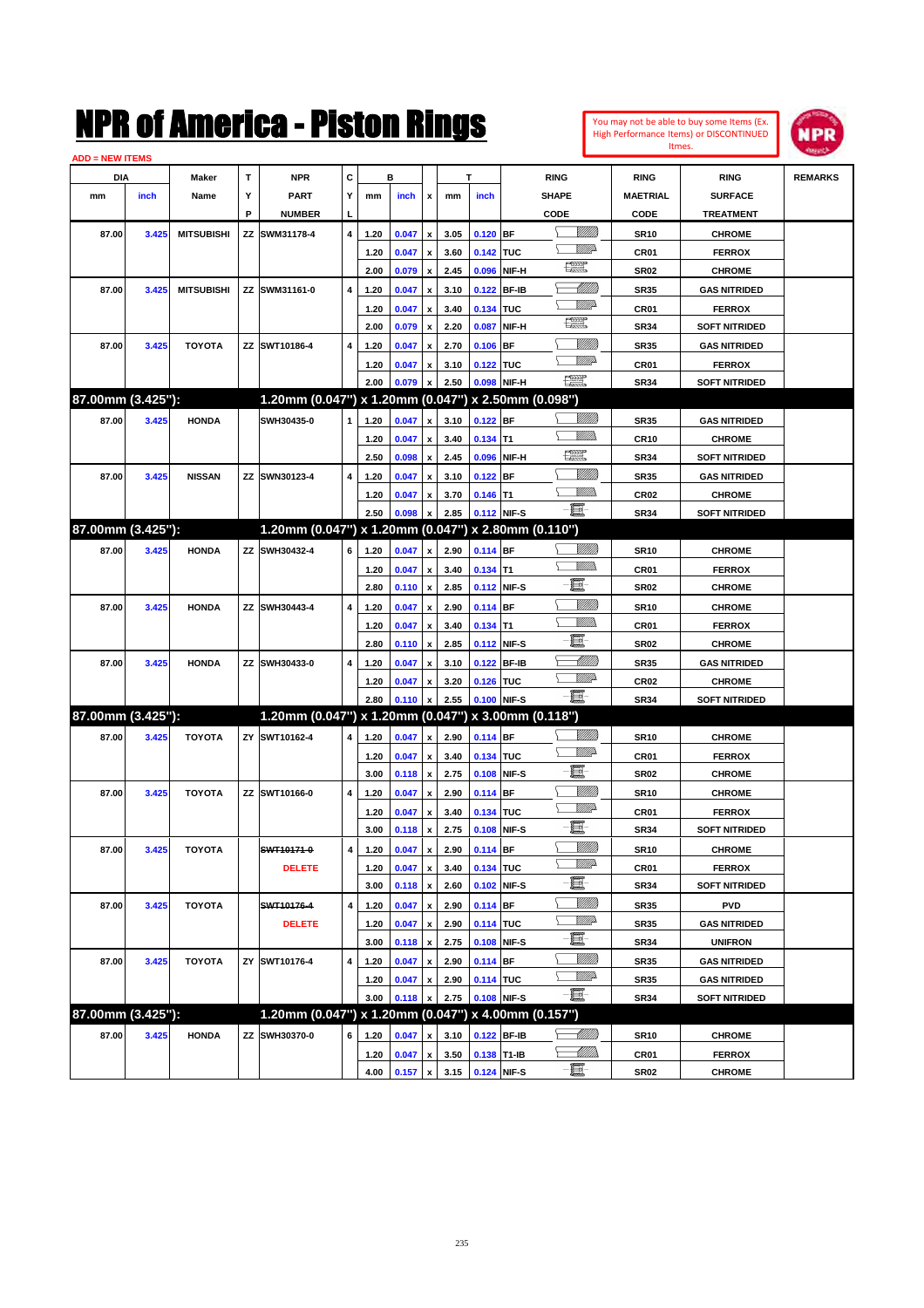# NPR of America - Piston Rings

You may not be able to buy some Items (Ex. High Performance Items) or DISCONTINUED Itmes.

ADD = NEW ITEMS

| DIA mm | DIA inch | Maker Name | TYP | NPR PART NUMBER | CYL | B mm | B inch | x | T mm | T inch | RING SHAPE CODE | RING MAETRIAL CODE | RING SURFACE TREATMENT | REMARKS |
|---|---|---|---|---|---|---|---|---|---|---|---|---|---|---|
| 87.00 | 3.425 | MITSUBISHI | ZZ | SWM31178-4 | 4 | 1.20 | 0.047 | x | 3.05 | 0.120 | BF | SR10 | CHROME | |
| | | | | | | 1.20 | 0.047 | x | 3.60 | 0.142 | TUC | CR01 | FERROX | |
| | | | | | | 2.00 | 0.079 | x | 2.45 | 0.096 | NIF-H | SR02 | CHROME | |
| 87.00 | 3.425 | MITSUBISHI | ZZ | SWM31161-0 | 4 | 1.20 | 0.047 | x | 3.10 | 0.122 | BF-IB | SR35 | GAS NITRIDED | |
| | | | | | | 1.20 | 0.047 | x | 3.40 | 0.134 | TUC | CR01 | FERROX | |
| | | | | | | 2.00 | 0.079 | x | 2.20 | 0.087 | NIF-H | SR34 | SOFT NITRIDED | |
| 87.00 | 3.425 | TOYOTA | ZZ | SWT10186-4 | 4 | 1.20 | 0.047 | x | 2.70 | 0.106 | BF | SR35 | GAS NITRIDED | |
| | | | | | | 1.20 | 0.047 | x | 3.10 | 0.122 | TUC | CR01 | FERROX | |
| | | | | | | 2.00 | 0.079 | x | 2.50 | 0.098 | NIF-H | SR34 | SOFT NITRIDED | |
| **87.00mm (3.425"):** | | | | **1.20mm (0.047") x 1.20mm (0.047") x 2.50mm (0.098")** | | | | | | | | | | |
| 87.00 | 3.425 | HONDA | | SWH30435-0 | 1 | 1.20 | 0.047 | x | 3.10 | 0.122 | BF | SR35 | GAS NITRIDED | |
| | | | | | | 1.20 | 0.047 | x | 3.40 | 0.134 | T1 | CR10 | CHROME | |
| | | | | | | 2.50 | 0.098 | x | 2.45 | 0.096 | NIF-H | SR34 | SOFT NITRIDED | |
| 87.00 | 3.425 | NISSAN | ZZ | SWN30123-4 | 4 | 1.20 | 0.047 | x | 3.10 | 0.122 | BF | SR35 | GAS NITRIDED | |
| | | | | | | 1.20 | 0.047 | x | 3.70 | 0.146 | T1 | CR02 | CHROME | |
| | | | | | | 2.50 | 0.098 | x | 2.85 | 0.112 | NIF-S | SR34 | SOFT NITRIDED | |
| **87.00mm (3.425"):** | | | | **1.20mm (0.047") x 1.20mm (0.047") x 2.80mm (0.110")** | | | | | | | | | | |
| 87.00 | 3.425 | HONDA | ZZ | SWH30432-4 | 6 | 1.20 | 0.047 | x | 2.90 | 0.114 | BF | SR10 | CHROME | |
| | | | | | | 1.20 | 0.047 | x | 3.40 | 0.134 | T1 | CR01 | FERROX | |
| | | | | | | 2.80 | 0.110 | x | 2.85 | 0.112 | NIF-S | SR02 | CHROME | |
| 87.00 | 3.425 | HONDA | ZZ | SWH30443-4 | 4 | 1.20 | 0.047 | x | 2.90 | 0.114 | BF | SR10 | CHROME | |
| | | | | | | 1.20 | 0.047 | x | 3.40 | 0.134 | T1 | CR01 | FERROX | |
| | | | | | | 2.80 | 0.110 | x | 2.85 | 0.112 | NIF-S | SR02 | CHROME | |
| 87.00 | 3.425 | HONDA | ZZ | SWH30433-0 | 4 | 1.20 | 0.047 | x | 3.10 | 0.122 | BF-IB | SR35 | GAS NITRIDED | |
| | | | | | | 1.20 | 0.047 | x | 3.20 | 0.126 | TUC | CR02 | CHROME | |
| | | | | | | 2.80 | 0.110 | x | 2.55 | 0.100 | NIF-S | SR34 | SOFT NITRIDED | |
| **87.00mm (3.425"):** | | | | **1.20mm (0.047") x 1.20mm (0.047") x 3.00mm (0.118")** | | | | | | | | | | |
| 87.00 | 3.425 | TOYOTA | ZY | SWT10162-4 | 4 | 1.20 | 0.047 | x | 2.90 | 0.114 | BF | SR10 | CHROME | |
| | | | | | | 1.20 | 0.047 | x | 3.40 | 0.134 | TUC | CR01 | FERROX | |
| | | | | | | 3.00 | 0.118 | x | 2.75 | 0.108 | NIF-S | SR02 | CHROME | |
| 87.00 | 3.425 | TOYOTA | ZZ | SWT10166-0 | 4 | 1.20 | 0.047 | x | 2.90 | 0.114 | BF | SR10 | CHROME | |
| | | | | | | 1.20 | 0.047 | x | 3.40 | 0.134 | TUC | CR01 | FERROX | |
| | | | | | | 3.00 | 0.118 | x | 2.75 | 0.108 | NIF-S | SR34 | SOFT NITRIDED | |
| 87.00 | 3.425 | TOYOTA | | ~~SWT10171-0~~ | 4 | 1.20 | 0.047 | x | 2.90 | 0.114 | BF | SR10 | CHROME | |
| | | | | DELETE | | 1.20 | 0.047 | x | 3.40 | 0.134 | TUC | CR01 | FERROX | |
| | | | | | | 3.00 | 0.118 | x | 2.60 | 0.102 | NIF-S | SR34 | SOFT NITRIDED | |
| 87.00 | 3.425 | TOYOTA | | ~~SWT10176-4~~ | 4 | 1.20 | 0.047 | x | 2.90 | 0.114 | BF | SR35 | PVD | |
| | | | | DELETE | | 1.20 | 0.047 | x | 2.90 | 0.114 | TUC | SR35 | GAS NITRIDED | |
| | | | | | | 3.00 | 0.118 | x | 2.75 | 0.108 | NIF-S | SR34 | UNIFRON | |
| 87.00 | 3.425 | TOYOTA | ZY | SWT10176-4 | 4 | 1.20 | 0.047 | x | 2.90 | 0.114 | BF | SR35 | GAS NITRIDED | |
| | | | | | | 1.20 | 0.047 | x | 2.90 | 0.114 | TUC | SR35 | GAS NITRIDED | |
| | | | | | | 3.00 | 0.118 | x | 2.75 | 0.108 | NIF-S | SR34 | SOFT NITRIDED | |
| **87.00mm (3.425"):** | | | | **1.20mm (0.047") x 1.20mm (0.047") x 4.00mm (0.157")** | | | | | | | | | | |
| 87.00 | 3.425 | HONDA | ZZ | SWH30370-0 | 6 | 1.20 | 0.047 | x | 3.10 | 0.122 | BF-IB | SR10 | CHROME | |
| | | | | | | 1.20 | 0.047 | x | 3.50 | 0.138 | T1-IB | CR01 | FERROX | |
| | | | | | | 4.00 | 0.157 | x | 3.15 | 0.124 | NIF-S | SR02 | CHROME | |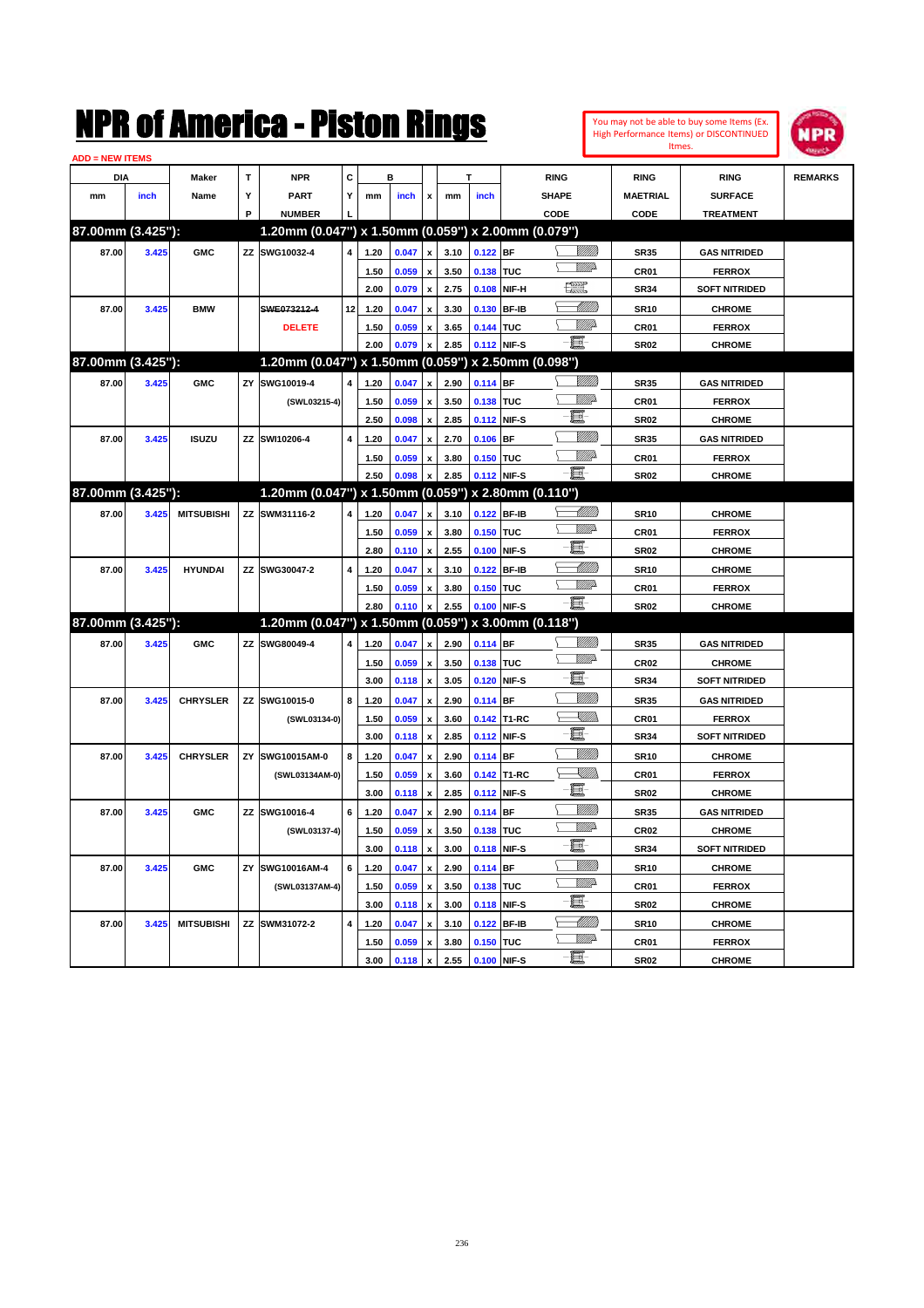# NPR of America - Piston Rings

You may not be able to buy some Items (Ex. High Performance Items) or DISCONTINUED Itmes.

ADD = NEW ITEMS

| DIA mm | DIA inch | Maker Name | TYP | NPR PART NUMBER | CYL | B mm | B inch | x | T mm | T inch | RING SHAPE CODE | RING MAETRIAL CODE | RING SURFACE TREATMENT | REMARKS |
|---|---|---|---|---|---|---|---|---|---|---|---|---|---|---|
| **87.00mm (3.425"):** | | | | **1.20mm (0.047") x 1.50mm (0.059") x 2.00mm (0.079")** | | | | | | | | | | |
| 87.00 | 3.425 | GMC | ZZ | SWG10032-4 | 4 | 1.20 | 0.047 | x | 3.10 | 0.122 | BF | SR35 | GAS NITRIDED | |
| | | | | | | 1.50 | 0.059 | x | 3.50 | 0.138 | TUC | CR01 | FERROX | |
| | | | | | | 2.00 | 0.079 | x | 2.75 | 0.108 | NIF-H | SR34 | SOFT NITRIDED | |
| 87.00 | 3.425 | BMW | | ~~SWE073212-4~~ | 12 | 1.20 | 0.047 | x | 3.30 | 0.130 | BF-IB | SR10 | CHROME | |
| | | | | DELETE | | 1.50 | 0.059 | x | 3.65 | 0.144 | TUC | CR01 | FERROX | |
| | | | | | | 2.00 | 0.079 | x | 2.85 | 0.112 | NIF-S | SR02 | CHROME | |
| **87.00mm (3.425"):** | | | | **1.20mm (0.047") x 1.50mm (0.059") x 2.50mm (0.098")** | | | | | | | | | | |
| 87.00 | 3.425 | GMC | ZY | SWG10019-4 | 4 | 1.20 | 0.047 | x | 2.90 | 0.114 | BF | SR35 | GAS NITRIDED | |
| | | | | (SWL03215-4) | | 1.50 | 0.059 | x | 3.50 | 0.138 | TUC | CR01 | FERROX | |
| | | | | | | 2.50 | 0.098 | x | 2.85 | 0.112 | NIF-S | SR02 | CHROME | |
| 87.00 | 3.425 | ISUZU | ZZ | SWI10206-4 | 4 | 1.20 | 0.047 | x | 2.70 | 0.106 | BF | SR35 | GAS NITRIDED | |
| | | | | | | 1.50 | 0.059 | x | 3.80 | 0.150 | TUC | CR01 | FERROX | |
| | | | | | | 2.50 | 0.098 | x | 2.85 | 0.112 | NIF-S | SR02 | CHROME | |
| **87.00mm (3.425"):** | | | | **1.20mm (0.047") x 1.50mm (0.059") x 2.80mm (0.110")** | | | | | | | | | | |
| 87.00 | 3.425 | MITSUBISHI | ZZ | SWM31116-2 | 4 | 1.20 | 0.047 | x | 3.10 | 0.122 | BF-IB | SR10 | CHROME | |
| | | | | | | 1.50 | 0.059 | x | 3.80 | 0.150 | TUC | CR01 | FERROX | |
| | | | | | | 2.80 | 0.110 | x | 2.55 | 0.100 | NIF-S | SR02 | CHROME | |
| 87.00 | 3.425 | HYUNDAI | ZZ | SWG30047-2 | 4 | 1.20 | 0.047 | x | 3.10 | 0.122 | BF-IB | SR10 | CHROME | |
| | | | | | | 1.50 | 0.059 | x | 3.80 | 0.150 | TUC | CR01 | FERROX | |
| | | | | | | 2.80 | 0.110 | x | 2.55 | 0.100 | NIF-S | SR02 | CHROME | |
| **87.00mm (3.425"):** | | | | **1.20mm (0.047") x 1.50mm (0.059") x 3.00mm (0.118")** | | | | | | | | | | |
| 87.00 | 3.425 | GMC | ZZ | SWG80049-4 | 4 | 1.20 | 0.047 | x | 2.90 | 0.114 | BF | SR35 | GAS NITRIDED | |
| | | | | | | 1.50 | 0.059 | x | 3.50 | 0.138 | TUC | CR02 | CHROME | |
| | | | | | | 3.00 | 0.118 | x | 3.05 | 0.120 | NIF-S | SR34 | SOFT NITRIDED | |
| 87.00 | 3.425 | CHRYSLER | ZZ | SWG10015-0 | 8 | 1.20 | 0.047 | x | 2.90 | 0.114 | BF | SR35 | GAS NITRIDED | |
| | | | | (SWL03134-0) | | 1.50 | 0.059 | x | 3.60 | 0.142 | T1-RC | CR01 | FERROX | |
| | | | | | | 3.00 | 0.118 | x | 2.85 | 0.112 | NIF-S | SR34 | SOFT NITRIDED | |
| 87.00 | 3.425 | CHRYSLER | ZY | SWG10015AM-0 | 8 | 1.20 | 0.047 | x | 2.90 | 0.114 | BF | SR10 | CHROME | |
| | | | | (SWL03134AM-0) | | 1.50 | 0.059 | x | 3.60 | 0.142 | T1-RC | CR01 | FERROX | |
| | | | | | | 3.00 | 0.118 | x | 2.85 | 0.112 | NIF-S | SR02 | CHROME | |
| 87.00 | 3.425 | GMC | ZZ | SWG10016-4 | 6 | 1.20 | 0.047 | x | 2.90 | 0.114 | BF | SR35 | GAS NITRIDED | |
| | | | | (SWL03137-4) | | 1.50 | 0.059 | x | 3.50 | 0.138 | TUC | CR02 | CHROME | |
| | | | | | | 3.00 | 0.118 | x | 3.00 | 0.118 | NIF-S | SR34 | SOFT NITRIDED | |
| 87.00 | 3.425 | GMC | ZY | SWG10016AM-4 | 6 | 1.20 | 0.047 | x | 2.90 | 0.114 | BF | SR10 | CHROME | |
| | | | | (SWL03137AM-4) | | 1.50 | 0.059 | x | 3.50 | 0.138 | TUC | CR01 | FERROX | |
| | | | | | | 3.00 | 0.118 | x | 3.00 | 0.118 | NIF-S | SR02 | CHROME | |
| 87.00 | 3.425 | MITSUBISHI | ZZ | SWM31072-2 | 4 | 1.20 | 0.047 | x | 3.10 | 0.122 | BF-IB | SR10 | CHROME | |
| | | | | | | 1.50 | 0.059 | x | 3.80 | 0.150 | TUC | CR01 | FERROX | |
| | | | | | | 3.00 | 0.118 | x | 2.55 | 0.100 | NIF-S | SR02 | CHROME | |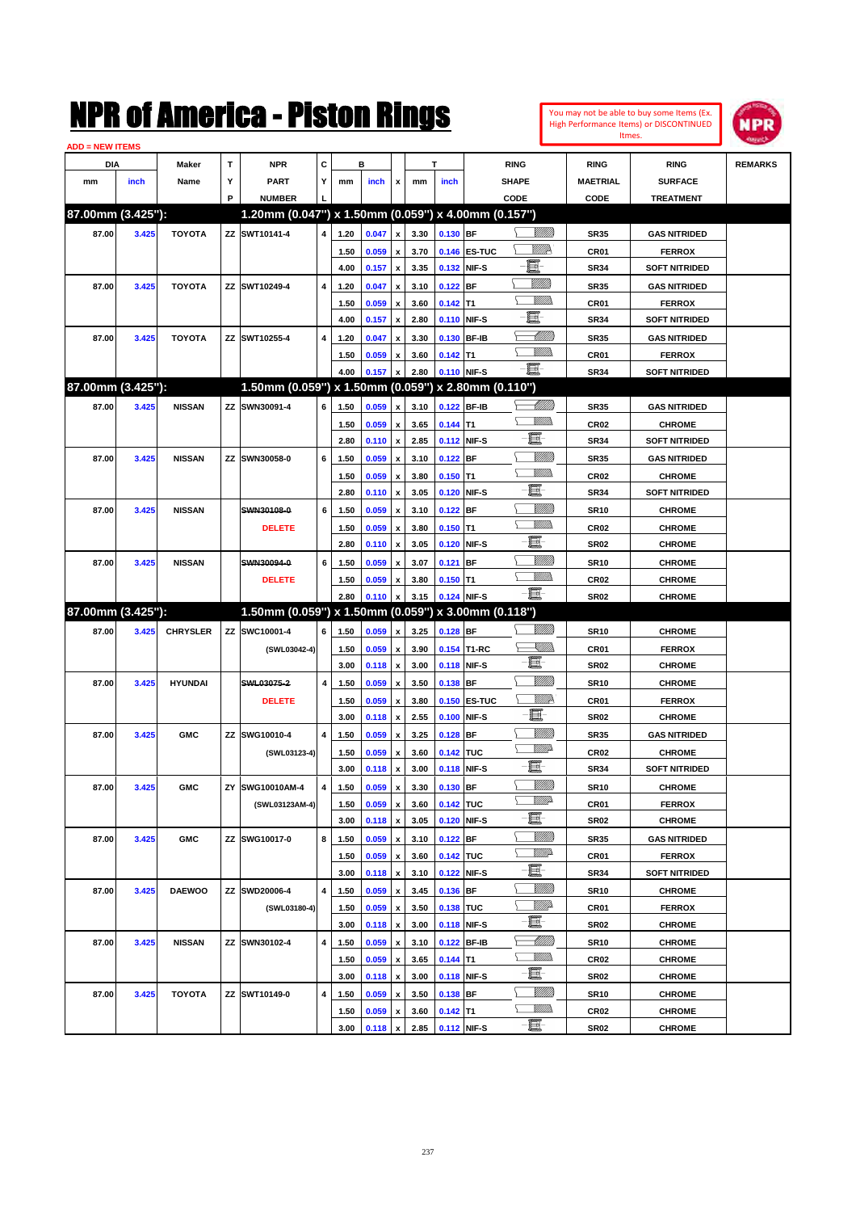# NPR of America - Piston Rings

You may not be able to buy some Items (Ex. High Performance Items) or DISCONTINUED Itmes.

ADD = NEW ITEMS

| DIA mm | DIA inch | Maker Name | TYP | NPR PART NUMBER | CYL | B mm | B inch | x | T mm | T inch | RING SHAPE CODE | RING MAETRIAL CODE | RING SURFACE TREATMENT | REMARKS |
|---|---|---|---|---|---|---|---|---|---|---|---|---|---|---|
| **87.00mm (3.425"):** | | | | **1.20mm (0.047") x 1.50mm (0.059") x 4.00mm (0.157")** | | | | | | | | | | |
| 87.00 | 3.425 | TOYOTA | ZZ | SWT10141-4 | 4 | 1.20 | 0.047 | x | 3.30 | 0.130 | BF | SR35 | GAS NITRIDED | |
| | | | | | | 1.50 | 0.059 | x | 3.70 | 0.146 | ES-TUC | CR01 | FERROX | |
| | | | | | | 4.00 | 0.157 | x | 3.35 | 0.132 | NIF-S | SR34 | SOFT NITRIDED | |
| 87.00 | 3.425 | TOYOTA | ZZ | SWT10249-4 | 4 | 1.20 | 0.047 | x | 3.10 | 0.122 | BF | SR35 | GAS NITRIDED | |
| | | | | | | 1.50 | 0.059 | x | 3.60 | 0.142 | T1 | CR01 | FERROX | |
| | | | | | | 4.00 | 0.157 | x | 2.80 | 0.110 | NIF-S | SR34 | SOFT NITRIDED | |
| 87.00 | 3.425 | TOYOTA | ZZ | SWT10255-4 | 4 | 1.20 | 0.047 | x | 3.30 | 0.130 | BF-IB | SR35 | GAS NITRIDED | |
| | | | | | | 1.50 | 0.059 | x | 3.60 | 0.142 | T1 | CR01 | FERROX | |
| | | | | | | 4.00 | 0.157 | x | 2.80 | 0.110 | NIF-S | SR34 | SOFT NITRIDED | |
| **87.00mm (3.425"):** | | | | **1.50mm (0.059") x 1.50mm (0.059") x 2.80mm (0.110")** | | | | | | | | | | |
| 87.00 | 3.425 | NISSAN | ZZ | SWN30091-4 | 6 | 1.50 | 0.059 | x | 3.10 | 0.122 | BF-IB | SR35 | GAS NITRIDED | |
| | | | | | | 1.50 | 0.059 | x | 3.65 | 0.144 | T1 | CR02 | CHROME | |
| | | | | | | 2.80 | 0.110 | x | 2.85 | 0.112 | NIF-S | SR34 | SOFT NITRIDED | |
| 87.00 | 3.425 | NISSAN | ZZ | SWN30058-0 | 6 | 1.50 | 0.059 | x | 3.10 | 0.122 | BF | SR35 | GAS NITRIDED | |
| | | | | | | 1.50 | 0.059 | x | 3.80 | 0.150 | T1 | CR02 | CHROME | |
| | | | | | | 2.80 | 0.110 | x | 3.05 | 0.120 | NIF-S | SR34 | SOFT NITRIDED | |
| 87.00 | 3.425 | NISSAN | | ~~SWN30108-0~~ | 6 | 1.50 | 0.059 | x | 3.10 | 0.122 | BF | SR10 | CHROME | |
| | | | | DELETE | | 1.50 | 0.059 | x | 3.80 | 0.150 | T1 | CR02 | CHROME | |
| | | | | | | 2.80 | 0.110 | x | 3.05 | 0.120 | NIF-S | SR02 | CHROME | |
| 87.00 | 3.425 | NISSAN | | ~~SWN30094-0~~ | 6 | 1.50 | 0.059 | x | 3.07 | 0.121 | BF | SR10 | CHROME | |
| | | | | DELETE | | 1.50 | 0.059 | x | 3.80 | 0.150 | T1 | CR02 | CHROME | |
| | | | | | | 2.80 | 0.110 | x | 3.15 | 0.124 | NIF-S | SR02 | CHROME | |
| **87.00mm (3.425"):** | | | | **1.50mm (0.059") x 1.50mm (0.059") x 3.00mm (0.118")** | | | | | | | | | | |
| 87.00 | 3.425 | CHRYSLER | ZZ | SWC10001-4 | 6 | 1.50 | 0.059 | x | 3.25 | 0.128 | BF | SR10 | CHROME | |
| | | | | (SWL03042-4) | | 1.50 | 0.059 | x | 3.90 | 0.154 | T1-RC | CR01 | FERROX | |
| | | | | | | 3.00 | 0.118 | x | 3.00 | 0.118 | NIF-S | SR02 | CHROME | |
| 87.00 | 3.425 | HYUNDAI | | ~~SWL03075-2~~ | 4 | 1.50 | 0.059 | x | 3.50 | 0.138 | BF | SR10 | CHROME | |
| | | | | DELETE | | 1.50 | 0.059 | x | 3.80 | 0.150 | ES-TUC | CR01 | FERROX | |
| | | | | | | 3.00 | 0.118 | x | 2.55 | 0.100 | NIF-S | SR02 | CHROME | |
| 87.00 | 3.425 | GMC | ZZ | SWG10010-4 | 4 | 1.50 | 0.059 | x | 3.25 | 0.128 | BF | SR35 | GAS NITRIDED | |
| | | | | (SWL03123-4) | | 1.50 | 0.059 | x | 3.60 | 0.142 | TUC | CR02 | CHROME | |
| | | | | | | 3.00 | 0.118 | x | 3.00 | 0.118 | NIF-S | SR34 | SOFT NITRIDED | |
| 87.00 | 3.425 | GMC | ZY | SWG10010AM-4 | 4 | 1.50 | 0.059 | x | 3.30 | 0.130 | BF | SR10 | CHROME | |
| | | | | (SWL03123AM-4) | | 1.50 | 0.059 | x | 3.60 | 0.142 | TUC | CR01 | FERROX | |
| | | | | | | 3.00 | 0.118 | x | 3.05 | 0.120 | NIF-S | SR02 | CHROME | |
| 87.00 | 3.425 | GMC | ZZ | SWG10017-0 | 8 | 1.50 | 0.059 | x | 3.10 | 0.122 | BF | SR35 | GAS NITRIDED | |
| | | | | | | 1.50 | 0.059 | x | 3.60 | 0.142 | TUC | CR01 | FERROX | |
| | | | | | | 3.00 | 0.118 | x | 3.10 | 0.122 | NIF-S | SR34 | SOFT NITRIDED | |
| 87.00 | 3.425 | DAEWOO | ZZ | SWD20006-4 | 4 | 1.50 | 0.059 | x | 3.45 | 0.136 | BF | SR10 | CHROME | |
| | | | | (SWL03180-4) | | 1.50 | 0.059 | x | 3.50 | 0.138 | TUC | CR01 | FERROX | |
| | | | | | | 3.00 | 0.118 | x | 3.00 | 0.118 | NIF-S | SR02 | CHROME | |
| 87.00 | 3.425 | NISSAN | ZZ | SWN30102-4 | 4 | 1.50 | 0.059 | x | 3.10 | 0.122 | BF-IB | SR10 | CHROME | |
| | | | | | | 1.50 | 0.059 | x | 3.65 | 0.144 | T1 | CR02 | CHROME | |
| | | | | | | 3.00 | 0.118 | x | 3.00 | 0.118 | NIF-S | SR02 | CHROME | |
| 87.00 | 3.425 | TOYOTA | ZZ | SWT10149-0 | 4 | 1.50 | 0.059 | x | 3.50 | 0.138 | BF | SR10 | CHROME | |
| | | | | | | 1.50 | 0.059 | x | 3.60 | 0.142 | T1 | CR02 | CHROME | |
| | | | | | | 3.00 | 0.118 | x | 2.85 | 0.112 | NIF-S | SR02 | CHROME | |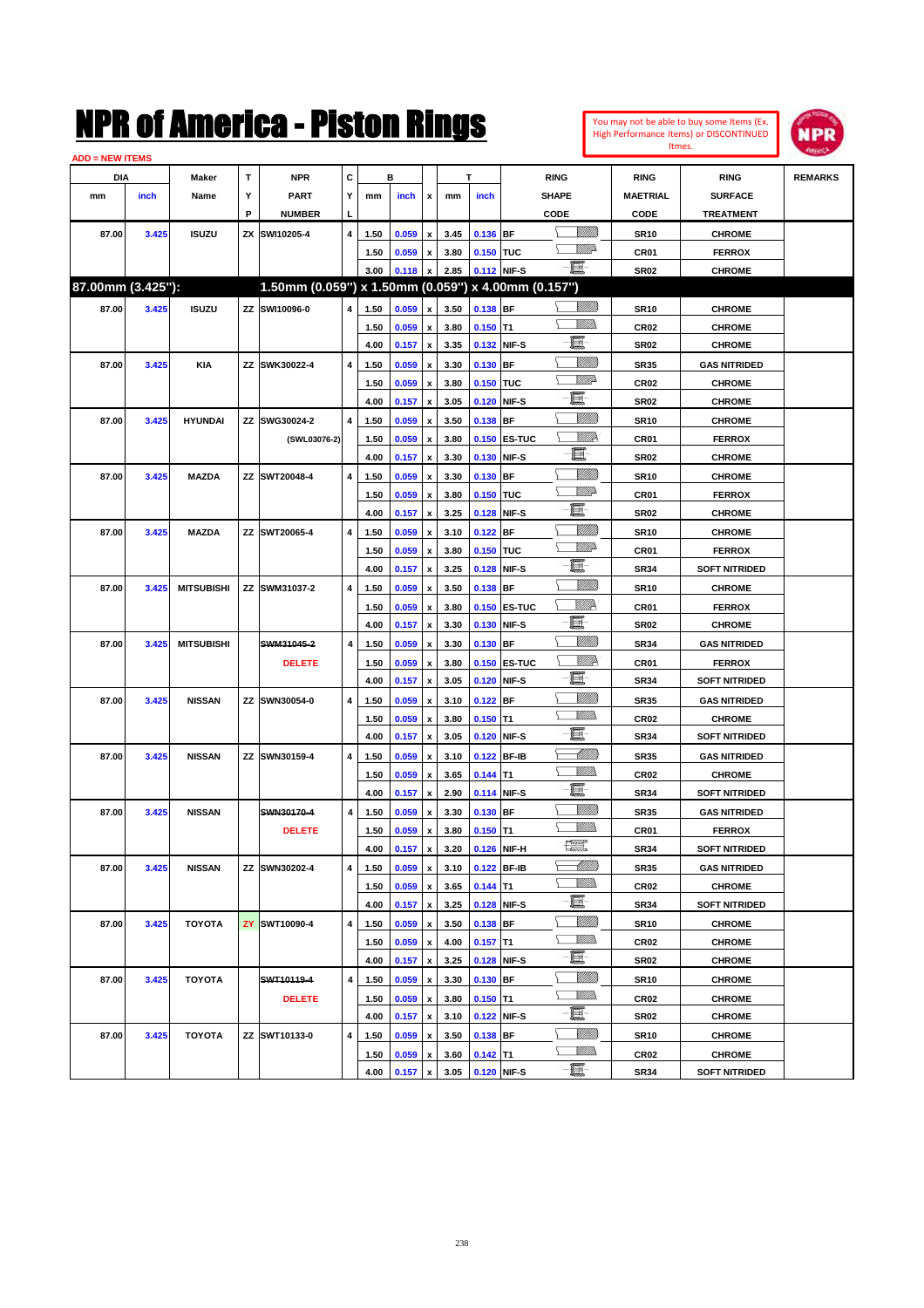# NPR of America - Piston Rings

You may not be able to buy some Items (Ex. High Performance Items) or DISCONTINUED Itmes.

ADD = NEW ITEMS

| DIA mm | DIA inch | Maker Name | TYP | NPR PART NUMBER | CYL | B mm | B inch | x | T mm | T inch | RING SHAPE CODE | RING MAETRIAL CODE | RING SURFACE TREATMENT | REMARKS |
|---|---|---|---|---|---|---|---|---|---|---|---|---|---|---|
| 87.00 | 3.425 | ISUZU | ZX | SWI10205-4 | 4 | 1.50 | 0.059 | x | 3.45 | 0.136 | BF | SR10 | CHROME | |
| | | | | | | 1.50 | 0.059 | x | 3.80 | 0.150 | TUC | CR01 | FERROX | |
| | | | | | | 3.00 | 0.118 | x | 2.85 | 0.112 | NIF-S | SR02 | CHROME | |
| **87.00mm (3.425"):** | | | | **1.50mm (0.059") x 1.50mm (0.059") x 4.00mm (0.157")** | | | | | | | | | | |
| 87.00 | 3.425 | ISUZU | ZZ | SWI10096-0 | 4 | 1.50 | 0.059 | x | 3.50 | 0.138 | BF | SR10 | CHROME | |
| | | | | | | 1.50 | 0.059 | x | 3.80 | 0.150 | T1 | CR02 | CHROME | |
| | | | | | | 4.00 | 0.157 | x | 3.35 | 0.132 | NIF-S | SR02 | CHROME | |
| 87.00 | 3.425 | KIA | ZZ | SWK30022-4 | 4 | 1.50 | 0.059 | x | 3.30 | 0.130 | BF | SR35 | GAS NITRIDED | |
| | | | | | | 1.50 | 0.059 | x | 3.80 | 0.150 | TUC | CR02 | CHROME | |
| | | | | | | 4.00 | 0.157 | x | 3.05 | 0.120 | NIF-S | SR02 | CHROME | |
| 87.00 | 3.425 | HYUNDAI | ZZ | SWG30024-2 | 4 | 1.50 | 0.059 | x | 3.50 | 0.138 | BF | SR10 | CHROME | |
| | | | | (SWL03076-2) | | 1.50 | 0.059 | x | 3.80 | 0.150 | ES-TUC | CR01 | FERROX | |
| | | | | | | 4.00 | 0.157 | x | 3.30 | 0.130 | NIF-S | SR02 | CHROME | |
| 87.00 | 3.425 | MAZDA | ZZ | SWT20048-4 | 4 | 1.50 | 0.059 | x | 3.30 | 0.130 | BF | SR10 | CHROME | |
| | | | | | | 1.50 | 0.059 | x | 3.80 | 0.150 | TUC | CR01 | FERROX | |
| | | | | | | 4.00 | 0.157 | x | 3.25 | 0.128 | NIF-S | SR02 | CHROME | |
| 87.00 | 3.425 | MAZDA | ZZ | SWT20065-4 | 4 | 1.50 | 0.059 | x | 3.10 | 0.122 | BF | SR10 | CHROME | |
| | | | | | | 1.50 | 0.059 | x | 3.80 | 0.150 | TUC | CR01 | FERROX | |
| | | | | | | 4.00 | 0.157 | x | 3.25 | 0.128 | NIF-S | SR34 | SOFT NITRIDED | |
| 87.00 | 3.425 | MITSUBISHI | ZZ | SWM31037-2 | 4 | 1.50 | 0.059 | x | 3.50 | 0.138 | BF | SR10 | CHROME | |
| | | | | | | 1.50 | 0.059 | x | 3.80 | 0.150 | ES-TUC | CR01 | FERROX | |
| | | | | | | 4.00 | 0.157 | x | 3.30 | 0.130 | NIF-S | SR02 | CHROME | |
| 87.00 | 3.425 | MITSUBISHI | | ~~SWM31045-2~~ | 4 | 1.50 | 0.059 | x | 3.30 | 0.130 | BF | SR34 | GAS NITRIDED | |
| | | | | DELETE | | 1.50 | 0.059 | x | 3.80 | 0.150 | ES-TUC | CR01 | FERROX | |
| | | | | | | 4.00 | 0.157 | x | 3.05 | 0.120 | NIF-S | SR34 | SOFT NITRIDED | |
| 87.00 | 3.425 | NISSAN | ZZ | SWN30054-0 | 4 | 1.50 | 0.059 | x | 3.10 | 0.122 | BF | SR35 | GAS NITRIDED | |
| | | | | | | 1.50 | 0.059 | x | 3.80 | 0.150 | T1 | CR02 | CHROME | |
| | | | | | | 4.00 | 0.157 | x | 3.05 | 0.120 | NIF-S | SR34 | SOFT NITRIDED | |
| 87.00 | 3.425 | NISSAN | ZZ | SWN30159-4 | 4 | 1.50 | 0.059 | x | 3.10 | 0.122 | BF-IB | SR35 | GAS NITRIDED | |
| | | | | | | 1.50 | 0.059 | x | 3.65 | 0.144 | T1 | CR02 | CHROME | |
| | | | | | | 4.00 | 0.157 | x | 2.90 | 0.114 | NIF-S | SR34 | SOFT NITRIDED | |
| 87.00 | 3.425 | NISSAN | | ~~SWN30170-4~~ | 4 | 1.50 | 0.059 | x | 3.30 | 0.130 | BF | SR35 | GAS NITRIDED | |
| | | | | DELETE | | 1.50 | 0.059 | x | 3.80 | 0.150 | T1 | CR01 | FERROX | |
| | | | | | | 4.00 | 0.157 | x | 3.20 | 0.126 | NIF-H | SR34 | SOFT NITRIDED | |
| 87.00 | 3.425 | NISSAN | ZZ | SWN30202-4 | 4 | 1.50 | 0.059 | x | 3.10 | 0.122 | BF-IB | SR35 | GAS NITRIDED | |
| | | | | | | 1.50 | 0.059 | x | 3.65 | 0.144 | T1 | CR02 | CHROME | |
| | | | | | | 4.00 | 0.157 | x | 3.25 | 0.128 | NIF-S | SR34 | SOFT NITRIDED | |
| 87.00 | 3.425 | TOYOTA | ZY | SWT10090-4 | 4 | 1.50 | 0.059 | x | 3.50 | 0.138 | BF | SR10 | CHROME | |
| | | | | | | 1.50 | 0.059 | x | 4.00 | 0.157 | T1 | CR02 | CHROME | |
| | | | | | | 4.00 | 0.157 | x | 3.25 | 0.128 | NIF-S | SR02 | CHROME | |
| 87.00 | 3.425 | TOYOTA | | ~~SWT10119-4~~ | 4 | 1.50 | 0.059 | x | 3.30 | 0.130 | BF | SR10 | CHROME | |
| | | | | DELETE | | 1.50 | 0.059 | x | 3.80 | 0.150 | T1 | CR02 | CHROME | |
| | | | | | | 4.00 | 0.157 | x | 3.10 | 0.122 | NIF-S | SR02 | CHROME | |
| 87.00 | 3.425 | TOYOTA | ZZ | SWT10133-0 | 4 | 1.50 | 0.059 | x | 3.50 | 0.138 | BF | SR10 | CHROME | |
| | | | | | | 1.50 | 0.059 | x | 3.60 | 0.142 | T1 | CR02 | CHROME | |
| | | | | | | 4.00 | 0.157 | x | 3.05 | 0.120 | NIF-S | SR34 | SOFT NITRIDED | |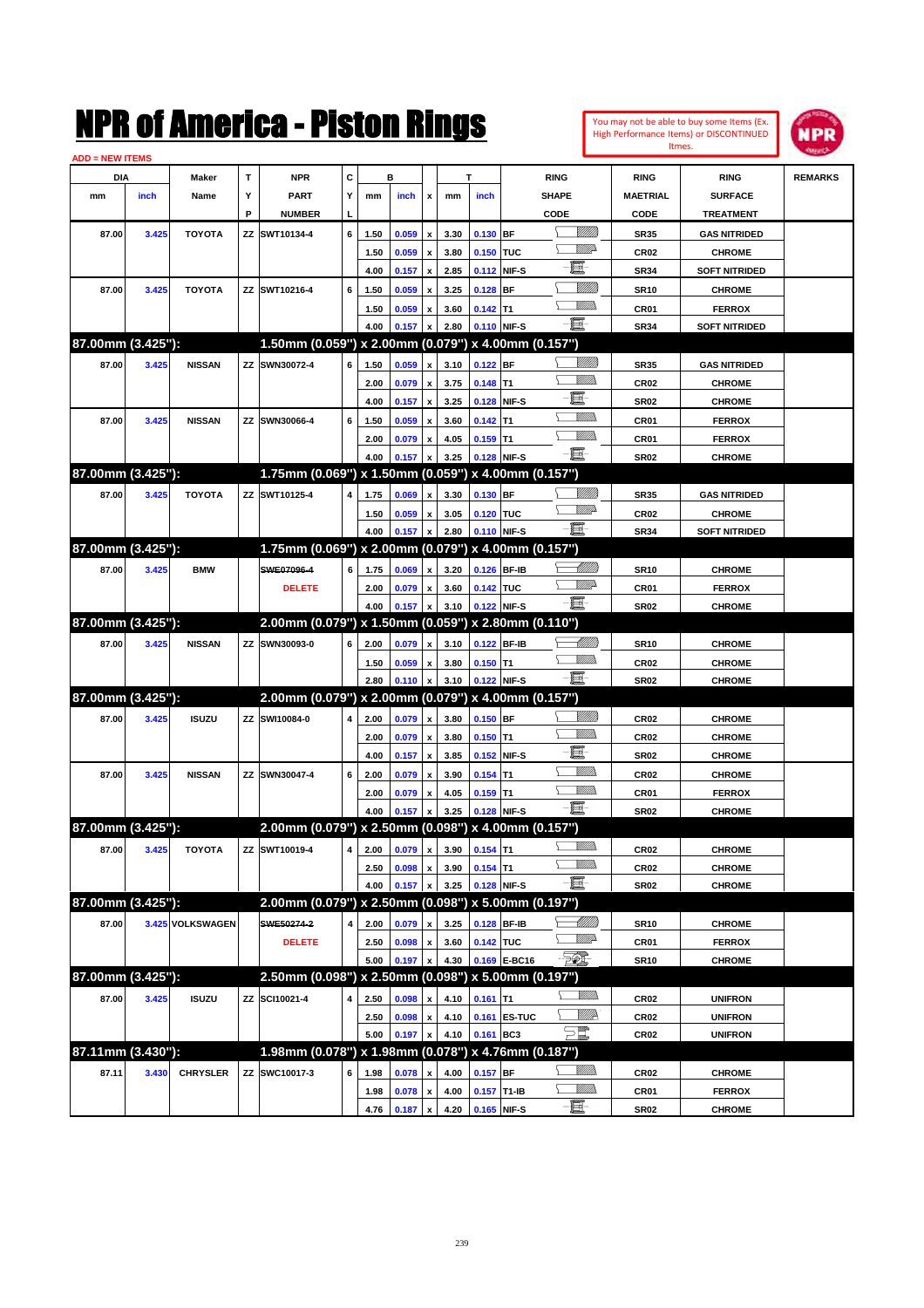# NPR of America - Piston Rings

You may not be able to buy some Items (Ex. High Performance Items) or DISCONTINUED Itmes.

ADD = NEW ITEMS

| DIA mm | DIA inch | Maker Name | TYP | NPR PART NUMBER | CYL | B mm | B inch | x | T mm | T inch | RING SHAPE CODE | RING MAETRIAL CODE | RING SURFACE TREATMENT | REMARKS |
|---|---|---|---|---|---|---|---|---|---|---|---|---|---|---|
| 87.00 | 3.425 | TOYOTA | ZZ | SWT10134-4 | 6 | 1.50 | 0.059 | x | 3.30 | 0.130 | BF | SR35 | GAS NITRIDED | |
| | | | | | | 1.50 | 0.059 | x | 3.80 | 0.150 | TUC | CR02 | CHROME | |
| | | | | | | 4.00 | 0.157 | x | 2.85 | 0.112 | NIF-S | SR34 | SOFT NITRIDED | |
| 87.00 | 3.425 | TOYOTA | ZZ | SWT10216-4 | 6 | 1.50 | 0.059 | x | 3.25 | 0.128 | BF | SR10 | CHROME | |
| | | | | | | 1.50 | 0.059 | x | 3.60 | 0.142 | T1 | CR01 | FERROX | |
| | | | | | | 4.00 | 0.157 | x | 2.80 | 0.110 | NIF-S | SR34 | SOFT NITRIDED | |
| **87.00mm (3.425"):** | | | | **1.50mm (0.059") x 2.00mm (0.079") x 4.00mm (0.157")** | | | | | | | | | | |
| 87.00 | 3.425 | NISSAN | ZZ | SWN30072-4 | 6 | 1.50 | 0.059 | x | 3.10 | 0.122 | BF | SR35 | GAS NITRIDED | |
| | | | | | | 2.00 | 0.079 | x | 3.75 | 0.148 | T1 | CR02 | CHROME | |
| | | | | | | 4.00 | 0.157 | x | 3.25 | 0.128 | NIF-S | SR02 | CHROME | |
| 87.00 | 3.425 | NISSAN | ZZ | SWN30066-4 | 6 | 1.50 | 0.059 | x | 3.60 | 0.142 | T1 | CR01 | FERROX | |
| | | | | | | 2.00 | 0.079 | x | 4.05 | 0.159 | T1 | CR01 | FERROX | |
| | | | | | | 4.00 | 0.157 | x | 3.25 | 0.128 | NIF-S | SR02 | CHROME | |
| **87.00mm (3.425"):** | | | | **1.75mm (0.069") x 1.50mm (0.059") x 4.00mm (0.157")** | | | | | | | | | | |
| 87.00 | 3.425 | TOYOTA | ZZ | SWT10125-4 | 4 | 1.75 | 0.069 | x | 3.30 | 0.130 | BF | SR35 | GAS NITRIDED | |
| | | | | | | 1.50 | 0.059 | x | 3.05 | 0.120 | TUC | CR02 | CHROME | |
| | | | | | | 4.00 | 0.157 | x | 2.80 | 0.110 | NIF-S | SR34 | SOFT NITRIDED | |
| **87.00mm (3.425"):** | | | | **1.75mm (0.069") x 2.00mm (0.079") x 4.00mm (0.157")** | | | | | | | | | | |
| 87.00 | 3.425 | BMW | | ~~SWE07096-4~~ | 6 | 1.75 | 0.069 | x | 3.20 | 0.126 | BF-IB | SR10 | CHROME | |
| | | | | DELETE | | 2.00 | 0.079 | x | 3.60 | 0.142 | TUC | CR01 | FERROX | |
| | | | | | | 4.00 | 0.157 | x | 3.10 | 0.122 | NIF-S | SR02 | CHROME | |
| **87.00mm (3.425"):** | | | | **2.00mm (0.079") x 1.50mm (0.059") x 2.80mm (0.110")** | | | | | | | | | | |
| 87.00 | 3.425 | NISSAN | ZZ | SWN30093-0 | 6 | 2.00 | 0.079 | x | 3.10 | 0.122 | BF-IB | SR10 | CHROME | |
| | | | | | | 1.50 | 0.059 | x | 3.80 | 0.150 | T1 | CR02 | CHROME | |
| | | | | | | 2.80 | 0.110 | x | 3.10 | 0.122 | NIF-S | SR02 | CHROME | |
| **87.00mm (3.425"):** | | | | **2.00mm (0.079") x 2.00mm (0.079") x 4.00mm (0.157")** | | | | | | | | | | |
| 87.00 | 3.425 | ISUZU | ZZ | SWI10084-0 | 4 | 2.00 | 0.079 | x | 3.80 | 0.150 | BF | CR02 | CHROME | |
| | | | | | | 2.00 | 0.079 | x | 3.80 | 0.150 | T1 | CR02 | CHROME | |
| | | | | | | 4.00 | 0.157 | x | 3.85 | 0.152 | NIF-S | SR02 | CHROME | |
| 87.00 | 3.425 | NISSAN | ZZ | SWN30047-4 | 6 | 2.00 | 0.079 | x | 3.90 | 0.154 | T1 | CR02 | CHROME | |
| | | | | | | 2.00 | 0.079 | x | 4.05 | 0.159 | T1 | CR01 | FERROX | |
| | | | | | | 4.00 | 0.157 | x | 3.25 | 0.128 | NIF-S | SR02 | CHROME | |
| **87.00mm (3.425"):** | | | | **2.00mm (0.079") x 2.50mm (0.098") x 4.00mm (0.157")** | | | | | | | | | | |
| 87.00 | 3.425 | TOYOTA | ZZ | SWT10019-4 | 4 | 2.00 | 0.079 | x | 3.90 | 0.154 | T1 | CR02 | CHROME | |
| | | | | | | 2.50 | 0.098 | x | 3.90 | 0.154 | T1 | CR02 | CHROME | |
| | | | | | | 4.00 | 0.157 | x | 3.25 | 0.128 | NIF-S | SR02 | CHROME | |
| **87.00mm (3.425"):** | | | | **2.00mm (0.079") x 2.50mm (0.098") x 5.00mm (0.197")** | | | | | | | | | | |
| 87.00 | 3.425 | VOLKSWAGEN | | ~~SWE50274-2~~ | 4 | 2.00 | 0.079 | x | 3.25 | 0.128 | BF-IB | SR10 | CHROME | |
| | | | | DELETE | | 2.50 | 0.098 | x | 3.60 | 0.142 | TUC | CR01 | FERROX | |
| | | | | | | 5.00 | 0.197 | x | 4.30 | 0.169 | E-BC16 | SR10 | CHROME | |
| **87.00mm (3.425"):** | | | | **2.50mm (0.098") x 2.50mm (0.098") x 5.00mm (0.197")** | | | | | | | | | | |
| 87.00 | 3.425 | ISUZU | ZZ | SCI10021-4 | 4 | 2.50 | 0.098 | x | 4.10 | 0.161 | T1 | CR02 | UNIFRON | |
| | | | | | | 2.50 | 0.098 | x | 4.10 | 0.161 | ES-TUC | CR02 | UNIFRON | |
| | | | | | | 5.00 | 0.197 | x | 4.10 | 0.161 | BC3 | CR02 | UNIFRON | |
| **87.11mm (3.430"):** | | | | **1.98mm (0.078") x 1.98mm (0.078") x 4.76mm (0.187")** | | | | | | | | | | |
| 87.11 | 3.430 | CHRYSLER | ZZ | SWC10017-3 | 6 | 1.98 | 0.078 | x | 4.00 | 0.157 | BF | CR02 | CHROME | |
| | | | | | | 1.98 | 0.078 | x | 4.00 | 0.157 | T1-IB | CR01 | FERROX | |
| | | | | | | 4.76 | 0.187 | x | 4.20 | 0.165 | NIF-S | SR02 | CHROME | |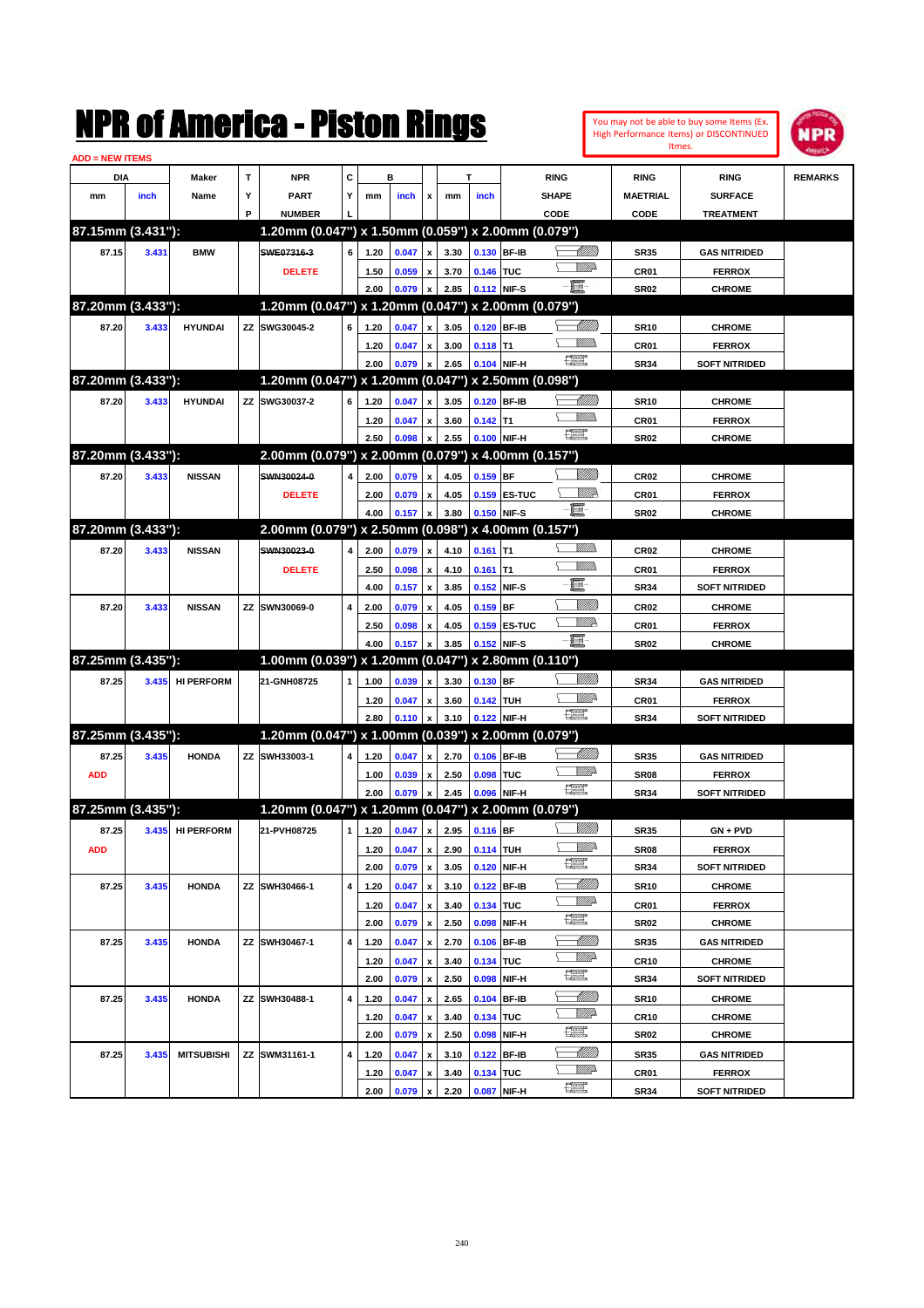# NPR of America - Piston Rings

You may not be able to buy some Items (Ex. High Performance Items) or DISCONTINUED Itmes.

ADD = NEW ITEMS

| DIA mm | DIA inch | Maker Name | TYP | NPR PART NUMBER | CYL | B mm | B inch | x | T mm | T inch | RING SHAPE CODE | RING MAETRIAL CODE | RING SURFACE TREATMENT | REMARKS |
|---|---|---|---|---|---|---|---|---|---|---|---|---|---|---|
| **87.15mm (3.431"):** | | | | **1.20mm (0.047") x 1.50mm (0.059") x 2.00mm (0.079")** | | | | | | | | | | |
| 87.15 | 3.431 | BMW | | ~~SWE07316-3~~ | 6 | 1.20 | 0.047 | x | 3.30 | 0.130 | BF-IB | SR35 | GAS NITRIDED | |
| | | | | DELETE | | 1.50 | 0.059 | x | 3.70 | 0.146 | TUC | CR01 | FERROX | |
| | | | | | | 2.00 | 0.079 | x | 2.85 | 0.112 | NIF-S | SR02 | CHROME | |
| **87.20mm (3.433"):** | | | | **1.20mm (0.047") x 1.20mm (0.047") x 2.00mm (0.079")** | | | | | | | | | | |
| 87.20 | 3.433 | HYUNDAI | ZZ | SWG30045-2 | 6 | 1.20 | 0.047 | x | 3.05 | 0.120 | BF-IB | SR10 | CHROME | |
| | | | | | | 1.20 | 0.047 | x | 3.00 | 0.118 | T1 | CR01 | FERROX | |
| | | | | | | 2.00 | 0.079 | x | 2.65 | 0.104 | NIF-H | SR34 | SOFT NITRIDED | |
| **87.20mm (3.433"):** | | | | **1.20mm (0.047") x 1.20mm (0.047") x 2.50mm (0.098")** | | | | | | | | | | |
| 87.20 | 3.433 | HYUNDAI | ZZ | SWG30037-2 | 6 | 1.20 | 0.047 | x | 3.05 | 0.120 | BF-IB | SR10 | CHROME | |
| | | | | | | 1.20 | 0.047 | x | 3.60 | 0.142 | T1 | CR01 | FERROX | |
| | | | | | | 2.50 | 0.098 | x | 2.55 | 0.100 | NIF-H | SR02 | CHROME | |
| **87.20mm (3.433"):** | | | | **2.00mm (0.079") x 2.00mm (0.079") x 4.00mm (0.157")** | | | | | | | | | | |
| 87.20 | 3.433 | NISSAN | | ~~SWN30024-0~~ | 4 | 2.00 | 0.079 | x | 4.05 | 0.159 | BF | CR02 | CHROME | |
| | | | | DELETE | | 2.00 | 0.079 | x | 4.05 | 0.159 | ES-TUC | CR01 | FERROX | |
| | | | | | | 4.00 | 0.157 | x | 3.80 | 0.150 | NIF-S | SR02 | CHROME | |
| **87.20mm (3.433"):** | | | | **2.00mm (0.079") x 2.50mm (0.098") x 4.00mm (0.157")** | | | | | | | | | | |
| 87.20 | 3.433 | NISSAN | | ~~SWN30023-0~~ | 4 | 2.00 | 0.079 | x | 4.10 | 0.161 | T1 | CR02 | CHROME | |
| | | | | DELETE | | 2.50 | 0.098 | x | 4.10 | 0.161 | T1 | CR01 | FERROX | |
| | | | | | | 4.00 | 0.157 | x | 3.85 | 0.152 | NIF-S | SR34 | SOFT NITRIDED | |
| 87.20 | 3.433 | NISSAN | ZZ | SWN30069-0 | 4 | 2.00 | 0.079 | x | 4.05 | 0.159 | BF | CR02 | CHROME | |
| | | | | | | 2.50 | 0.098 | x | 4.05 | 0.159 | ES-TUC | CR01 | FERROX | |
| | | | | | | 4.00 | 0.157 | x | 3.85 | 0.152 | NIF-S | SR02 | CHROME | |
| **87.25mm (3.435"):** | | | | **1.00mm (0.039") x 1.20mm (0.047") x 2.80mm (0.110")** | | | | | | | | | | |
| 87.25 | 3.435 | HI PERFORM | | 21-GNH08725 | 1 | 1.00 | 0.039 | x | 3.30 | 0.130 | BF | SR34 | GAS NITRIDED | |
| | | | | | | 1.20 | 0.047 | x | 3.60 | 0.142 | TUH | CR01 | FERROX | |
| | | | | | | 2.80 | 0.110 | x | 3.10 | 0.122 | NIF-H | SR34 | SOFT NITRIDED | |
| **87.25mm (3.435"):** | | | | **1.20mm (0.047") x 1.00mm (0.039") x 2.00mm (0.079")** | | | | | | | | | | |
| 87.25 | 3.435 | HONDA | ZZ | SWH33003-1 | 4 | 1.20 | 0.047 | x | 2.70 | 0.106 | BF-IB | SR35 | GAS NITRIDED | |
| ADD | | | | | | 1.00 | 0.039 | x | 2.50 | 0.098 | TUC | SR08 | FERROX | |
| | | | | | | 2.00 | 0.079 | x | 2.45 | 0.096 | NIF-H | SR34 | SOFT NITRIDED | |
| **87.25mm (3.435"):** | | | | **1.20mm (0.047") x 1.20mm (0.047") x 2.00mm (0.079")** | | | | | | | | | | |
| 87.25 | 3.435 | HI PERFORM | | 21-PVH08725 | 1 | 1.20 | 0.047 | x | 2.95 | 0.116 | BF | SR35 | GN + PVD | |
| ADD | | | | | | 1.20 | 0.047 | x | 2.90 | 0.114 | TUH | SR08 | FERROX | |
| | | | | | | 2.00 | 0.079 | x | 3.05 | 0.120 | NIF-H | SR34 | SOFT NITRIDED | |
| 87.25 | 3.435 | HONDA | ZZ | SWH30466-1 | 4 | 1.20 | 0.047 | x | 3.10 | 0.122 | BF-IB | SR10 | CHROME | |
| | | | | | | 1.20 | 0.047 | x | 3.40 | 0.134 | TUC | CR01 | FERROX | |
| | | | | | | 2.00 | 0.079 | x | 2.50 | 0.098 | NIF-H | SR02 | CHROME | |
| 87.25 | 3.435 | HONDA | ZZ | SWH30467-1 | 4 | 1.20 | 0.047 | x | 2.70 | 0.106 | BF-IB | SR35 | GAS NITRIDED | |
| | | | | | | 1.20 | 0.047 | x | 3.40 | 0.134 | TUC | CR10 | CHROME | |
| | | | | | | 2.00 | 0.079 | x | 2.50 | 0.098 | NIF-H | SR34 | SOFT NITRIDED | |
| 87.25 | 3.435 | HONDA | ZZ | SWH30488-1 | 4 | 1.20 | 0.047 | x | 2.65 | 0.104 | BF-IB | SR10 | CHROME | |
| | | | | | | 1.20 | 0.047 | x | 3.40 | 0.134 | TUC | CR10 | CHROME | |
| | | | | | | 2.00 | 0.079 | x | 2.50 | 0.098 | NIF-H | SR02 | CHROME | |
| 87.25 | 3.435 | MITSUBISHI | ZZ | SWM31161-1 | 4 | 1.20 | 0.047 | x | 3.10 | 0.122 | BF-IB | SR35 | GAS NITRIDED | |
| | | | | | | 1.20 | 0.047 | x | 3.40 | 0.134 | TUC | CR01 | FERROX | |
| | | | | | | 2.00 | 0.079 | x | 2.20 | 0.087 | NIF-H | SR34 | SOFT NITRIDED | |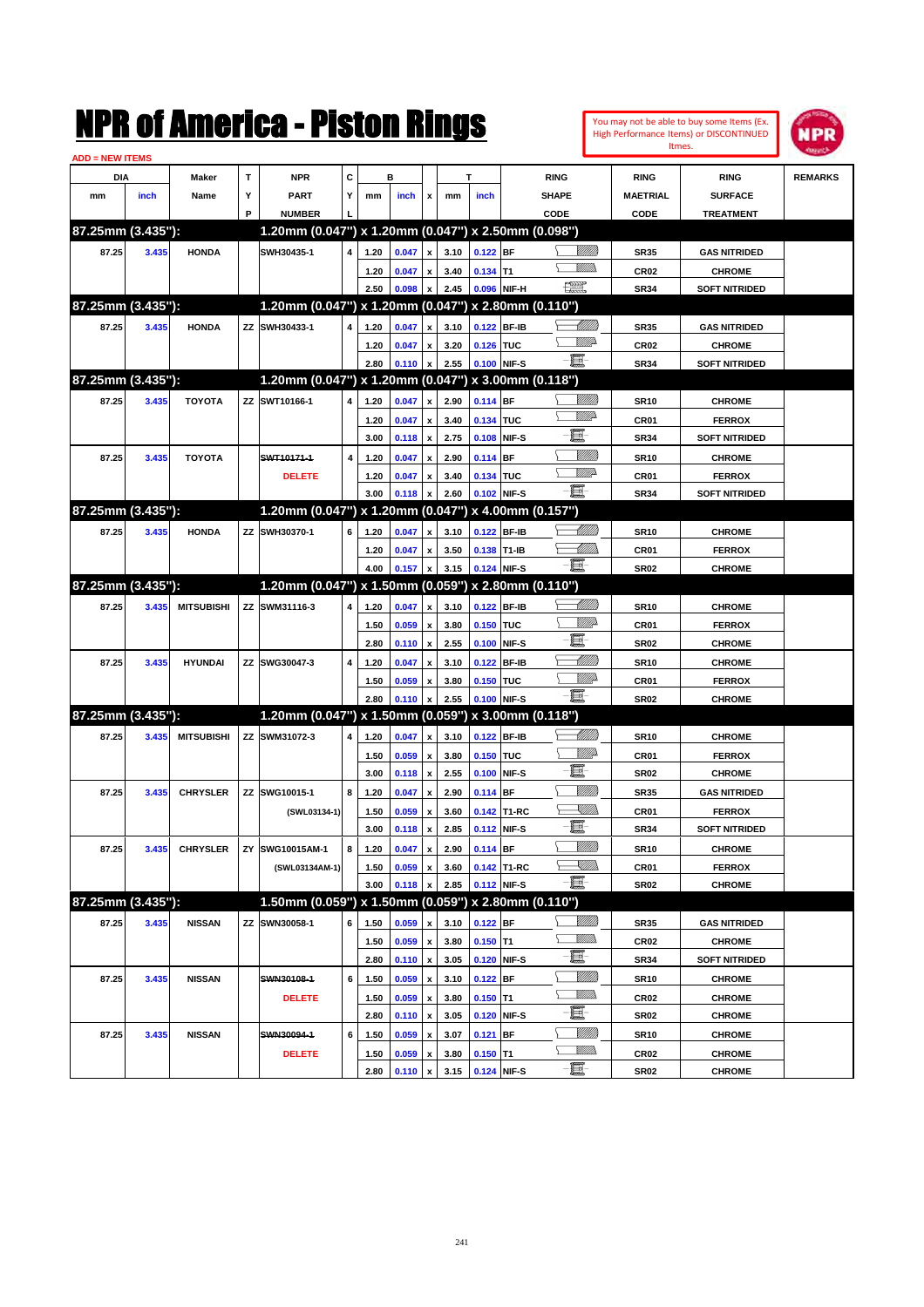# NPR of America - Piston Rings

You may not be able to buy some Items (Ex. High Performance Items) or DISCONTINUED Itmes.

ADD = NEW ITEMS

| DIA mm | DIA inch | Maker Name | TYP | NPR PART NUMBER | CYL | B mm | B inch | x | T mm | T inch | RING SHAPE CODE | RING MAETRIAL CODE | RING SURFACE TREATMENT | REMARKS |
|---|---|---|---|---|---|---|---|---|---|---|---|---|---|---|
| **87.25mm (3.435"):** | | | | **1.20mm (0.047") x 1.20mm (0.047") x 2.50mm (0.098")** | | | | | | | | | | |
| 87.25 | 3.435 | HONDA | | SWH30435-1 | 4 | 1.20 | 0.047 | x | 3.10 | 0.122 | BF | SR35 | GAS NITRIDED | |
| | | | | | | 1.20 | 0.047 | x | 3.40 | 0.134 | T1 | CR02 | CHROME | |
| | | | | | | 2.50 | 0.098 | x | 2.45 | 0.096 | NIF-H | SR34 | SOFT NITRIDED | |
| **87.25mm (3.435"):** | | | | **1.20mm (0.047") x 1.20mm (0.047") x 2.80mm (0.110")** | | | | | | | | | | |
| 87.25 | 3.435 | HONDA | ZZ | SWH30433-1 | 4 | 1.20 | 0.047 | x | 3.10 | 0.122 | BF-IB | SR35 | GAS NITRIDED | |
| | | | | | | 1.20 | 0.047 | x | 3.20 | 0.126 | TUC | CR02 | CHROME | |
| | | | | | | 2.80 | 0.110 | x | 2.55 | 0.100 | NIF-S | SR34 | SOFT NITRIDED | |
| **87.25mm (3.435"):** | | | | **1.20mm (0.047") x 1.20mm (0.047") x 3.00mm (0.118")** | | | | | | | | | | |
| 87.25 | 3.435 | TOYOTA | ZZ | SWT10166-1 | 4 | 1.20 | 0.047 | x | 2.90 | 0.114 | BF | SR10 | CHROME | |
| | | | | | | 1.20 | 0.047 | x | 3.40 | 0.134 | TUC | CR01 | FERROX | |
| | | | | | | 3.00 | 0.118 | x | 2.75 | 0.108 | NIF-S | SR34 | SOFT NITRIDED | |
| 87.25 | 3.435 | TOYOTA | | ~~SWT10171-1~~ | 4 | 1.20 | 0.047 | x | 2.90 | 0.114 | BF | SR10 | CHROME | |
| | | | | DELETE | | 1.20 | 0.047 | x | 3.40 | 0.134 | TUC | CR01 | FERROX | |
| | | | | | | 3.00 | 0.118 | x | 2.60 | 0.102 | NIF-S | SR34 | SOFT NITRIDED | |
| **87.25mm (3.435"):** | | | | **1.20mm (0.047") x 1.20mm (0.047") x 4.00mm (0.157")** | | | | | | | | | | |
| 87.25 | 3.435 | HONDA | ZZ | SWH30370-1 | 6 | 1.20 | 0.047 | x | 3.10 | 0.122 | BF-IB | SR10 | CHROME | |
| | | | | | | 1.20 | 0.047 | x | 3.50 | 0.138 | T1-IB | CR01 | FERROX | |
| | | | | | | 4.00 | 0.157 | x | 3.15 | 0.124 | NIF-S | SR02 | CHROME | |
| **87.25mm (3.435"):** | | | | **1.20mm (0.047") x 1.50mm (0.059") x 2.80mm (0.110")** | | | | | | | | | | |
| 87.25 | 3.435 | MITSUBISHI | ZZ | SWM31116-3 | 4 | 1.20 | 0.047 | x | 3.10 | 0.122 | BF-IB | SR10 | CHROME | |
| | | | | | | 1.50 | 0.059 | x | 3.80 | 0.150 | TUC | CR01 | FERROX | |
| | | | | | | 2.80 | 0.110 | x | 2.55 | 0.100 | NIF-S | SR02 | CHROME | |
| 87.25 | 3.435 | HYUNDAI | ZZ | SWG30047-3 | 4 | 1.20 | 0.047 | x | 3.10 | 0.122 | BF-IB | SR10 | CHROME | |
| | | | | | | 1.50 | 0.059 | x | 3.80 | 0.150 | TUC | CR01 | FERROX | |
| | | | | | | 2.80 | 0.110 | x | 2.55 | 0.100 | NIF-S | SR02 | CHROME | |
| **87.25mm (3.435"):** | | | | **1.20mm (0.047") x 1.50mm (0.059") x 3.00mm (0.118")** | | | | | | | | | | |
| 87.25 | 3.435 | MITSUBISHI | ZZ | SWM31072-3 | 4 | 1.20 | 0.047 | x | 3.10 | 0.122 | BF-IB | SR10 | CHROME | |
| | | | | | | 1.50 | 0.059 | x | 3.80 | 0.150 | TUC | CR01 | FERROX | |
| | | | | | | 3.00 | 0.118 | x | 2.55 | 0.100 | NIF-S | SR02 | CHROME | |
| 87.25 | 3.435 | CHRYSLER | ZZ | SWG10015-1 | 8 | 1.20 | 0.047 | x | 2.90 | 0.114 | BF | SR35 | GAS NITRIDED | |
| | | | | (SWL03134-1) | | 1.50 | 0.059 | x | 3.60 | 0.142 | T1-RC | CR01 | FERROX | |
| | | | | | | 3.00 | 0.118 | x | 2.85 | 0.112 | NIF-S | SR34 | SOFT NITRIDED | |
| 87.25 | 3.435 | CHRYSLER | ZY | SWG10015AM-1 | 8 | 1.20 | 0.047 | x | 2.90 | 0.114 | BF | SR10 | CHROME | |
| | | | | (SWL03134AM-1) | | 1.50 | 0.059 | x | 3.60 | 0.142 | T1-RC | CR01 | FERROX | |
| | | | | | | 3.00 | 0.118 | x | 2.85 | 0.112 | NIF-S | SR02 | CHROME | |
| **87.25mm (3.435"):** | | | | **1.50mm (0.059") x 1.50mm (0.059") x 2.80mm (0.110")** | | | | | | | | | | |
| 87.25 | 3.435 | NISSAN | ZZ | SWN30058-1 | 6 | 1.50 | 0.059 | x | 3.10 | 0.122 | BF | SR35 | GAS NITRIDED | |
| | | | | | | 1.50 | 0.059 | x | 3.80 | 0.150 | T1 | CR02 | CHROME | |
| | | | | | | 2.80 | 0.110 | x | 3.05 | 0.120 | NIF-S | SR34 | SOFT NITRIDED | |
| 87.25 | 3.435 | NISSAN | | ~~SWN30108-1~~ | 6 | 1.50 | 0.059 | x | 3.10 | 0.122 | BF | SR10 | CHROME | |
| | | | | DELETE | | 1.50 | 0.059 | x | 3.80 | 0.150 | T1 | CR02 | CHROME | |
| | | | | | | 2.80 | 0.110 | x | 3.05 | 0.120 | NIF-S | SR02 | CHROME | |
| 87.25 | 3.435 | NISSAN | | ~~SWN30094-1~~ | 6 | 1.50 | 0.059 | x | 3.07 | 0.121 | BF | SR10 | CHROME | |
| | | | | DELETE | | 1.50 | 0.059 | x | 3.80 | 0.150 | T1 | CR02 | CHROME | |
| | | | | | | 2.80 | 0.110 | x | 3.15 | 0.124 | NIF-S | SR02 | CHROME | |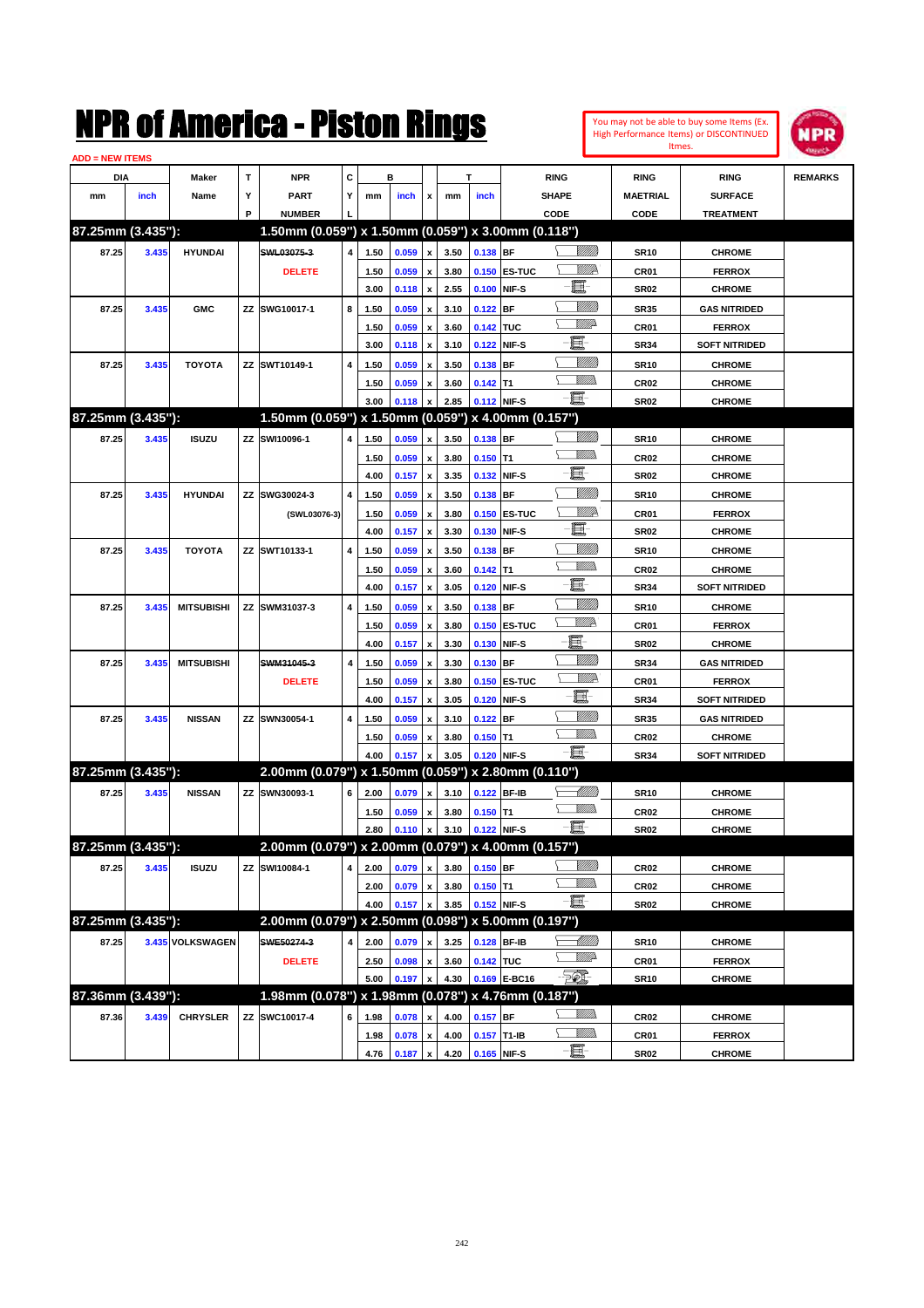# NPR of America - Piston Rings

You may not be able to buy some Items (Ex. High Performance Items) or DISCONTINUED Itmes.

ADD = NEW ITEMS

| DIA mm | DIA inch | Maker Name | TYP | NPR PART NUMBER | CYL | B mm | B inch | x | T mm | T inch | RING SHAPE CODE | RING MAETRIAL CODE | RING SURFACE TREATMENT | REMARKS |
|---|---|---|---|---|---|---|---|---|---|---|---|---|---|---|
| **87.25mm (3.435"):** | | | | **1.50mm (0.059") x 1.50mm (0.059") x 3.00mm (0.118")** | | | | | | | | | | |
| 87.25 | 3.435 | HYUNDAI | | ~~SWL03075-3~~ | 4 | 1.50 | 0.059 | x | 3.50 | 0.138 | BF | SR10 | CHROME | |
| | | | | DELETE | | 1.50 | 0.059 | x | 3.80 | 0.150 | ES-TUC | CR01 | FERROX | |
| | | | | | | 3.00 | 0.118 | x | 2.55 | 0.100 | NIF-S | SR02 | CHROME | |
| 87.25 | 3.435 | GMC | ZZ | SWG10017-1 | 8 | 1.50 | 0.059 | x | 3.10 | 0.122 | BF | SR35 | GAS NITRIDED | |
| | | | | | | 1.50 | 0.059 | x | 3.60 | 0.142 | TUC | CR01 | FERROX | |
| | | | | | | 3.00 | 0.118 | x | 3.10 | 0.122 | NIF-S | SR34 | SOFT NITRIDED | |
| 87.25 | 3.435 | TOYOTA | ZZ | SWT10149-1 | 4 | 1.50 | 0.059 | x | 3.50 | 0.138 | BF | SR10 | CHROME | |
| | | | | | | 1.50 | 0.059 | x | 3.60 | 0.142 | T1 | CR02 | CHROME | |
| | | | | | | 3.00 | 0.118 | x | 2.85 | 0.112 | NIF-S | SR02 | CHROME | |
| **87.25mm (3.435"):** | | | | **1.50mm (0.059") x 1.50mm (0.059") x 4.00mm (0.157")** | | | | | | | | | | |
| 87.25 | 3.435 | ISUZU | ZZ | SWI10096-1 | 4 | 1.50 | 0.059 | x | 3.50 | 0.138 | BF | SR10 | CHROME | |
| | | | | | | 1.50 | 0.059 | x | 3.80 | 0.150 | T1 | CR02 | CHROME | |
| | | | | | | 4.00 | 0.157 | x | 3.35 | 0.132 | NIF-S | SR02 | CHROME | |
| 87.25 | 3.435 | HYUNDAI | ZZ | SWG30024-3 | 4 | 1.50 | 0.059 | x | 3.50 | 0.138 | BF | SR10 | CHROME | |
| | | | | (SWL03076-3) | | 1.50 | 0.059 | x | 3.80 | 0.150 | ES-TUC | CR01 | FERROX | |
| | | | | | | 4.00 | 0.157 | x | 3.30 | 0.130 | NIF-S | SR02 | CHROME | |
| 87.25 | 3.435 | TOYOTA | ZZ | SWT10133-1 | 4 | 1.50 | 0.059 | x | 3.50 | 0.138 | BF | SR10 | CHROME | |
| | | | | | | 1.50 | 0.059 | x | 3.60 | 0.142 | T1 | CR02 | CHROME | |
| | | | | | | 4.00 | 0.157 | x | 3.05 | 0.120 | NIF-S | SR34 | SOFT NITRIDED | |
| 87.25 | 3.435 | MITSUBISHI | ZZ | SWM31037-3 | 4 | 1.50 | 0.059 | x | 3.50 | 0.138 | BF | SR10 | CHROME | |
| | | | | | | 1.50 | 0.059 | x | 3.80 | 0.150 | ES-TUC | CR01 | FERROX | |
| | | | | | | 4.00 | 0.157 | x | 3.30 | 0.130 | NIF-S | SR02 | CHROME | |
| 87.25 | 3.435 | MITSUBISHI | | ~~SWM31045-3~~ | 4 | 1.50 | 0.059 | x | 3.30 | 0.130 | BF | SR34 | GAS NITRIDED | |
| | | | | DELETE | | 1.50 | 0.059 | x | 3.80 | 0.150 | ES-TUC | CR01 | FERROX | |
| | | | | | | 4.00 | 0.157 | x | 3.05 | 0.120 | NIF-S | SR34 | SOFT NITRIDED | |
| 87.25 | 3.435 | NISSAN | ZZ | SWN30054-1 | 4 | 1.50 | 0.059 | x | 3.10 | 0.122 | BF | SR35 | GAS NITRIDED | |
| | | | | | | 1.50 | 0.059 | x | 3.80 | 0.150 | T1 | CR02 | CHROME | |
| | | | | | | 4.00 | 0.157 | x | 3.05 | 0.120 | NIF-S | SR34 | SOFT NITRIDED | |
| **87.25mm (3.435"):** | | | | **2.00mm (0.079") x 1.50mm (0.059") x 2.80mm (0.110")** | | | | | | | | | | |
| 87.25 | 3.435 | NISSAN | ZZ | SWN30093-1 | 6 | 2.00 | 0.079 | x | 3.10 | 0.122 | BF-IB | SR10 | CHROME | |
| | | | | | | 1.50 | 0.059 | x | 3.80 | 0.150 | T1 | CR02 | CHROME | |
| | | | | | | 2.80 | 0.110 | x | 3.10 | 0.122 | NIF-S | SR02 | CHROME | |
| **87.25mm (3.435"):** | | | | **2.00mm (0.079") x 2.00mm (0.079") x 4.00mm (0.157")** | | | | | | | | | | |
| 87.25 | 3.435 | ISUZU | ZZ | SWI10084-1 | 4 | 2.00 | 0.079 | x | 3.80 | 0.150 | BF | CR02 | CHROME | |
| | | | | | | 2.00 | 0.079 | x | 3.80 | 0.150 | T1 | CR02 | CHROME | |
| | | | | | | 4.00 | 0.157 | x | 3.85 | 0.152 | NIF-S | SR02 | CHROME | |
| **87.25mm (3.435"):** | | | | **2.00mm (0.079") x 2.50mm (0.098") x 5.00mm (0.197")** | | | | | | | | | | |
| 87.25 | 3.435 | VOLKSWAGEN | | ~~SWE50274-3~~ | 4 | 2.00 | 0.079 | x | 3.25 | 0.128 | BF-IB | SR10 | CHROME | |
| | | | | DELETE | | 2.50 | 0.098 | x | 3.60 | 0.142 | TUC | CR01 | FERROX | |
| | | | | | | 5.00 | 0.197 | x | 4.30 | 0.169 | E-BC16 | SR10 | CHROME | |
| **87.36mm (3.439"):** | | | | **1.98mm (0.078") x 1.98mm (0.078") x 4.76mm (0.187")** | | | | | | | | | | |
| 87.36 | 3.439 | CHRYSLER | ZZ | SWC10017-4 | 6 | 1.98 | 0.078 | x | 4.00 | 0.157 | BF | CR02 | CHROME | |
| | | | | | | 1.98 | 0.078 | x | 4.00 | 0.157 | T1-IB | CR01 | FERROX | |
| | | | | | | 4.76 | 0.187 | x | 4.20 | 0.165 | NIF-S | SR02 | CHROME | |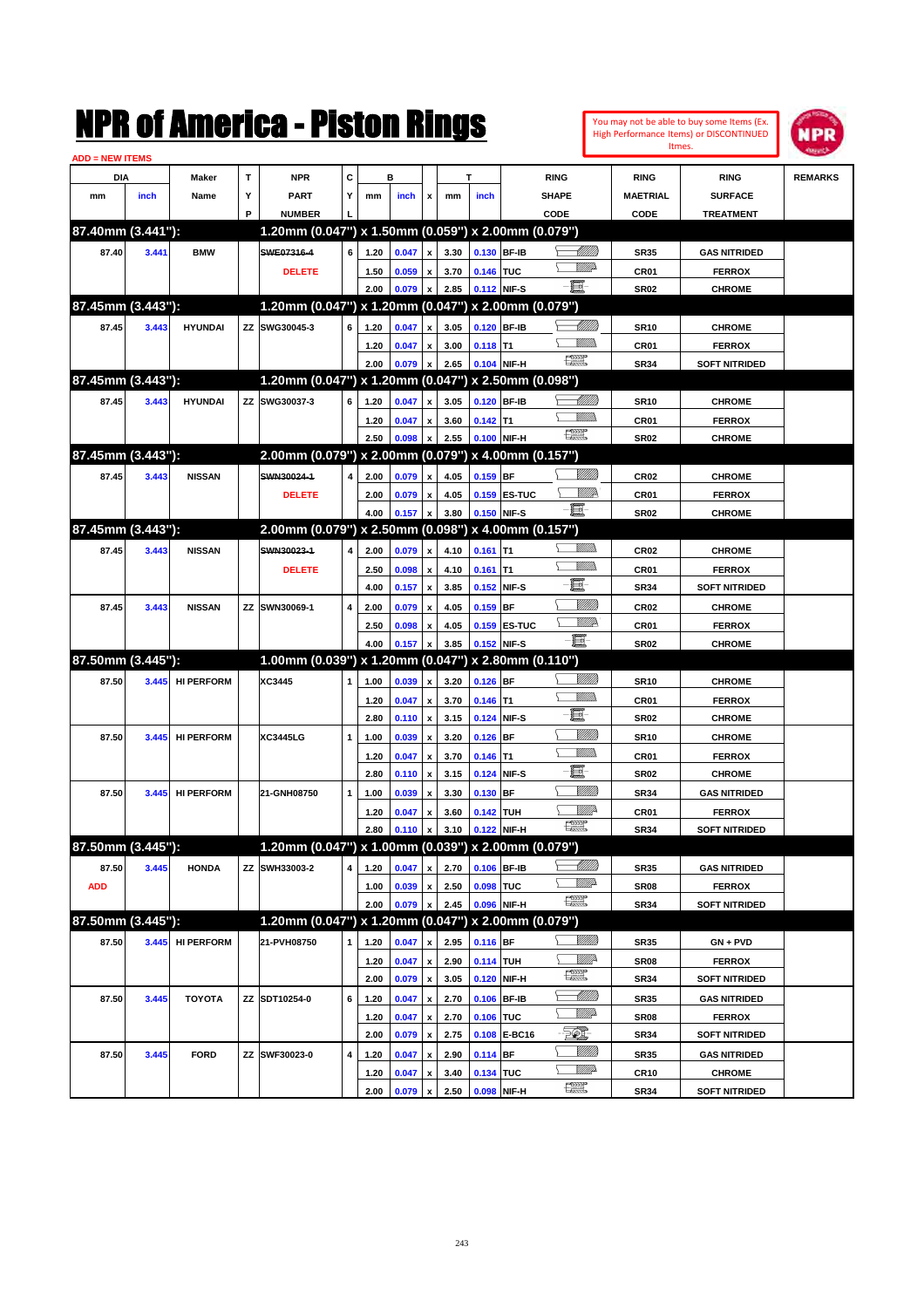# NPR of America - Piston Rings

You may not be able to buy some Items (Ex. High Performance Items) or DISCONTINUED Itmes.

ADD = NEW ITEMS

| DIA mm | DIA inch | Maker Name | TYP | NPR PART NUMBER | CYL | B mm | B inch | x | T mm | T inch | RING SHAPE CODE | RING MAETRIAL CODE | RING SURFACE TREATMENT | REMARKS |
|---|---|---|---|---|---|---|---|---|---|---|---|---|---|---|
| **87.40mm (3.441"):** | | | | **1.20mm (0.047") x 1.50mm (0.059") x 2.00mm (0.079")** | | | | | | | | | | |
| 87.40 | 3.441 | BMW | | ~~SWE07316-4~~ | 6 | 1.20 | 0.047 | x | 3.30 | 0.130 | BF-IB | SR35 | GAS NITRIDED | |
| | | | | DELETE | | 1.50 | 0.059 | x | 3.70 | 0.146 | TUC | CR01 | FERROX | |
| | | | | | | 2.00 | 0.079 | x | 2.85 | 0.112 | NIF-S | SR02 | CHROME | |
| **87.45mm (3.443"):** | | | | **1.20mm (0.047") x 1.20mm (0.047") x 2.00mm (0.079")** | | | | | | | | | | |
| 87.45 | 3.443 | HYUNDAI | ZZ | SWG30045-3 | 6 | 1.20 | 0.047 | x | 3.05 | 0.120 | BF-IB | SR10 | CHROME | |
| | | | | | | 1.20 | 0.047 | x | 3.00 | 0.118 | T1 | CR01 | FERROX | |
| | | | | | | 2.00 | 0.079 | x | 2.65 | 0.104 | NIF-H | SR34 | SOFT NITRIDED | |
| **87.45mm (3.443"):** | | | | **1.20mm (0.047") x 1.20mm (0.047") x 2.50mm (0.098")** | | | | | | | | | | |
| 87.45 | 3.443 | HYUNDAI | ZZ | SWG30037-3 | 6 | 1.20 | 0.047 | x | 3.05 | 0.120 | BF-IB | SR10 | CHROME | |
| | | | | | | 1.20 | 0.047 | x | 3.60 | 0.142 | T1 | CR01 | FERROX | |
| | | | | | | 2.50 | 0.098 | x | 2.55 | 0.100 | NIF-H | SR02 | CHROME | |
| **87.45mm (3.443"):** | | | | **2.00mm (0.079") x 2.00mm (0.079") x 4.00mm (0.157")** | | | | | | | | | | |
| 87.45 | 3.443 | NISSAN | | ~~SWN30024-1~~ | 4 | 2.00 | 0.079 | x | 4.05 | 0.159 | BF | CR02 | CHROME | |
| | | | | DELETE | | 2.00 | 0.079 | x | 4.05 | 0.159 | ES-TUC | CR01 | FERROX | |
| | | | | | | 4.00 | 0.157 | x | 3.80 | 0.150 | NIF-S | SR02 | CHROME | |
| **87.45mm (3.443"):** | | | | **2.00mm (0.079") x 2.50mm (0.098") x 4.00mm (0.157")** | | | | | | | | | | |
| 87.45 | 3.443 | NISSAN | | ~~SWN30023-1~~ | 4 | 2.00 | 0.079 | x | 4.10 | 0.161 | T1 | CR02 | CHROME | |
| | | | | DELETE | | 2.50 | 0.098 | x | 4.10 | 0.161 | T1 | CR01 | FERROX | |
| | | | | | | 4.00 | 0.157 | x | 3.85 | 0.152 | NIF-S | SR34 | SOFT NITRIDED | |
| 87.45 | 3.443 | NISSAN | ZZ | SWN30069-1 | 4 | 2.00 | 0.079 | x | 4.05 | 0.159 | BF | CR02 | CHROME | |
| | | | | | | 2.50 | 0.098 | x | 4.05 | 0.159 | ES-TUC | CR01 | FERROX | |
| | | | | | | 4.00 | 0.157 | x | 3.85 | 0.152 | NIF-S | SR02 | CHROME | |
| **87.50mm (3.445"):** | | | | **1.00mm (0.039") x 1.20mm (0.047") x 2.80mm (0.110")** | | | | | | | | | | |
| 87.50 | 3.445 | HI PERFORM | | XC3445 | 1 | 1.00 | 0.039 | x | 3.20 | 0.126 | BF | SR10 | CHROME | |
| | | | | | | 1.20 | 0.047 | x | 3.70 | 0.146 | T1 | CR01 | FERROX | |
| | | | | | | 2.80 | 0.110 | x | 3.15 | 0.124 | NIF-S | SR02 | CHROME | |
| 87.50 | 3.445 | HI PERFORM | | XC3445LG | 1 | 1.00 | 0.039 | x | 3.20 | 0.126 | BF | SR10 | CHROME | |
| | | | | | | 1.20 | 0.047 | x | 3.70 | 0.146 | T1 | CR01 | FERROX | |
| | | | | | | 2.80 | 0.110 | x | 3.15 | 0.124 | NIF-S | SR02 | CHROME | |
| 87.50 | 3.445 | HI PERFORM | | 21-GNH08750 | 1 | 1.00 | 0.039 | x | 3.30 | 0.130 | BF | SR34 | GAS NITRIDED | |
| | | | | | | 1.20 | 0.047 | x | 3.60 | 0.142 | TUH | CR01 | FERROX | |
| | | | | | | 2.80 | 0.110 | x | 3.10 | 0.122 | NIF-H | SR34 | SOFT NITRIDED | |
| **87.50mm (3.445"):** | | | | **1.20mm (0.047") x 1.00mm (0.039") x 2.00mm (0.079")** | | | | | | | | | | |
| 87.50 | 3.445 | HONDA | ZZ | SWH33003-2 | 4 | 1.20 | 0.047 | x | 2.70 | 0.106 | BF-IB | SR35 | GAS NITRIDED | |
| ADD | | | | | | 1.00 | 0.039 | x | 2.50 | 0.098 | TUC | SR08 | FERROX | |
| | | | | | | 2.00 | 0.079 | x | 2.45 | 0.096 | NIF-H | SR34 | SOFT NITRIDED | |
| **87.50mm (3.445"):** | | | | **1.20mm (0.047") x 1.20mm (0.047") x 2.00mm (0.079")** | | | | | | | | | | |
| 87.50 | 3.445 | HI PERFORM | | 21-PVH08750 | 1 | 1.20 | 0.047 | x | 2.95 | 0.116 | BF | SR35 | GN + PVD | |
| | | | | | | 1.20 | 0.047 | x | 2.90 | 0.114 | TUH | SR08 | FERROX | |
| | | | | | | 2.00 | 0.079 | x | 3.05 | 0.120 | NIF-H | SR34 | SOFT NITRIDED | |
| 87.50 | 3.445 | TOYOTA | ZZ | SDT10254-0 | 6 | 1.20 | 0.047 | x | 2.70 | 0.106 | BF-IB | SR35 | GAS NITRIDED | |
| | | | | | | 1.20 | 0.047 | x | 2.70 | 0.106 | TUC | SR08 | FERROX | |
| | | | | | | 2.00 | 0.079 | x | 2.75 | 0.108 | E-BC16 | SR34 | SOFT NITRIDED | |
| 87.50 | 3.445 | FORD | ZZ | SWF30023-0 | 4 | 1.20 | 0.047 | x | 2.90 | 0.114 | BF | SR35 | GAS NITRIDED | |
| | | | | | | 1.20 | 0.047 | x | 3.40 | 0.134 | TUC | CR10 | CHROME | |
| | | | | | | 2.00 | 0.079 | x | 2.50 | 0.098 | NIF-H | SR34 | SOFT NITRIDED | |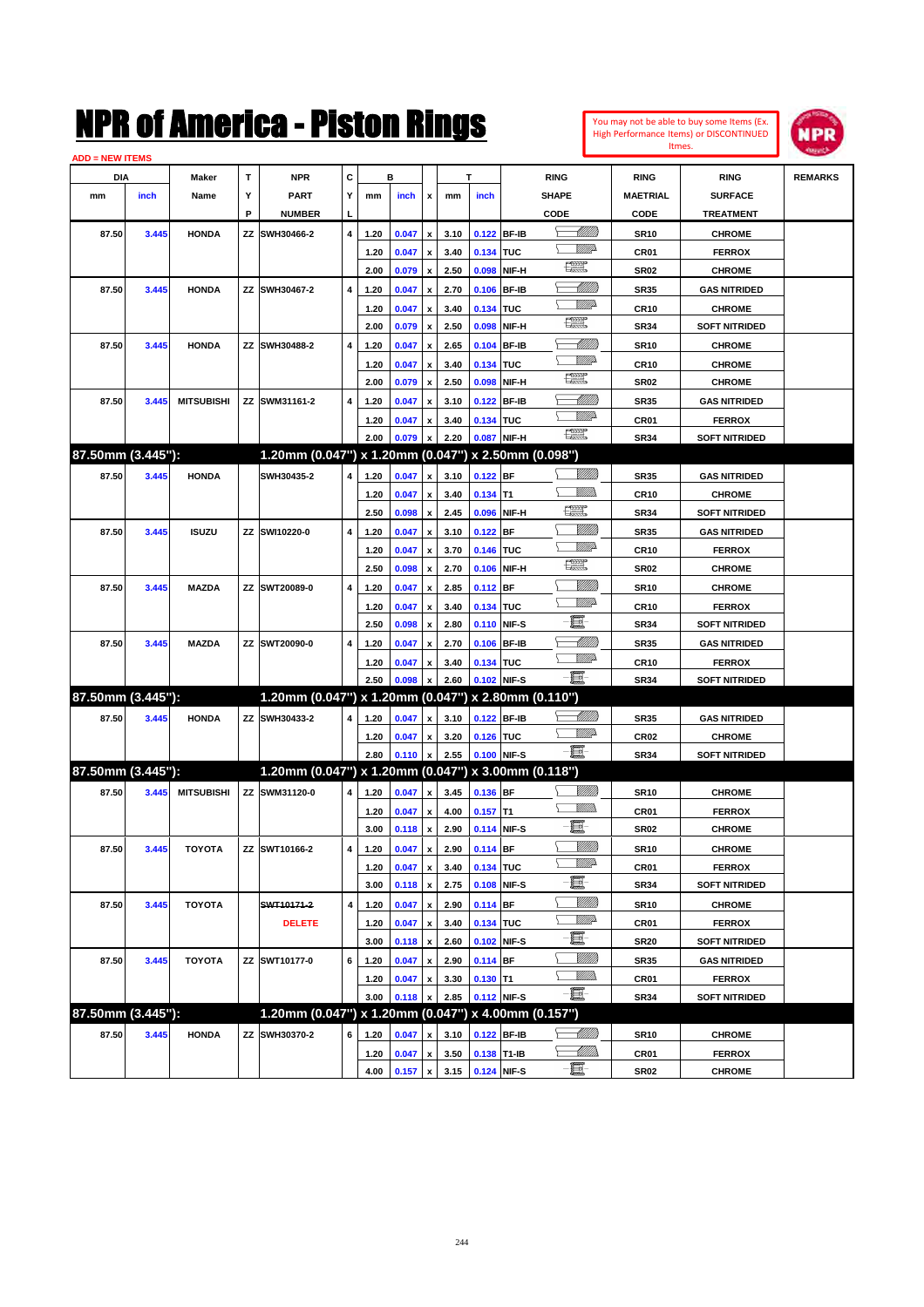# NPR of America - Piston Rings

You may not be able to buy some Items (Ex. High Performance Items) or DISCONTINUED Itmes.

ADD = NEW ITEMS

| DIA mm | DIA inch | Maker Name | TYP | NPR PART NUMBER | CYL | B mm | B inch | x | T mm | T inch | RING SHAPE CODE | RING MAETRIAL CODE | RING SURFACE TREATMENT | REMARKS |
|---|---|---|---|---|---|---|---|---|---|---|---|---|---|---|
| 87.50 | 3.445 | HONDA | ZZ | SWH30466-2 | 4 | 1.20 | 0.047 | x | 3.10 | 0.122 | BF-IB | SR10 | CHROME | |
| | | | | | | 1.20 | 0.047 | x | 3.40 | 0.134 | TUC | CR01 | FERROX | |
| | | | | | | 2.00 | 0.079 | x | 2.50 | 0.098 | NIF-H | SR02 | CHROME | |
| 87.50 | 3.445 | HONDA | ZZ | SWH30467-2 | 4 | 1.20 | 0.047 | x | 2.70 | 0.106 | BF-IB | SR35 | GAS NITRIDED | |
| | | | | | | 1.20 | 0.047 | x | 3.40 | 0.134 | TUC | CR10 | CHROME | |
| | | | | | | 2.00 | 0.079 | x | 2.50 | 0.098 | NIF-H | SR34 | SOFT NITRIDED | |
| 87.50 | 3.445 | HONDA | ZZ | SWH30488-2 | 4 | 1.20 | 0.047 | x | 2.65 | 0.104 | BF-IB | SR10 | CHROME | |
| | | | | | | 1.20 | 0.047 | x | 3.40 | 0.134 | TUC | CR10 | CHROME | |
| | | | | | | 2.00 | 0.079 | x | 2.50 | 0.098 | NIF-H | SR02 | CHROME | |
| 87.50 | 3.445 | MITSUBISHI | ZZ | SWM31161-2 | 4 | 1.20 | 0.047 | x | 3.10 | 0.122 | BF-IB | SR35 | GAS NITRIDED | |
| | | | | | | 1.20 | 0.047 | x | 3.40 | 0.134 | TUC | CR01 | FERROX | |
| | | | | | | 2.00 | 0.079 | x | 2.20 | 0.087 | NIF-H | SR34 | SOFT NITRIDED | |
| **87.50mm (3.445"):** | | | | **1.20mm (0.047") x 1.20mm (0.047") x 2.50mm (0.098")** | | | | | | | | | | |
| 87.50 | 3.445 | HONDA | | SWH30435-2 | 4 | 1.20 | 0.047 | x | 3.10 | 0.122 | BF | SR35 | GAS NITRIDED | |
| | | | | | | 1.20 | 0.047 | x | 3.40 | 0.134 | T1 | CR10 | CHROME | |
| | | | | | | 2.50 | 0.098 | x | 2.45 | 0.096 | NIF-H | SR34 | SOFT NITRIDED | |
| 87.50 | 3.445 | ISUZU | ZZ | SWI10220-0 | 4 | 1.20 | 0.047 | x | 3.10 | 0.122 | BF | SR35 | GAS NITRIDED | |
| | | | | | | 1.20 | 0.047 | x | 3.70 | 0.146 | TUC | CR10 | FERROX | |
| | | | | | | 2.50 | 0.098 | x | 2.70 | 0.106 | NIF-H | SR02 | CHROME | |
| 87.50 | 3.445 | MAZDA | ZZ | SWT20089-0 | 4 | 1.20 | 0.047 | x | 2.85 | 0.112 | BF | SR10 | CHROME | |
| | | | | | | 1.20 | 0.047 | x | 3.40 | 0.134 | TUC | CR10 | FERROX | |
| | | | | | | 2.50 | 0.098 | x | 2.80 | 0.110 | NIF-S | SR34 | SOFT NITRIDED | |
| 87.50 | 3.445 | MAZDA | ZZ | SWT20090-0 | 4 | 1.20 | 0.047 | x | 2.70 | 0.106 | BF-IB | SR35 | GAS NITRIDED | |
| | | | | | | 1.20 | 0.047 | x | 3.40 | 0.134 | TUC | CR10 | FERROX | |
| | | | | | | 2.50 | 0.098 | x | 2.60 | 0.102 | NIF-S | SR34 | SOFT NITRIDED | |
| **87.50mm (3.445"):** | | | | **1.20mm (0.047") x 1.20mm (0.047") x 2.80mm (0.110")** | | | | | | | | | | |
| 87.50 | 3.445 | HONDA | ZZ | SWH30433-2 | 4 | 1.20 | 0.047 | x | 3.10 | 0.122 | BF-IB | SR35 | GAS NITRIDED | |
| | | | | | | 1.20 | 0.047 | x | 3.20 | 0.126 | TUC | CR02 | CHROME | |
| | | | | | | 2.80 | 0.110 | x | 2.55 | 0.100 | NIF-S | SR34 | SOFT NITRIDED | |
| **87.50mm (3.445"):** | | | | **1.20mm (0.047") x 1.20mm (0.047") x 3.00mm (0.118")** | | | | | | | | | | |
| 87.50 | 3.445 | MITSUBISHI | ZZ | SWM31120-0 | 4 | 1.20 | 0.047 | x | 3.45 | 0.136 | BF | SR10 | CHROME | |
| | | | | | | 1.20 | 0.047 | x | 4.00 | 0.157 | T1 | CR01 | FERROX | |
| | | | | | | 3.00 | 0.118 | x | 2.90 | 0.114 | NIF-S | SR02 | CHROME | |
| 87.50 | 3.445 | TOYOTA | ZZ | SWT10166-2 | 4 | 1.20 | 0.047 | x | 2.90 | 0.114 | BF | SR10 | CHROME | |
| | | | | | | 1.20 | 0.047 | x | 3.40 | 0.134 | TUC | CR01 | FERROX | |
| | | | | | | 3.00 | 0.118 | x | 2.75 | 0.108 | NIF-S | SR34 | SOFT NITRIDED | |
| 87.50 | 3.445 | TOYOTA | | ~~SWT10171-2~~ | 4 | 1.20 | 0.047 | x | 2.90 | 0.114 | BF | SR10 | CHROME | |
| | | | | DELETE | | 1.20 | 0.047 | x | 3.40 | 0.134 | TUC | CR01 | FERROX | |
| | | | | | | 3.00 | 0.118 | x | 2.60 | 0.102 | NIF-S | SR20 | SOFT NITRIDED | |
| 87.50 | 3.445 | TOYOTA | ZZ | SWT10177-0 | 6 | 1.20 | 0.047 | x | 2.90 | 0.114 | BF | SR35 | GAS NITRIDED | |
| | | | | | | 1.20 | 0.047 | x | 3.30 | 0.130 | T1 | CR01 | FERROX | |
| | | | | | | 3.00 | 0.118 | x | 2.85 | 0.112 | NIF-S | SR34 | SOFT NITRIDED | |
| **87.50mm (3.445"):** | | | | **1.20mm (0.047") x 1.20mm (0.047") x 4.00mm (0.157")** | | | | | | | | | | |
| 87.50 | 3.445 | HONDA | ZZ | SWH30370-2 | 6 | 1.20 | 0.047 | x | 3.10 | 0.122 | BF-IB | SR10 | CHROME | |
| | | | | | | 1.20 | 0.047 | x | 3.50 | 0.138 | T1-IB | CR01 | FERROX | |
| | | | | | | 4.00 | 0.157 | x | 3.15 | 0.124 | NIF-S | SR02 | CHROME | |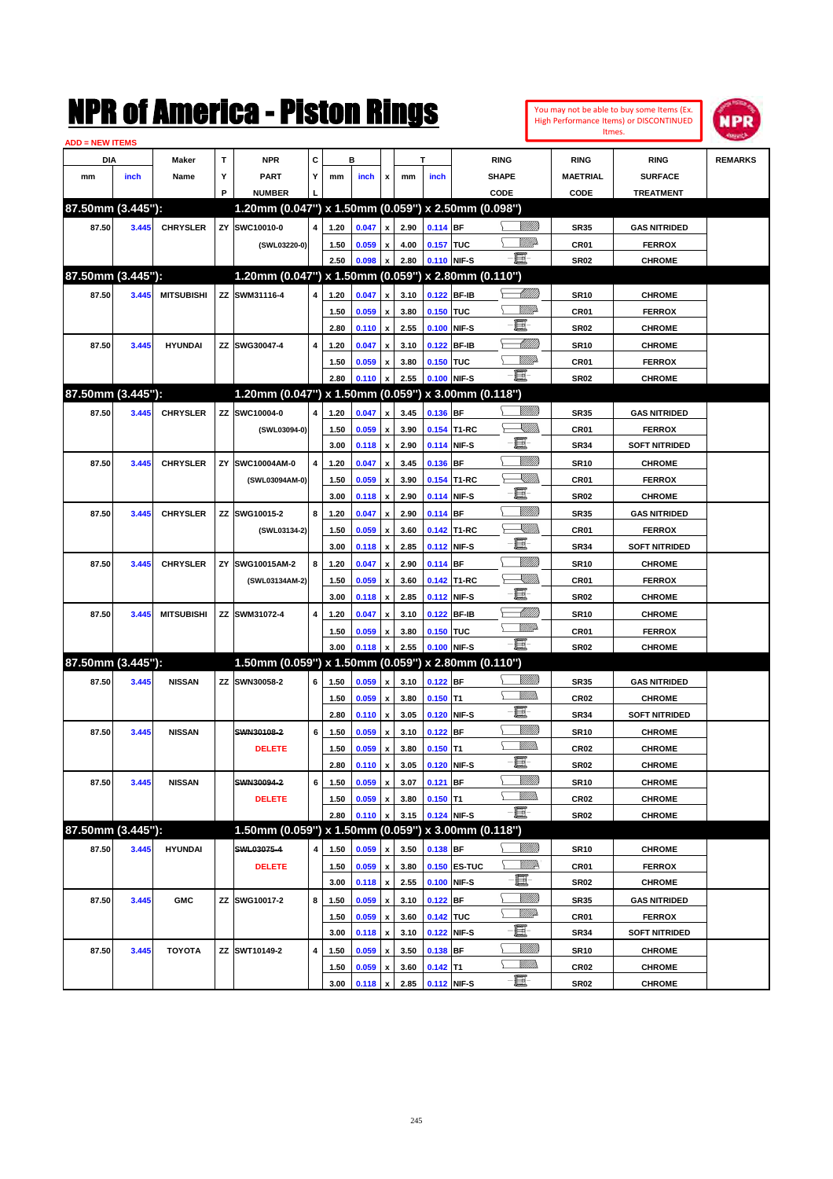# NPR of America - Piston Rings

You may not be able to buy some Items (Ex. High Performance Items) or DISCONTINUED Itmes.

ADD = NEW ITEMS

| DIA mm | DIA inch | Maker Name | TYP | NPR PART NUMBER | CYL | B mm | B inch | x | T mm | T inch | RING SHAPE CODE | RING MAETRIAL CODE | RING SURFACE TREATMENT | REMARKS |
|---|---|---|---|---|---|---|---|---|---|---|---|---|---|---|
| **87.50mm (3.445"):** | | | | **1.20mm (0.047") x 1.50mm (0.059") x 2.50mm (0.098")** | | | | | | | | | | |
| 87.50 | 3.445 | CHRYSLER | ZY | SWC10010-0 | 4 | 1.20 | 0.047 | x | 2.90 | 0.114 | BF | SR35 | GAS NITRIDED | |
| | | | | (SWL03220-0) | | 1.50 | 0.059 | x | 4.00 | 0.157 | TUC | CR01 | FERROX | |
| | | | | | | 2.50 | 0.098 | x | 2.80 | 0.110 | NIF-S | SR02 | CHROME | |
| **87.50mm (3.445"):** | | | | **1.20mm (0.047") x 1.50mm (0.059") x 2.80mm (0.110")** | | | | | | | | | | |
| 87.50 | 3.445 | MITSUBISHI | ZZ | SWM31116-4 | 4 | 1.20 | 0.047 | x | 3.10 | 0.122 | BF-IB | SR10 | CHROME | |
| | | | | | | 1.50 | 0.059 | x | 3.80 | 0.150 | TUC | CR01 | FERROX | |
| | | | | | | 2.80 | 0.110 | x | 2.55 | 0.100 | NIF-S | SR02 | CHROME | |
| 87.50 | 3.445 | HYUNDAI | ZZ | SWG30047-4 | 4 | 1.20 | 0.047 | x | 3.10 | 0.122 | BF-IB | SR10 | CHROME | |
| | | | | | | 1.50 | 0.059 | x | 3.80 | 0.150 | TUC | CR01 | FERROX | |
| | | | | | | 2.80 | 0.110 | x | 2.55 | 0.100 | NIF-S | SR02 | CHROME | |
| **87.50mm (3.445"):** | | | | **1.20mm (0.047") x 1.50mm (0.059") x 3.00mm (0.118")** | | | | | | | | | | |
| 87.50 | 3.445 | CHRYSLER | ZZ | SWC10004-0 | 4 | 1.20 | 0.047 | x | 3.45 | 0.136 | BF | SR35 | GAS NITRIDED | |
| | | | | (SWL03094-0) | | 1.50 | 0.059 | x | 3.90 | 0.154 | T1-RC | CR01 | FERROX | |
| | | | | | | 3.00 | 0.118 | x | 2.90 | 0.114 | NIF-S | SR34 | SOFT NITRIDED | |
| 87.50 | 3.445 | CHRYSLER | ZY | SWC10004AM-0 | 4 | 1.20 | 0.047 | x | 3.45 | 0.136 | BF | SR10 | CHROME | |
| | | | | (SWL03094AM-0) | | 1.50 | 0.059 | x | 3.90 | 0.154 | T1-RC | CR01 | FERROX | |
| | | | | | | 3.00 | 0.118 | x | 2.90 | 0.114 | NIF-S | SR02 | CHROME | |
| 87.50 | 3.445 | CHRYSLER | ZZ | SWG10015-2 | 8 | 1.20 | 0.047 | x | 2.90 | 0.114 | BF | SR35 | GAS NITRIDED | |
| | | | | (SWL03134-2) | | 1.50 | 0.059 | x | 3.60 | 0.142 | T1-RC | CR01 | FERROX | |
| | | | | | | 3.00 | 0.118 | x | 2.85 | 0.112 | NIF-S | SR34 | SOFT NITRIDED | |
| 87.50 | 3.445 | CHRYSLER | ZY | SWG10015AM-2 | 8 | 1.20 | 0.047 | x | 2.90 | 0.114 | BF | SR10 | CHROME | |
| | | | | (SWL03134AM-2) | | 1.50 | 0.059 | x | 3.60 | 0.142 | T1-RC | CR01 | FERROX | |
| | | | | | | 3.00 | 0.118 | x | 2.85 | 0.112 | NIF-S | SR02 | CHROME | |
| 87.50 | 3.445 | MITSUBISHI | ZZ | SWM31072-4 | 4 | 1.20 | 0.047 | x | 3.10 | 0.122 | BF-IB | SR10 | CHROME | |
| | | | | | | 1.50 | 0.059 | x | 3.80 | 0.150 | TUC | CR01 | FERROX | |
| | | | | | | 3.00 | 0.118 | x | 2.55 | 0.100 | NIF-S | SR02 | CHROME | |
| **87.50mm (3.445"):** | | | | **1.50mm (0.059") x 1.50mm (0.059") x 2.80mm (0.110")** | | | | | | | | | | |
| 87.50 | 3.445 | NISSAN | ZZ | SWN30058-2 | 6 | 1.50 | 0.059 | x | 3.10 | 0.122 | BF | SR35 | GAS NITRIDED | |
| | | | | | | 1.50 | 0.059 | x | 3.80 | 0.150 | T1 | CR02 | CHROME | |
| | | | | | | 2.80 | 0.110 | x | 3.05 | 0.120 | NIF-S | SR34 | SOFT NITRIDED | |
| 87.50 | 3.445 | NISSAN | | ~~SWN30108-2~~ | 6 | 1.50 | 0.059 | x | 3.10 | 0.122 | BF | SR10 | CHROME | |
| | | | | DELETE | | 1.50 | 0.059 | x | 3.80 | 0.150 | T1 | CR02 | CHROME | |
| | | | | | | 2.80 | 0.110 | x | 3.05 | 0.120 | NIF-S | SR02 | CHROME | |
| 87.50 | 3.445 | NISSAN | | ~~SWN30094-2~~ | 6 | 1.50 | 0.059 | x | 3.07 | 0.121 | BF | SR10 | CHROME | |
| | | | | DELETE | | 1.50 | 0.059 | x | 3.80 | 0.150 | T1 | CR02 | CHROME | |
| | | | | | | 2.80 | 0.110 | x | 3.15 | 0.124 | NIF-S | SR02 | CHROME | |
| **87.50mm (3.445"):** | | | | **1.50mm (0.059") x 1.50mm (0.059") x 3.00mm (0.118")** | | | | | | | | | | |
| 87.50 | 3.445 | HYUNDAI | | ~~SWL03075-4~~ | 4 | 1.50 | 0.059 | x | 3.50 | 0.138 | BF | SR10 | CHROME | |
| | | | | DELETE | | 1.50 | 0.059 | x | 3.80 | 0.150 | ES-TUC | CR01 | FERROX | |
| | | | | | | 3.00 | 0.118 | x | 2.55 | 0.100 | NIF-S | SR02 | CHROME | |
| 87.50 | 3.445 | GMC | ZZ | SWG10017-2 | 8 | 1.50 | 0.059 | x | 3.10 | 0.122 | BF | SR35 | GAS NITRIDED | |
| | | | | | | 1.50 | 0.059 | x | 3.60 | 0.142 | TUC | CR01 | FERROX | |
| | | | | | | 3.00 | 0.118 | x | 3.10 | 0.122 | NIF-S | SR34 | SOFT NITRIDED | |
| 87.50 | 3.445 | TOYOTA | ZZ | SWT10149-2 | 4 | 1.50 | 0.059 | x | 3.50 | 0.138 | BF | SR10 | CHROME | |
| | | | | | | 1.50 | 0.059 | x | 3.60 | 0.142 | T1 | CR02 | CHROME | |
| | | | | | | 3.00 | 0.118 | x | 2.85 | 0.112 | NIF-S | SR02 | CHROME | |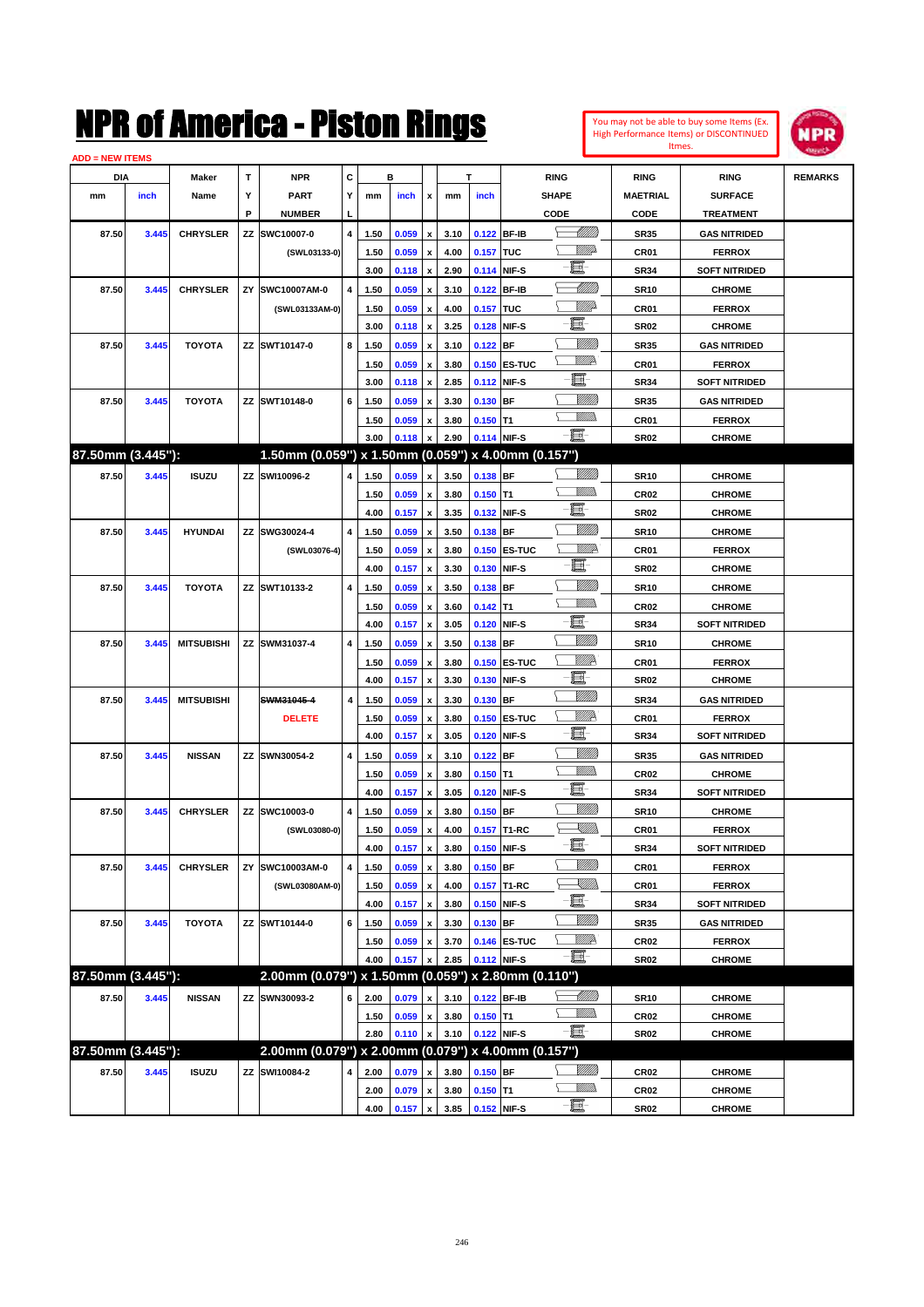# NPR of America - Piston Rings

You may not be able to buy some Items (Ex. High Performance Items) or DISCONTINUED Itmes.

ADD = NEW ITEMS

| DIA mm | DIA inch | Maker Name | TYP | NPR PART NUMBER | CYL | B mm | B inch | x | T mm | T inch | RING SHAPE CODE | RING MAETRIAL CODE | RING SURFACE TREATMENT | REMARKS |
|---|---|---|---|---|---|---|---|---|---|---|---|---|---|---|
| 87.50 | 3.445 | CHRYSLER | ZZ | SWC10007-0 | 4 | 1.50 | 0.059 | x | 3.10 | 0.122 | BF-IB | SR35 | GAS NITRIDED | |
| | | | | (SWL03133-0) | | 1.50 | 0.059 | x | 4.00 | 0.157 | TUC | CR01 | FERROX | |
| | | | | | | 3.00 | 0.118 | x | 2.90 | 0.114 | NIF-S | SR34 | SOFT NITRIDED | |
| 87.50 | 3.445 | CHRYSLER | ZY | SWC10007AM-0 | 4 | 1.50 | 0.059 | x | 3.10 | 0.122 | BF-IB | SR10 | CHROME | |
| | | | | (SWL03133AM-0) | | 1.50 | 0.059 | x | 4.00 | 0.157 | TUC | CR01 | FERROX | |
| | | | | | | 3.00 | 0.118 | x | 3.25 | 0.128 | NIF-S | SR02 | CHROME | |
| 87.50 | 3.445 | TOYOTA | ZZ | SWT10147-0 | 8 | 1.50 | 0.059 | x | 3.10 | 0.122 | BF | SR35 | GAS NITRIDED | |
| | | | | | | 1.50 | 0.059 | x | 3.80 | 0.150 | ES-TUC | CR01 | FERROX | |
| | | | | | | 3.00 | 0.118 | x | 2.85 | 0.112 | NIF-S | SR34 | SOFT NITRIDED | |
| 87.50 | 3.445 | TOYOTA | ZZ | SWT10148-0 | 6 | 1.50 | 0.059 | x | 3.30 | 0.130 | BF | SR35 | GAS NITRIDED | |
| | | | | | | 1.50 | 0.059 | x | 3.80 | 0.150 | T1 | CR01 | FERROX | |
| | | | | | | 3.00 | 0.118 | x | 2.90 | 0.114 | NIF-S | SR02 | CHROME | |
| **87.50mm (3.445"):** | | | | **1.50mm (0.059") x 1.50mm (0.059") x 4.00mm (0.157")** | | | | | | | | | | |
| 87.50 | 3.445 | ISUZU | ZZ | SWI10096-2 | 4 | 1.50 | 0.059 | x | 3.50 | 0.138 | BF | SR10 | CHROME | |
| | | | | | | 1.50 | 0.059 | x | 3.80 | 0.150 | T1 | CR02 | CHROME | |
| | | | | | | 4.00 | 0.157 | x | 3.35 | 0.132 | NIF-S | SR02 | CHROME | |
| 87.50 | 3.445 | HYUNDAI | ZZ | SWG30024-4 | 4 | 1.50 | 0.059 | x | 3.50 | 0.138 | BF | SR10 | CHROME | |
| | | | | (SWL03076-4) | | 1.50 | 0.059 | x | 3.80 | 0.150 | ES-TUC | CR01 | FERROX | |
| | | | | | | 4.00 | 0.157 | x | 3.30 | 0.130 | NIF-S | SR02 | CHROME | |
| 87.50 | 3.445 | TOYOTA | ZZ | SWT10133-2 | 4 | 1.50 | 0.059 | x | 3.50 | 0.138 | BF | SR10 | CHROME | |
| | | | | | | 1.50 | 0.059 | x | 3.60 | 0.142 | T1 | CR02 | CHROME | |
| | | | | | | 4.00 | 0.157 | x | 3.05 | 0.120 | NIF-S | SR34 | SOFT NITRIDED | |
| 87.50 | 3.445 | MITSUBISHI | ZZ | SWM31037-4 | 4 | 1.50 | 0.059 | x | 3.50 | 0.138 | BF | SR10 | CHROME | |
| | | | | | | 1.50 | 0.059 | x | 3.80 | 0.150 | ES-TUC | CR01 | FERROX | |
| | | | | | | 4.00 | 0.157 | x | 3.30 | 0.130 | NIF-S | SR02 | CHROME | |
| 87.50 | 3.445 | MITSUBISHI | | ~~SWM31045-4~~ | 4 | 1.50 | 0.059 | x | 3.30 | 0.130 | BF | SR34 | GAS NITRIDED | |
| | | | | DELETE | | 1.50 | 0.059 | x | 3.80 | 0.150 | ES-TUC | CR01 | FERROX | |
| | | | | | | 4.00 | 0.157 | x | 3.05 | 0.120 | NIF-S | SR34 | SOFT NITRIDED | |
| 87.50 | 3.445 | NISSAN | ZZ | SWN30054-2 | 4 | 1.50 | 0.059 | x | 3.10 | 0.122 | BF | SR35 | GAS NITRIDED | |
| | | | | | | 1.50 | 0.059 | x | 3.80 | 0.150 | T1 | CR02 | CHROME | |
| | | | | | | 4.00 | 0.157 | x | 3.05 | 0.120 | NIF-S | SR34 | SOFT NITRIDED | |
| 87.50 | 3.445 | CHRYSLER | ZZ | SWC10003-0 | 4 | 1.50 | 0.059 | x | 3.80 | 0.150 | BF | SR10 | CHROME | |
| | | | | (SWL03080-0) | | 1.50 | 0.059 | x | 4.00 | 0.157 | T1-RC | CR01 | FERROX | |
| | | | | | | 4.00 | 0.157 | x | 3.80 | 0.150 | NIF-S | SR34 | SOFT NITRIDED | |
| 87.50 | 3.445 | CHRYSLER | ZY | SWC10003AM-0 | 4 | 1.50 | 0.059 | x | 3.80 | 0.150 | BF | CR01 | FERROX | |
| | | | | (SWL03080AM-0) | | 1.50 | 0.059 | x | 4.00 | 0.157 | T1-RC | CR01 | FERROX | |
| | | | | | | 4.00 | 0.157 | x | 3.80 | 0.150 | NIF-S | SR34 | SOFT NITRIDED | |
| 87.50 | 3.445 | TOYOTA | ZZ | SWT10144-0 | 6 | 1.50 | 0.059 | x | 3.30 | 0.130 | BF | SR35 | GAS NITRIDED | |
| | | | | | | 1.50 | 0.059 | x | 3.70 | 0.146 | ES-TUC | CR02 | FERROX | |
| | | | | | | 4.00 | 0.157 | x | 2.85 | 0.112 | NIF-S | SR02 | CHROME | |
| **87.50mm (3.445"):** | | | | **2.00mm (0.079") x 1.50mm (0.059") x 2.80mm (0.110")** | | | | | | | | | | |
| 87.50 | 3.445 | NISSAN | ZZ | SWN30093-2 | 6 | 2.00 | 0.079 | x | 3.10 | 0.122 | BF-IB | SR10 | CHROME | |
| | | | | | | 1.50 | 0.059 | x | 3.80 | 0.150 | T1 | CR02 | CHROME | |
| | | | | | | 2.80 | 0.110 | x | 3.10 | 0.122 | NIF-S | SR02 | CHROME | |
| **87.50mm (3.445"):** | | | | **2.00mm (0.079") x 2.00mm (0.079") x 4.00mm (0.157")** | | | | | | | | | | |
| 87.50 | 3.445 | ISUZU | ZZ | SWI10084-2 | 4 | 2.00 | 0.079 | x | 3.80 | 0.150 | BF | CR02 | CHROME | |
| | | | | | | 2.00 | 0.079 | x | 3.80 | 0.150 | T1 | CR02 | CHROME | |
| | | | | | | 4.00 | 0.157 | x | 3.85 | 0.152 | NIF-S | SR02 | CHROME | |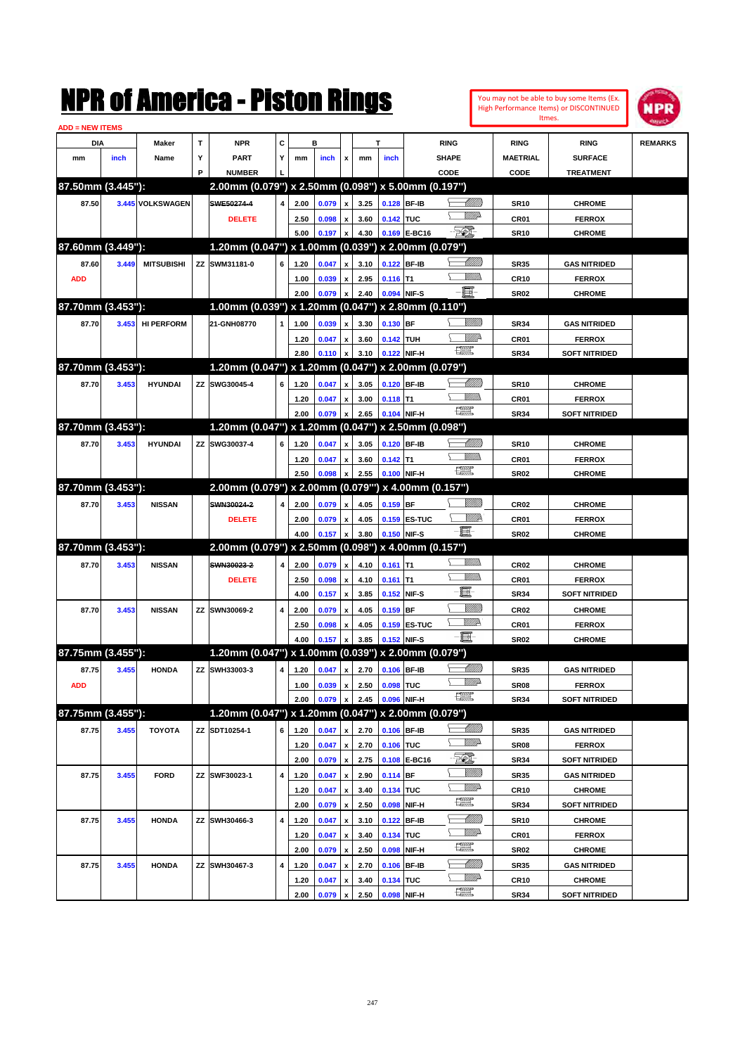# NPR of America - Piston Rings

You may not be able to buy some Items (Ex. High Performance Items) or DISCONTINUED Itmes.

ADD = NEW ITEMS

| DIA mm | DIA inch | Maker Name | TYP | NPR PART NUMBER | CYL | B mm | B inch | x | T mm | T inch | RING SHAPE CODE | RING MAETRIAL CODE | RING SURFACE TREATMENT | REMARKS |
|---|---|---|---|---|---|---|---|---|---|---|---|---|---|---|
| **87.50mm (3.445"):** | | | | **2.00mm (0.079") x 2.50mm (0.098") x 5.00mm (0.197")** | | | | | | | | | | |
| 87.50 | 3.445 | VOLKSWAGEN | | ~~SWE50274-4~~ | 4 | 2.00 | 0.079 | x | 3.25 | 0.128 | BF-IB | SR10 | CHROME | |
| | | | | DELETE | | 2.50 | 0.098 | x | 3.60 | 0.142 | TUC | CR01 | FERROX | |
| | | | | | | 5.00 | 0.197 | x | 4.30 | 0.169 | E-BC16 | SR10 | CHROME | |
| **87.60mm (3.449"):** | | | | **1.20mm (0.047") x 1.00mm (0.039") x 2.00mm (0.079")** | | | | | | | | | | |
| 87.60 | 3.449 | MITSUBISHI | ZZ | SWM31181-0 | 6 | 1.20 | 0.047 | x | 3.10 | 0.122 | BF-IB | SR35 | GAS NITRIDED | |
| ADD | | | | | | 1.00 | 0.039 | x | 2.95 | 0.116 | T1 | CR10 | FERROX | |
| | | | | | | 2.00 | 0.079 | x | 2.40 | 0.094 | NIF-S | SR02 | CHROME | |
| **87.70mm (3.453"):** | | | | **1.00mm (0.039") x 1.20mm (0.047") x 2.80mm (0.110")** | | | | | | | | | | |
| 87.70 | 3.453 | HI PERFORM | | 21-GNH08770 | 1 | 1.00 | 0.039 | x | 3.30 | 0.130 | BF | SR34 | GAS NITRIDED | |
| | | | | | | 1.20 | 0.047 | x | 3.60 | 0.142 | TUH | CR01 | FERROX | |
| | | | | | | 2.80 | 0.110 | x | 3.10 | 0.122 | NIF-H | SR34 | SOFT NITRIDED | |
| **87.70mm (3.453"):** | | | | **1.20mm (0.047") x 1.20mm (0.047") x 2.00mm (0.079")** | | | | | | | | | | |
| 87.70 | 3.453 | HYUNDAI | ZZ | SWG30045-4 | 6 | 1.20 | 0.047 | x | 3.05 | 0.120 | BF-IB | SR10 | CHROME | |
| | | | | | | 1.20 | 0.047 | x | 3.00 | 0.118 | T1 | CR01 | FERROX | |
| | | | | | | 2.00 | 0.079 | x | 2.65 | 0.104 | NIF-H | SR34 | SOFT NITRIDED | |
| **87.70mm (3.453"):** | | | | **1.20mm (0.047") x 1.20mm (0.047") x 2.50mm (0.098")** | | | | | | | | | | |
| 87.70 | 3.453 | HYUNDAI | ZZ | SWG30037-4 | 6 | 1.20 | 0.047 | x | 3.05 | 0.120 | BF-IB | SR10 | CHROME | |
| | | | | | | 1.20 | 0.047 | x | 3.60 | 0.142 | T1 | CR01 | FERROX | |
| | | | | | | 2.50 | 0.098 | x | 2.55 | 0.100 | NIF-H | SR02 | CHROME | |
| **87.70mm (3.453"):** | | | | **2.00mm (0.079") x 2.00mm (0.079") x 4.00mm (0.157")** | | | | | | | | | | |
| 87.70 | 3.453 | NISSAN | | ~~SWN30024-2~~ | 4 | 2.00 | 0.079 | x | 4.05 | 0.159 | BF | CR02 | CHROME | |
| | | | | DELETE | | 2.00 | 0.079 | x | 4.05 | 0.159 | ES-TUC | CR01 | FERROX | |
| | | | | | | 4.00 | 0.157 | x | 3.80 | 0.150 | NIF-S | SR02 | CHROME | |
| **87.70mm (3.453"):** | | | | **2.00mm (0.079") x 2.50mm (0.098") x 4.00mm (0.157")** | | | | | | | | | | |
| 87.70 | 3.453 | NISSAN | | ~~SWN30023-2~~ | 4 | 2.00 | 0.079 | x | 4.10 | 0.161 | T1 | CR02 | CHROME | |
| | | | | DELETE | | 2.50 | 0.098 | x | 4.10 | 0.161 | T1 | CR01 | FERROX | |
| | | | | | | 4.00 | 0.157 | x | 3.85 | 0.152 | NIF-S | SR34 | SOFT NITRIDED | |
| 87.70 | 3.453 | NISSAN | ZZ | SWN30069-2 | 4 | 2.00 | 0.079 | x | 4.05 | 0.159 | BF | CR02 | CHROME | |
| | | | | | | 2.50 | 0.098 | x | 4.05 | 0.159 | ES-TUC | CR01 | FERROX | |
| | | | | | | 4.00 | 0.157 | x | 3.85 | 0.152 | NIF-S | SR02 | CHROME | |
| **87.75mm (3.455"):** | | | | **1.20mm (0.047") x 1.00mm (0.039") x 2.00mm (0.079")** | | | | | | | | | | |
| 87.75 | 3.455 | HONDA | ZZ | SWH33003-3 | 4 | 1.20 | 0.047 | x | 2.70 | 0.106 | BF-IB | SR35 | GAS NITRIDED | |
| ADD | | | | | | 1.00 | 0.039 | x | 2.50 | 0.098 | TUC | SR08 | FERROX | |
| | | | | | | 2.00 | 0.079 | x | 2.45 | 0.096 | NIF-H | SR34 | SOFT NITRIDED | |
| **87.75mm (3.455"):** | | | | **1.20mm (0.047") x 1.20mm (0.047") x 2.00mm (0.079")** | | | | | | | | | | |
| 87.75 | 3.455 | TOYOTA | ZZ | SDT10254-1 | 6 | 1.20 | 0.047 | x | 2.70 | 0.106 | BF-IB | SR35 | GAS NITRIDED | |
| | | | | | | 1.20 | 0.047 | x | 2.70 | 0.106 | TUC | SR08 | FERROX | |
| | | | | | | 2.00 | 0.079 | x | 2.75 | 0.108 | E-BC16 | SR34 | SOFT NITRIDED | |
| 87.75 | 3.455 | FORD | ZZ | SWF30023-1 | 4 | 1.20 | 0.047 | x | 2.90 | 0.114 | BF | SR35 | GAS NITRIDED | |
| | | | | | | 1.20 | 0.047 | x | 3.40 | 0.134 | TUC | CR10 | CHROME | |
| | | | | | | 2.00 | 0.079 | x | 2.50 | 0.098 | NIF-H | SR34 | SOFT NITRIDED | |
| 87.75 | 3.455 | HONDA | ZZ | SWH30466-3 | 4 | 1.20 | 0.047 | x | 3.10 | 0.122 | BF-IB | SR10 | CHROME | |
| | | | | | | 1.20 | 0.047 | x | 3.40 | 0.134 | TUC | CR01 | FERROX | |
| | | | | | | 2.00 | 0.079 | x | 2.50 | 0.098 | NIF-H | SR02 | CHROME | |
| 87.75 | 3.455 | HONDA | ZZ | SWH30467-3 | 4 | 1.20 | 0.047 | x | 2.70 | 0.106 | BF-IB | SR35 | GAS NITRIDED | |
| | | | | | | 1.20 | 0.047 | x | 3.40 | 0.134 | TUC | CR10 | CHROME | |
| | | | | | | 2.00 | 0.079 | x | 2.50 | 0.098 | NIF-H | SR34 | SOFT NITRIDED | |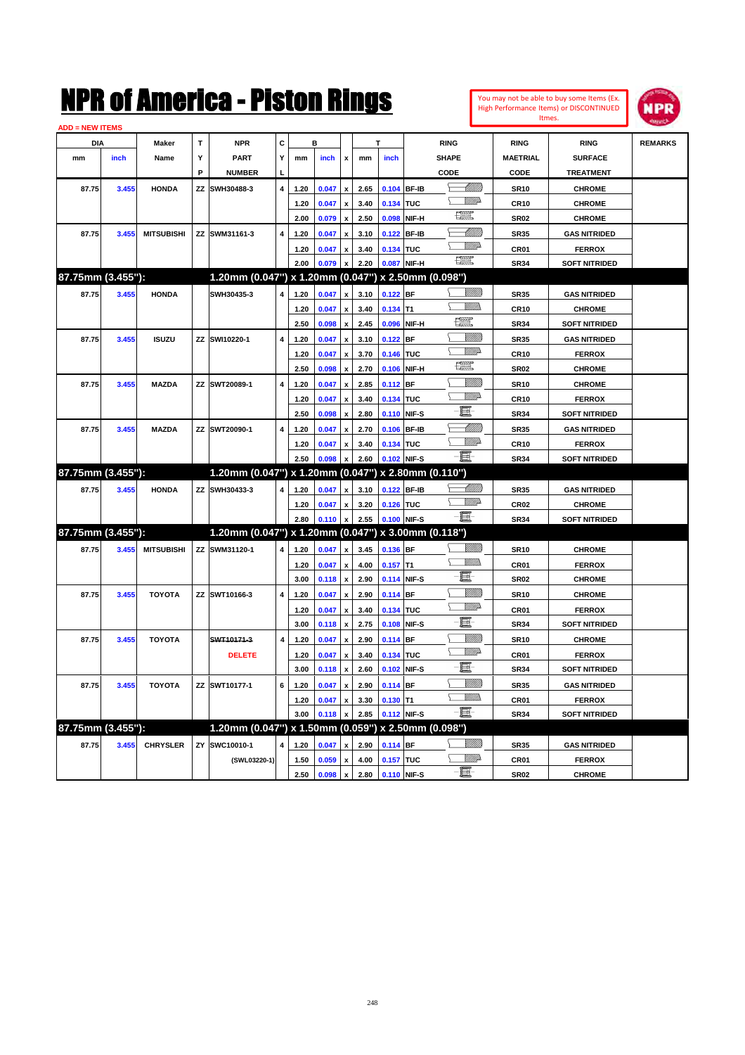# NPR of America - Piston Rings

You may not be able to buy some Items (Ex. High Performance Items) or DISCONTINUED Itmes.

ADD = NEW ITEMS

| DIA mm | DIA inch | Maker Name | TYP | NPR PART NUMBER | CYL | B mm | B inch | x | T mm | T inch | RING SHAPE CODE | RING MAETRIAL CODE | RING SURFACE TREATMENT | REMARKS |
|---|---|---|---|---|---|---|---|---|---|---|---|---|---|---|
| 87.75 | 3.455 | HONDA | ZZ | SWH30488-3 | 4 | 1.20 | 0.047 | x | 2.65 | 0.104 | BF-IB | SR10 | CHROME | |
| | | | | | | 1.20 | 0.047 | x | 3.40 | 0.134 | TUC | CR10 | CHROME | |
| | | | | | | 2.00 | 0.079 | x | 2.50 | 0.098 | NIF-H | SR02 | CHROME | |
| 87.75 | 3.455 | MITSUBISHI | ZZ | SWM31161-3 | 4 | 1.20 | 0.047 | x | 3.10 | 0.122 | BF-IB | SR35 | GAS NITRIDED | |
| | | | | | | 1.20 | 0.047 | x | 3.40 | 0.134 | TUC | CR01 | FERROX | |
| | | | | | | 2.00 | 0.079 | x | 2.20 | 0.087 | NIF-H | SR34 | SOFT NITRIDED | |
| **87.75mm (3.455"):** | | | | **1.20mm (0.047") x 1.20mm (0.047") x 2.50mm (0.098")** | | | | | | | | | | |
| 87.75 | 3.455 | HONDA | | SWH30435-3 | 4 | 1.20 | 0.047 | x | 3.10 | 0.122 | BF | SR35 | GAS NITRIDED | |
| | | | | | | 1.20 | 0.047 | x | 3.40 | 0.134 | T1 | CR10 | CHROME | |
| | | | | | | 2.50 | 0.098 | x | 2.45 | 0.096 | NIF-H | SR34 | SOFT NITRIDED | |
| 87.75 | 3.455 | ISUZU | ZZ | SWI10220-1 | 4 | 1.20 | 0.047 | x | 3.10 | 0.122 | BF | SR35 | GAS NITRIDED | |
| | | | | | | 1.20 | 0.047 | x | 3.70 | 0.146 | TUC | CR10 | FERROX | |
| | | | | | | 2.50 | 0.098 | x | 2.70 | 0.106 | NIF-H | SR02 | CHROME | |
| 87.75 | 3.455 | MAZDA | ZZ | SWT20089-1 | 4 | 1.20 | 0.047 | x | 2.85 | 0.112 | BF | SR10 | CHROME | |
| | | | | | | 1.20 | 0.047 | x | 3.40 | 0.134 | TUC | CR10 | FERROX | |
| | | | | | | 2.50 | 0.098 | x | 2.80 | 0.110 | NIF-S | SR34 | SOFT NITRIDED | |
| 87.75 | 3.455 | MAZDA | ZZ | SWT20090-1 | 4 | 1.20 | 0.047 | x | 2.70 | 0.106 | BF-IB | SR35 | GAS NITRIDED | |
| | | | | | | 1.20 | 0.047 | x | 3.40 | 0.134 | TUC | CR10 | FERROX | |
| | | | | | | 2.50 | 0.098 | x | 2.60 | 0.102 | NIF-S | SR34 | SOFT NITRIDED | |
| **87.75mm (3.455"):** | | | | **1.20mm (0.047") x 1.20mm (0.047") x 2.80mm (0.110")** | | | | | | | | | | |
| 87.75 | 3.455 | HONDA | ZZ | SWH30433-3 | 4 | 1.20 | 0.047 | x | 3.10 | 0.122 | BF-IB | SR35 | GAS NITRIDED | |
| | | | | | | 1.20 | 0.047 | x | 3.20 | 0.126 | TUC | CR02 | CHROME | |
| | | | | | | 2.80 | 0.110 | x | 2.55 | 0.100 | NIF-S | SR34 | SOFT NITRIDED | |
| **87.75mm (3.455"):** | | | | **1.20mm (0.047") x 1.20mm (0.047") x 3.00mm (0.118")** | | | | | | | | | | |
| 87.75 | 3.455 | MITSUBISHI | ZZ | SWM31120-1 | 4 | 1.20 | 0.047 | x | 3.45 | 0.136 | BF | SR10 | CHROME | |
| | | | | | | 1.20 | 0.047 | x | 4.00 | 0.157 | T1 | CR01 | FERROX | |
| | | | | | | 3.00 | 0.118 | x | 2.90 | 0.114 | NIF-S | SR02 | CHROME | |
| 87.75 | 3.455 | TOYOTA | ZZ | SWT10166-3 | 4 | 1.20 | 0.047 | x | 2.90 | 0.114 | BF | SR10 | CHROME | |
| | | | | | | 1.20 | 0.047 | x | 3.40 | 0.134 | TUC | CR01 | FERROX | |
| | | | | | | 3.00 | 0.118 | x | 2.75 | 0.108 | NIF-S | SR34 | SOFT NITRIDED | |
| 87.75 | 3.455 | TOYOTA | | ~~SWT10171-3~~ | 4 | 1.20 | 0.047 | x | 2.90 | 0.114 | BF | SR10 | CHROME | |
| | | | | DELETE | | 1.20 | 0.047 | x | 3.40 | 0.134 | TUC | CR01 | FERROX | |
| | | | | | | 3.00 | 0.118 | x | 2.60 | 0.102 | NIF-S | SR34 | SOFT NITRIDED | |
| 87.75 | 3.455 | TOYOTA | ZZ | SWT10177-1 | 6 | 1.20 | 0.047 | x | 2.90 | 0.114 | BF | SR35 | GAS NITRIDED | |
| | | | | | | 1.20 | 0.047 | x | 3.30 | 0.130 | T1 | CR01 | FERROX | |
| | | | | | | 3.00 | 0.118 | x | 2.85 | 0.112 | NIF-S | SR34 | SOFT NITRIDED | |
| **87.75mm (3.455"):** | | | | **1.20mm (0.047") x 1.50mm (0.059") x 2.50mm (0.098")** | | | | | | | | | | |
| 87.75 | 3.455 | CHRYSLER | ZY | SWC10010-1 | 4 | 1.20 | 0.047 | x | 2.90 | 0.114 | BF | SR35 | GAS NITRIDED | |
| | | | | (SWL03220-1) | | 1.50 | 0.059 | x | 4.00 | 0.157 | TUC | CR01 | FERROX | |
| | | | | | | 2.50 | 0.098 | x | 2.80 | 0.110 | NIF-S | SR02 | CHROME | |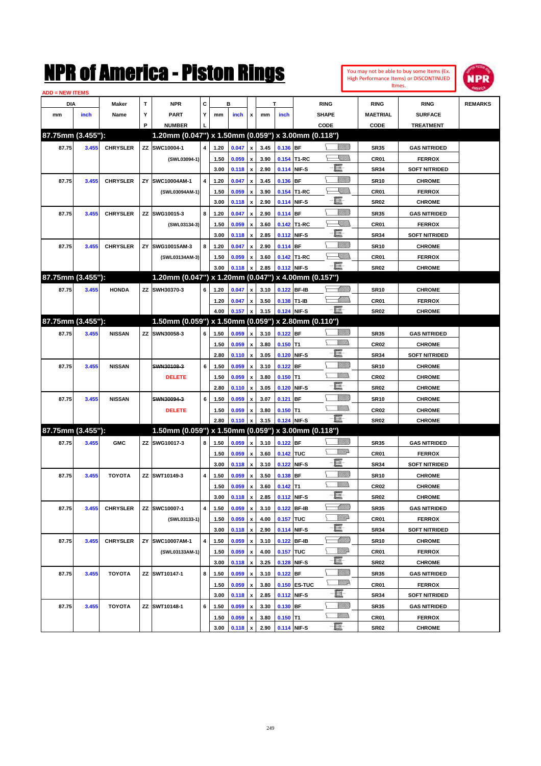# NPR of America - Piston Rings

You may not be able to buy some Items (Ex. High Performance Items) or DISCONTINUED Itmes.

ADD = NEW ITEMS

| DIA mm | DIA inch | Maker Name | TYP | NPR PART NUMBER | CYL | B mm | B inch | x | T mm | T inch | RING SHAPE CODE | RING MAETRIAL CODE | RING SURFACE TREATMENT | REMARKS |
|---|---|---|---|---|---|---|---|---|---|---|---|---|---|---|
| **87.75mm (3.455"):** | | | | **1.20mm (0.047") x 1.50mm (0.059") x 3.00mm (0.118")** | | | | | | | | | | |
| 87.75 | 3.455 | CHRYSLER | ZZ | SWC10004-1 | 4 | 1.20 | 0.047 | x | 3.45 | 0.136 | BF | SR35 | GAS NITRIDED | |
| | | | | (SWL03094-1) | | 1.50 | 0.059 | x | 3.90 | 0.154 | T1-RC | CR01 | FERROX | |
| | | | | | | 3.00 | 0.118 | x | 2.90 | 0.114 | NIF-S | SR34 | SOFT NITRIDED | |
| 87.75 | 3.455 | CHRYSLER | ZY | SWC10004AM-1 | 4 | 1.20 | 0.047 | x | 3.45 | 0.136 | BF | SR10 | CHROME | |
| | | | | (SWL03094AM-1) | | 1.50 | 0.059 | x | 3.90 | 0.154 | T1-RC | CR01 | FERROX | |
| | | | | | | 3.00 | 0.118 | x | 2.90 | 0.114 | NIF-S | SR02 | CHROME | |
| 87.75 | 3.455 | CHRYSLER | ZZ | SWG10015-3 | 8 | 1.20 | 0.047 | x | 2.90 | 0.114 | BF | SR35 | GAS NITRIDED | |
| | | | | (SWL03134-3) | | 1.50 | 0.059 | x | 3.60 | 0.142 | T1-RC | CR01 | FERROX | |
| | | | | | | 3.00 | 0.118 | x | 2.85 | 0.112 | NIF-S | SR34 | SOFT NITRIDED | |
| 87.75 | 3.455 | CHRYSLER | ZY | SWG10015AM-3 | 8 | 1.20 | 0.047 | x | 2.90 | 0.114 | BF | SR10 | CHROME | |
| | | | | (SWL03134AM-3) | | 1.50 | 0.059 | x | 3.60 | 0.142 | T1-RC | CR01 | FERROX | |
| | | | | | | 3.00 | 0.118 | x | 2.85 | 0.112 | NIF-S | SR02 | CHROME | |
| **87.75mm (3.455"):** | | | | **1.20mm (0.047") x 1.20mm (0.047") x 4.00mm (0.157")** | | | | | | | | | | |
| 87.75 | 3.455 | HONDA | ZZ | SWH30370-3 | 6 | 1.20 | 0.047 | x | 3.10 | 0.122 | BF-IB | SR10 | CHROME | |
| | | | | | | 1.20 | 0.047 | x | 3.50 | 0.138 | T1-IB | CR01 | FERROX | |
| | | | | | | 4.00 | 0.157 | x | 3.15 | 0.124 | NIF-S | SR02 | CHROME | |
| **87.75mm (3.455"):** | | | | **1.50mm (0.059") x 1.50mm (0.059") x 2.80mm (0.110")** | | | | | | | | | | |
| 87.75 | 3.455 | NISSAN | ZZ | SWN30058-3 | 6 | 1.50 | 0.059 | x | 3.10 | 0.122 | BF | SR35 | GAS NITRIDED | |
| | | | | | | 1.50 | 0.059 | x | 3.80 | 0.150 | T1 | CR02 | CHROME | |
| | | | | | | 2.80 | 0.110 | x | 3.05 | 0.120 | NIF-S | SR34 | SOFT NITRIDED | |
| 87.75 | 3.455 | NISSAN | | ~~SWN30108-3~~ | 6 | 1.50 | 0.059 | x | 3.10 | 0.122 | BF | SR10 | CHROME | |
| | | | | DELETE | | 1.50 | 0.059 | x | 3.80 | 0.150 | T1 | CR02 | CHROME | |
| | | | | | | 2.80 | 0.110 | x | 3.05 | 0.120 | NIF-S | SR02 | CHROME | |
| 87.75 | 3.455 | NISSAN | | ~~SWN30094-3~~ | 6 | 1.50 | 0.059 | x | 3.07 | 0.121 | BF | SR10 | CHROME | |
| | | | | DELETE | | 1.50 | 0.059 | x | 3.80 | 0.150 | T1 | CR02 | CHROME | |
| | | | | | | 2.80 | 0.110 | x | 3.15 | 0.124 | NIF-S | SR02 | CHROME | |
| **87.75mm (3.455"):** | | | | **1.50mm (0.059") x 1.50mm (0.059") x 3.00mm (0.118")** | | | | | | | | | | |
| 87.75 | 3.455 | GMC | ZZ | SWG10017-3 | 8 | 1.50 | 0.059 | x | 3.10 | 0.122 | BF | SR35 | GAS NITRIDED | |
| | | | | | | 1.50 | 0.059 | x | 3.60 | 0.142 | TUC | CR01 | FERROX | |
| | | | | | | 3.00 | 0.118 | x | 3.10 | 0.122 | NIF-S | SR34 | SOFT NITRIDED | |
| 87.75 | 3.455 | TOYOTA | ZZ | SWT10149-3 | 4 | 1.50 | 0.059 | x | 3.50 | 0.138 | BF | SR10 | CHROME | |
| | | | | | | 1.50 | 0.059 | x | 3.60 | 0.142 | T1 | CR02 | CHROME | |
| | | | | | | 3.00 | 0.118 | x | 2.85 | 0.112 | NIF-S | SR02 | CHROME | |
| 87.75 | 3.455 | CHRYSLER | ZZ | SWC10007-1 | 4 | 1.50 | 0.059 | x | 3.10 | 0.122 | BF-IB | SR35 | GAS NITRIDED | |
| | | | | (SWL03133-1) | | 1.50 | 0.059 | x | 4.00 | 0.157 | TUC | CR01 | FERROX | |
| | | | | | | 3.00 | 0.118 | x | 2.90 | 0.114 | NIF-S | SR34 | SOFT NITRIDED | |
| 87.75 | 3.455 | CHRYSLER | ZY | SWC10007AM-1 | 4 | 1.50 | 0.059 | x | 3.10 | 0.122 | BF-IB | SR10 | CHROME | |
| | | | | (SWL03133AM-1) | | 1.50 | 0.059 | x | 4.00 | 0.157 | TUC | CR01 | FERROX | |
| | | | | | | 3.00 | 0.118 | x | 3.25 | 0.128 | NIF-S | SR02 | CHROME | |
| 87.75 | 3.455 | TOYOTA | ZZ | SWT10147-1 | 8 | 1.50 | 0.059 | x | 3.10 | 0.122 | BF | SR35 | GAS NITRIDED | |
| | | | | | | 1.50 | 0.059 | x | 3.80 | 0.150 | ES-TUC | CR01 | FERROX | |
| | | | | | | 3.00 | 0.118 | x | 2.85 | 0.112 | NIF-S | SR34 | SOFT NITRIDED | |
| 87.75 | 3.455 | TOYOTA | ZZ | SWT10148-1 | 6 | 1.50 | 0.059 | x | 3.30 | 0.130 | BF | SR35 | GAS NITRIDED | |
| | | | | | | 1.50 | 0.059 | x | 3.80 | 0.150 | T1 | CR01 | FERROX | |
| | | | | | | 3.00 | 0.118 | x | 2.90 | 0.114 | NIF-S | SR02 | CHROME | |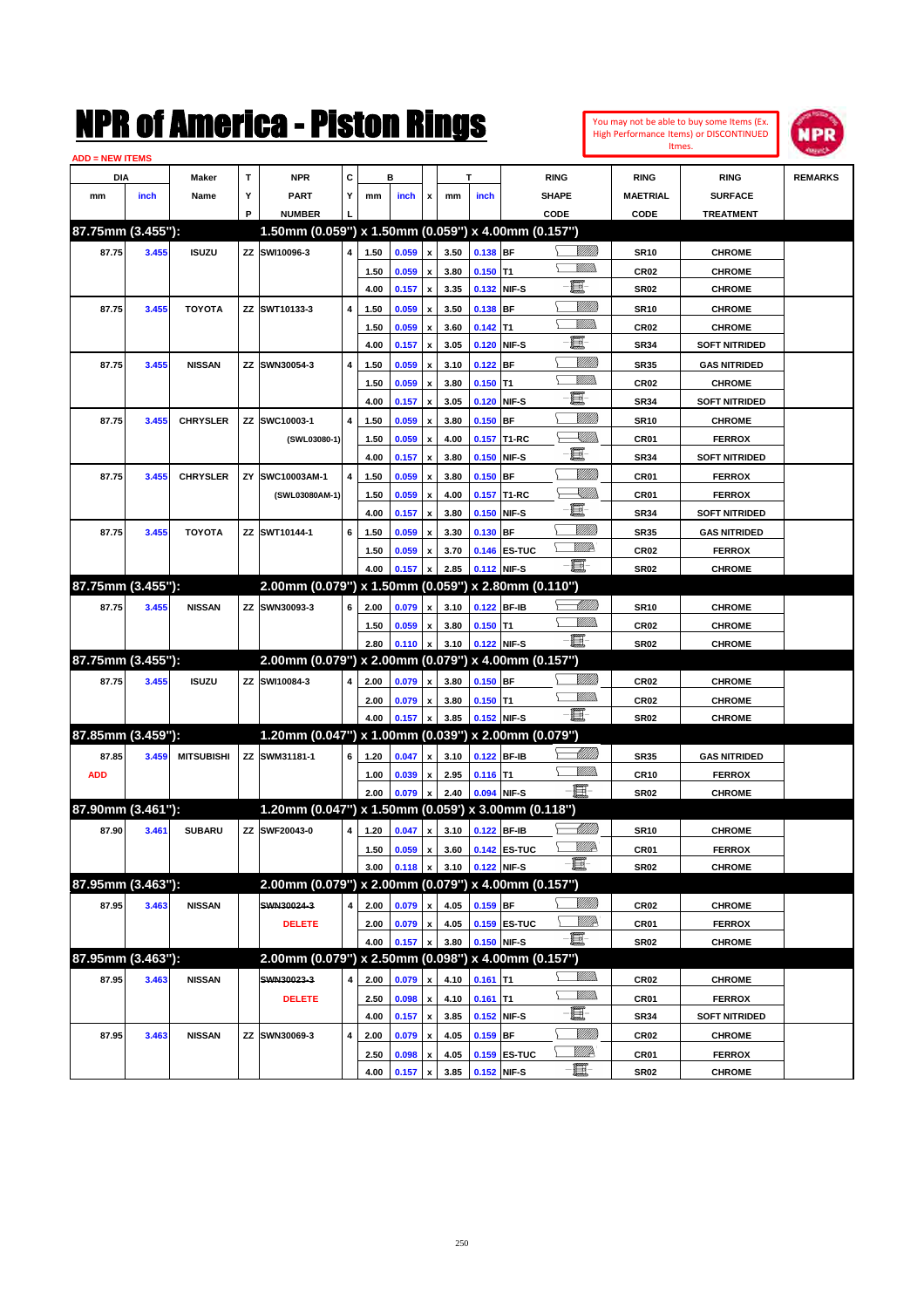# NPR of America - Piston Rings

You may not be able to buy some Items (Ex. High Performance Items) or DISCONTINUED Itmes.

ADD = NEW ITEMS

| DIA mm | DIA inch | Maker Name | TYP | NPR PART NUMBER | CYL | B mm | B inch | x | T mm | T inch | RING SHAPE CODE | RING MAETRIAL CODE | RING SURFACE TREATMENT | REMARKS |
|---|---|---|---|---|---|---|---|---|---|---|---|---|---|---|
| **87.75mm (3.455"):** | | | | **1.50mm (0.059") x 1.50mm (0.059") x 4.00mm (0.157")** | | | | | | | | | | |
| 87.75 | 3.455 | ISUZU | ZZ | SWI10096-3 | 4 | 1.50 | 0.059 | x | 3.50 | 0.138 | BF | SR10 | CHROME | |
| | | | | | | 1.50 | 0.059 | x | 3.80 | 0.150 | T1 | CR02 | CHROME | |
| | | | | | | 4.00 | 0.157 | x | 3.35 | 0.132 | NIF-S | SR02 | CHROME | |
| 87.75 | 3.455 | TOYOTA | ZZ | SWT10133-3 | 4 | 1.50 | 0.059 | x | 3.50 | 0.138 | BF | SR10 | CHROME | |
| | | | | | | 1.50 | 0.059 | x | 3.60 | 0.142 | T1 | CR02 | CHROME | |
| | | | | | | 4.00 | 0.157 | x | 3.05 | 0.120 | NIF-S | SR34 | SOFT NITRIDED | |
| 87.75 | 3.455 | NISSAN | ZZ | SWN30054-3 | 4 | 1.50 | 0.059 | x | 3.10 | 0.122 | BF | SR35 | GAS NITRIDED | |
| | | | | | | 1.50 | 0.059 | x | 3.80 | 0.150 | T1 | CR02 | CHROME | |
| | | | | | | 4.00 | 0.157 | x | 3.05 | 0.120 | NIF-S | SR34 | SOFT NITRIDED | |
| 87.75 | 3.455 | CHRYSLER | ZZ | SWC10003-1 | 4 | 1.50 | 0.059 | x | 3.80 | 0.150 | BF | SR10 | CHROME | |
| | | | | (SWL03080-1) | | 1.50 | 0.059 | x | 4.00 | 0.157 | T1-RC | CR01 | FERROX | |
| | | | | | | 4.00 | 0.157 | x | 3.80 | 0.150 | NIF-S | SR34 | SOFT NITRIDED | |
| 87.75 | 3.455 | CHRYSLER | ZY | SWC10003AM-1 | 4 | 1.50 | 0.059 | x | 3.80 | 0.150 | BF | CR01 | FERROX | |
| | | | | (SWL03080AM-1) | | 1.50 | 0.059 | x | 4.00 | 0.157 | T1-RC | CR01 | FERROX | |
| | | | | | | 4.00 | 0.157 | x | 3.80 | 0.150 | NIF-S | SR34 | SOFT NITRIDED | |
| 87.75 | 3.455 | TOYOTA | ZZ | SWT10144-1 | 6 | 1.50 | 0.059 | x | 3.30 | 0.130 | BF | SR35 | GAS NITRIDED | |
| | | | | | | 1.50 | 0.059 | x | 3.70 | 0.146 | ES-TUC | CR02 | FERROX | |
| | | | | | | 4.00 | 0.157 | x | 2.85 | 0.112 | NIF-S | SR02 | CHROME | |
| **87.75mm (3.455"):** | | | | **2.00mm (0.079") x 1.50mm (0.059") x 2.80mm (0.110")** | | | | | | | | | | |
| 87.75 | 3.455 | NISSAN | ZZ | SWN30093-3 | 6 | 2.00 | 0.079 | x | 3.10 | 0.122 | BF-IB | SR10 | CHROME | |
| | | | | | | 1.50 | 0.059 | x | 3.80 | 0.150 | T1 | CR02 | CHROME | |
| | | | | | | 2.80 | 0.110 | x | 3.10 | 0.122 | NIF-S | SR02 | CHROME | |
| **87.75mm (3.455"):** | | | | **2.00mm (0.079") x 2.00mm (0.079") x 4.00mm (0.157")** | | | | | | | | | | |
| 87.75 | 3.455 | ISUZU | ZZ | SWI10084-3 | 4 | 2.00 | 0.079 | x | 3.80 | 0.150 | BF | CR02 | CHROME | |
| | | | | | | 2.00 | 0.079 | x | 3.80 | 0.150 | T1 | CR02 | CHROME | |
| | | | | | | 4.00 | 0.157 | x | 3.85 | 0.152 | NIF-S | SR02 | CHROME | |
| **87.85mm (3.459"):** | | | | **1.20mm (0.047") x 1.00mm (0.039") x 2.00mm (0.079")** | | | | | | | | | | |
| 87.85 | 3.459 | MITSUBISHI | ZZ | SWM31181-1 | 6 | 1.20 | 0.047 | x | 3.10 | 0.122 | BF-IB | SR35 | GAS NITRIDED | |
| ADD | | | | | | 1.00 | 0.039 | x | 2.95 | 0.116 | T1 | CR10 | FERROX | |
| | | | | | | 2.00 | 0.079 | x | 2.40 | 0.094 | NIF-S | SR02 | CHROME | |
| **87.90mm (3.461"):** | | | | **1.20mm (0.047") x 1.50mm (0.059') x 3.00mm (0.118")** | | | | | | | | | | |
| 87.90 | 3.461 | SUBARU | ZZ | SWF20043-0 | 4 | 1.20 | 0.047 | x | 3.10 | 0.122 | BF-IB | SR10 | CHROME | |
| | | | | | | 1.50 | 0.059 | x | 3.60 | 0.142 | ES-TUC | CR01 | FERROX | |
| | | | | | | 3.00 | 0.118 | x | 3.10 | 0.122 | NIF-S | SR02 | CHROME | |
| **87.95mm (3.463"):** | | | | **2.00mm (0.079") x 2.00mm (0.079") x 4.00mm (0.157")** | | | | | | | | | | |
| 87.95 | 3.463 | NISSAN | | ~~SWN30024-3~~ | 4 | 2.00 | 0.079 | x | 4.05 | 0.159 | BF | CR02 | CHROME | |
| | | | | DELETE | | 2.00 | 0.079 | x | 4.05 | 0.159 | ES-TUC | CR01 | FERROX | |
| | | | | | | 4.00 | 0.157 | x | 3.80 | 0.150 | NIF-S | SR02 | CHROME | |
| **87.95mm (3.463"):** | | | | **2.00mm (0.079") x 2.50mm (0.098") x 4.00mm (0.157")** | | | | | | | | | | |
| 87.95 | 3.463 | NISSAN | | ~~SWN30023-3~~ | 4 | 2.00 | 0.079 | x | 4.10 | 0.161 | T1 | CR02 | CHROME | |
| | | | | DELETE | | 2.50 | 0.098 | x | 4.10 | 0.161 | T1 | CR01 | FERROX | |
| | | | | | | 4.00 | 0.157 | x | 3.85 | 0.152 | NIF-S | SR34 | SOFT NITRIDED | |
| 87.95 | 3.463 | NISSAN | ZZ | SWN30069-3 | 4 | 2.00 | 0.079 | x | 4.05 | 0.159 | BF | CR02 | CHROME | |
| | | | | | | 2.50 | 0.098 | x | 4.05 | 0.159 | ES-TUC | CR01 | FERROX | |
| | | | | | | 4.00 | 0.157 | x | 3.85 | 0.152 | NIF-S | SR02 | CHROME | |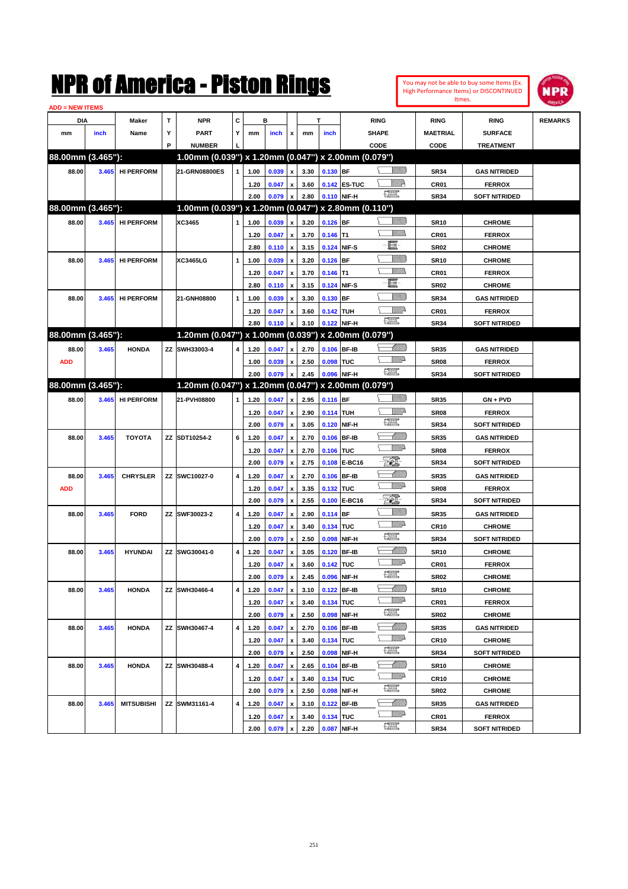# NPR of America - Piston Rings

You may not be able to buy some Items (Ex. High Performance Items) or DISCONTINUED Itmes.

ADD = NEW ITEMS

| DIA mm | DIA inch | Maker Name | TYP | NPR PART NUMBER | CYL | B mm | B inch | x | T mm | T inch | RING SHAPE CODE | RING MAETRIAL CODE | RING SURFACE TREATMENT | REMARKS |
|---|---|---|---|---|---|---|---|---|---|---|---|---|---|---|
| **88.00mm (3.465"):** | | | | **1.00mm (0.039") x 1.20mm (0.047") x 2.00mm (0.079")** | | | | | | | | | | |
| 88.00 | 3.465 | HI PERFORM | | 21-GRN08800ES | 1 | 1.00 | 0.039 | x | 3.30 | 0.130 | BF | SR34 | GAS NITRIDED | |
| | | | | | | 1.20 | 0.047 | x | 3.60 | 0.142 | ES-TUC | CR01 | FERROX | |
| | | | | | | 2.00 | 0.079 | x | 2.80 | 0.110 | NIF-H | SR34 | SOFT NITRIDED | |
| **88.00mm (3.465"):** | | | | **1.00mm (0.039") x 1.20mm (0.047") x 2.80mm (0.110")** | | | | | | | | | | |
| 88.00 | 3.465 | HI PERFORM | | XC3465 | 1 | 1.00 | 0.039 | x | 3.20 | 0.126 | BF | SR10 | CHROME | |
| | | | | | | 1.20 | 0.047 | x | 3.70 | 0.146 | T1 | CR01 | FERROX | |
| | | | | | | 2.80 | 0.110 | x | 3.15 | 0.124 | NIF-S | SR02 | CHROME | |
| 88.00 | 3.465 | HI PERFORM | | XC3465LG | 1 | 1.00 | 0.039 | x | 3.20 | 0.126 | BF | SR10 | CHROME | |
| | | | | | | 1.20 | 0.047 | x | 3.70 | 0.146 | T1 | CR01 | FERROX | |
| | | | | | | 2.80 | 0.110 | x | 3.15 | 0.124 | NIF-S | SR02 | CHROME | |
| 88.00 | 3.465 | HI PERFORM | | 21-GNH08800 | 1 | 1.00 | 0.039 | x | 3.30 | 0.130 | BF | SR34 | GAS NITRIDED | |
| | | | | | | 1.20 | 0.047 | x | 3.60 | 0.142 | TUH | CR01 | FERROX | |
| | | | | | | 2.80 | 0.110 | x | 3.10 | 0.122 | NIF-H | SR34 | SOFT NITRIDED | |
| **88.00mm (3.465"):** | | | | **1.20mm (0.047") x 1.00mm (0.039") x 2.00mm (0.079")** | | | | | | | | | | |
| 88.00 | 3.465 | HONDA | ZZ | SWH33003-4 | 4 | 1.20 | 0.047 | x | 2.70 | 0.106 | BF-IB | SR35 | GAS NITRIDED | |
| ADD | | | | | | 1.00 | 0.039 | x | 2.50 | 0.098 | TUC | SR08 | FERROX | |
| | | | | | | 2.00 | 0.079 | x | 2.45 | 0.096 | NIF-H | SR34 | SOFT NITRIDED | |
| **88.00mm (3.465"):** | | | | **1.20mm (0.047") x 1.20mm (0.047") x 2.00mm (0.079")** | | | | | | | | | | |
| 88.00 | 3.465 | HI PERFORM | | 21-PVH08800 | 1 | 1.20 | 0.047 | x | 2.95 | 0.116 | BF | SR35 | GN + PVD | |
| | | | | | | 1.20 | 0.047 | x | 2.90 | 0.114 | TUH | SR08 | FERROX | |
| | | | | | | 2.00 | 0.079 | x | 3.05 | 0.120 | NIF-H | SR34 | SOFT NITRIDED | |
| 88.00 | 3.465 | TOYOTA | ZZ | SDT10254-2 | 6 | 1.20 | 0.047 | x | 2.70 | 0.106 | BF-IB | SR35 | GAS NITRIDED | |
| | | | | | | 1.20 | 0.047 | x | 2.70 | 0.106 | TUC | SR08 | FERROX | |
| | | | | | | 2.00 | 0.079 | x | 2.75 | 0.108 | E-BC16 | SR34 | SOFT NITRIDED | |
| 88.00 | 3.465 | CHRYSLER | ZZ | SWC10027-0 | 4 | 1.20 | 0.047 | x | 2.70 | 0.106 | BF-IB | SR35 | GAS NITRIDED | |
| ADD | | | | | | 1.20 | 0.047 | x | 3.35 | 0.132 | TUC | SR08 | FERROX | |
| | | | | | | 2.00 | 0.079 | x | 2.55 | 0.100 | E-BC16 | SR34 | SOFT NITRIDED | |
| 88.00 | 3.465 | FORD | ZZ | SWF30023-2 | 4 | 1.20 | 0.047 | x | 2.90 | 0.114 | BF | SR35 | GAS NITRIDED | |
| | | | | | | 1.20 | 0.047 | x | 3.40 | 0.134 | TUC | CR10 | CHROME | |
| | | | | | | 2.00 | 0.079 | x | 2.50 | 0.098 | NIF-H | SR34 | SOFT NITRIDED | |
| 88.00 | 3.465 | HYUNDAI | ZZ | SWG30041-0 | 4 | 1.20 | 0.047 | x | 3.05 | 0.120 | BF-IB | SR10 | CHROME | |
| | | | | | | 1.20 | 0.047 | x | 3.60 | 0.142 | TUC | CR01 | FERROX | |
| | | | | | | 2.00 | 0.079 | x | 2.45 | 0.096 | NIF-H | SR02 | CHROME | |
| 88.00 | 3.465 | HONDA | ZZ | SWH30466-4 | 4 | 1.20 | 0.047 | x | 3.10 | 0.122 | BF-IB | SR10 | CHROME | |
| | | | | | | 1.20 | 0.047 | x | 3.40 | 0.134 | TUC | CR01 | FERROX | |
| | | | | | | 2.00 | 0.079 | x | 2.50 | 0.098 | NIF-H | SR02 | CHROME | |
| 88.00 | 3.465 | HONDA | ZZ | SWH30467-4 | 4 | 1.20 | 0.047 | x | 2.70 | 0.106 | BF-IB | SR35 | GAS NITRIDED | |
| | | | | | | 1.20 | 0.047 | x | 3.40 | 0.134 | TUC | CR10 | CHROME | |
| | | | | | | 2.00 | 0.079 | x | 2.50 | 0.098 | NIF-H | SR34 | SOFT NITRIDED | |
| 88.00 | 3.465 | HONDA | ZZ | SWH30488-4 | 4 | 1.20 | 0.047 | x | 2.65 | 0.104 | BF-IB | SR10 | CHROME | |
| | | | | | | 1.20 | 0.047 | x | 3.40 | 0.134 | TUC | CR10 | CHROME | |
| | | | | | | 2.00 | 0.079 | x | 2.50 | 0.098 | NIF-H | SR02 | CHROME | |
| 88.00 | 3.465 | MITSUBISHI | ZZ | SWM31161-4 | 4 | 1.20 | 0.047 | x | 3.10 | 0.122 | BF-IB | SR35 | GAS NITRIDED | |
| | | | | | | 1.20 | 0.047 | x | 3.40 | 0.134 | TUC | CR01 | FERROX | |
| | | | | | | 2.00 | 0.079 | x | 2.20 | 0.087 | NIF-H | SR34 | SOFT NITRIDED | |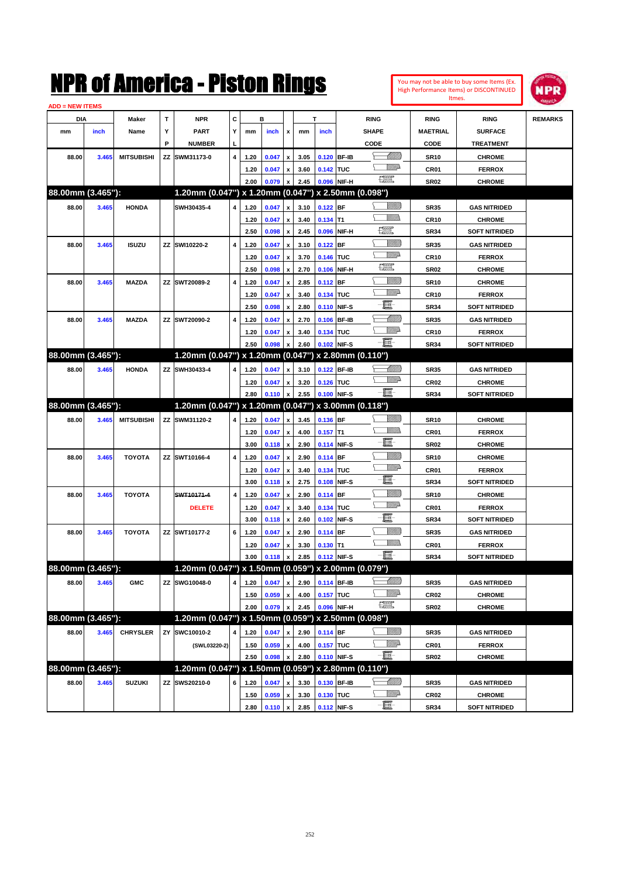# NPR of America - Piston Rings

You may not be able to buy some Items (Ex. High Performance Items) or DISCONTINUED Itmes.

ADD = NEW ITEMS

| DIA mm | DIA inch | Maker Name | TYP | NPR PART NUMBER | CYL | B mm | B inch | x | T mm | T inch | RING SHAPE CODE | RING MAETRIAL CODE | RING SURFACE TREATMENT | REMARKS |
|---|---|---|---|---|---|---|---|---|---|---|---|---|---|---|
| 88.00 | 3.465 | MITSUBISHI | ZZ | SWM31173-0 | 4 | 1.20 | 0.047 | x | 3.05 | 0.120 | BF-IB | SR10 | CHROME | |
| | | | | | | 1.20 | 0.047 | x | 3.60 | 0.142 | TUC | CR01 | FERROX | |
| | | | | | | 2.00 | 0.079 | x | 2.45 | 0.096 | NIF-H | SR02 | CHROME | |
| **88.00mm (3.465"):** | | | | **1.20mm (0.047") x 1.20mm (0.047") x 2.50mm (0.098")** | | | | | | | | | | |
| 88.00 | 3.465 | HONDA | | SWH30435-4 | 4 | 1.20 | 0.047 | x | 3.10 | 0.122 | BF | SR35 | GAS NITRIDED | |
| | | | | | | 1.20 | 0.047 | x | 3.40 | 0.134 | T1 | CR10 | CHROME | |
| | | | | | | 2.50 | 0.098 | x | 2.45 | 0.096 | NIF-H | SR34 | SOFT NITRIDED | |
| 88.00 | 3.465 | ISUZU | ZZ | SWI10220-2 | 4 | 1.20 | 0.047 | x | 3.10 | 0.122 | BF | SR35 | GAS NITRIDED | |
| | | | | | | 1.20 | 0.047 | x | 3.70 | 0.146 | TUC | CR10 | FERROX | |
| | | | | | | 2.50 | 0.098 | x | 2.70 | 0.106 | NIF-H | SR02 | CHROME | |
| 88.00 | 3.465 | MAZDA | ZZ | SWT20089-2 | 4 | 1.20 | 0.047 | x | 2.85 | 0.112 | BF | SR10 | CHROME | |
| | | | | | | 1.20 | 0.047 | x | 3.40 | 0.134 | TUC | CR10 | FERROX | |
| | | | | | | 2.50 | 0.098 | x | 2.80 | 0.110 | NIF-S | SR34 | SOFT NITRIDED | |
| 88.00 | 3.465 | MAZDA | ZZ | SWT20090-2 | 4 | 1.20 | 0.047 | x | 2.70 | 0.106 | BF-IB | SR35 | GAS NITRIDED | |
| | | | | | | 1.20 | 0.047 | x | 3.40 | 0.134 | TUC | CR10 | FERROX | |
| | | | | | | 2.50 | 0.098 | x | 2.60 | 0.102 | NIF-S | SR34 | SOFT NITRIDED | |
| **88.00mm (3.465"):** | | | | **1.20mm (0.047") x 1.20mm (0.047") x 2.80mm (0.110")** | | | | | | | | | | |
| 88.00 | 3.465 | HONDA | ZZ | SWH30433-4 | 4 | 1.20 | 0.047 | x | 3.10 | 0.122 | BF-IB | SR35 | GAS NITRIDED | |
| | | | | | | 1.20 | 0.047 | x | 3.20 | 0.126 | TUC | CR02 | CHROME | |
| | | | | | | 2.80 | 0.110 | x | 2.55 | 0.100 | NIF-S | SR34 | SOFT NITRIDED | |
| **88.00mm (3.465"):** | | | | **1.20mm (0.047") x 1.20mm (0.047") x 3.00mm (0.118")** | | | | | | | | | | |
| 88.00 | 3.465 | MITSUBISHI | ZZ | SWM31120-2 | 4 | 1.20 | 0.047 | x | 3.45 | 0.136 | BF | SR10 | CHROME | |
| | | | | | | 1.20 | 0.047 | x | 4.00 | 0.157 | T1 | CR01 | FERROX | |
| | | | | | | 3.00 | 0.118 | x | 2.90 | 0.114 | NIF-S | SR02 | CHROME | |
| 88.00 | 3.465 | TOYOTA | ZZ | SWT10166-4 | 4 | 1.20 | 0.047 | x | 2.90 | 0.114 | BF | SR10 | CHROME | |
| | | | | | | 1.20 | 0.047 | x | 3.40 | 0.134 | TUC | CR01 | FERROX | |
| | | | | | | 3.00 | 0.118 | x | 2.75 | 0.108 | NIF-S | SR34 | SOFT NITRIDED | |
| 88.00 | 3.465 | TOYOTA | | ~~SWT10171-4~~ | 4 | 1.20 | 0.047 | x | 2.90 | 0.114 | BF | SR10 | CHROME | |
| | | | | DELETE | | 1.20 | 0.047 | x | 3.40 | 0.134 | TUC | CR01 | FERROX | |
| | | | | | | 3.00 | 0.118 | x | 2.60 | 0.102 | NIF-S | SR34 | SOFT NITRIDED | |
| 88.00 | 3.465 | TOYOTA | ZZ | SWT10177-2 | 6 | 1.20 | 0.047 | x | 2.90 | 0.114 | BF | SR35 | GAS NITRIDED | |
| | | | | | | 1.20 | 0.047 | x | 3.30 | 0.130 | T1 | CR01 | FERROX | |
| | | | | | | 3.00 | 0.118 | x | 2.85 | 0.112 | NIF-S | SR34 | SOFT NITRIDED | |
| **88.00mm (3.465"):** | | | | **1.20mm (0.047") x 1.50mm (0.059") x 2.00mm (0.079")** | | | | | | | | | | |
| 88.00 | 3.465 | GMC | ZZ | SWG10048-0 | 4 | 1.20 | 0.047 | x | 2.90 | 0.114 | BF-IB | SR35 | GAS NITRIDED | |
| | | | | | | 1.50 | 0.059 | x | 4.00 | 0.157 | TUC | CR02 | CHROME | |
| | | | | | | 2.00 | 0.079 | x | 2.45 | 0.096 | NIF-H | SR02 | CHROME | |
| **88.00mm (3.465"):** | | | | **1.20mm (0.047") x 1.50mm (0.059") x 2.50mm (0.098")** | | | | | | | | | | |
| 88.00 | 3.465 | CHRYSLER | ZY | SWC10010-2 | 4 | 1.20 | 0.047 | x | 2.90 | 0.114 | BF | SR35 | GAS NITRIDED | |
| | | | | (SWL03220-2) | | 1.50 | 0.059 | x | 4.00 | 0.157 | TUC | CR01 | FERROX | |
| | | | | | | 2.50 | 0.098 | x | 2.80 | 0.110 | NIF-S | SR02 | CHROME | |
| **88.00mm (3.465"):** | | | | **1.20mm (0.047") x 1.50mm (0.059") x 2.80mm (0.110")** | | | | | | | | | | |
| 88.00 | 3.465 | SUZUKI | ZZ | SWS20210-0 | 6 | 1.20 | 0.047 | x | 3.30 | 0.130 | BF-IB | SR35 | GAS NITRIDED | |
| | | | | | | 1.50 | 0.059 | x | 3.30 | 0.130 | TUC | CR02 | CHROME | |
| | | | | | | 2.80 | 0.110 | x | 2.85 | 0.112 | NIF-S | SR34 | SOFT NITRIDED | |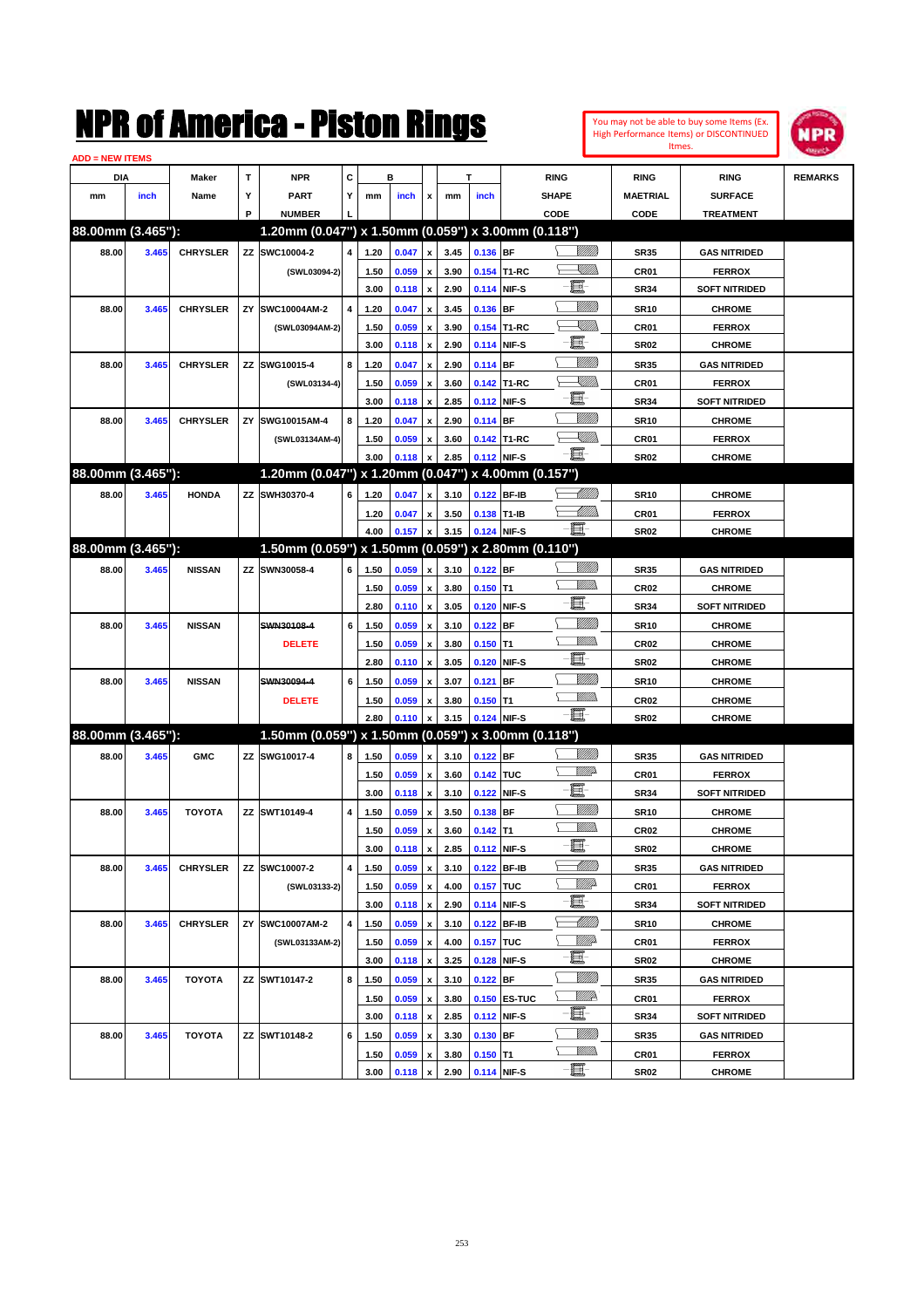# NPR of America - Piston Rings

You may not be able to buy some Items (Ex. High Performance Items) or DISCONTINUED Itmes.

ADD = NEW ITEMS

| DIA mm | DIA inch | Maker Name | TYP | NPR PART NUMBER | CYL | B mm | B inch | x | T mm | T inch | RING SHAPE CODE | RING MAETRIAL CODE | RING SURFACE TREATMENT | REMARKS |
|---|---|---|---|---|---|---|---|---|---|---|---|---|---|---|
| **88.00mm (3.465"):** | | | | **1.20mm (0.047") x 1.50mm (0.059") x 3.00mm (0.118")** | | | | | | | | | | |
| 88.00 | 3.465 | CHRYSLER | ZZ | SWC10004-2 | 4 | 1.20 | 0.047 | x | 3.45 | 0.136 | BF | SR35 | GAS NITRIDED | |
| | | | | (SWL03094-2) | | 1.50 | 0.059 | x | 3.90 | 0.154 | T1-RC | CR01 | FERROX | |
| | | | | | | 3.00 | 0.118 | x | 2.90 | 0.114 | NIF-S | SR34 | SOFT NITRIDED | |
| 88.00 | 3.465 | CHRYSLER | ZY | SWC10004AM-2 | 4 | 1.20 | 0.047 | x | 3.45 | 0.136 | BF | SR10 | CHROME | |
| | | | | (SWL03094AM-2) | | 1.50 | 0.059 | x | 3.90 | 0.154 | T1-RC | CR01 | FERROX | |
| | | | | | | 3.00 | 0.118 | x | 2.90 | 0.114 | NIF-S | SR02 | CHROME | |
| 88.00 | 3.465 | CHRYSLER | ZZ | SWG10015-4 | 8 | 1.20 | 0.047 | x | 2.90 | 0.114 | BF | SR35 | GAS NITRIDED | |
| | | | | (SWL03134-4) | | 1.50 | 0.059 | x | 3.60 | 0.142 | T1-RC | CR01 | FERROX | |
| | | | | | | 3.00 | 0.118 | x | 2.85 | 0.112 | NIF-S | SR34 | SOFT NITRIDED | |
| 88.00 | 3.465 | CHRYSLER | ZY | SWG10015AM-4 | 8 | 1.20 | 0.047 | x | 2.90 | 0.114 | BF | SR10 | CHROME | |
| | | | | (SWL03134AM-4) | | 1.50 | 0.059 | x | 3.60 | 0.142 | T1-RC | CR01 | FERROX | |
| | | | | | | 3.00 | 0.118 | x | 2.85 | 0.112 | NIF-S | SR02 | CHROME | |
| **88.00mm (3.465"):** | | | | **1.20mm (0.047") x 1.20mm (0.047") x 4.00mm (0.157")** | | | | | | | | | | |
| 88.00 | 3.465 | HONDA | ZZ | SWH30370-4 | 6 | 1.20 | 0.047 | x | 3.10 | 0.122 | BF-IB | SR10 | CHROME | |
| | | | | | | 1.20 | 0.047 | x | 3.50 | 0.138 | T1-IB | CR01 | FERROX | |
| | | | | | | 4.00 | 0.157 | x | 3.15 | 0.124 | NIF-S | SR02 | CHROME | |
| **88.00mm (3.465"):** | | | | **1.50mm (0.059") x 1.50mm (0.059") x 2.80mm (0.110")** | | | | | | | | | | |
| 88.00 | 3.465 | NISSAN | ZZ | SWN30058-4 | 6 | 1.50 | 0.059 | x | 3.10 | 0.122 | BF | SR35 | GAS NITRIDED | |
| | | | | | | 1.50 | 0.059 | x | 3.80 | 0.150 | T1 | CR02 | CHROME | |
| | | | | | | 2.80 | 0.110 | x | 3.05 | 0.120 | NIF-S | SR34 | SOFT NITRIDED | |
| 88.00 | 3.465 | NISSAN | | ~~SWN30108-4~~ | 6 | 1.50 | 0.059 | x | 3.10 | 0.122 | BF | SR10 | CHROME | |
| | | | | DELETE | | 1.50 | 0.059 | x | 3.80 | 0.150 | T1 | CR02 | CHROME | |
| | | | | | | 2.80 | 0.110 | x | 3.05 | 0.120 | NIF-S | SR02 | CHROME | |
| 88.00 | 3.465 | NISSAN | | ~~SWN30094-4~~ | 6 | 1.50 | 0.059 | x | 3.07 | 0.121 | BF | SR10 | CHROME | |
| | | | | DELETE | | 1.50 | 0.059 | x | 3.80 | 0.150 | T1 | CR02 | CHROME | |
| | | | | | | 2.80 | 0.110 | x | 3.15 | 0.124 | NIF-S | SR02 | CHROME | |
| **88.00mm (3.465"):** | | | | **1.50mm (0.059") x 1.50mm (0.059") x 3.00mm (0.118")** | | | | | | | | | | |
| 88.00 | 3.465 | GMC | ZZ | SWG10017-4 | 8 | 1.50 | 0.059 | x | 3.10 | 0.122 | BF | SR35 | GAS NITRIDED | |
| | | | | | | 1.50 | 0.059 | x | 3.60 | 0.142 | TUC | CR01 | FERROX | |
| | | | | | | 3.00 | 0.118 | x | 3.10 | 0.122 | NIF-S | SR34 | SOFT NITRIDED | |
| 88.00 | 3.465 | TOYOTA | ZZ | SWT10149-4 | 4 | 1.50 | 0.059 | x | 3.50 | 0.138 | BF | SR10 | CHROME | |
| | | | | | | 1.50 | 0.059 | x | 3.60 | 0.142 | T1 | CR02 | CHROME | |
| | | | | | | 3.00 | 0.118 | x | 2.85 | 0.112 | NIF-S | SR02 | CHROME | |
| 88.00 | 3.465 | CHRYSLER | ZZ | SWC10007-2 | 4 | 1.50 | 0.059 | x | 3.10 | 0.122 | BF-IB | SR35 | GAS NITRIDED | |
| | | | | (SWL03133-2) | | 1.50 | 0.059 | x | 4.00 | 0.157 | TUC | CR01 | FERROX | |
| | | | | | | 3.00 | 0.118 | x | 2.90 | 0.114 | NIF-S | SR34 | SOFT NITRIDED | |
| 88.00 | 3.465 | CHRYSLER | ZY | SWC10007AM-2 | 4 | 1.50 | 0.059 | x | 3.10 | 0.122 | BF-IB | SR10 | CHROME | |
| | | | | (SWL03133AM-2) | | 1.50 | 0.059 | x | 4.00 | 0.157 | TUC | CR01 | FERROX | |
| | | | | | | 3.00 | 0.118 | x | 3.25 | 0.128 | NIF-S | SR02 | CHROME | |
| 88.00 | 3.465 | TOYOTA | ZZ | SWT10147-2 | 8 | 1.50 | 0.059 | x | 3.10 | 0.122 | BF | SR35 | GAS NITRIDED | |
| | | | | | | 1.50 | 0.059 | x | 3.80 | 0.150 | ES-TUC | CR01 | FERROX | |
| | | | | | | 3.00 | 0.118 | x | 2.85 | 0.112 | NIF-S | SR34 | SOFT NITRIDED | |
| 88.00 | 3.465 | TOYOTA | ZZ | SWT10148-2 | 6 | 1.50 | 0.059 | x | 3.30 | 0.130 | BF | SR35 | GAS NITRIDED | |
| | | | | | | 1.50 | 0.059 | x | 3.80 | 0.150 | T1 | CR01 | FERROX | |
| | | | | | | 3.00 | 0.118 | x | 2.90 | 0.114 | NIF-S | SR02 | CHROME | |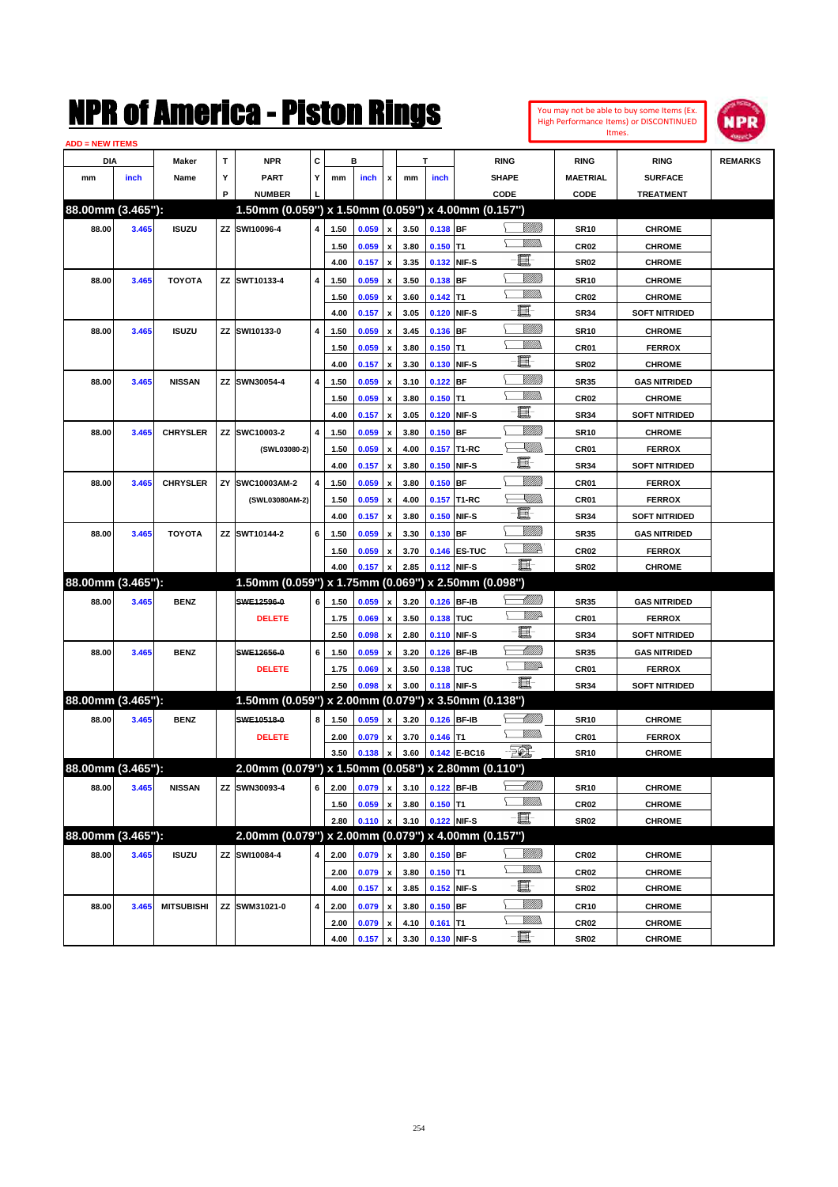# NPR of America - Piston Rings

You may not be able to buy some Items (Ex. High Performance Items) or DISCONTINUED Itmes.

ADD = NEW ITEMS

| DIA mm | DIA inch | Maker Name | TYP | NPR PART NUMBER | CYL | B mm | B inch | x | T mm | T inch | RING SHAPE CODE | RING MAETRIAL CODE | RING SURFACE TREATMENT | REMARKS |
|---|---|---|---|---|---|---|---|---|---|---|---|---|---|---|
| **88.00mm (3.465"):** | | | | **1.50mm (0.059") x 1.50mm (0.059") x 4.00mm (0.157")** | | | | | | | | | | |
| 88.00 | 3.465 | ISUZU | ZZ | SWI10096-4 | 4 | 1.50 | 0.059 | x | 3.50 | 0.138 | BF | SR10 | CHROME | |
| | | | | | | 1.50 | 0.059 | x | 3.80 | 0.150 | T1 | CR02 | CHROME | |
| | | | | | | 4.00 | 0.157 | x | 3.35 | 0.132 | NIF-S | SR02 | CHROME | |
| 88.00 | 3.465 | TOYOTA | ZZ | SWT10133-4 | 4 | 1.50 | 0.059 | x | 3.50 | 0.138 | BF | SR10 | CHROME | |
| | | | | | | 1.50 | 0.059 | x | 3.60 | 0.142 | T1 | CR02 | CHROME | |
| | | | | | | 4.00 | 0.157 | x | 3.05 | 0.120 | NIF-S | SR34 | SOFT NITRIDED | |
| 88.00 | 3.465 | ISUZU | ZZ | SWI10133-0 | 4 | 1.50 | 0.059 | x | 3.45 | 0.136 | BF | SR10 | CHROME | |
| | | | | | | 1.50 | 0.059 | x | 3.80 | 0.150 | T1 | CR01 | FERROX | |
| | | | | | | 4.00 | 0.157 | x | 3.30 | 0.130 | NIF-S | SR02 | CHROME | |
| 88.00 | 3.465 | NISSAN | ZZ | SWN30054-4 | 4 | 1.50 | 0.059 | x | 3.10 | 0.122 | BF | SR35 | GAS NITRIDED | |
| | | | | | | 1.50 | 0.059 | x | 3.80 | 0.150 | T1 | CR02 | CHROME | |
| | | | | | | 4.00 | 0.157 | x | 3.05 | 0.120 | NIF-S | SR34 | SOFT NITRIDED | |
| 88.00 | 3.465 | CHRYSLER | ZZ | SWC10003-2 | 4 | 1.50 | 0.059 | x | 3.80 | 0.150 | BF | SR10 | CHROME | |
| | | | | (SWL03080-2) | | 1.50 | 0.059 | x | 4.00 | 0.157 | T1-RC | CR01 | FERROX | |
| | | | | | | 4.00 | 0.157 | x | 3.80 | 0.150 | NIF-S | SR34 | SOFT NITRIDED | |
| 88.00 | 3.465 | CHRYSLER | ZY | SWC10003AM-2 | 4 | 1.50 | 0.059 | x | 3.80 | 0.150 | BF | CR01 | FERROX | |
| | | | | (SWL03080AM-2) | | 1.50 | 0.059 | x | 4.00 | 0.157 | T1-RC | CR01 | FERROX | |
| | | | | | | 4.00 | 0.157 | x | 3.80 | 0.150 | NIF-S | SR34 | SOFT NITRIDED | |
| 88.00 | 3.465 | TOYOTA | ZZ | SWT10144-2 | 6 | 1.50 | 0.059 | x | 3.30 | 0.130 | BF | SR35 | GAS NITRIDED | |
| | | | | | | 1.50 | 0.059 | x | 3.70 | 0.146 | ES-TUC | CR02 | FERROX | |
| | | | | | | 4.00 | 0.157 | x | 2.85 | 0.112 | NIF-S | SR02 | CHROME | |
| **88.00mm (3.465"):** | | | | **1.50mm (0.059") x 1.75mm (0.069") x 2.50mm (0.098")** | | | | | | | | | | |
| 88.00 | 3.465 | BENZ | | ~~SWE12596-0~~ | 6 | 1.50 | 0.059 | x | 3.20 | 0.126 | BF-IB | SR35 | GAS NITRIDED | |
| | | | | DELETE | | 1.75 | 0.069 | x | 3.50 | 0.138 | TUC | CR01 | FERROX | |
| | | | | | | 2.50 | 0.098 | x | 2.80 | 0.110 | NIF-S | SR34 | SOFT NITRIDED | |
| 88.00 | 3.465 | BENZ | | ~~SWE12656-0~~ | 6 | 1.50 | 0.059 | x | 3.20 | 0.126 | BF-IB | SR35 | GAS NITRIDED | |
| | | | | DELETE | | 1.75 | 0.069 | x | 3.50 | 0.138 | TUC | CR01 | FERROX | |
| | | | | | | 2.50 | 0.098 | x | 3.00 | 0.118 | NIF-S | SR34 | SOFT NITRIDED | |
| **88.00mm (3.465"):** | | | | **1.50mm (0.059") x 2.00mm (0.079") x 3.50mm (0.138")** | | | | | | | | | | |
| 88.00 | 3.465 | BENZ | | ~~SWE10518-0~~ | 8 | 1.50 | 0.059 | x | 3.20 | 0.126 | BF-IB | SR10 | CHROME | |
| | | | | DELETE | | 2.00 | 0.079 | x | 3.70 | 0.146 | T1 | CR01 | FERROX | |
| | | | | | | 3.50 | 0.138 | x | 3.60 | 0.142 | E-BC16 | SR10 | CHROME | |
| **88.00mm (3.465"):** | | | | **2.00mm (0.079") x 1.50mm (0.058") x 2.80mm (0.110")** | | | | | | | | | | |
| 88.00 | 3.465 | NISSAN | ZZ | SWN30093-4 | 6 | 2.00 | 0.079 | x | 3.10 | 0.122 | BF-IB | SR10 | CHROME | |
| | | | | | | 1.50 | 0.059 | x | 3.80 | 0.150 | T1 | CR02 | CHROME | |
| | | | | | | 2.80 | 0.110 | x | 3.10 | 0.122 | NIF-S | SR02 | CHROME | |
| **88.00mm (3.465"):** | | | | **2.00mm (0.079") x 2.00mm (0.079") x 4.00mm (0.157")** | | | | | | | | | | |
| 88.00 | 3.465 | ISUZU | ZZ | SWI10084-4 | 4 | 2.00 | 0.079 | x | 3.80 | 0.150 | BF | CR02 | CHROME | |
| | | | | | | 2.00 | 0.079 | x | 3.80 | 0.150 | T1 | CR02 | CHROME | |
| | | | | | | 4.00 | 0.157 | x | 3.85 | 0.152 | NIF-S | SR02 | CHROME | |
| 88.00 | 3.465 | MITSUBISHI | ZZ | SWM31021-0 | 4 | 2.00 | 0.079 | x | 3.80 | 0.150 | BF | CR10 | CHROME | |
| | | | | | | 2.00 | 0.079 | x | 4.10 | 0.161 | T1 | CR02 | CHROME | |
| | | | | | | 4.00 | 0.157 | x | 3.30 | 0.130 | NIF-S | SR02 | CHROME | |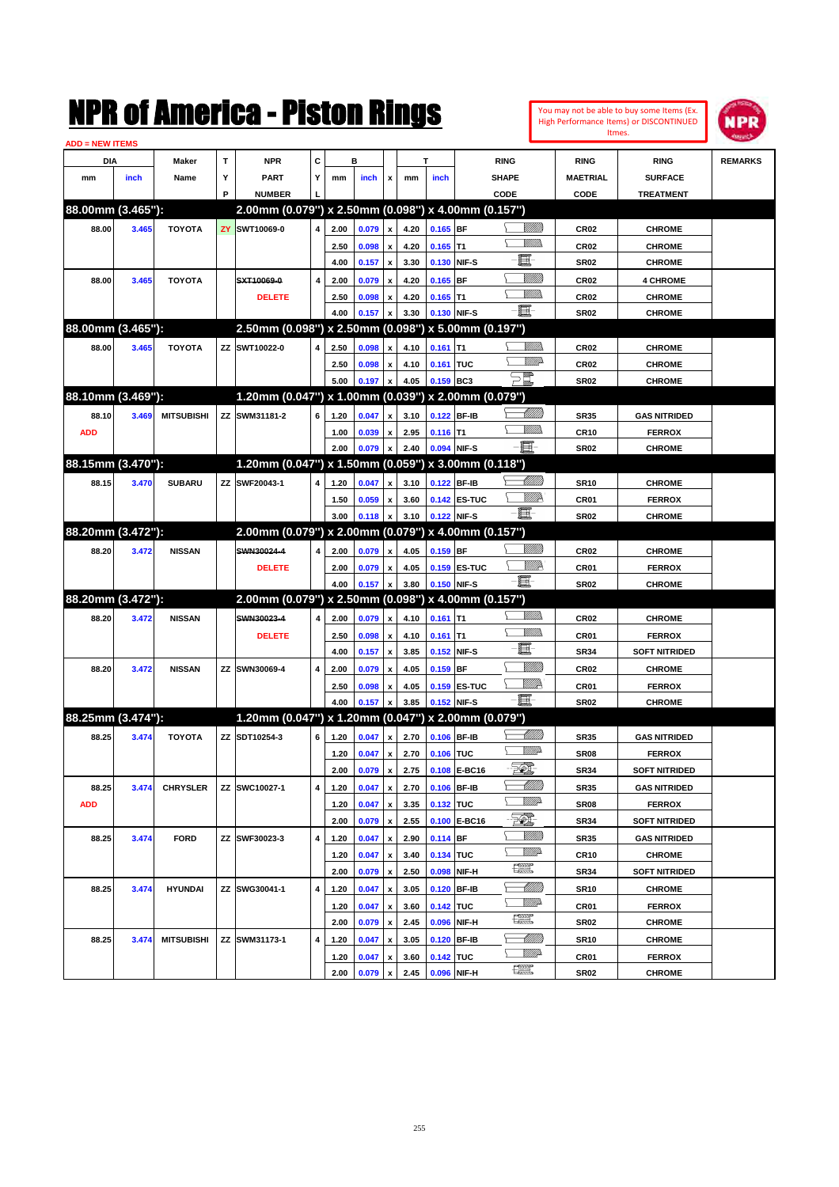# NPR of America - Piston Rings

You may not be able to buy some Items (Ex. High Performance Items) or DISCONTINUED Itmes.

ADD = NEW ITEMS

| DIA mm | DIA inch | Maker Name | TYP | NPR PART NUMBER | CYL | B mm | B inch | x | T mm | T inch | RING SHAPE CODE | RING MAETRIAL CODE | RING SURFACE TREATMENT | REMARKS |
|---|---|---|---|---|---|---|---|---|---|---|---|---|---|---|
| **88.00mm (3.465"):** | | | | **2.00mm (0.079") x 2.50mm (0.098") x 4.00mm (0.157")** | | | | | | | | | | |
| 88.00 | 3.465 | TOYOTA | ZY | SWT10069-0 | 4 | 2.00 | 0.079 | x | 4.20 | 0.165 | BF | CR02 | CHROME | |
| | | | | | | 2.50 | 0.098 | x | 4.20 | 0.165 | T1 | CR02 | CHROME | |
| | | | | | | 4.00 | 0.157 | x | 3.30 | 0.130 | NIF-S | SR02 | CHROME | |
| 88.00 | 3.465 | TOYOTA | | ~~SXT10069-0~~ | 4 | 2.00 | 0.079 | x | 4.20 | 0.165 | BF | CR02 | 4 CHROME | |
| | | | | DELETE | | 2.50 | 0.098 | x | 4.20 | 0.165 | T1 | CR02 | CHROME | |
| | | | | | | 4.00 | 0.157 | x | 3.30 | 0.130 | NIF-S | SR02 | CHROME | |
| **88.00mm (3.465"):** | | | | **2.50mm (0.098") x 2.50mm (0.098") x 5.00mm (0.197")** | | | | | | | | | | |
| 88.00 | 3.465 | TOYOTA | ZZ | SWT10022-0 | 4 | 2.50 | 0.098 | x | 4.10 | 0.161 | T1 | CR02 | CHROME | |
| | | | | | | 2.50 | 0.098 | x | 4.10 | 0.161 | TUC | CR02 | CHROME | |
| | | | | | | 5.00 | 0.197 | x | 4.05 | 0.159 | BC3 | SR02 | CHROME | |
| **88.10mm (3.469"):** | | | | **1.20mm (0.047") x 1.00mm (0.039") x 2.00mm (0.079")** | | | | | | | | | | |
| 88.10 | 3.469 | MITSUBISHI | ZZ | SWM31181-2 | 6 | 1.20 | 0.047 | x | 3.10 | 0.122 | BF-IB | SR35 | GAS NITRIDED | |
| ADD | | | | | | 1.00 | 0.039 | x | 2.95 | 0.116 | T1 | CR10 | FERROX | |
| | | | | | | 2.00 | 0.079 | x | 2.40 | 0.094 | NIF-S | SR02 | CHROME | |
| **88.15mm (3.470"):** | | | | **1.20mm (0.047") x 1.50mm (0.059") x 3.00mm (0.118")** | | | | | | | | | | |
| 88.15 | 3.470 | SUBARU | ZZ | SWF20043-1 | 4 | 1.20 | 0.047 | x | 3.10 | 0.122 | BF-IB | SR10 | CHROME | |
| | | | | | | 1.50 | 0.059 | x | 3.60 | 0.142 | ES-TUC | CR01 | FERROX | |
| | | | | | | 3.00 | 0.118 | x | 3.10 | 0.122 | NIF-S | SR02 | CHROME | |
| **88.20mm (3.472"):** | | | | **2.00mm (0.079") x 2.00mm (0.079") x 4.00mm (0.157")** | | | | | | | | | | |
| 88.20 | 3.472 | NISSAN | | ~~SWN30024-4~~ | 4 | 2.00 | 0.079 | x | 4.05 | 0.159 | BF | CR02 | CHROME | |
| | | | | DELETE | | 2.00 | 0.079 | x | 4.05 | 0.159 | ES-TUC | CR01 | FERROX | |
| | | | | | | 4.00 | 0.157 | x | 3.80 | 0.150 | NIF-S | SR02 | CHROME | |
| **88.20mm (3.472"):** | | | | **2.00mm (0.079") x 2.50mm (0.098") x 4.00mm (0.157")** | | | | | | | | | | |
| 88.20 | 3.472 | NISSAN | | ~~SWN30023-4~~ | 4 | 2.00 | 0.079 | x | 4.10 | 0.161 | T1 | CR02 | CHROME | |
| | | | | DELETE | | 2.50 | 0.098 | x | 4.10 | 0.161 | T1 | CR01 | FERROX | |
| | | | | | | 4.00 | 0.157 | x | 3.85 | 0.152 | NIF-S | SR34 | SOFT NITRIDED | |
| 88.20 | 3.472 | NISSAN | ZZ | SWN30069-4 | 4 | 2.00 | 0.079 | x | 4.05 | 0.159 | BF | CR02 | CHROME | |
| | | | | | | 2.50 | 0.098 | x | 4.05 | 0.159 | ES-TUC | CR01 | FERROX | |
| | | | | | | 4.00 | 0.157 | x | 3.85 | 0.152 | NIF-S | SR02 | CHROME | |
| **88.25mm (3.474"):** | | | | **1.20mm (0.047") x 1.20mm (0.047") x 2.00mm (0.079")** | | | | | | | | | | |
| 88.25 | 3.474 | TOYOTA | ZZ | SDT10254-3 | 6 | 1.20 | 0.047 | x | 2.70 | 0.106 | BF-IB | SR35 | GAS NITRIDED | |
| | | | | | | 1.20 | 0.047 | x | 2.70 | 0.106 | TUC | SR08 | FERROX | |
| | | | | | | 2.00 | 0.079 | x | 2.75 | 0.108 | E-BC16 | SR34 | SOFT NITRIDED | |
| 88.25 | 3.474 | CHRYSLER | ZZ | SWC10027-1 | 4 | 1.20 | 0.047 | x | 2.70 | 0.106 | BF-IB | SR35 | GAS NITRIDED | |
| ADD | | | | | | 1.20 | 0.047 | x | 3.35 | 0.132 | TUC | SR08 | FERROX | |
| | | | | | | 2.00 | 0.079 | x | 2.55 | 0.100 | E-BC16 | SR34 | SOFT NITRIDED | |
| 88.25 | 3.474 | FORD | ZZ | SWF30023-3 | 4 | 1.20 | 0.047 | x | 2.90 | 0.114 | BF | SR35 | GAS NITRIDED | |
| | | | | | | 1.20 | 0.047 | x | 3.40 | 0.134 | TUC | CR10 | CHROME | |
| | | | | | | 2.00 | 0.079 | x | 2.50 | 0.098 | NIF-H | SR34 | SOFT NITRIDED | |
| 88.25 | 3.474 | HYUNDAI | ZZ | SWG30041-1 | 4 | 1.20 | 0.047 | x | 3.05 | 0.120 | BF-IB | SR10 | CHROME | |
| | | | | | | 1.20 | 0.047 | x | 3.60 | 0.142 | TUC | CR01 | FERROX | |
| | | | | | | 2.00 | 0.079 | x | 2.45 | 0.096 | NIF-H | SR02 | CHROME | |
| 88.25 | 3.474 | MITSUBISHI | ZZ | SWM31173-1 | 4 | 1.20 | 0.047 | x | 3.05 | 0.120 | BF-IB | SR10 | CHROME | |
| | | | | | | 1.20 | 0.047 | x | 3.60 | 0.142 | TUC | CR01 | FERROX | |
| | | | | | | 2.00 | 0.079 | x | 2.45 | 0.096 | NIF-H | SR02 | CHROME | |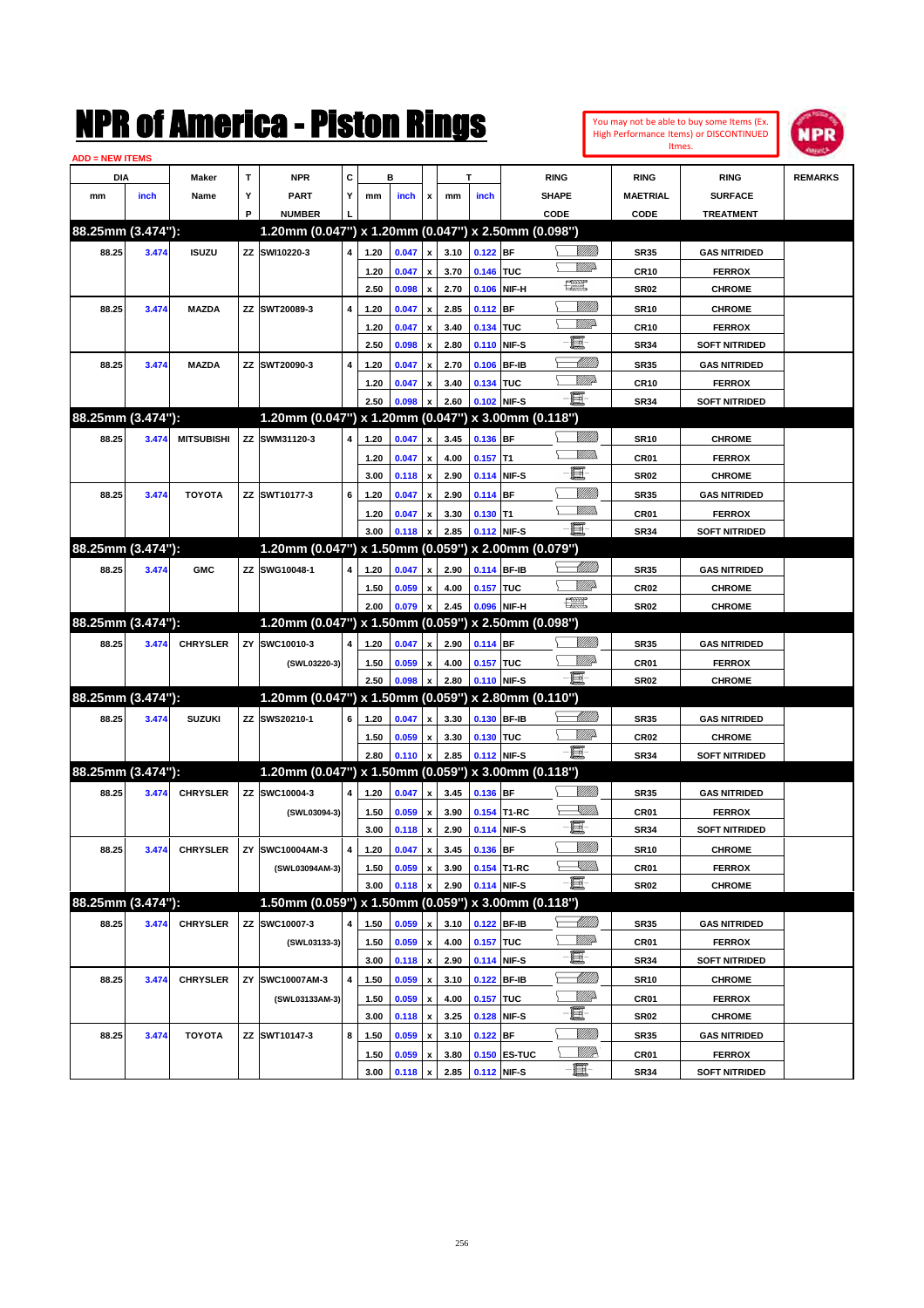# NPR of America - Piston Rings

You may not be able to buy some Items (Ex. High Performance Items) or DISCONTINUED Itmes.

ADD = NEW ITEMS

| DIA mm | DIA inch | Maker Name | TYP | NPR PART NUMBER | CYL | B mm | B inch | x | T mm | T inch | RING SHAPE CODE | RING MAETRIAL CODE | RING SURFACE TREATMENT | REMARKS |
|---|---|---|---|---|---|---|---|---|---|---|---|---|---|---|
| **88.25mm (3.474"):** | | | | **1.20mm (0.047") x 1.20mm (0.047") x 2.50mm (0.098")** | | | | | | | | | | |
| 88.25 | 3.474 | ISUZU | ZZ | SWI10220-3 | 4 | 1.20 | 0.047 | x | 3.10 | 0.122 | BF | SR35 | GAS NITRIDED | |
| | | | | | | 1.20 | 0.047 | x | 3.70 | 0.146 | TUC | CR10 | FERROX | |
| | | | | | | 2.50 | 0.098 | x | 2.70 | 0.106 | NIF-H | SR02 | CHROME | |
| 88.25 | 3.474 | MAZDA | ZZ | SWT20089-3 | 4 | 1.20 | 0.047 | x | 2.85 | 0.112 | BF | SR10 | CHROME | |
| | | | | | | 1.20 | 0.047 | x | 3.40 | 0.134 | TUC | CR10 | FERROX | |
| | | | | | | 2.50 | 0.098 | x | 2.80 | 0.110 | NIF-S | SR34 | SOFT NITRIDED | |
| 88.25 | 3.474 | MAZDA | ZZ | SWT20090-3 | 4 | 1.20 | 0.047 | x | 2.70 | 0.106 | BF-IB | SR35 | GAS NITRIDED | |
| | | | | | | 1.20 | 0.047 | x | 3.40 | 0.134 | TUC | CR10 | FERROX | |
| | | | | | | 2.50 | 0.098 | x | 2.60 | 0.102 | NIF-S | SR34 | SOFT NITRIDED | |
| **88.25mm (3.474"):** | | | | **1.20mm (0.047") x 1.20mm (0.047") x 3.00mm (0.118")** | | | | | | | | | | |
| 88.25 | 3.474 | MITSUBISHI | ZZ | SWM31120-3 | 4 | 1.20 | 0.047 | x | 3.45 | 0.136 | BF | SR10 | CHROME | |
| | | | | | | 1.20 | 0.047 | x | 4.00 | 0.157 | T1 | CR01 | FERROX | |
| | | | | | | 3.00 | 0.118 | x | 2.90 | 0.114 | NIF-S | SR02 | CHROME | |
| 88.25 | 3.474 | TOYOTA | ZZ | SWT10177-3 | 6 | 1.20 | 0.047 | x | 2.90 | 0.114 | BF | SR35 | GAS NITRIDED | |
| | | | | | | 1.20 | 0.047 | x | 3.30 | 0.130 | T1 | CR01 | FERROX | |
| | | | | | | 3.00 | 0.118 | x | 2.85 | 0.112 | NIF-S | SR34 | SOFT NITRIDED | |
| **88.25mm (3.474"):** | | | | **1.20mm (0.047") x 1.50mm (0.059") x 2.00mm (0.079")** | | | | | | | | | | |
| 88.25 | 3.474 | GMC | ZZ | SWG10048-1 | 4 | 1.20 | 0.047 | x | 2.90 | 0.114 | BF-IB | SR35 | GAS NITRIDED | |
| | | | | | | 1.50 | 0.059 | x | 4.00 | 0.157 | TUC | CR02 | CHROME | |
| | | | | | | 2.00 | 0.079 | x | 2.45 | 0.096 | NIF-H | SR02 | CHROME | |
| **88.25mm (3.474"):** | | | | **1.20mm (0.047") x 1.50mm (0.059") x 2.50mm (0.098")** | | | | | | | | | | |
| 88.25 | 3.474 | CHRYSLER | ZY | SWC10010-3 | 4 | 1.20 | 0.047 | x | 2.90 | 0.114 | BF | SR35 | GAS NITRIDED | |
| | | | | (SWL03220-3) | | 1.50 | 0.059 | x | 4.00 | 0.157 | TUC | CR01 | FERROX | |
| | | | | | | 2.50 | 0.098 | x | 2.80 | 0.110 | NIF-S | SR02 | CHROME | |
| **88.25mm (3.474"):** | | | | **1.20mm (0.047") x 1.50mm (0.059") x 2.80mm (0.110")** | | | | | | | | | | |
| 88.25 | 3.474 | SUZUKI | ZZ | SWS20210-1 | 6 | 1.20 | 0.047 | x | 3.30 | 0.130 | BF-IB | SR35 | GAS NITRIDED | |
| | | | | | | 1.50 | 0.059 | x | 3.30 | 0.130 | TUC | CR02 | CHROME | |
| | | | | | | 2.80 | 0.110 | x | 2.85 | 0.112 | NIF-S | SR34 | SOFT NITRIDED | |
| **88.25mm (3.474"):** | | | | **1.20mm (0.047") x 1.50mm (0.059") x 3.00mm (0.118")** | | | | | | | | | | |
| 88.25 | 3.474 | CHRYSLER | ZZ | SWC10004-3 | 4 | 1.20 | 0.047 | x | 3.45 | 0.136 | BF | SR35 | GAS NITRIDED | |
| | | | | (SWL03094-3) | | 1.50 | 0.059 | x | 3.90 | 0.154 | T1-RC | CR01 | FERROX | |
| | | | | | | 3.00 | 0.118 | x | 2.90 | 0.114 | NIF-S | SR34 | SOFT NITRIDED | |
| 88.25 | 3.474 | CHRYSLER | ZY | SWC10004AM-3 | 4 | 1.20 | 0.047 | x | 3.45 | 0.136 | BF | SR10 | CHROME | |
| | | | | (SWL03094AM-3) | | 1.50 | 0.059 | x | 3.90 | 0.154 | T1-RC | CR01 | FERROX | |
| | | | | | | 3.00 | 0.118 | x | 2.90 | 0.114 | NIF-S | SR02 | CHROME | |
| **88.25mm (3.474"):** | | | | **1.50mm (0.059") x 1.50mm (0.059") x 3.00mm (0.118")** | | | | | | | | | | |
| 88.25 | 3.474 | CHRYSLER | ZZ | SWC10007-3 | 4 | 1.50 | 0.059 | x | 3.10 | 0.122 | BF-IB | SR35 | GAS NITRIDED | |
| | | | | (SWL03133-3) | | 1.50 | 0.059 | x | 4.00 | 0.157 | TUC | CR01 | FERROX | |
| | | | | | | 3.00 | 0.118 | x | 2.90 | 0.114 | NIF-S | SR34 | SOFT NITRIDED | |
| 88.25 | 3.474 | CHRYSLER | ZY | SWC10007AM-3 | 4 | 1.50 | 0.059 | x | 3.10 | 0.122 | BF-IB | SR10 | CHROME | |
| | | | | (SWL03133AM-3) | | 1.50 | 0.059 | x | 4.00 | 0.157 | TUC | CR01 | FERROX | |
| | | | | | | 3.00 | 0.118 | x | 3.25 | 0.128 | NIF-S | SR02 | CHROME | |
| 88.25 | 3.474 | TOYOTA | ZZ | SWT10147-3 | 8 | 1.50 | 0.059 | x | 3.10 | 0.122 | BF | SR35 | GAS NITRIDED | |
| | | | | | | 1.50 | 0.059 | x | 3.80 | 0.150 | ES-TUC | CR01 | FERROX | |
| | | | | | | 3.00 | 0.118 | x | 2.85 | 0.112 | NIF-S | SR34 | SOFT NITRIDED | |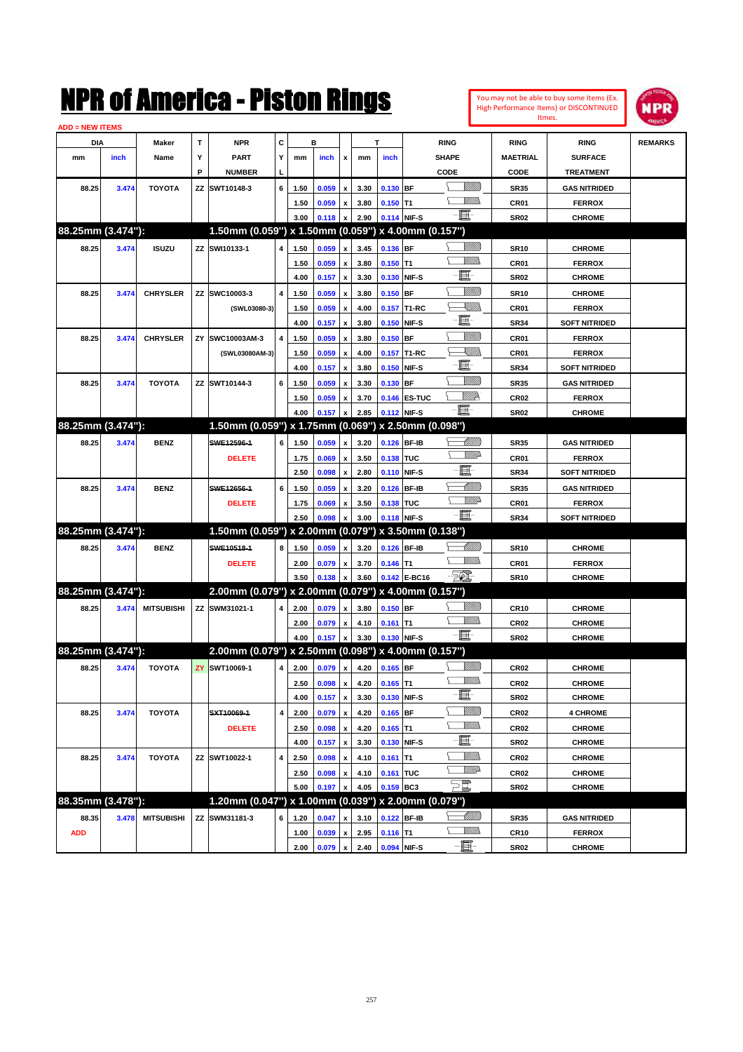# NPR of America - Piston Rings

You may not be able to buy some Items (Ex. High Performance Items) or DISCONTINUED Itmes.

ADD = NEW ITEMS

| DIA mm | DIA inch | Maker Name | TYP | NPR PART NUMBER | CYL | B mm | B inch | x | T mm | T inch | RING SHAPE CODE | RING MAETRIAL CODE | RING SURFACE TREATMENT | REMARKS |
|---|---|---|---|---|---|---|---|---|---|---|---|---|---|---|
| 88.25 | 3.474 | TOYOTA | ZZ | SWT10148-3 | 6 | 1.50 | 0.059 | x | 3.30 | 0.130 | BF | SR35 | GAS NITRIDED | |
| | | | | | | 1.50 | 0.059 | x | 3.80 | 0.150 | T1 | CR01 | FERROX | |
| | | | | | | 3.00 | 0.118 | x | 2.90 | 0.114 | NIF-S | SR02 | CHROME | |
| **88.25mm (3.474"):** | | | | **1.50mm (0.059") x 1.50mm (0.059") x 4.00mm (0.157")** | | | | | | | | | | |
| 88.25 | 3.474 | ISUZU | ZZ | SWI10133-1 | 4 | 1.50 | 0.059 | x | 3.45 | 0.136 | BF | SR10 | CHROME | |
| | | | | | | 1.50 | 0.059 | x | 3.80 | 0.150 | T1 | CR01 | FERROX | |
| | | | | | | 4.00 | 0.157 | x | 3.30 | 0.130 | NIF-S | SR02 | CHROME | |
| 88.25 | 3.474 | CHRYSLER | ZZ | SWC10003-3 | 4 | 1.50 | 0.059 | x | 3.80 | 0.150 | BF | SR10 | CHROME | |
| | | | | (SWL03080-3) | | 1.50 | 0.059 | x | 4.00 | 0.157 | T1-RC | CR01 | FERROX | |
| | | | | | | 4.00 | 0.157 | x | 3.80 | 0.150 | NIF-S | SR34 | SOFT NITRIDED | |
| 88.25 | 3.474 | CHRYSLER | ZY | SWC10003AM-3 | 4 | 1.50 | 0.059 | x | 3.80 | 0.150 | BF | CR01 | FERROX | |
| | | | | (SWL03080AM-3) | | 1.50 | 0.059 | x | 4.00 | 0.157 | T1-RC | CR01 | FERROX | |
| | | | | | | 4.00 | 0.157 | x | 3.80 | 0.150 | NIF-S | SR34 | SOFT NITRIDED | |
| 88.25 | 3.474 | TOYOTA | ZZ | SWT10144-3 | 6 | 1.50 | 0.059 | x | 3.30 | 0.130 | BF | SR35 | GAS NITRIDED | |
| | | | | | | 1.50 | 0.059 | x | 3.70 | 0.146 | ES-TUC | CR02 | FERROX | |
| | | | | | | 4.00 | 0.157 | x | 2.85 | 0.112 | NIF-S | SR02 | CHROME | |
| **88.25mm (3.474"):** | | | | **1.50mm (0.059") x 1.75mm (0.069") x 2.50mm (0.098")** | | | | | | | | | | |
| 88.25 | 3.474 | BENZ | | ~~SWE12596-1~~ | 6 | 1.50 | 0.059 | x | 3.20 | 0.126 | BF-IB | SR35 | GAS NITRIDED | |
| | | | | DELETE | | 1.75 | 0.069 | x | 3.50 | 0.138 | TUC | CR01 | FERROX | |
| | | | | | | 2.50 | 0.098 | x | 2.80 | 0.110 | NIF-S | SR34 | SOFT NITRIDED | |
| 88.25 | 3.474 | BENZ | | ~~SWE12656-1~~ | 6 | 1.50 | 0.059 | x | 3.20 | 0.126 | BF-IB | SR35 | GAS NITRIDED | |
| | | | | DELETE | | 1.75 | 0.069 | x | 3.50 | 0.138 | TUC | CR01 | FERROX | |
| | | | | | | 2.50 | 0.098 | x | 3.00 | 0.118 | NIF-S | SR34 | SOFT NITRIDED | |
| **88.25mm (3.474"):** | | | | **1.50mm (0.059") x 2.00mm (0.079") x 3.50mm (0.138")** | | | | | | | | | | |
| 88.25 | 3.474 | BENZ | | ~~SWE10518-1~~ | 8 | 1.50 | 0.059 | x | 3.20 | 0.126 | BF-IB | SR10 | CHROME | |
| | | | | DELETE | | 2.00 | 0.079 | x | 3.70 | 0.146 | T1 | CR01 | FERROX | |
| | | | | | | 3.50 | 0.138 | x | 3.60 | 0.142 | E-BC16 | SR10 | CHROME | |
| **88.25mm (3.474"):** | | | | **2.00mm (0.079") x 2.00mm (0.079") x 4.00mm (0.157")** | | | | | | | | | | |
| 88.25 | 3.474 | MITSUBISHI | ZZ | SWM31021-1 | 4 | 2.00 | 0.079 | x | 3.80 | 0.150 | BF | CR10 | CHROME | |
| | | | | | | 2.00 | 0.079 | x | 4.10 | 0.161 | T1 | CR02 | CHROME | |
| | | | | | | 4.00 | 0.157 | x | 3.30 | 0.130 | NIF-S | SR02 | CHROME | |
| **88.25mm (3.474"):** | | | | **2.00mm (0.079") x 2.50mm (0.098") x 4.00mm (0.157")** | | | | | | | | | | |
| 88.25 | 3.474 | TOYOTA | ZY | SWT10069-1 | 4 | 2.00 | 0.079 | x | 4.20 | 0.165 | BF | CR02 | CHROME | |
| | | | | | | 2.50 | 0.098 | x | 4.20 | 0.165 | T1 | CR02 | CHROME | |
| | | | | | | 4.00 | 0.157 | x | 3.30 | 0.130 | NIF-S | SR02 | CHROME | |
| 88.25 | 3.474 | TOYOTA | | ~~SXT10069-1~~ | 4 | 2.00 | 0.079 | x | 4.20 | 0.165 | BF | CR02 | 4 CHROME | |
| | | | | DELETE | | 2.50 | 0.098 | x | 4.20 | 0.165 | T1 | CR02 | CHROME | |
| | | | | | | 4.00 | 0.157 | x | 3.30 | 0.130 | NIF-S | SR02 | CHROME | |
| 88.25 | 3.474 | TOYOTA | ZZ | SWT10022-1 | 4 | 2.50 | 0.098 | x | 4.10 | 0.161 | T1 | CR02 | CHROME | |
| | | | | | | 2.50 | 0.098 | x | 4.10 | 0.161 | TUC | CR02 | CHROME | |
| | | | | | | 5.00 | 0.197 | x | 4.05 | 0.159 | BC3 | SR02 | CHROME | |
| **88.35mm (3.478"):** | | | | **1.20mm (0.047") x 1.00mm (0.039") x 2.00mm (0.079")** | | | | | | | | | | |
| 88.35 | 3.478 | MITSUBISHI | ZZ | SWM31181-3 | 6 | 1.20 | 0.047 | x | 3.10 | 0.122 | BF-IB | SR35 | GAS NITRIDED | |
| ADD | | | | | | 1.00 | 0.039 | x | 2.95 | 0.116 | T1 | CR10 | FERROX | |
| | | | | | | 2.00 | 0.079 | x | 2.40 | 0.094 | NIF-S | SR02 | CHROME | |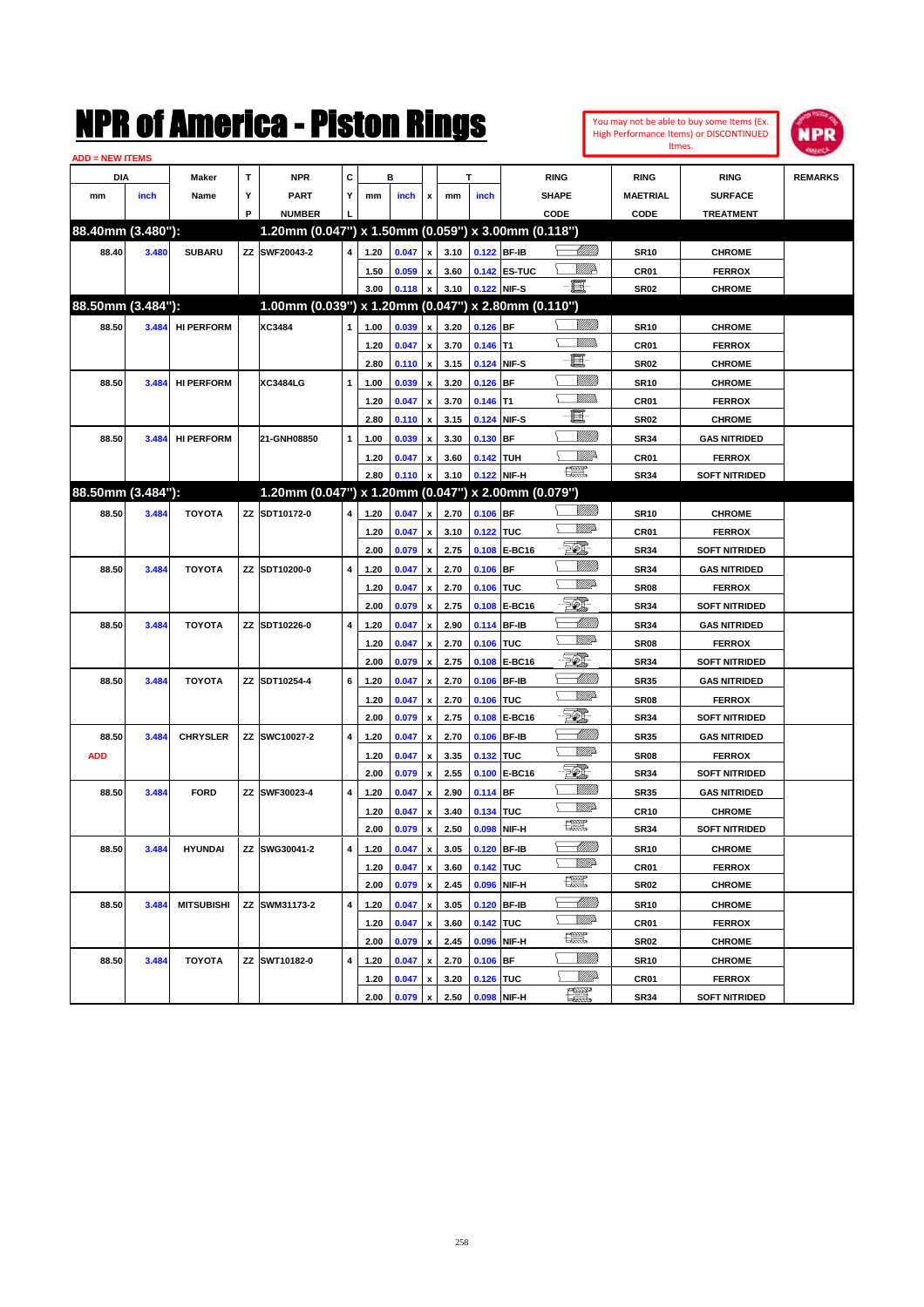# NPR of America - Piston Rings

You may not be able to buy some Items (Ex. High Performance Items) or DISCONTINUED Itmes.

ADD = NEW ITEMS

| DIA mm | DIA inch | Maker Name | TYP | NPR PART NUMBER | CYL | B mm | B inch | x | T mm | T inch | RING SHAPE CODE | RING MAETRIAL CODE | RING SURFACE TREATMENT | REMARKS |
|---|---|---|---|---|---|---|---|---|---|---|---|---|---|---|
| **88.40mm (3.480"):** | | | | **1.20mm (0.047") x 1.50mm (0.059") x 3.00mm (0.118")** | | | | | | | | | | |
| 88.40 | 3.480 | SUBARU | ZZ | SWF20043-2 | 4 | 1.20 | 0.047 | x | 3.10 | 0.122 | BF-IB | SR10 | CHROME | |
| | | | | | | 1.50 | 0.059 | x | 3.60 | 0.142 | ES-TUC | CR01 | FERROX | |
| | | | | | | 3.00 | 0.118 | x | 3.10 | 0.122 | NIF-S | SR02 | CHROME | |
| **88.50mm (3.484"):** | | | | **1.00mm (0.039") x 1.20mm (0.047") x 2.80mm (0.110")** | | | | | | | | | | |
| 88.50 | 3.484 | HI PERFORM | | XC3484 | 1 | 1.00 | 0.039 | x | 3.20 | 0.126 | BF | SR10 | CHROME | |
| | | | | | | 1.20 | 0.047 | x | 3.70 | 0.146 | T1 | CR01 | FERROX | |
| | | | | | | 2.80 | 0.110 | x | 3.15 | 0.124 | NIF-S | SR02 | CHROME | |
| 88.50 | 3.484 | HI PERFORM | | XC3484LG | 1 | 1.00 | 0.039 | x | 3.20 | 0.126 | BF | SR10 | CHROME | |
| | | | | | | 1.20 | 0.047 | x | 3.70 | 0.146 | T1 | CR01 | FERROX | |
| | | | | | | 2.80 | 0.110 | x | 3.15 | 0.124 | NIF-S | SR02 | CHROME | |
| 88.50 | 3.484 | HI PERFORM | | 21-GNH08850 | 1 | 1.00 | 0.039 | x | 3.30 | 0.130 | BF | SR34 | GAS NITRIDED | |
| | | | | | | 1.20 | 0.047 | x | 3.60 | 0.142 | TUH | CR01 | FERROX | |
| | | | | | | 2.80 | 0.110 | x | 3.10 | 0.122 | NIF-H | SR34 | SOFT NITRIDED | |
| **88.50mm (3.484"):** | | | | **1.20mm (0.047") x 1.20mm (0.047") x 2.00mm (0.079")** | | | | | | | | | | |
| 88.50 | 3.484 | TOYOTA | ZZ | SDT10172-0 | 4 | 1.20 | 0.047 | x | 2.70 | 0.106 | BF | SR10 | CHROME | |
| | | | | | | 1.20 | 0.047 | x | 3.10 | 0.122 | TUC | CR01 | FERROX | |
| | | | | | | 2.00 | 0.079 | x | 2.75 | 0.108 | E-BC16 | SR34 | SOFT NITRIDED | |
| 88.50 | 3.484 | TOYOTA | ZZ | SDT10200-0 | 4 | 1.20 | 0.047 | x | 2.70 | 0.106 | BF | SR34 | GAS NITRIDED | |
| | | | | | | 1.20 | 0.047 | x | 2.70 | 0.106 | TUC | SR08 | FERROX | |
| | | | | | | 2.00 | 0.079 | x | 2.75 | 0.108 | E-BC16 | SR34 | SOFT NITRIDED | |
| 88.50 | 3.484 | TOYOTA | ZZ | SDT10226-0 | 4 | 1.20 | 0.047 | x | 2.90 | 0.114 | BF-IB | SR34 | GAS NITRIDED | |
| | | | | | | 1.20 | 0.047 | x | 2.70 | 0.106 | TUC | SR08 | FERROX | |
| | | | | | | 2.00 | 0.079 | x | 2.75 | 0.108 | E-BC16 | SR34 | SOFT NITRIDED | |
| 88.50 | 3.484 | TOYOTA | ZZ | SDT10254-4 | 6 | 1.20 | 0.047 | x | 2.70 | 0.106 | BF-IB | SR35 | GAS NITRIDED | |
| | | | | | | 1.20 | 0.047 | x | 2.70 | 0.106 | TUC | SR08 | FERROX | |
| | | | | | | 2.00 | 0.079 | x | 2.75 | 0.108 | E-BC16 | SR34 | SOFT NITRIDED | |
| 88.50 | 3.484 | CHRYSLER | ZZ | SWC10027-2 | 4 | 1.20 | 0.047 | x | 2.70 | 0.106 | BF-IB | SR35 | GAS NITRIDED | |
| ADD | | | | | | 1.20 | 0.047 | x | 3.35 | 0.132 | TUC | SR08 | FERROX | |
| | | | | | | 2.00 | 0.079 | x | 2.55 | 0.100 | E-BC16 | SR34 | SOFT NITRIDED | |
| 88.50 | 3.484 | FORD | ZZ | SWF30023-4 | 4 | 1.20 | 0.047 | x | 2.90 | 0.114 | BF | SR35 | GAS NITRIDED | |
| | | | | | | 1.20 | 0.047 | x | 3.40 | 0.134 | TUC | CR10 | CHROME | |
| | | | | | | 2.00 | 0.079 | x | 2.50 | 0.098 | NIF-H | SR34 | SOFT NITRIDED | |
| 88.50 | 3.484 | HYUNDAI | ZZ | SWG30041-2 | 4 | 1.20 | 0.047 | x | 3.05 | 0.120 | BF-IB | SR10 | CHROME | |
| | | | | | | 1.20 | 0.047 | x | 3.60 | 0.142 | TUC | CR01 | FERROX | |
| | | | | | | 2.00 | 0.079 | x | 2.45 | 0.096 | NIF-H | SR02 | CHROME | |
| 88.50 | 3.484 | MITSUBISHI | ZZ | SWM31173-2 | 4 | 1.20 | 0.047 | x | 3.05 | 0.120 | BF-IB | SR10 | CHROME | |
| | | | | | | 1.20 | 0.047 | x | 3.60 | 0.142 | TUC | CR01 | FERROX | |
| | | | | | | 2.00 | 0.079 | x | 2.45 | 0.096 | NIF-H | SR02 | CHROME | |
| 88.50 | 3.484 | TOYOTA | ZZ | SWT10182-0 | 4 | 1.20 | 0.047 | x | 2.70 | 0.106 | BF | SR10 | CHROME | |
| | | | | | | 1.20 | 0.047 | x | 3.20 | 0.126 | TUC | CR01 | FERROX | |
| | | | | | | 2.00 | 0.079 | x | 2.50 | 0.098 | NIF-H | SR34 | SOFT NITRIDED | |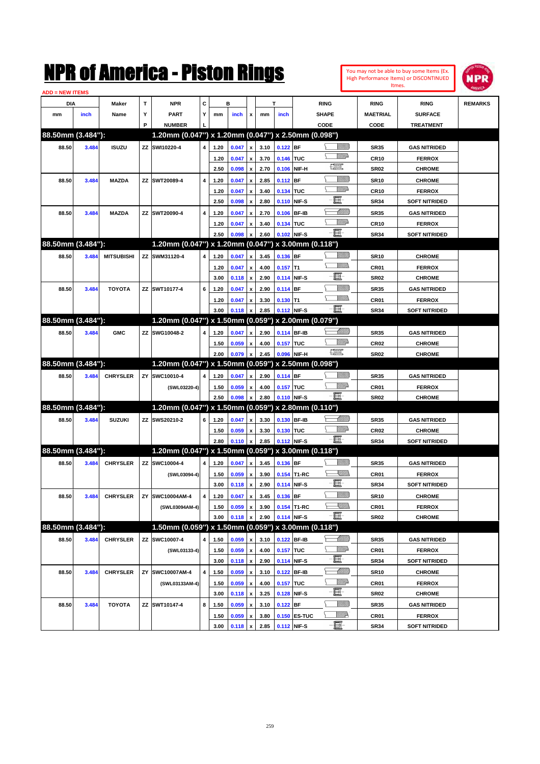# NPR of America - Piston Rings

You may not be able to buy some Items (Ex. High Performance Items) or DISCONTINUED Itmes.

ADD = NEW ITEMS

| DIA mm | DIA inch | Maker Name | TYP | NPR PART NUMBER | CYL | B mm | B inch | x | T mm | T inch | RING SHAPE CODE | RING MAETRIAL CODE | RING SURFACE TREATMENT | REMARKS |
|---|---|---|---|---|---|---|---|---|---|---|---|---|---|---|
| **88.50mm (3.484"):** | | | | **1.20mm (0.047") x 1.20mm (0.047") x 2.50mm (0.098")** | | | | | | | | | | |
| 88.50 | 3.484 | ISUZU | ZZ | SWI10220-4 | 4 | 1.20 | 0.047 | x | 3.10 | 0.122 | BF | SR35 | GAS NITRIDED | |
| | | | | | | 1.20 | 0.047 | x | 3.70 | 0.146 | TUC | CR10 | FERROX | |
| | | | | | | 2.50 | 0.098 | x | 2.70 | 0.106 | NIF-H | SR02 | CHROME | |
| 88.50 | 3.484 | MAZDA | ZZ | SWT20089-4 | 4 | 1.20 | 0.047 | x | 2.85 | 0.112 | BF | SR10 | CHROME | |
| | | | | | | 1.20 | 0.047 | x | 3.40 | 0.134 | TUC | CR10 | FERROX | |
| | | | | | | 2.50 | 0.098 | x | 2.80 | 0.110 | NIF-S | SR34 | SOFT NITRIDED | |
| 88.50 | 3.484 | MAZDA | ZZ | SWT20090-4 | 4 | 1.20 | 0.047 | x | 2.70 | 0.106 | BF-IB | SR35 | GAS NITRIDED | |
| | | | | | | 1.20 | 0.047 | x | 3.40 | 0.134 | TUC | CR10 | FERROX | |
| | | | | | | 2.50 | 0.098 | x | 2.60 | 0.102 | NIF-S | SR34 | SOFT NITRIDED | |
| **88.50mm (3.484"):** | | | | **1.20mm (0.047") x 1.20mm (0.047") x 3.00mm (0.118")** | | | | | | | | | | |
| 88.50 | 3.484 | MITSUBISHI | ZZ | SWM31120-4 | 4 | 1.20 | 0.047 | x | 3.45 | 0.136 | BF | SR10 | CHROME | |
| | | | | | | 1.20 | 0.047 | x | 4.00 | 0.157 | T1 | CR01 | FERROX | |
| | | | | | | 3.00 | 0.118 | x | 2.90 | 0.114 | NIF-S | SR02 | CHROME | |
| 88.50 | 3.484 | TOYOTA | ZZ | SWT10177-4 | 6 | 1.20 | 0.047 | x | 2.90 | 0.114 | BF | SR35 | GAS NITRIDED | |
| | | | | | | 1.20 | 0.047 | x | 3.30 | 0.130 | T1 | CR01 | FERROX | |
| | | | | | | 3.00 | 0.118 | x | 2.85 | 0.112 | NIF-S | SR34 | SOFT NITRIDED | |
| **88.50mm (3.484"):** | | | | **1.20mm (0.047") x 1.50mm (0.059") x 2.00mm (0.079")** | | | | | | | | | | |
| 88.50 | 3.484 | GMC | ZZ | SWG10048-2 | 4 | 1.20 | 0.047 | x | 2.90 | 0.114 | BF-IB | SR35 | GAS NITRIDED | |
| | | | | | | 1.50 | 0.059 | x | 4.00 | 0.157 | TUC | CR02 | CHROME | |
| | | | | | | 2.00 | 0.079 | x | 2.45 | 0.096 | NIF-H | SR02 | CHROME | |
| **88.50mm (3.484"):** | | | | **1.20mm (0.047") x 1.50mm (0.059") x 2.50mm (0.098")** | | | | | | | | | | |
| 88.50 | 3.484 | CHRYSLER | ZY | SWC10010-4 | 4 | 1.20 | 0.047 | x | 2.90 | 0.114 | BF | SR35 | GAS NITRIDED | |
| | | | | (SWL03220-4) | | 1.50 | 0.059 | x | 4.00 | 0.157 | TUC | CR01 | FERROX | |
| | | | | | | 2.50 | 0.098 | x | 2.80 | 0.110 | NIF-S | SR02 | CHROME | |
| **88.50mm (3.484"):** | | | | **1.20mm (0.047") x 1.50mm (0.059") x 2.80mm (0.110")** | | | | | | | | | | |
| 88.50 | 3.484 | SUZUKI | ZZ | SWS20210-2 | 6 | 1.20 | 0.047 | x | 3.30 | 0.130 | BF-IB | SR35 | GAS NITRIDED | |
| | | | | | | 1.50 | 0.059 | x | 3.30 | 0.130 | TUC | CR02 | CHROME | |
| | | | | | | 2.80 | 0.110 | x | 2.85 | 0.112 | NIF-S | SR34 | SOFT NITRIDED | |
| **88.50mm (3.484"):** | | | | **1.20mm (0.047") x 1.50mm (0.059") x 3.00mm (0.118")** | | | | | | | | | | |
| 88.50 | 3.484 | CHRYSLER | ZZ | SWC10004-4 | 4 | 1.20 | 0.047 | x | 3.45 | 0.136 | BF | SR35 | GAS NITRIDED | |
| | | | | (SWL03094-4) | | 1.50 | 0.059 | x | 3.90 | 0.154 | T1-RC | CR01 | FERROX | |
| | | | | | | 3.00 | 0.118 | x | 2.90 | 0.114 | NIF-S | SR34 | SOFT NITRIDED | |
| 88.50 | 3.484 | CHRYSLER | ZY | SWC10004AM-4 | 4 | 1.20 | 0.047 | x | 3.45 | 0.136 | BF | SR10 | CHROME | |
| | | | | (SWL03094AM-4) | | 1.50 | 0.059 | x | 3.90 | 0.154 | T1-RC | CR01 | FERROX | |
| | | | | | | 3.00 | 0.118 | x | 2.90 | 0.114 | NIF-S | SR02 | CHROME | |
| **88.50mm (3.484"):** | | | | **1.50mm (0.059") x 1.50mm (0.059") x 3.00mm (0.118")** | | | | | | | | | | |
| 88.50 | 3.484 | CHRYSLER | ZZ | SWC10007-4 | 4 | 1.50 | 0.059 | x | 3.10 | 0.122 | BF-IB | SR35 | GAS NITRIDED | |
| | | | | (SWL03133-4) | | 1.50 | 0.059 | x | 4.00 | 0.157 | TUC | CR01 | FERROX | |
| | | | | | | 3.00 | 0.118 | x | 2.90 | 0.114 | NIF-S | SR34 | SOFT NITRIDED | |
| 88.50 | 3.484 | CHRYSLER | ZY | SWC10007AM-4 | 4 | 1.50 | 0.059 | x | 3.10 | 0.122 | BF-IB | SR10 | CHROME | |
| | | | | (SWL03133AM-4) | | 1.50 | 0.059 | x | 4.00 | 0.157 | TUC | CR01 | FERROX | |
| | | | | | | 3.00 | 0.118 | x | 3.25 | 0.128 | NIF-S | SR02 | CHROME | |
| 88.50 | 3.484 | TOYOTA | ZZ | SWT10147-4 | 8 | 1.50 | 0.059 | x | 3.10 | 0.122 | BF | SR35 | GAS NITRIDED | |
| | | | | | | 1.50 | 0.059 | x | 3.80 | 0.150 | ES-TUC | CR01 | FERROX | |
| | | | | | | 3.00 | 0.118 | x | 2.85 | 0.112 | NIF-S | SR34 | SOFT NITRIDED | |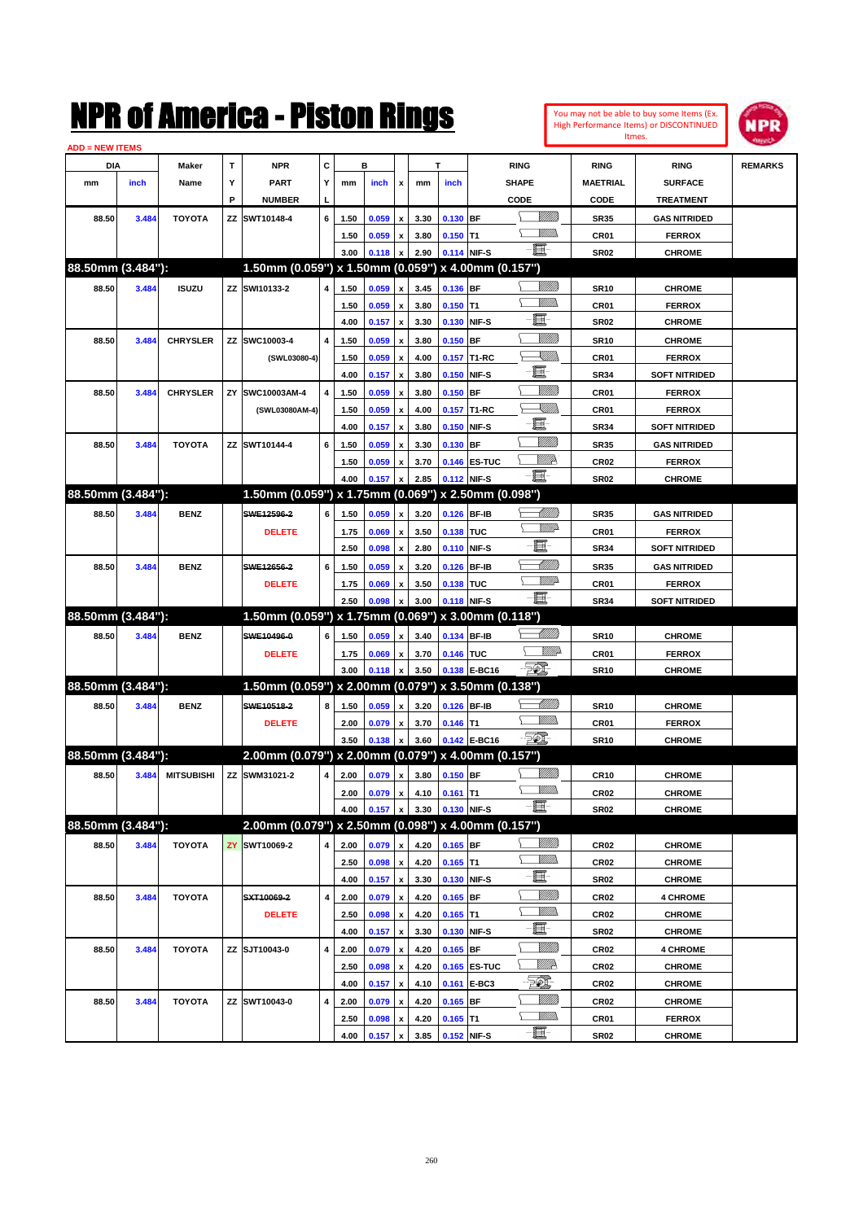# NPR of America - Piston Rings

You may not be able to buy some Items (Ex. High Performance Items) or DISCONTINUED Itmes.

ADD = NEW ITEMS

| DIA mm | DIA inch | Maker Name | TYP | NPR PART NUMBER | CYL | B mm | B inch | x | T mm | T inch | RING SHAPE CODE | RING MAETRIAL CODE | RING SURFACE TREATMENT | REMARKS |
|---|---|---|---|---|---|---|---|---|---|---|---|---|---|---|
| 88.50 | 3.484 | TOYOTA | ZZ | SWT10148-4 | 6 | 1.50 | 0.059 | x | 3.30 | 0.130 | BF | SR35 | GAS NITRIDED | |
| | | | | | | 1.50 | 0.059 | x | 3.80 | 0.150 | T1 | CR01 | FERROX | |
| | | | | | | 3.00 | 0.118 | x | 2.90 | 0.114 | NIF-S | SR02 | CHROME | |
| **88.50mm (3.484"):** | | | | **1.50mm (0.059") x 1.50mm (0.059") x 4.00mm (0.157")** | | | | | | | | | | |
| 88.50 | 3.484 | ISUZU | ZZ | SWI10133-2 | 4 | 1.50 | 0.059 | x | 3.45 | 0.136 | BF | SR10 | CHROME | |
| | | | | | | 1.50 | 0.059 | x | 3.80 | 0.150 | T1 | CR01 | FERROX | |
| | | | | | | 4.00 | 0.157 | x | 3.30 | 0.130 | NIF-S | SR02 | CHROME | |
| 88.50 | 3.484 | CHRYSLER | ZZ | SWC10003-4 | 4 | 1.50 | 0.059 | x | 3.80 | 0.150 | BF | SR10 | CHROME | |
| | | | | (SWL03080-4) | | 1.50 | 0.059 | x | 4.00 | 0.157 | T1-RC | CR01 | FERROX | |
| | | | | | | 4.00 | 0.157 | x | 3.80 | 0.150 | NIF-S | SR34 | SOFT NITRIDED | |
| 88.50 | 3.484 | CHRYSLER | ZY | SWC10003AM-4 | 4 | 1.50 | 0.059 | x | 3.80 | 0.150 | BF | CR01 | FERROX | |
| | | | | (SWL03080AM-4) | | 1.50 | 0.059 | x | 4.00 | 0.157 | T1-RC | CR01 | FERROX | |
| | | | | | | 4.00 | 0.157 | x | 3.80 | 0.150 | NIF-S | SR34 | SOFT NITRIDED | |
| 88.50 | 3.484 | TOYOTA | ZZ | SWT10144-4 | 6 | 1.50 | 0.059 | x | 3.30 | 0.130 | BF | SR35 | GAS NITRIDED | |
| | | | | | | 1.50 | 0.059 | x | 3.70 | 0.146 | ES-TUC | CR02 | FERROX | |
| | | | | | | 4.00 | 0.157 | x | 2.85 | 0.112 | NIF-S | SR02 | CHROME | |
| **88.50mm (3.484"):** | | | | **1.50mm (0.059") x 1.75mm (0.069") x 2.50mm (0.098")** | | | | | | | | | | |
| 88.50 | 3.484 | BENZ | | ~~SWE12596-2~~ | 6 | 1.50 | 0.059 | x | 3.20 | 0.126 | BF-IB | SR35 | GAS NITRIDED | |
| | | | | DELETE | | 1.75 | 0.069 | x | 3.50 | 0.138 | TUC | CR01 | FERROX | |
| | | | | | | 2.50 | 0.098 | x | 2.80 | 0.110 | NIF-S | SR34 | SOFT NITRIDED | |
| 88.50 | 3.484 | BENZ | | ~~SWE12656-2~~ | 6 | 1.50 | 0.059 | x | 3.20 | 0.126 | BF-IB | SR35 | GAS NITRIDED | |
| | | | | DELETE | | 1.75 | 0.069 | x | 3.50 | 0.138 | TUC | CR01 | FERROX | |
| | | | | | | 2.50 | 0.098 | x | 3.00 | 0.118 | NIF-S | SR34 | SOFT NITRIDED | |
| **88.50mm (3.484"):** | | | | **1.50mm (0.059") x 1.75mm (0.069") x 3.00mm (0.118")** | | | | | | | | | | |
| 88.50 | 3.484 | BENZ | | ~~SWE10496-0~~ | 6 | 1.50 | 0.059 | x | 3.40 | 0.134 | BF-IB | SR10 | CHROME | |
| | | | | DELETE | | 1.75 | 0.069 | x | 3.70 | 0.146 | TUC | CR01 | FERROX | |
| | | | | | | 3.00 | 0.118 | x | 3.50 | 0.138 | E-BC16 | SR10 | CHROME | |
| **88.50mm (3.484"):** | | | | **1.50mm (0.059") x 2.00mm (0.079") x 3.50mm (0.138")** | | | | | | | | | | |
| 88.50 | 3.484 | BENZ | | ~~SWE10518-2~~ | 8 | 1.50 | 0.059 | x | 3.20 | 0.126 | BF-IB | SR10 | CHROME | |
| | | | | DELETE | | 2.00 | 0.079 | x | 3.70 | 0.146 | T1 | CR01 | FERROX | |
| | | | | | | 3.50 | 0.138 | x | 3.60 | 0.142 | E-BC16 | SR10 | CHROME | |
| **88.50mm (3.484"):** | | | | **2.00mm (0.079") x 2.00mm (0.079") x 4.00mm (0.157")** | | | | | | | | | | |
| 88.50 | 3.484 | MITSUBISHI | ZZ | SWM31021-2 | 4 | 2.00 | 0.079 | x | 3.80 | 0.150 | BF | CR10 | CHROME | |
| | | | | | | 2.00 | 0.079 | x | 4.10 | 0.161 | T1 | CR02 | CHROME | |
| | | | | | | 4.00 | 0.157 | x | 3.30 | 0.130 | NIF-S | SR02 | CHROME | |
| **88.50mm (3.484"):** | | | | **2.00mm (0.079") x 2.50mm (0.098") x 4.00mm (0.157")** | | | | | | | | | | |
| 88.50 | 3.484 | TOYOTA | ZY | SWT10069-2 | 4 | 2.00 | 0.079 | x | 4.20 | 0.165 | BF | CR02 | CHROME | |
| | | | | | | 2.50 | 0.098 | x | 4.20 | 0.165 | T1 | CR02 | CHROME | |
| | | | | | | 4.00 | 0.157 | x | 3.30 | 0.130 | NIF-S | SR02 | CHROME | |
| 88.50 | 3.484 | TOYOTA | | ~~SXT10069-2~~ | 4 | 2.00 | 0.079 | x | 4.20 | 0.165 | BF | CR02 | 4 CHROME | |
| | | | | DELETE | | 2.50 | 0.098 | x | 4.20 | 0.165 | T1 | CR02 | CHROME | |
| | | | | | | 4.00 | 0.157 | x | 3.30 | 0.130 | NIF-S | SR02 | CHROME | |
| 88.50 | 3.484 | TOYOTA | ZZ | SJT10043-0 | 4 | 2.00 | 0.079 | x | 4.20 | 0.165 | BF | CR02 | 4 CHROME | |
| | | | | | | 2.50 | 0.098 | x | 4.20 | 0.165 | ES-TUC | CR02 | CHROME | |
| | | | | | | 4.00 | 0.157 | x | 4.10 | 0.161 | E-BC3 | CR02 | CHROME | |
| 88.50 | 3.484 | TOYOTA | ZZ | SWT10043-0 | 4 | 2.00 | 0.079 | x | 4.20 | 0.165 | BF | CR02 | CHROME | |
| | | | | | | 2.50 | 0.098 | x | 4.20 | 0.165 | T1 | CR01 | FERROX | |
| | | | | | | 4.00 | 0.157 | x | 3.85 | 0.152 | NIF-S | SR02 | CHROME | |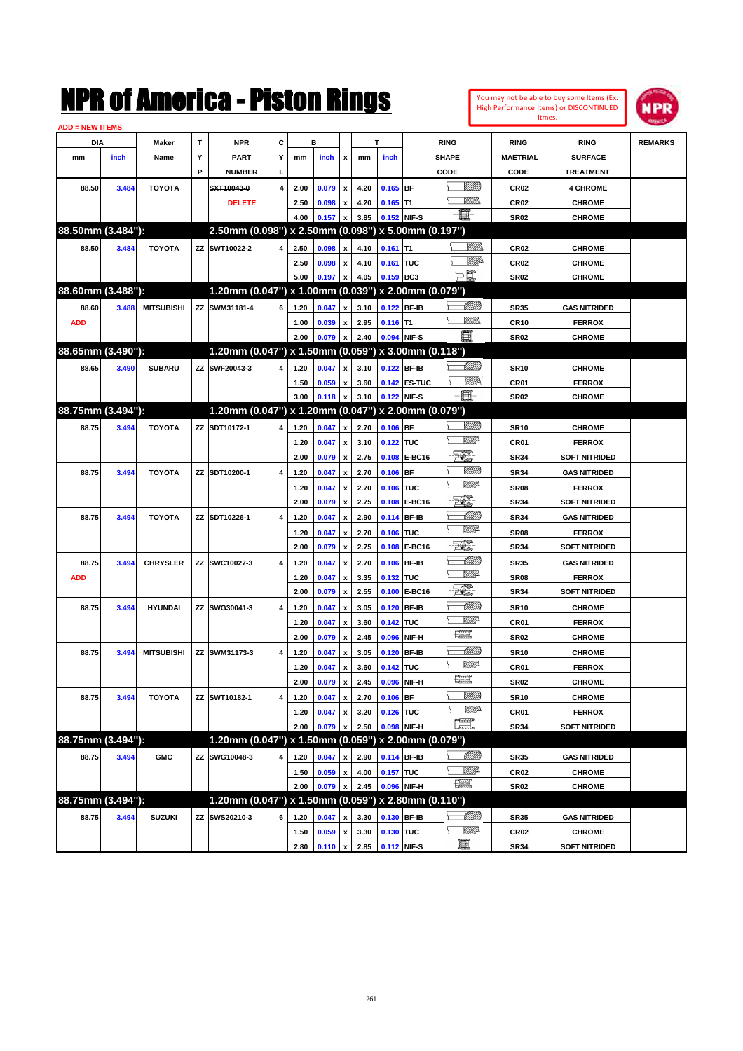# NPR of America - Piston Rings

You may not be able to buy some Items (Ex. High Performance Items) or DISCONTINUED Itmes.

ADD = NEW ITEMS

| DIA mm | DIA inch | Maker Name | TYP | NPR PART NUMBER | CYL | B mm | B inch | x | T mm | T inch | RING SHAPE CODE | RING MAETRIAL CODE | RING SURFACE TREATMENT | REMARKS |
|---|---|---|---|---|---|---|---|---|---|---|---|---|---|---|
| 88.50 | 3.484 | TOYOTA | | ~~SXT10043-0~~ | 4 | 2.00 | 0.079 | x | 4.20 | 0.165 | BF | CR02 | 4 CHROME | |
| | | | | DELETE | | 2.50 | 0.098 | x | 4.20 | 0.165 | T1 | CR02 | CHROME | |
| | | | | | | 4.00 | 0.157 | x | 3.85 | 0.152 | NIF-S | SR02 | CHROME | |
| **88.50mm (3.484"):** | | | | **2.50mm (0.098") x 2.50mm (0.098") x 5.00mm (0.197")** | | | | | | | | | | |
| 88.50 | 3.484 | TOYOTA | ZZ | SWT10022-2 | 4 | 2.50 | 0.098 | x | 4.10 | 0.161 | T1 | CR02 | CHROME | |
| | | | | | | 2.50 | 0.098 | x | 4.10 | 0.161 | TUC | CR02 | CHROME | |
| | | | | | | 5.00 | 0.197 | x | 4.05 | 0.159 | BC3 | SR02 | CHROME | |
| **88.60mm (3.488"):** | | | | **1.20mm (0.047") x 1.00mm (0.039") x 2.00mm (0.079")** | | | | | | | | | | |
| 88.60 | 3.488 | MITSUBISHI | ZZ | SWM31181-4 | 6 | 1.20 | 0.047 | x | 3.10 | 0.122 | BF-IB | SR35 | GAS NITRIDED | |
| ADD | | | | | | 1.00 | 0.039 | x | 2.95 | 0.116 | T1 | CR10 | FERROX | |
| | | | | | | 2.00 | 0.079 | x | 2.40 | 0.094 | NIF-S | SR02 | CHROME | |
| **88.65mm (3.490"):** | | | | **1.20mm (0.047") x 1.50mm (0.059") x 3.00mm (0.118")** | | | | | | | | | | |
| 88.65 | 3.490 | SUBARU | ZZ | SWF20043-3 | 4 | 1.20 | 0.047 | x | 3.10 | 0.122 | BF-IB | SR10 | CHROME | |
| | | | | | | 1.50 | 0.059 | x | 3.60 | 0.142 | ES-TUC | CR01 | FERROX | |
| | | | | | | 3.00 | 0.118 | x | 3.10 | 0.122 | NIF-S | SR02 | CHROME | |
| **88.75mm (3.494"):** | | | | **1.20mm (0.047") x 1.20mm (0.047") x 2.00mm (0.079")** | | | | | | | | | | |
| 88.75 | 3.494 | TOYOTA | ZZ | SDT10172-1 | 4 | 1.20 | 0.047 | x | 2.70 | 0.106 | BF | SR10 | CHROME | |
| | | | | | | 1.20 | 0.047 | x | 3.10 | 0.122 | TUC | CR01 | FERROX | |
| | | | | | | 2.00 | 0.079 | x | 2.75 | 0.108 | E-BC16 | SR34 | SOFT NITRIDED | |
| 88.75 | 3.494 | TOYOTA | ZZ | SDT10200-1 | 4 | 1.20 | 0.047 | x | 2.70 | 0.106 | BF | SR34 | GAS NITRIDED | |
| | | | | | | 1.20 | 0.047 | x | 2.70 | 0.106 | TUC | SR08 | FERROX | |
| | | | | | | 2.00 | 0.079 | x | 2.75 | 0.108 | E-BC16 | SR34 | SOFT NITRIDED | |
| 88.75 | 3.494 | TOYOTA | ZZ | SDT10226-1 | 4 | 1.20 | 0.047 | x | 2.90 | 0.114 | BF-IB | SR34 | GAS NITRIDED | |
| | | | | | | 1.20 | 0.047 | x | 2.70 | 0.106 | TUC | SR08 | FERROX | |
| | | | | | | 2.00 | 0.079 | x | 2.75 | 0.108 | E-BC16 | SR34 | SOFT NITRIDED | |
| 88.75 | 3.494 | CHRYSLER | ZZ | SWC10027-3 | 4 | 1.20 | 0.047 | x | 2.70 | 0.106 | BF-IB | SR35 | GAS NITRIDED | |
| ADD | | | | | | 1.20 | 0.047 | x | 3.35 | 0.132 | TUC | SR08 | FERROX | |
| | | | | | | 2.00 | 0.079 | x | 2.55 | 0.100 | E-BC16 | SR34 | SOFT NITRIDED | |
| 88.75 | 3.494 | HYUNDAI | ZZ | SWG30041-3 | 4 | 1.20 | 0.047 | x | 3.05 | 0.120 | BF-IB | SR10 | CHROME | |
| | | | | | | 1.20 | 0.047 | x | 3.60 | 0.142 | TUC | CR01 | FERROX | |
| | | | | | | 2.00 | 0.079 | x | 2.45 | 0.096 | NIF-H | SR02 | CHROME | |
| 88.75 | 3.494 | MITSUBISHI | ZZ | SWM31173-3 | 4 | 1.20 | 0.047 | x | 3.05 | 0.120 | BF-IB | SR10 | CHROME | |
| | | | | | | 1.20 | 0.047 | x | 3.60 | 0.142 | TUC | CR01 | FERROX | |
| | | | | | | 2.00 | 0.079 | x | 2.45 | 0.096 | NIF-H | SR02 | CHROME | |
| 88.75 | 3.494 | TOYOTA | ZZ | SWT10182-1 | 4 | 1.20 | 0.047 | x | 2.70 | 0.106 | BF | SR10 | CHROME | |
| | | | | | | 1.20 | 0.047 | x | 3.20 | 0.126 | TUC | CR01 | FERROX | |
| | | | | | | 2.00 | 0.079 | x | 2.50 | 0.098 | NIF-H | SR34 | SOFT NITRIDED | |
| **88.75mm (3.494"):** | | | | **1.20mm (0.047") x 1.50mm (0.059") x 2.00mm (0.079")** | | | | | | | | | | |
| 88.75 | 3.494 | GMC | ZZ | SWG10048-3 | 4 | 1.20 | 0.047 | x | 2.90 | 0.114 | BF-IB | SR35 | GAS NITRIDED | |
| | | | | | | 1.50 | 0.059 | x | 4.00 | 0.157 | TUC | CR02 | CHROME | |
| | | | | | | 2.00 | 0.079 | x | 2.45 | 0.096 | NIF-H | SR02 | CHROME | |
| **88.75mm (3.494"):** | | | | **1.20mm (0.047") x 1.50mm (0.059") x 2.80mm (0.110")** | | | | | | | | | | |
| 88.75 | 3.494 | SUZUKI | ZZ | SWS20210-3 | 6 | 1.20 | 0.047 | x | 3.30 | 0.130 | BF-IB | SR35 | GAS NITRIDED | |
| | | | | | | 1.50 | 0.059 | x | 3.30 | 0.130 | TUC | CR02 | CHROME | |
| | | | | | | 2.80 | 0.110 | x | 2.85 | 0.112 | NIF-S | SR34 | SOFT NITRIDED | |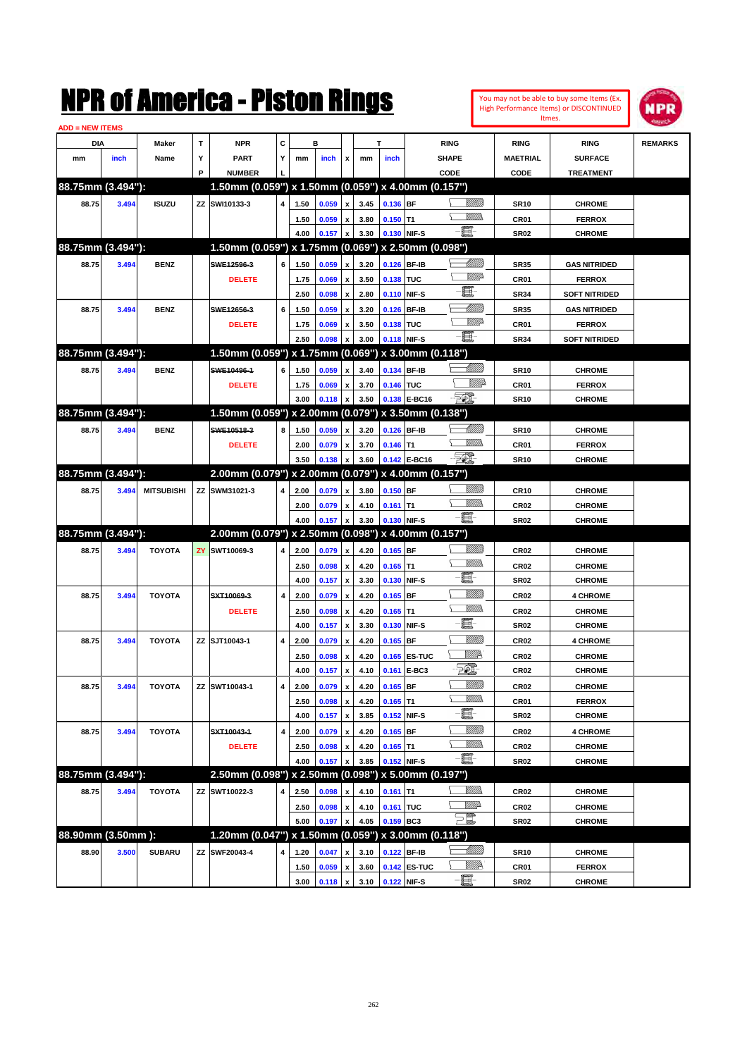# NPR of America - Piston Rings

You may not be able to buy some Items (Ex. High Performance Items) or DISCONTINUED Itmes.

ADD = NEW ITEMS

| DIA mm | DIA inch | Maker Name | TYP | NPR PART NUMBER | CYL | B mm | B inch | x | T mm | T inch | RING SHAPE CODE | RING MAETRIAL CODE | RING SURFACE TREATMENT | REMARKS |
|---|---|---|---|---|---|---|---|---|---|---|---|---|---|---|
| **88.75mm (3.494"):** | | | | **1.50mm (0.059") x 1.50mm (0.059") x 4.00mm (0.157")** | | | | | | | | | | |
| 88.75 | 3.494 | ISUZU | ZZ | SWI10133-3 | 4 | 1.50 | 0.059 | x | 3.45 | 0.136 | BF | SR10 | CHROME | |
| | | | | | | 1.50 | 0.059 | x | 3.80 | 0.150 | T1 | CR01 | FERROX | |
| | | | | | | 4.00 | 0.157 | x | 3.30 | 0.130 | NIF-S | SR02 | CHROME | |
| **88.75mm (3.494"):** | | | | **1.50mm (0.059") x 1.75mm (0.069") x 2.50mm (0.098")** | | | | | | | | | | |
| 88.75 | 3.494 | BENZ | | ~~SWE12596-3~~ | 6 | 1.50 | 0.059 | x | 3.20 | 0.126 | BF-IB | SR35 | GAS NITRIDED | |
| | | | | DELETE | | 1.75 | 0.069 | x | 3.50 | 0.138 | TUC | CR01 | FERROX | |
| | | | | | | 2.50 | 0.098 | x | 2.80 | 0.110 | NIF-S | SR34 | SOFT NITRIDED | |
| 88.75 | 3.494 | BENZ | | ~~SWE12656-3~~ | 6 | 1.50 | 0.059 | x | 3.20 | 0.126 | BF-IB | SR35 | GAS NITRIDED | |
| | | | | DELETE | | 1.75 | 0.069 | x | 3.50 | 0.138 | TUC | CR01 | FERROX | |
| | | | | | | 2.50 | 0.098 | x | 3.00 | 0.118 | NIF-S | SR34 | SOFT NITRIDED | |
| **88.75mm (3.494"):** | | | | **1.50mm (0.059") x 1.75mm (0.069") x 3.00mm (0.118")** | | | | | | | | | | |
| 88.75 | 3.494 | BENZ | | ~~SWE10496-1~~ | 6 | 1.50 | 0.059 | x | 3.40 | 0.134 | BF-IB | SR10 | CHROME | |
| | | | | DELETE | | 1.75 | 0.069 | x | 3.70 | 0.146 | TUC | CR01 | FERROX | |
| | | | | | | 3.00 | 0.118 | x | 3.50 | 0.138 | E-BC16 | SR10 | CHROME | |
| **88.75mm (3.494"):** | | | | **1.50mm (0.059") x 2.00mm (0.079") x 3.50mm (0.138")** | | | | | | | | | | |
| 88.75 | 3.494 | BENZ | | ~~SWE10518-3~~ | 8 | 1.50 | 0.059 | x | 3.20 | 0.126 | BF-IB | SR10 | CHROME | |
| | | | | DELETE | | 2.00 | 0.079 | x | 3.70 | 0.146 | T1 | CR01 | FERROX | |
| | | | | | | 3.50 | 0.138 | x | 3.60 | 0.142 | E-BC16 | SR10 | CHROME | |
| **88.75mm (3.494"):** | | | | **2.00mm (0.079") x 2.00mm (0.079") x 4.00mm (0.157")** | | | | | | | | | | |
| 88.75 | 3.494 | MITSUBISHI | ZZ | SWM31021-3 | 4 | 2.00 | 0.079 | x | 3.80 | 0.150 | BF | CR10 | CHROME | |
| | | | | | | 2.00 | 0.079 | x | 4.10 | 0.161 | T1 | CR02 | CHROME | |
| | | | | | | 4.00 | 0.157 | x | 3.30 | 0.130 | NIF-S | SR02 | CHROME | |
| **88.75mm (3.494"):** | | | | **2.00mm (0.079") x 2.50mm (0.098") x 4.00mm (0.157")** | | | | | | | | | | |
| 88.75 | 3.494 | TOYOTA | ZY | SWT10069-3 | 4 | 2.00 | 0.079 | x | 4.20 | 0.165 | BF | CR02 | CHROME | |
| | | | | | | 2.50 | 0.098 | x | 4.20 | 0.165 | T1 | CR02 | CHROME | |
| | | | | | | 4.00 | 0.157 | x | 3.30 | 0.130 | NIF-S | SR02 | CHROME | |
| 88.75 | 3.494 | TOYOTA | | ~~SXT10069-3~~ | 4 | 2.00 | 0.079 | x | 4.20 | 0.165 | BF | CR02 | 4 CHROME | |
| | | | | DELETE | | 2.50 | 0.098 | x | 4.20 | 0.165 | T1 | CR02 | CHROME | |
| | | | | | | 4.00 | 0.157 | x | 3.30 | 0.130 | NIF-S | SR02 | CHROME | |
| 88.75 | 3.494 | TOYOTA | ZZ | SJT10043-1 | 4 | 2.00 | 0.079 | x | 4.20 | 0.165 | BF | CR02 | 4 CHROME | |
| | | | | | | 2.50 | 0.098 | x | 4.20 | 0.165 | ES-TUC | CR02 | CHROME | |
| | | | | | | 4.00 | 0.157 | x | 4.10 | 0.161 | E-BC3 | CR02 | CHROME | |
| 88.75 | 3.494 | TOYOTA | ZZ | SWT10043-1 | 4 | 2.00 | 0.079 | x | 4.20 | 0.165 | BF | CR02 | CHROME | |
| | | | | | | 2.50 | 0.098 | x | 4.20 | 0.165 | T1 | CR01 | FERROX | |
| | | | | | | 4.00 | 0.157 | x | 3.85 | 0.152 | NIF-S | SR02 | CHROME | |
| 88.75 | 3.494 | TOYOTA | | ~~SXT10043-1~~ | 4 | 2.00 | 0.079 | x | 4.20 | 0.165 | BF | CR02 | 4 CHROME | |
| | | | | DELETE | | 2.50 | 0.098 | x | 4.20 | 0.165 | T1 | CR02 | CHROME | |
| | | | | | | 4.00 | 0.157 | x | 3.85 | 0.152 | NIF-S | SR02 | CHROME | |
| **88.75mm (3.494"):** | | | | **2.50mm (0.098") x 2.50mm (0.098") x 5.00mm (0.197")** | | | | | | | | | | |
| 88.75 | 3.494 | TOYOTA | ZZ | SWT10022-3 | 4 | 2.50 | 0.098 | x | 4.10 | 0.161 | T1 | CR02 | CHROME | |
| | | | | | | 2.50 | 0.098 | x | 4.10 | 0.161 | TUC | CR02 | CHROME | |
| | | | | | | 5.00 | 0.197 | x | 4.05 | 0.159 | BC3 | SR02 | CHROME | |
| **88.90mm (3.50mm ):** | | | | **1.20mm (0.047") x 1.50mm (0.059") x 3.00mm (0.118")** | | | | | | | | | | |
| 88.90 | 3.500 | SUBARU | ZZ | SWF20043-4 | 4 | 1.20 | 0.047 | x | 3.10 | 0.122 | BF-IB | SR10 | CHROME | |
| | | | | | | 1.50 | 0.059 | x | 3.60 | 0.142 | ES-TUC | CR01 | FERROX | |
| | | | | | | 3.00 | 0.118 | x | 3.10 | 0.122 | NIF-S | SR02 | CHROME | |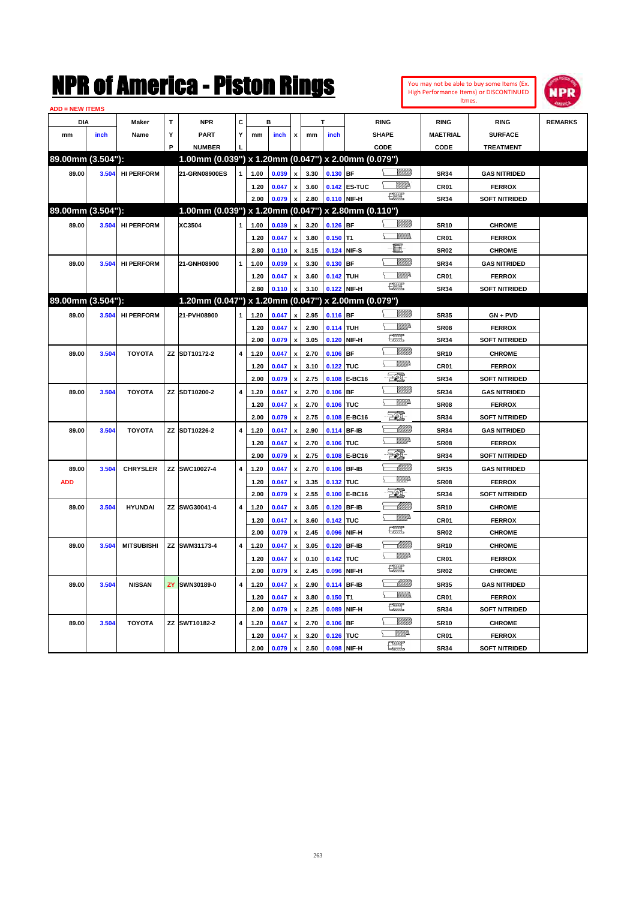# NPR of America - Piston Rings

You may not be able to buy some Items (Ex. High Performance Items) or DISCONTINUED Itmes.

ADD = NEW ITEMS

| DIA mm | DIA inch | Maker Name | TYP | NPR PART NUMBER | CYL | B mm | B inch | x | T mm | T inch | RING SHAPE CODE | RING MAETRIAL CODE | RING SURFACE TREATMENT | REMARKS |
|---|---|---|---|---|---|---|---|---|---|---|---|---|---|---|
| **89.00mm (3.504"):** | | | | **1.00mm (0.039") x 1.20mm (0.047") x 2.00mm (0.079")** | | | | | | | | | | |
| 89.00 | 3.504 | HI PERFORM | | 21-GRN08900ES | 1 | 1.00 | 0.039 | x | 3.30 | 0.130 | BF | SR34 | GAS NITRIDED | |
| | | | | | | 1.20 | 0.047 | x | 3.60 | 0.142 | ES-TUC | CR01 | FERROX | |
| | | | | | | 2.00 | 0.079 | x | 2.80 | 0.110 | NIF-H | SR34 | SOFT NITRIDED | |
| **89.00mm (3.504"):** | | | | **1.00mm (0.039") x 1.20mm (0.047") x 2.80mm (0.110")** | | | | | | | | | | |
| 89.00 | 3.504 | HI PERFORM | | XC3504 | 1 | 1.00 | 0.039 | x | 3.20 | 0.126 | BF | SR10 | CHROME | |
| | | | | | | 1.20 | 0.047 | x | 3.80 | 0.150 | T1 | CR01 | FERROX | |
| | | | | | | 2.80 | 0.110 | x | 3.15 | 0.124 | NIF-S | SR02 | CHROME | |
| 89.00 | 3.504 | HI PERFORM | | 21-GNH08900 | 1 | 1.00 | 0.039 | x | 3.30 | 0.130 | BF | SR34 | GAS NITRIDED | |
| | | | | | | 1.20 | 0.047 | x | 3.60 | 0.142 | TUH | CR01 | FERROX | |
| | | | | | | 2.80 | 0.110 | x | 3.10 | 0.122 | NIF-H | SR34 | SOFT NITRIDED | |
| **89.00mm (3.504"):** | | | | **1.20mm (0.047") x 1.20mm (0.047") x 2.00mm (0.079")** | | | | | | | | | | |
| 89.00 | 3.504 | HI PERFORM | | 21-PVH08900 | 1 | 1.20 | 0.047 | x | 2.95 | 0.116 | BF | SR35 | GN + PVD | |
| | | | | | | 1.20 | 0.047 | x | 2.90 | 0.114 | TUH | SR08 | FERROX | |
| | | | | | | 2.00 | 0.079 | x | 3.05 | 0.120 | NIF-H | SR34 | SOFT NITRIDED | |
| 89.00 | 3.504 | TOYOTA | ZZ | SDT10172-2 | 4 | 1.20 | 0.047 | x | 2.70 | 0.106 | BF | SR10 | CHROME | |
| | | | | | | 1.20 | 0.047 | x | 3.10 | 0.122 | TUC | CR01 | FERROX | |
| | | | | | | 2.00 | 0.079 | x | 2.75 | 0.108 | E-BC16 | SR34 | SOFT NITRIDED | |
| 89.00 | 3.504 | TOYOTA | ZZ | SDT10200-2 | 4 | 1.20 | 0.047 | x | 2.70 | 0.106 | BF | SR34 | GAS NITRIDED | |
| | | | | | | 1.20 | 0.047 | x | 2.70 | 0.106 | TUC | SR08 | FERROX | |
| | | | | | | 2.00 | 0.079 | x | 2.75 | 0.108 | E-BC16 | SR34 | SOFT NITRIDED | |
| 89.00 | 3.504 | TOYOTA | ZZ | SDT10226-2 | 4 | 1.20 | 0.047 | x | 2.90 | 0.114 | BF-IB | SR34 | GAS NITRIDED | |
| | | | | | | 1.20 | 0.047 | x | 2.70 | 0.106 | TUC | SR08 | FERROX | |
| | | | | | | 2.00 | 0.079 | x | 2.75 | 0.108 | E-BC16 | SR34 | SOFT NITRIDED | |
| 89.00 | 3.504 | CHRYSLER | ZZ | SWC10027-4 | 4 | 1.20 | 0.047 | x | 2.70 | 0.106 | BF-IB | SR35 | GAS NITRIDED | |
| ADD | | | | | | 1.20 | 0.047 | x | 3.35 | 0.132 | TUC | SR08 | FERROX | |
| | | | | | | 2.00 | 0.079 | x | 2.55 | 0.100 | E-BC16 | SR34 | SOFT NITRIDED | |
| 89.00 | 3.504 | HYUNDAI | ZZ | SWG30041-4 | 4 | 1.20 | 0.047 | x | 3.05 | 0.120 | BF-IB | SR10 | CHROME | |
| | | | | | | 1.20 | 0.047 | x | 3.60 | 0.142 | TUC | CR01 | FERROX | |
| | | | | | | 2.00 | 0.079 | x | 2.45 | 0.096 | NIF-H | SR02 | CHROME | |
| 89.00 | 3.504 | MITSUBISHI | ZZ | SWM31173-4 | 4 | 1.20 | 0.047 | x | 3.05 | 0.120 | BF-IB | SR10 | CHROME | |
| | | | | | | 1.20 | 0.047 | x | 0.10 | 0.142 | TUC | CR01 | FERROX | |
| | | | | | | 2.00 | 0.079 | x | 2.45 | 0.096 | NIF-H | SR02 | CHROME | |
| 89.00 | 3.504 | NISSAN | ZY | SWN30189-0 | 4 | 1.20 | 0.047 | x | 2.90 | 0.114 | BF-IB | SR35 | GAS NITRIDED | |
| | | | | | | 1.20 | 0.047 | x | 3.80 | 0.150 | T1 | CR01 | FERROX | |
| | | | | | | 2.00 | 0.079 | x | 2.25 | 0.089 | NIF-H | SR34 | SOFT NITRIDED | |
| 89.00 | 3.504 | TOYOTA | ZZ | SWT10182-2 | 4 | 1.20 | 0.047 | x | 2.70 | 0.106 | BF | SR10 | CHROME | |
| | | | | | | 1.20 | 0.047 | x | 3.20 | 0.126 | TUC | CR01 | FERROX | |
| | | | | | | 2.00 | 0.079 | x | 2.50 | 0.098 | NIF-H | SR34 | SOFT NITRIDED | |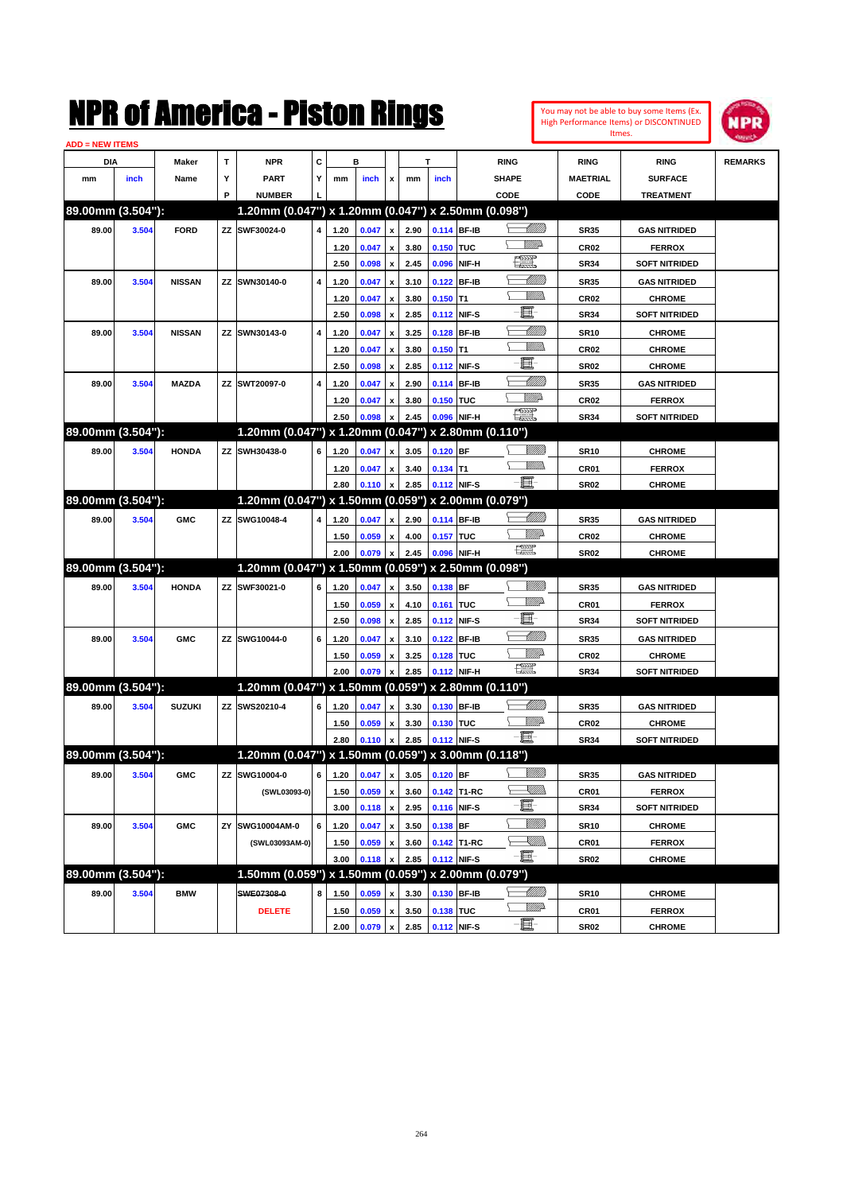# NPR of America - Piston Rings

You may not be able to buy some Items (Ex. High Performance Items) or DISCONTINUED Itmes.

ADD = NEW ITEMS

| DIA | | Maker | T | NPR | C | B | | | T | | RING | RING | RING | REMARKS |
|---|---|---|---|---|---|---|---|---|---|---|---|---|---|---|
| mm | inch | Name | Y | PART | Y | mm | inch | x | mm | inch | SHAPE | MAETRIAL | SURFACE | |
| | | | P | NUMBER | L | | | | | | CODE | CODE | TREATMENT | |
| **89.00mm (3.504"):** | | | | **1.20mm (0.047") x 1.20mm (0.047") x 2.50mm (0.098")** | | | | | | | | | | |
| 89.00 | 3.504 | FORD | ZZ | SWF30024-0 | 4 | 1.20 | 0.047 | x | 2.90 | 0.114 | BF-IB | SR35 | GAS NITRIDED | |
| | | | | | | 1.20 | 0.047 | x | 3.80 | 0.150 | TUC | CR02 | FERROX | |
| | | | | | | 2.50 | 0.098 | x | 2.45 | 0.096 | NIF-H | SR34 | SOFT NITRIDED | |
| 89.00 | 3.504 | NISSAN | ZZ | SWN30140-0 | 4 | 1.20 | 0.047 | x | 3.10 | 0.122 | BF-IB | SR35 | GAS NITRIDED | |
| | | | | | | 1.20 | 0.047 | x | 3.80 | 0.150 | T1 | CR02 | CHROME | |
| | | | | | | 2.50 | 0.098 | x | 2.85 | 0.112 | NIF-S | SR34 | SOFT NITRIDED | |
| 89.00 | 3.504 | NISSAN | ZZ | SWN30143-0 | 4 | 1.20 | 0.047 | x | 3.25 | 0.128 | BF-IB | SR10 | CHROME | |
| | | | | | | 1.20 | 0.047 | x | 3.80 | 0.150 | T1 | CR02 | CHROME | |
| | | | | | | 2.50 | 0.098 | x | 2.85 | 0.112 | NIF-S | SR02 | CHROME | |
| 89.00 | 3.504 | MAZDA | ZZ | SWT20097-0 | 4 | 1.20 | 0.047 | x | 2.90 | 0.114 | BF-IB | SR35 | GAS NITRIDED | |
| | | | | | | 1.20 | 0.047 | x | 3.80 | 0.150 | TUC | CR02 | FERROX | |
| | | | | | | 2.50 | 0.098 | x | 2.45 | 0.096 | NIF-H | SR34 | SOFT NITRIDED | |
| **89.00mm (3.504"):** | | | | **1.20mm (0.047") x 1.20mm (0.047") x 2.80mm (0.110")** | | | | | | | | | | |
| 89.00 | 3.504 | HONDA | ZZ | SWH30438-0 | 6 | 1.20 | 0.047 | x | 3.05 | 0.120 | BF | SR10 | CHROME | |
| | | | | | | 1.20 | 0.047 | x | 3.40 | 0.134 | T1 | CR01 | FERROX | |
| | | | | | | 2.80 | 0.110 | x | 2.85 | 0.112 | NIF-S | SR02 | CHROME | |
| **89.00mm (3.504"):** | | | | **1.20mm (0.047") x 1.50mm (0.059") x 2.00mm (0.079")** | | | | | | | | | | |
| 89.00 | 3.504 | GMC | ZZ | SWG10048-4 | 4 | 1.20 | 0.047 | x | 2.90 | 0.114 | BF-IB | SR35 | GAS NITRIDED | |
| | | | | | | 1.50 | 0.059 | x | 4.00 | 0.157 | TUC | CR02 | CHROME | |
| | | | | | | 2.00 | 0.079 | x | 2.45 | 0.096 | NIF-H | SR02 | CHROME | |
| **89.00mm (3.504"):** | | | | **1.20mm (0.047") x 1.50mm (0.059") x 2.50mm (0.098")** | | | | | | | | | | |
| 89.00 | 3.504 | HONDA | ZZ | SWF30021-0 | 6 | 1.20 | 0.047 | x | 3.50 | 0.138 | BF | SR35 | GAS NITRIDED | |
| | | | | | | 1.50 | 0.059 | x | 4.10 | 0.161 | TUC | CR01 | FERROX | |
| | | | | | | 2.50 | 0.098 | x | 2.85 | 0.112 | NIF-S | SR34 | SOFT NITRIDED | |
| 89.00 | 3.504 | GMC | ZZ | SWG10044-0 | 6 | 1.20 | 0.047 | x | 3.10 | 0.122 | BF-IB | SR35 | GAS NITRIDED | |
| | | | | | | 1.50 | 0.059 | x | 3.25 | 0.128 | TUC | CR02 | CHROME | |
| | | | | | | 2.00 | 0.079 | x | 2.85 | 0.112 | NIF-H | SR34 | SOFT NITRIDED | |
| **89.00mm (3.504"):** | | | | **1.20mm (0.047") x 1.50mm (0.059") x 2.80mm (0.110")** | | | | | | | | | | |
| 89.00 | 3.504 | SUZUKI | ZZ | SWS20210-4 | 6 | 1.20 | 0.047 | x | 3.30 | 0.130 | BF-IB | SR35 | GAS NITRIDED | |
| | | | | | | 1.50 | 0.059 | x | 3.30 | 0.130 | TUC | CR02 | CHROME | |
| | | | | | | 2.80 | 0.110 | x | 2.85 | 0.112 | NIF-S | SR34 | SOFT NITRIDED | |
| **89.00mm (3.504"):** | | | | **1.20mm (0.047") x 1.50mm (0.059") x 3.00mm (0.118")** | | | | | | | | | | |
| 89.00 | 3.504 | GMC | ZZ | SWG10004-0 | 6 | 1.20 | 0.047 | x | 3.05 | 0.120 | BF | SR35 | GAS NITRIDED | |
| | | | | (SWL03093-0) | | 1.50 | 0.059 | x | 3.60 | 0.142 | T1-RC | CR01 | FERROX | |
| | | | | | | 3.00 | 0.118 | x | 2.95 | 0.116 | NIF-S | SR34 | SOFT NITRIDED | |
| 89.00 | 3.504 | GMC | ZY | SWG10004AM-0 | 6 | 1.20 | 0.047 | x | 3.50 | 0.138 | BF | SR10 | CHROME | |
| | | | | (SWL03093AM-0) | | 1.50 | 0.059 | x | 3.60 | 0.142 | T1-RC | CR01 | FERROX | |
| | | | | | | 3.00 | 0.118 | x | 2.85 | 0.112 | NIF-S | SR02 | CHROME | |
| **89.00mm (3.504"):** | | | | **1.50mm (0.059") x 1.50mm (0.059") x 2.00mm (0.079")** | | | | | | | | | | |
| 89.00 | 3.504 | BMW | | ~~SWE07308-0~~ | 8 | 1.50 | 0.059 | x | 3.30 | 0.130 | BF-IB | SR10 | CHROME | |
| | | | | DELETE | | 1.50 | 0.059 | x | 3.50 | 0.138 | TUC | CR01 | FERROX | |
| | | | | | | 2.00 | 0.079 | x | 2.85 | 0.112 | NIF-S | SR02 | CHROME | |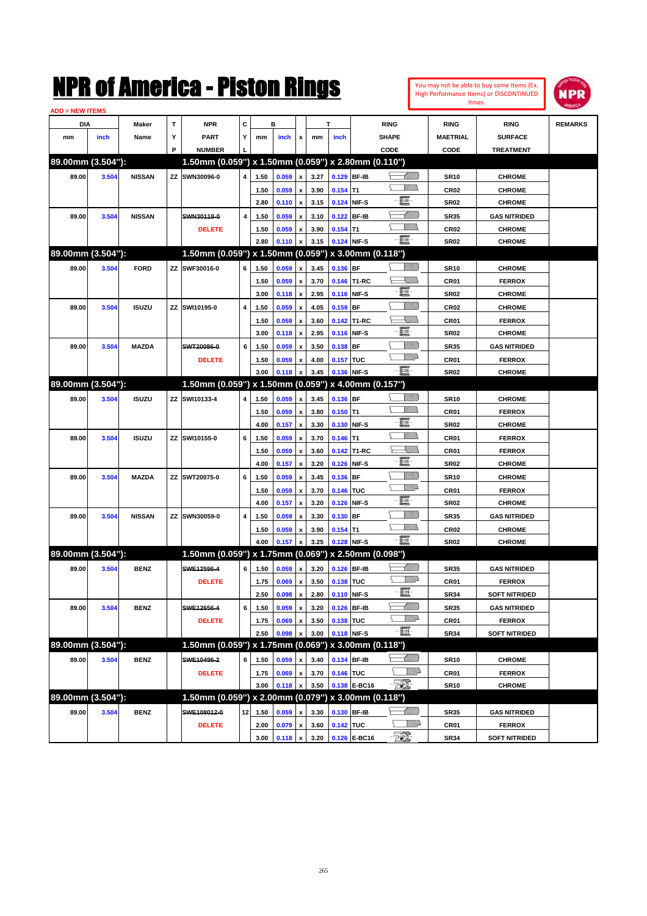# NPR of America - Piston Rings

You may not be able to buy some Items (Ex. High Performance Items) or DISCONTINUED Itmes.

ADD = NEW ITEMS

| DIA mm | DIA inch | Maker Name | TYP | NPR PART NUMBER | CYL | B mm | B inch | x | T mm | T inch | RING SHAPE CODE | RING MAETRIAL CODE | RING SURFACE TREATMENT | REMARKS |
|---|---|---|---|---|---|---|---|---|---|---|---|---|---|---|
| **89.00mm (3.504"):** | | | | **1.50mm (0.059") x 1.50mm (0.059") x 2.80mm (0.110")** | | | | | | | | | | |
| 89.00 | 3.504 | NISSAN | ZZ | SWN30096-0 | 4 | 1.50 | 0.059 | x | 3.27 | 0.129 | BF-IB | SR10 | CHROME | |
| | | | | | | 1.50 | 0.059 | x | 3.90 | 0.154 | T1 | CR02 | CHROME | |
| | | | | | | 2.80 | 0.110 | x | 3.15 | 0.124 | NIF-S | SR02 | CHROME | |
| 89.00 | 3.504 | NISSAN | | ~~SWN30118-0~~ DELETE | 4 | 1.50 | 0.059 | x | 3.10 | 0.122 | BF-IB | SR35 | GAS NITRIDED | |
| | | | | | | 1.50 | 0.059 | x | 3.90 | 0.154 | T1 | CR02 | CHROME | |
| | | | | | | 2.80 | 0.110 | x | 3.15 | 0.124 | NIF-S | SR02 | CHROME | |
| **89.00mm (3.504"):** | | | | **1.50mm (0.059") x 1.50mm (0.059") x 3.00mm (0.118")** | | | | | | | | | | |
| 89.00 | 3.504 | FORD | ZZ | SWF30016-0 | 6 | 1.50 | 0.059 | x | 3.45 | 0.136 | BF | SR10 | CHROME | |
| | | | | | | 1.50 | 0.059 | x | 3.70 | 0.146 | T1-RC | CR01 | FERROX | |
| | | | | | | 3.00 | 0.118 | x | 2.95 | 0.116 | NIF-S | SR02 | CHROME | |
| 89.00 | 3.504 | ISUZU | ZZ | SWI10195-0 | 4 | 1.50 | 0.059 | x | 4.05 | 0.159 | BF | CR02 | CHROME | |
| | | | | | | 1.50 | 0.059 | x | 3.60 | 0.142 | T1-RC | CR01 | FERROX | |
| | | | | | | 3.00 | 0.118 | x | 2.95 | 0.116 | NIF-S | SR02 | CHROME | |
| 89.00 | 3.504 | MAZDA | | ~~SWT20086-0~~ DELETE | 6 | 1.50 | 0.059 | x | 3.50 | 0.138 | BF | SR35 | GAS NITRIDED | |
| | | | | | | 1.50 | 0.059 | x | 4.00 | 0.157 | TUC | CR01 | FERROX | |
| | | | | | | 3.00 | 0.118 | x | 3.45 | 0.136 | NIF-S | SR02 | CHROME | |
| **89.00mm (3.504"):** | | | | **1.50mm (0.059") x 1.50mm (0.059") x 4.00mm (0.157")** | | | | | | | | | | |
| 89.00 | 3.504 | ISUZU | ZZ | SWI10133-4 | 4 | 1.50 | 0.059 | x | 3.45 | 0.136 | BF | SR10 | CHROME | |
| | | | | | | 1.50 | 0.059 | x | 3.80 | 0.150 | T1 | CR01 | FERROX | |
| | | | | | | 4.00 | 0.157 | x | 3.30 | 0.130 | NIF-S | SR02 | CHROME | |
| 89.00 | 3.504 | ISUZU | ZZ | SWI10155-0 | 6 | 1.50 | 0.059 | x | 3.70 | 0.146 | T1 | CR01 | FERROX | |
| | | | | | | 1.50 | 0.059 | x | 3.60 | 0.142 | T1-RC | CR01 | FERROX | |
| | | | | | | 4.00 | 0.157 | x | 3.20 | 0.126 | NIF-S | SR02 | CHROME | |
| 89.00 | 3.504 | MAZDA | ZZ | SWT20075-0 | 6 | 1.50 | 0.059 | x | 3.45 | 0.136 | BF | SR10 | CHROME | |
| | | | | | | 1.50 | 0.059 | x | 3.70 | 0.146 | TUC | CR01 | FERROX | |
| | | | | | | 4.00 | 0.157 | x | 3.20 | 0.126 | NIF-S | SR02 | CHROME | |
| 89.00 | 3.504 | NISSAN | ZZ | SWN30059-0 | 4 | 1.50 | 0.059 | x | 3.30 | 0.130 | BF | SR35 | GAS NITRIDED | |
| | | | | | | 1.50 | 0.059 | x | 3.90 | 0.154 | T1 | CR02 | CHROME | |
| | | | | | | 4.00 | 0.157 | x | 3.25 | 0.128 | NIF-S | SR02 | CHROME | |
| **89.00mm (3.504"):** | | | | **1.50mm (0.059") x 1.75mm (0.069") x 2.50mm (0.098")** | | | | | | | | | | |
| 89.00 | 3.504 | BENZ | | ~~SWE12596-4~~ DELETE | 6 | 1.50 | 0.059 | x | 3.20 | 0.126 | BF-IB | SR35 | GAS NITRIDED | |
| | | | | | | 1.75 | 0.069 | x | 3.50 | 0.138 | TUC | CR01 | FERROX | |
| | | | | | | 2.50 | 0.098 | x | 2.80 | 0.110 | NIF-S | SR34 | SOFT NITRIDED | |
| 89.00 | 3.504 | BENZ | | ~~SWE12656-4~~ DELETE | 6 | 1.50 | 0.059 | x | 3.20 | 0.126 | BF-IB | SR35 | GAS NITRIDED | |
| | | | | | | 1.75 | 0.069 | x | 3.50 | 0.138 | TUC | CR01 | FERROX | |
| | | | | | | 2.50 | 0.098 | x | 3.00 | 0.118 | NIF-S | SR34 | SOFT NITRIDED | |
| **89.00mm (3.504"):** | | | | **1.50mm (0.059") x 1.75mm (0.069") x 3.00mm (0.118")** | | | | | | | | | | |
| 89.00 | 3.504 | BENZ | | ~~SWE10496-2~~ DELETE | 6 | 1.50 | 0.059 | x | 3.40 | 0.134 | BF-IB | SR10 | CHROME | |
| | | | | | | 1.75 | 0.069 | x | 3.70 | 0.146 | TUC | CR01 | FERROX | |
| | | | | | | 3.00 | 0.118 | x | 3.50 | 0.138 | E-BC16 | SR10 | CHROME | |
| **89.00mm (3.504"):** | | | | **1.50mm (0.059") x 2.00mm (0.079") x 3.00mm (0.118")** | | | | | | | | | | |
| 89.00 | 3.504 | BENZ | | ~~SWE108012-0~~ DELETE | 12 | 1.50 | 0.059 | x | 3.30 | 0.130 | BF-IB | SR35 | GAS NITRIDED | |
| | | | | | | 2.00 | 0.079 | x | 3.60 | 0.142 | TUC | CR01 | FERROX | |
| | | | | | | 3.00 | 0.118 | x | 3.20 | 0.126 | E-BC16 | SR34 | SOFT NITRIDED | |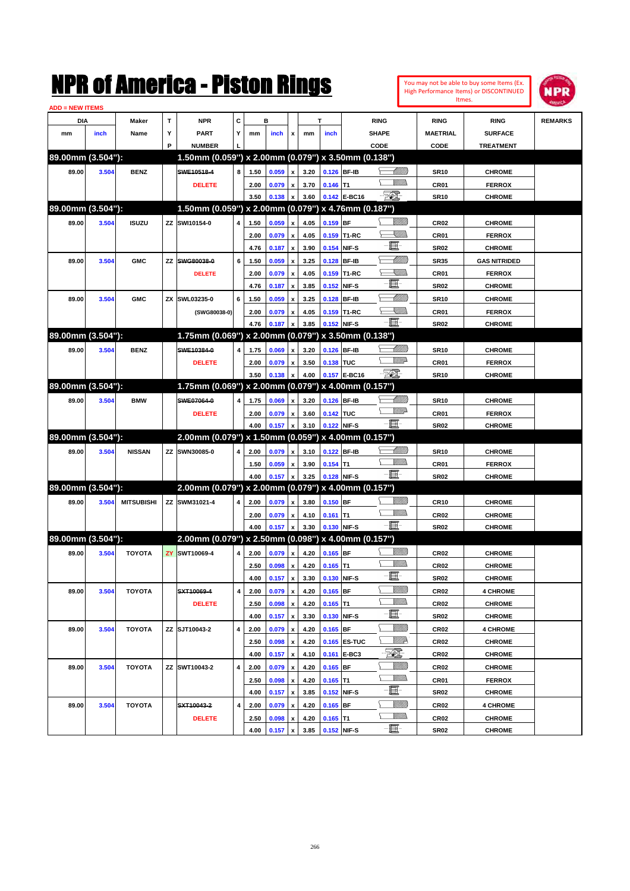# NPR of America - Piston Rings

You may not be able to buy some Items (Ex. High Performance Items) or DISCONTINUED Itmes.

ADD = NEW ITEMS

| DIA mm | DIA inch | Maker Name | TYP | NPR PART NUMBER | CYL | B mm | B inch | x | T mm | T inch | RING SHAPE CODE | RING MAETRIAL CODE | RING SURFACE TREATMENT | REMARKS |
|---|---|---|---|---|---|---|---|---|---|---|---|---|---|---|
| **89.00mm (3.504"):** | | | | **1.50mm (0.059") x 2.00mm (0.079") x 3.50mm (0.138")** | | | | | | | | | | |
| 89.00 | 3.504 | BENZ | | ~~SWE10518-4~~ | 8 | 1.50 | 0.059 | x | 3.20 | 0.126 | BF-IB | SR10 | CHROME | |
| | | | | DELETE | | 2.00 | 0.079 | x | 3.70 | 0.146 | T1 | CR01 | FERROX | |
| | | | | | | 3.50 | 0.138 | x | 3.60 | 0.142 | E-BC16 | SR10 | CHROME | |
| **89.00mm (3.504"):** | | | | **1.50mm (0.059") x 2.00mm (0.079") x 4.76mm (0.187")** | | | | | | | | | | |
| 89.00 | 3.504 | ISUZU | ZZ | SWI10154-0 | 4 | 1.50 | 0.059 | x | 4.05 | 0.159 | BF | CR02 | CHROME | |
| | | | | | | 2.00 | 0.079 | x | 4.05 | 0.159 | T1-RC | CR01 | FERROX | |
| | | | | | | 4.76 | 0.187 | x | 3.90 | 0.154 | NIF-S | SR02 | CHROME | |
| 89.00 | 3.504 | GMC | ZZ | ~~SWG80038-0~~ | 6 | 1.50 | 0.059 | x | 3.25 | 0.128 | BF-IB | SR35 | GAS NITRIDED | |
| | | | | DELETE | | 2.00 | 0.079 | x | 4.05 | 0.159 | T1-RC | CR01 | FERROX | |
| | | | | | | 4.76 | 0.187 | x | 3.85 | 0.152 | NIF-S | SR02 | CHROME | |
| 89.00 | 3.504 | GMC | ZX | SWL03235-0 | 6 | 1.50 | 0.059 | x | 3.25 | 0.128 | BF-IB | SR10 | CHROME | |
| | | | | (SWG80038-0) | | 2.00 | 0.079 | x | 4.05 | 0.159 | T1-RC | CR01 | FERROX | |
| | | | | | | 4.76 | 0.187 | x | 3.85 | 0.152 | NIF-S | SR02 | CHROME | |
| **89.00mm (3.504"):** | | | | **1.75mm (0.069") x 2.00mm (0.079") x 3.50mm (0.138")** | | | | | | | | | | |
| 89.00 | 3.504 | BENZ | | ~~SWE10384-0~~ | 4 | 1.75 | 0.069 | x | 3.20 | 0.126 | BF-IB | SR10 | CHROME | |
| | | | | DELETE | | 2.00 | 0.079 | x | 3.50 | 0.138 | TUC | CR01 | FERROX | |
| | | | | | | 3.50 | 0.138 | x | 4.00 | 0.157 | E-BC16 | SR10 | CHROME | |
| **89.00mm (3.504"):** | | | | **1.75mm (0.069") x 2.00mm (0.079") x 4.00mm (0.157")** | | | | | | | | | | |
| 89.00 | 3.504 | BMW | | ~~SWE07064-0~~ | 4 | 1.75 | 0.069 | x | 3.20 | 0.126 | BF-IB | SR10 | CHROME | |
| | | | | DELETE | | 2.00 | 0.079 | x | 3.60 | 0.142 | TUC | CR01 | FERROX | |
| | | | | | | 4.00 | 0.157 | x | 3.10 | 0.122 | NIF-S | SR02 | CHROME | |
| **89.00mm (3.504"):** | | | | **2.00mm (0.079") x 1.50mm (0.059") x 4.00mm (0.157")** | | | | | | | | | | |
| 89.00 | 3.504 | NISSAN | ZZ | SWN30085-0 | 4 | 2.00 | 0.079 | x | 3.10 | 0.122 | BF-IB | SR10 | CHROME | |
| | | | | | | 1.50 | 0.059 | x | 3.90 | 0.154 | T1 | CR01 | FERROX | |
| | | | | | | 4.00 | 0.157 | x | 3.25 | 0.128 | NIF-S | SR02 | CHROME | |
| **89.00mm (3.504"):** | | | | **2.00mm (0.079") x 2.00mm (0.079") x 4.00mm (0.157")** | | | | | | | | | | |
| 89.00 | 3.504 | MITSUBISHI | ZZ | SWM31021-4 | 4 | 2.00 | 0.079 | x | 3.80 | 0.150 | BF | CR10 | CHROME | |
| | | | | | | 2.00 | 0.079 | x | 4.10 | 0.161 | T1 | CR02 | CHROME | |
| | | | | | | 4.00 | 0.157 | x | 3.30 | 0.130 | NIF-S | SR02 | CHROME | |
| **89.00mm (3.504"):** | | | | **2.00mm (0.079") x 2.50mm (0.098") x 4.00mm (0.157")** | | | | | | | | | | |
| 89.00 | 3.504 | TOYOTA | ZY | SWT10069-4 | 4 | 2.00 | 0.079 | x | 4.20 | 0.165 | BF | CR02 | CHROME | |
| | | | | | | 2.50 | 0.098 | x | 4.20 | 0.165 | T1 | CR02 | CHROME | |
| | | | | | | 4.00 | 0.157 | x | 3.30 | 0.130 | NIF-S | SR02 | CHROME | |
| 89.00 | 3.504 | TOYOTA | | ~~SXT10069-4~~ | 4 | 2.00 | 0.079 | x | 4.20 | 0.165 | BF | CR02 | 4 CHROME | |
| | | | | DELETE | | 2.50 | 0.098 | x | 4.20 | 0.165 | T1 | CR02 | CHROME | |
| | | | | | | 4.00 | 0.157 | x | 3.30 | 0.130 | NIF-S | SR02 | CHROME | |
| 89.00 | 3.504 | TOYOTA | ZZ | SJT10043-2 | 4 | 2.00 | 0.079 | x | 4.20 | 0.165 | BF | CR02 | 4 CHROME | |
| | | | | | | 2.50 | 0.098 | x | 4.20 | 0.165 | ES-TUC | CR02 | CHROME | |
| | | | | | | 4.00 | 0.157 | x | 4.10 | 0.161 | E-BC3 | CR02 | CHROME | |
| 89.00 | 3.504 | TOYOTA | ZZ | SWT10043-2 | 4 | 2.00 | 0.079 | x | 4.20 | 0.165 | BF | CR02 | CHROME | |
| | | | | | | 2.50 | 0.098 | x | 4.20 | 0.165 | T1 | CR01 | FERROX | |
| | | | | | | 4.00 | 0.157 | x | 3.85 | 0.152 | NIF-S | SR02 | CHROME | |
| 89.00 | 3.504 | TOYOTA | | ~~SXT10043-2~~ | 4 | 2.00 | 0.079 | x | 4.20 | 0.165 | BF | CR02 | 4 CHROME | |
| | | | | DELETE | | 2.50 | 0.098 | x | 4.20 | 0.165 | T1 | CR02 | CHROME | |
| | | | | | | 4.00 | 0.157 | x | 3.85 | 0.152 | NIF-S | SR02 | CHROME | |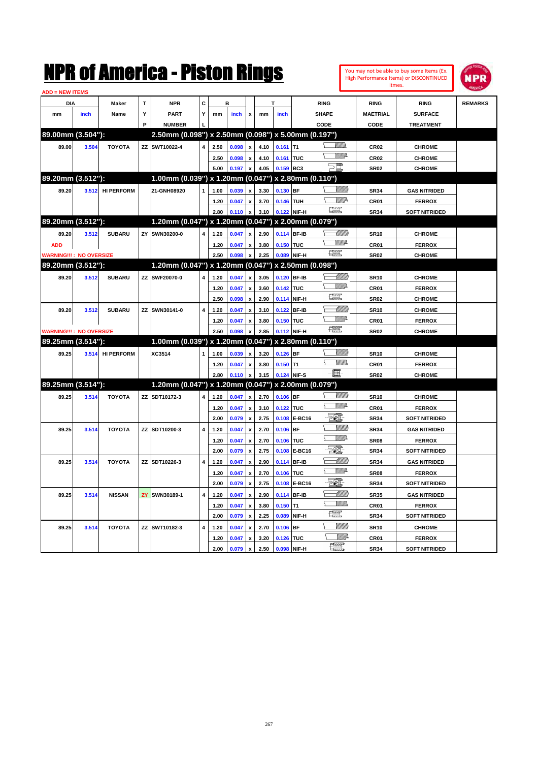# NPR of America - Piston Rings

You may not be able to buy some Items (Ex. High Performance Items) or DISCONTINUED Itmes.

ADD = NEW ITEMS

| DIA mm | DIA inch | Maker Name | TYP | NPR PART NUMBER | CYL | B mm | B inch | x | T mm | T inch | RING SHAPE CODE | RING MAETRIAL CODE | RING SURFACE TREATMENT | REMARKS |
|---|---|---|---|---|---|---|---|---|---|---|---|---|---|---|
| **89.00mm (3.504"):** | | | | **2.50mm (0.098") x 2.50mm (0.098") x 5.00mm (0.197")** | | | | | | | | | | |
| 89.00 | 3.504 | TOYOTA | ZZ | SWT10022-4 | 4 | 2.50 | 0.098 | x | 4.10 | 0.161 | T1 | CR02 | CHROME | |
| | | | | | | 2.50 | 0.098 | x | 4.10 | 0.161 | TUC | CR02 | CHROME | |
| | | | | | | 5.00 | 0.197 | x | 4.05 | 0.159 | BC3 | SR02 | CHROME | |
| **89.20mm (3.512"):** | | | | **1.00mm (0.039") x 1.20mm (0.047") x 2.80mm (0.110")** | | | | | | | | | | |
| 89.20 | 3.512 | HI PERFORM | | 21-GNH08920 | 1 | 1.00 | 0.039 | x | 3.30 | 0.130 | BF | SR34 | GAS NITRIDED | |
| | | | | | | 1.20 | 0.047 | x | 3.70 | 0.146 | TUH | CR01 | FERROX | |
| | | | | | | 2.80 | 0.110 | x | 3.10 | 0.122 | NIF-H | SR34 | SOFT NITRIDED | |
| **89.20mm (3.512"):** | | | | **1.20mm (0.047") x 1.20mm (0.047") x 2.00mm (0.079")** | | | | | | | | | | |
| 89.20 | 3.512 | SUBARU | ZY | SWN30200-0 | 4 | 1.20 | 0.047 | x | 2.90 | 0.114 | BF-IB | SR10 | CHROME | |
| ADD | | | | | | 1.20 | 0.047 | x | 3.80 | 0.150 | TUC | CR01 | FERROX | |
| WARNING!!! : NO OVERSIZE | | | | | | 2.50 | 0.098 | x | 2.25 | 0.089 | NIF-H | SR02 | CHROME | |
| **89.20mm (3.512"):** | | | | **1.20mm (0.047") x 1.20mm (0.047") x 2.50mm (0.098")** | | | | | | | | | | |
| 89.20 | 3.512 | SUBARU | ZZ | SWF20070-0 | 4 | 1.20 | 0.047 | x | 3.05 | 0.120 | BF-IB | SR10 | CHROME | |
| | | | | | | 1.20 | 0.047 | x | 3.60 | 0.142 | TUC | CR01 | FERROX | |
| | | | | | | 2.50 | 0.098 | x | 2.90 | 0.114 | NIF-H | SR02 | CHROME | |
| 89.20 | 3.512 | SUBARU | ZZ | SWN30141-0 | 4 | 1.20 | 0.047 | x | 3.10 | 0.122 | BF-IB | SR10 | CHROME | |
| | | | | | | 1.20 | 0.047 | x | 3.80 | 0.150 | TUC | CR01 | FERROX | |
| WARNING!!! : NO OVERSIZE | | | | | | 2.50 | 0.098 | x | 2.85 | 0.112 | NIF-H | SR02 | CHROME | |
| **89.25mm (3.514"):** | | | | **1.00mm (0.039") x 1.20mm (0.047") x 2.80mm (0.110")** | | | | | | | | | | |
| 89.25 | 3.514 | HI PERFORM | | XC3514 | 1 | 1.00 | 0.039 | x | 3.20 | 0.126 | BF | SR10 | CHROME | |
| | | | | | | 1.20 | 0.047 | x | 3.80 | 0.150 | T1 | CR01 | FERROX | |
| | | | | | | 2.80 | 0.110 | x | 3.15 | 0.124 | NIF-S | SR02 | CHROME | |
| **89.25mm (3.514"):** | | | | **1.20mm (0.047") x 1.20mm (0.047") x 2.00mm (0.079")** | | | | | | | | | | |
| 89.25 | 3.514 | TOYOTA | ZZ | SDT10172-3 | 4 | 1.20 | 0.047 | x | 2.70 | 0.106 | BF | SR10 | CHROME | |
| | | | | | | 1.20 | 0.047 | x | 3.10 | 0.122 | TUC | CR01 | FERROX | |
| | | | | | | 2.00 | 0.079 | x | 2.75 | 0.108 | E-BC16 | SR34 | SOFT NITRIDED | |
| 89.25 | 3.514 | TOYOTA | ZZ | SDT10200-3 | 4 | 1.20 | 0.047 | x | 2.70 | 0.106 | BF | SR34 | GAS NITRIDED | |
| | | | | | | 1.20 | 0.047 | x | 2.70 | 0.106 | TUC | SR08 | FERROX | |
| | | | | | | 2.00 | 0.079 | x | 2.75 | 0.108 | E-BC16 | SR34 | SOFT NITRIDED | |
| 89.25 | 3.514 | TOYOTA | ZZ | SDT10226-3 | 4 | 1.20 | 0.047 | x | 2.90 | 0.114 | BF-IB | SR34 | GAS NITRIDED | |
| | | | | | | 1.20 | 0.047 | x | 2.70 | 0.106 | TUC | SR08 | FERROX | |
| | | | | | | 2.00 | 0.079 | x | 2.75 | 0.108 | E-BC16 | SR34 | SOFT NITRIDED | |
| 89.25 | 3.514 | NISSAN | ZY | SWN30189-1 | 4 | 1.20 | 0.047 | x | 2.90 | 0.114 | BF-IB | SR35 | GAS NITRIDED | |
| | | | | | | 1.20 | 0.047 | x | 3.80 | 0.150 | T1 | CR01 | FERROX | |
| | | | | | | 2.00 | 0.079 | x | 2.25 | 0.089 | NIF-H | SR34 | SOFT NITRIDED | |
| 89.25 | 3.514 | TOYOTA | ZZ | SWT10182-3 | 4 | 1.20 | 0.047 | x | 2.70 | 0.106 | BF | SR10 | CHROME | |
| | | | | | | 1.20 | 0.047 | x | 3.20 | 0.126 | TUC | CR01 | FERROX | |
| | | | | | | 2.00 | 0.079 | x | 2.50 | 0.098 | NIF-H | SR34 | SOFT NITRIDED | |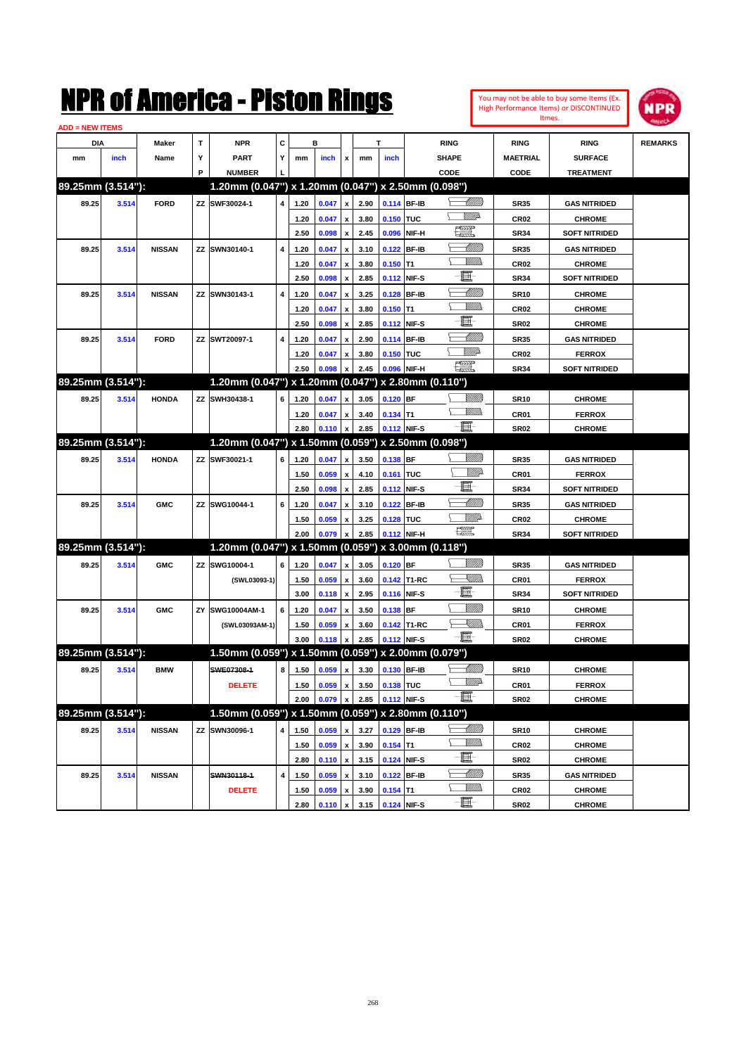# NPR of America - Piston Rings

You may not be able to buy some Items (Ex. High Performance Items) or DISCONTINUED Itmes.

ADD = NEW ITEMS

| DIA mm | DIA inch | Maker Name | TYP | NPR PART NUMBER | CYL | B mm | B inch | x | T mm | T inch | RING SHAPE CODE | RING MAETRIAL CODE | RING SURFACE TREATMENT | REMARKS |
|---|---|---|---|---|---|---|---|---|---|---|---|---|---|---|
| **89.25mm (3.514"):** | | | | **1.20mm (0.047") x 1.20mm (0.047") x 2.50mm (0.098")** | | | | | | | | | | |
| 89.25 | 3.514 | FORD | ZZ | SWF30024-1 | 4 | 1.20 | 0.047 | x | 2.90 | 0.114 | BF-IB | SR35 | GAS NITRIDED | |
| | | | | | | 1.20 | 0.047 | x | 3.80 | 0.150 | TUC | CR02 | CHROME | |
| | | | | | | 2.50 | 0.098 | x | 2.45 | 0.096 | NIF-H | SR34 | SOFT NITRIDED | |
| 89.25 | 3.514 | NISSAN | ZZ | SWN30140-1 | 4 | 1.20 | 0.047 | x | 3.10 | 0.122 | BF-IB | SR35 | GAS NITRIDED | |
| | | | | | | 1.20 | 0.047 | x | 3.80 | 0.150 | T1 | CR02 | CHROME | |
| | | | | | | 2.50 | 0.098 | x | 2.85 | 0.112 | NIF-S | SR34 | SOFT NITRIDED | |
| 89.25 | 3.514 | NISSAN | ZZ | SWN30143-1 | 4 | 1.20 | 0.047 | x | 3.25 | 0.128 | BF-IB | SR10 | CHROME | |
| | | | | | | 1.20 | 0.047 | x | 3.80 | 0.150 | T1 | CR02 | CHROME | |
| | | | | | | 2.50 | 0.098 | x | 2.85 | 0.112 | NIF-S | SR02 | CHROME | |
| 89.25 | 3.514 | FORD | ZZ | SWT20097-1 | 4 | 1.20 | 0.047 | x | 2.90 | 0.114 | BF-IB | SR35 | GAS NITRIDED | |
| | | | | | | 1.20 | 0.047 | x | 3.80 | 0.150 | TUC | CR02 | FERROX | |
| | | | | | | 2.50 | 0.098 | x | 2.45 | 0.096 | NIF-H | SR34 | SOFT NITRIDED | |
| **89.25mm (3.514"):** | | | | **1.20mm (0.047") x 1.20mm (0.047") x 2.80mm (0.110")** | | | | | | | | | | |
| 89.25 | 3.514 | HONDA | ZZ | SWH30438-1 | 6 | 1.20 | 0.047 | x | 3.05 | 0.120 | BF | SR10 | CHROME | |
| | | | | | | 1.20 | 0.047 | x | 3.40 | 0.134 | T1 | CR01 | FERROX | |
| | | | | | | 2.80 | 0.110 | x | 2.85 | 0.112 | NIF-S | SR02 | CHROME | |
| **89.25mm (3.514"):** | | | | **1.20mm (0.047") x 1.50mm (0.059") x 2.50mm (0.098")** | | | | | | | | | | |
| 89.25 | 3.514 | HONDA | ZZ | SWF30021-1 | 6 | 1.20 | 0.047 | x | 3.50 | 0.138 | BF | SR35 | GAS NITRIDED | |
| | | | | | | 1.50 | 0.059 | x | 4.10 | 0.161 | TUC | CR01 | FERROX | |
| | | | | | | 2.50 | 0.098 | x | 2.85 | 0.112 | NIF-S | SR34 | SOFT NITRIDED | |
| 89.25 | 3.514 | GMC | ZZ | SWG10044-1 | 6 | 1.20 | 0.047 | x | 3.10 | 0.122 | BF-IB | SR35 | GAS NITRIDED | |
| | | | | | | 1.50 | 0.059 | x | 3.25 | 0.128 | TUC | CR02 | CHROME | |
| | | | | | | 2.00 | 0.079 | x | 2.85 | 0.112 | NIF-H | SR34 | SOFT NITRIDED | |
| **89.25mm (3.514"):** | | | | **1.20mm (0.047") x 1.50mm (0.059") x 3.00mm (0.118")** | | | | | | | | | | |
| 89.25 | 3.514 | GMC | ZZ | SWG10004-1 | 6 | 1.20 | 0.047 | x | 3.05 | 0.120 | BF | SR35 | GAS NITRIDED | |
| | | | | (SWL03093-1) | | 1.50 | 0.059 | x | 3.60 | 0.142 | T1-RC | CR01 | FERROX | |
| | | | | | | 3.00 | 0.118 | x | 2.95 | 0.116 | NIF-S | SR34 | SOFT NITRIDED | |
| 89.25 | 3.514 | GMC | ZY | SWG10004AM-1 | 6 | 1.20 | 0.047 | x | 3.50 | 0.138 | BF | SR10 | CHROME | |
| | | | | (SWL03093AM-1) | | 1.50 | 0.059 | x | 3.60 | 0.142 | T1-RC | CR01 | FERROX | |
| | | | | | | 3.00 | 0.118 | x | 2.85 | 0.112 | NIF-S | SR02 | CHROME | |
| **89.25mm (3.514"):** | | | | **1.50mm (0.059") x 1.50mm (0.059") x 2.00mm (0.079")** | | | | | | | | | | |
| 89.25 | 3.514 | BMW | | ~~SWE07308-1~~ | 8 | 1.50 | 0.059 | x | 3.30 | 0.130 | BF-IB | SR10 | CHROME | |
| | | | | DELETE | | 1.50 | 0.059 | x | 3.50 | 0.138 | TUC | CR01 | FERROX | |
| | | | | | | 2.00 | 0.079 | x | 2.85 | 0.112 | NIF-S | SR02 | CHROME | |
| **89.25mm (3.514"):** | | | | **1.50mm (0.059") x 1.50mm (0.059") x 2.80mm (0.110")** | | | | | | | | | | |
| 89.25 | 3.514 | NISSAN | ZZ | SWN30096-1 | 4 | 1.50 | 0.059 | x | 3.27 | 0.129 | BF-IB | SR10 | CHROME | |
| | | | | | | 1.50 | 0.059 | x | 3.90 | 0.154 | T1 | CR02 | CHROME | |
| | | | | | | 2.80 | 0.110 | x | 3.15 | 0.124 | NIF-S | SR02 | CHROME | |
| 89.25 | 3.514 | NISSAN | | ~~SWN30118-1~~ | 4 | 1.50 | 0.059 | x | 3.10 | 0.122 | BF-IB | SR35 | GAS NITRIDED | |
| | | | | DELETE | | 1.50 | 0.059 | x | 3.90 | 0.154 | T1 | CR02 | CHROME | |
| | | | | | | 2.80 | 0.110 | x | 3.15 | 0.124 | NIF-S | SR02 | CHROME | |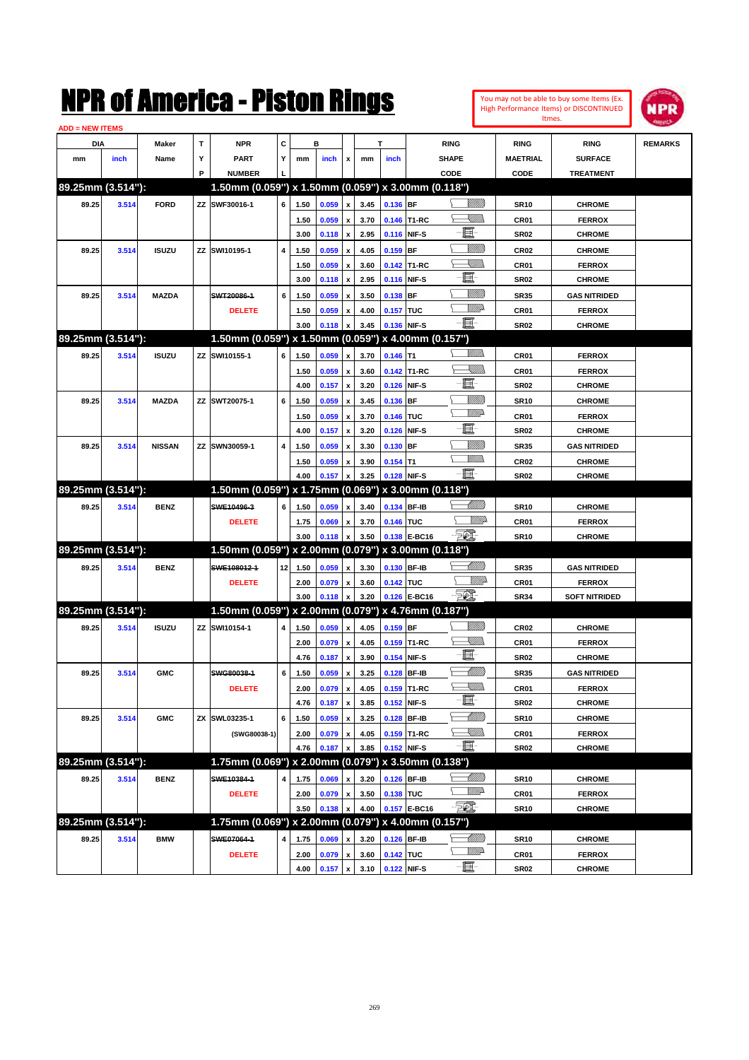# NPR of America - Piston Rings

You may not be able to buy some Items (Ex. High Performance Items) or DISCONTINUED Itmes.

ADD = NEW ITEMS

| DIA mm | DIA inch | Maker Name | TYP | NPR PART NUMBER | CYL | B mm | B inch | x | T mm | T inch | RING SHAPE CODE | RING MAETRIAL CODE | RING SURFACE TREATMENT | REMARKS |
|---|---|---|---|---|---|---|---|---|---|---|---|---|---|---|
| **89.25mm (3.514"):** | | | | **1.50mm (0.059") x 1.50mm (0.059") x 3.00mm (0.118")** | | | | | | | | | | |
| 89.25 | 3.514 | FORD | ZZ | SWF30016-1 | 6 | 1.50 | 0.059 | x | 3.45 | 0.136 | BF | SR10 | CHROME | |
| | | | | | | 1.50 | 0.059 | x | 3.70 | 0.146 | T1-RC | CR01 | FERROX | |
| | | | | | | 3.00 | 0.118 | x | 2.95 | 0.116 | NIF-S | SR02 | CHROME | |
| 89.25 | 3.514 | ISUZU | ZZ | SWI10195-1 | 4 | 1.50 | 0.059 | x | 4.05 | 0.159 | BF | CR02 | CHROME | |
| | | | | | | 1.50 | 0.059 | x | 3.60 | 0.142 | T1-RC | CR01 | FERROX | |
| | | | | | | 3.00 | 0.118 | x | 2.95 | 0.116 | NIF-S | SR02 | CHROME | |
| 89.25 | 3.514 | MAZDA | | ~~SWT20086-1~~ | 6 | 1.50 | 0.059 | x | 3.50 | 0.138 | BF | SR35 | GAS NITRIDED | |
| | | | | DELETE | | 1.50 | 0.059 | x | 4.00 | 0.157 | TUC | CR01 | FERROX | |
| | | | | | | 3.00 | 0.118 | x | 3.45 | 0.136 | NIF-S | SR02 | CHROME | |
| **89.25mm (3.514"):** | | | | **1.50mm (0.059") x 1.50mm (0.059") x 4.00mm (0.157")** | | | | | | | | | | |
| 89.25 | 3.514 | ISUZU | ZZ | SWI10155-1 | 6 | 1.50 | 0.059 | x | 3.70 | 0.146 | T1 | CR01 | FERROX | |
| | | | | | | 1.50 | 0.059 | x | 3.60 | 0.142 | T1-RC | CR01 | FERROX | |
| | | | | | | 4.00 | 0.157 | x | 3.20 | 0.126 | NIF-S | SR02 | CHROME | |
| 89.25 | 3.514 | MAZDA | ZZ | SWT20075-1 | 6 | 1.50 | 0.059 | x | 3.45 | 0.136 | BF | SR10 | CHROME | |
| | | | | | | 1.50 | 0.059 | x | 3.70 | 0.146 | TUC | CR01 | FERROX | |
| | | | | | | 4.00 | 0.157 | x | 3.20 | 0.126 | NIF-S | SR02 | CHROME | |
| 89.25 | 3.514 | NISSAN | ZZ | SWN30059-1 | 4 | 1.50 | 0.059 | x | 3.30 | 0.130 | BF | SR35 | GAS NITRIDED | |
| | | | | | | 1.50 | 0.059 | x | 3.90 | 0.154 | T1 | CR02 | CHROME | |
| | | | | | | 4.00 | 0.157 | x | 3.25 | 0.128 | NIF-S | SR02 | CHROME | |
| **89.25mm (3.514"):** | | | | **1.50mm (0.059") x 1.75mm (0.069") x 3.00mm (0.118")** | | | | | | | | | | |
| 89.25 | 3.514 | BENZ | | ~~SWE10496-3~~ | 6 | 1.50 | 0.059 | x | 3.40 | 0.134 | BF-IB | SR10 | CHROME | |
| | | | | DELETE | | 1.75 | 0.069 | x | 3.70 | 0.146 | TUC | CR01 | FERROX | |
| | | | | | | 3.00 | 0.118 | x | 3.50 | 0.138 | E-BC16 | SR10 | CHROME | |
| **89.25mm (3.514"):** | | | | **1.50mm (0.059") x 2.00mm (0.079") x 3.00mm (0.118")** | | | | | | | | | | |
| 89.25 | 3.514 | BENZ | | ~~SWE108012-1~~ | 12 | 1.50 | 0.059 | x | 3.30 | 0.130 | BF-IB | SR35 | GAS NITRIDED | |
| | | | | DELETE | | 2.00 | 0.079 | x | 3.60 | 0.142 | TUC | CR01 | FERROX | |
| | | | | | | 3.00 | 0.118 | x | 3.20 | 0.126 | E-BC16 | SR34 | SOFT NITRIDED | |
| **89.25mm (3.514"):** | | | | **1.50mm (0.059") x 2.00mm (0.079") x 4.76mm (0.187")** | | | | | | | | | | |
| 89.25 | 3.514 | ISUZU | ZZ | SWI10154-1 | 4 | 1.50 | 0.059 | x | 4.05 | 0.159 | BF | CR02 | CHROME | |
| | | | | | | 2.00 | 0.079 | x | 4.05 | 0.159 | T1-RC | CR01 | FERROX | |
| | | | | | | 4.76 | 0.187 | x | 3.90 | 0.154 | NIF-S | SR02 | CHROME | |
| 89.25 | 3.514 | GMC | | ~~SWG80038-1~~ | 6 | 1.50 | 0.059 | x | 3.25 | 0.128 | BF-IB | SR35 | GAS NITRIDED | |
| | | | | DELETE | | 2.00 | 0.079 | x | 4.05 | 0.159 | T1-RC | CR01 | FERROX | |
| | | | | | | 4.76 | 0.187 | x | 3.85 | 0.152 | NIF-S | SR02 | CHROME | |
| 89.25 | 3.514 | GMC | ZX | SWL03235-1 | 6 | 1.50 | 0.059 | x | 3.25 | 0.128 | BF-IB | SR10 | CHROME | |
| | | | | (SWG80038-1) | | 2.00 | 0.079 | x | 4.05 | 0.159 | T1-RC | CR01 | FERROX | |
| | | | | | | 4.76 | 0.187 | x | 3.85 | 0.152 | NIF-S | SR02 | CHROME | |
| **89.25mm (3.514"):** | | | | **1.75mm (0.069") x 2.00mm (0.079") x 3.50mm (0.138")** | | | | | | | | | | |
| 89.25 | 3.514 | BENZ | | ~~SWE10384-1~~ | 4 | 1.75 | 0.069 | x | 3.20 | 0.126 | BF-IB | SR10 | CHROME | |
| | | | | DELETE | | 2.00 | 0.079 | x | 3.50 | 0.138 | TUC | CR01 | FERROX | |
| | | | | | | 3.50 | 0.138 | x | 4.00 | 0.157 | E-BC16 | SR10 | CHROME | |
| **89.25mm (3.514"):** | | | | **1.75mm (0.069") x 2.00mm (0.079") x 4.00mm (0.157")** | | | | | | | | | | |
| 89.25 | 3.514 | BMW | | ~~SWE07064-1~~ | 4 | 1.75 | 0.069 | x | 3.20 | 0.126 | BF-IB | SR10 | CHROME | |
| | | | | DELETE | | 2.00 | 0.079 | x | 3.60 | 0.142 | TUC | CR01 | FERROX | |
| | | | | | | 4.00 | 0.157 | x | 3.10 | 0.122 | NIF-S | SR02 | CHROME | |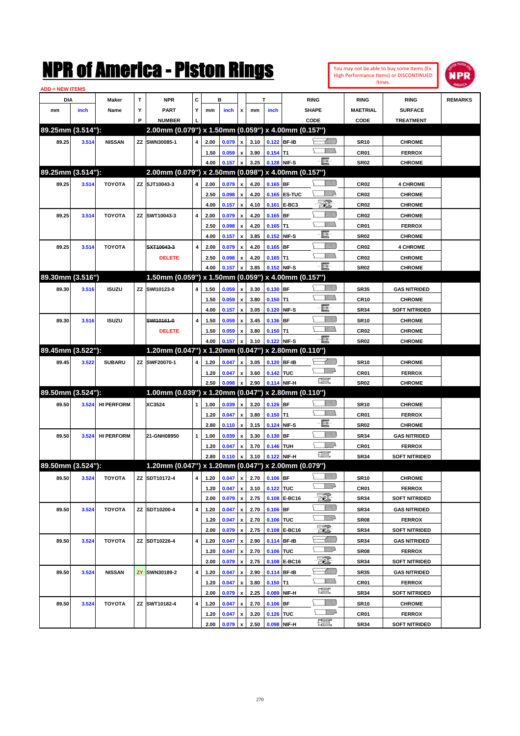# NPR of America - Piston Rings

You may not be able to buy some Items (Ex. High Performance Items) or DISCONTINUED Itmes.

ADD = NEW ITEMS

| DIA mm | DIA inch | Maker Name | TYP | NPR PART NUMBER | CYL | B mm | B inch | x | T mm | T inch | RING SHAPE CODE | RING MAETRIAL CODE | RING SURFACE TREATMENT | REMARKS |
|---|---|---|---|---|---|---|---|---|---|---|---|---|---|---|
| **89.25mm (3.514"):** | | | | **2.00mm (0.079") x 1.50mm (0.059") x 4.00mm (0.157")** | | | | | | | | | | |
| 89.25 | 3.514 | NISSAN | ZZ | SWN30085-1 | 4 | 2.00 | 0.079 | x | 3.10 | 0.122 | BF-IB | SR10 | CHROME | |
| | | | | | | 1.50 | 0.059 | x | 3.90 | 0.154 | T1 | CR01 | FERROX | |
| | | | | | | 4.00 | 0.157 | x | 3.25 | 0.128 | NIF-S | SR02 | CHROME | |
| **89.25mm (3.514"):** | | | | **2.00mm (0.079") x 2.50mm (0.098") x 4.00mm (0.157")** | | | | | | | | | | |
| 89.25 | 3.514 | TOYOTA | ZZ | SJT10043-3 | 4 | 2.00 | 0.079 | x | 4.20 | 0.165 | BF | CR02 | 4 CHROME | |
| | | | | | | 2.50 | 0.098 | x | 4.20 | 0.165 | ES-TUC | CR02 | CHROME | |
| | | | | | | 4.00 | 0.157 | x | 4.10 | 0.161 | E-BC3 | CR02 | CHROME | |
| 89.25 | 3.514 | TOYOTA | ZZ | SWT10043-3 | 4 | 2.00 | 0.079 | x | 4.20 | 0.165 | BF | CR02 | CHROME | |
| | | | | | | 2.50 | 0.098 | x | 4.20 | 0.165 | T1 | CR01 | FERROX | |
| | | | | | | 4.00 | 0.157 | x | 3.85 | 0.152 | NIF-S | SR02 | CHROME | |
| 89.25 | 3.514 | TOYOTA | | ~~SXT10043-3~~ | 4 | 2.00 | 0.079 | x | 4.20 | 0.165 | BF | CR02 | 4 CHROME | |
| | | | | DELETE | | 2.50 | 0.098 | x | 4.20 | 0.165 | T1 | CR02 | CHROME | |
| | | | | | | 4.00 | 0.157 | x | 3.85 | 0.152 | NIF-S | SR02 | CHROME | |
| **89.30mm (3.516")** | | | | **1.50mm (0.059") x 1.50mm (0.059") x 4.00mm (0.157")** | | | | | | | | | | |
| 89.30 | 3.516 | ISUZU | ZZ | SWI10123-0 | 4 | 1.50 | 0.059 | x | 3.30 | 0.130 | BF | SR35 | GAS NITRIDED | |
| | | | | | | 1.50 | 0.059 | x | 3.80 | 0.150 | T1 | CR10 | CHROME | |
| | | | | | | 4.00 | 0.157 | x | 3.05 | 0.120 | NIF-S | SR34 | SOFT NITRIDED | |
| 89.30 | 3.516 | ISUZU | | ~~SWI10161-0~~ | 4 | 1.50 | 0.059 | x | 3.45 | 0.136 | BF | SR10 | CHROME | |
| | | | | DELETE | | 1.50 | 0.059 | x | 3.80 | 0.150 | T1 | CR02 | CHROME | |
| | | | | | | 4.00 | 0.157 | x | 3.10 | 0.122 | NIF-S | SR02 | CHROME | |
| **89.45mm (3.522"):** | | | | **1.20mm (0.047") x 1.20mm (0.047") x 2.80mm (0.110")** | | | | | | | | | | |
| 89.45 | 3.522 | SUBARU | ZZ | SWF20070-1 | 4 | 1.20 | 0.047 | x | 3.05 | 0.120 | BF-IB | SR10 | CHROME | |
| | | | | | | 1.20 | 0.047 | x | 3.60 | 0.142 | TUC | CR01 | FERROX | |
| | | | | | | 2.50 | 0.098 | x | 2.90 | 0.114 | NIF-H | SR02 | CHROME | |
| **89.50mm (3.524"):** | | | | **1.00mm (0.039") x 1.20mm (0.047") x 2.80mm (0.110")** | | | | | | | | | | |
| 89.50 | 3.524 | HI PERFORM | | XC3524 | 1 | 1.00 | 0.039 | x | 3.20 | 0.126 | BF | SR10 | CHROME | |
| | | | | | | 1.20 | 0.047 | x | 3.80 | 0.150 | T1 | CR01 | FERROX | |
| | | | | | | 2.80 | 0.110 | x | 3.15 | 0.124 | NIF-S | SR02 | CHROME | |
| 89.50 | 3.524 | HI PERFORM | | 21-GNH08950 | 1 | 1.00 | 0.039 | x | 3.30 | 0.130 | BF | SR34 | GAS NITRIDED | |
| | | | | | | 1.20 | 0.047 | x | 3.70 | 0.146 | TUH | CR01 | FERROX | |
| | | | | | | 2.80 | 0.110 | x | 3.10 | 0.122 | NIF-H | SR34 | SOFT NITRIDED | |
| **89.50mm (3.524"):** | | | | **1.20mm (0.047") x 1.20mm (0.047") x 2.00mm (0.079")** | | | | | | | | | | |
| 89.50 | 3.524 | TOYOTA | ZZ | SDT10172-4 | 4 | 1.20 | 0.047 | x | 2.70 | 0.106 | BF | SR10 | CHROME | |
| | | | | | | 1.20 | 0.047 | x | 3.10 | 0.122 | TUC | CR01 | FERROX | |
| | | | | | | 2.00 | 0.079 | x | 2.75 | 0.108 | E-BC16 | SR34 | SOFT NITRIDED | |
| 89.50 | 3.524 | TOYOTA | ZZ | SDT10200-4 | 4 | 1.20 | 0.047 | x | 2.70 | 0.106 | BF | SR34 | GAS NITRIDED | |
| | | | | | | 1.20 | 0.047 | x | 2.70 | 0.106 | TUC | SR08 | FERROX | |
| | | | | | | 2.00 | 0.079 | x | 2.75 | 0.108 | E-BC16 | SR34 | SOFT NITRIDED | |
| 89.50 | 3.524 | TOYOTA | ZZ | SDT10226-4 | 4 | 1.20 | 0.047 | x | 2.90 | 0.114 | BF-IB | SR34 | GAS NITRIDED | |
| | | | | | | 1.20 | 0.047 | x | 2.70 | 0.106 | TUC | SR08 | FERROX | |
| | | | | | | 2.00 | 0.079 | x | 2.75 | 0.108 | E-BC16 | SR34 | SOFT NITRIDED | |
| 89.50 | 3.524 | NISSAN | ZY | SWN30189-2 | 4 | 1.20 | 0.047 | x | 2.90 | 0.114 | BF-IB | SR35 | GAS NITRIDED | |
| | | | | | | 1.20 | 0.047 | x | 3.80 | 0.150 | T1 | CR01 | FERROX | |
| | | | | | | 2.00 | 0.079 | x | 2.25 | 0.089 | NIF-H | SR34 | SOFT NITRIDED | |
| 89.50 | 3.524 | TOYOTA | ZZ | SWT10182-4 | 4 | 1.20 | 0.047 | x | 2.70 | 0.106 | BF | SR10 | CHROME | |
| | | | | | | 1.20 | 0.047 | x | 3.20 | 0.126 | TUC | CR01 | FERROX | |
| | | | | | | 2.00 | 0.079 | x | 2.50 | 0.098 | NIF-H | SR34 | SOFT NITRIDED | |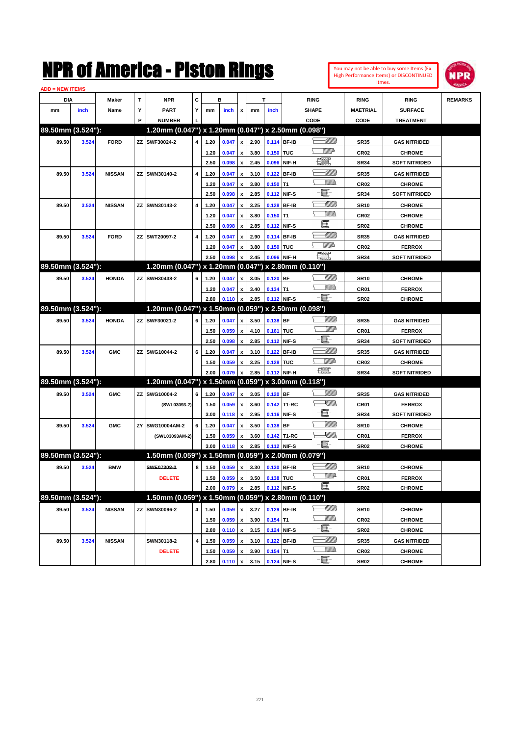# NPR of America - Piston Rings

You may not be able to buy some Items (Ex. High Performance Items) or DISCONTINUED Itmes.

ADD = NEW ITEMS

| DIA mm | DIA inch | Maker Name | TYP | NPR PART NUMBER | CYL | B mm | B inch | x | T mm | T inch | RING SHAPE CODE | RING MAETRIAL CODE | RING SURFACE TREATMENT | REMARKS |
|---|---|---|---|---|---|---|---|---|---|---|---|---|---|---|
| **89.50mm (3.524"):** | | | | **1.20mm (0.047") x 1.20mm (0.047") x 2.50mm (0.098")** | | | | | | | | | | |
| 89.50 | 3.524 | FORD | ZZ | SWF30024-2 | 4 | 1.20 | 0.047 | x | 2.90 | 0.114 | BF-IB | SR35 | GAS NITRIDED | |
| | | | | | | 1.20 | 0.047 | x | 3.80 | 0.150 | TUC | CR02 | CHROME | |
| | | | | | | 2.50 | 0.098 | x | 2.45 | 0.096 | NIF-H | SR34 | SOFT NITRIDED | |
| 89.50 | 3.524 | NISSAN | ZZ | SWN30140-2 | 4 | 1.20 | 0.047 | x | 3.10 | 0.122 | BF-IB | SR35 | GAS NITRIDED | |
| | | | | | | 1.20 | 0.047 | x | 3.80 | 0.150 | T1 | CR02 | CHROME | |
| | | | | | | 2.50 | 0.098 | x | 2.85 | 0.112 | NIF-S | SR34 | SOFT NITRIDED | |
| 89.50 | 3.524 | NISSAN | ZZ | SWN30143-2 | 4 | 1.20 | 0.047 | x | 3.25 | 0.128 | BF-IB | SR10 | CHROME | |
| | | | | | | 1.20 | 0.047 | x | 3.80 | 0.150 | T1 | CR02 | CHROME | |
| | | | | | | 2.50 | 0.098 | x | 2.85 | 0.112 | NIF-S | SR02 | CHROME | |
| 89.50 | 3.524 | FORD | ZZ | SWT20097-2 | 4 | 1.20 | 0.047 | x | 2.90 | 0.114 | BF-IB | SR35 | GAS NITRIDED | |
| | | | | | | 1.20 | 0.047 | x | 3.80 | 0.150 | TUC | CR02 | FERROX | |
| | | | | | | 2.50 | 0.098 | x | 2.45 | 0.096 | NIF-H | SR34 | SOFT NITRIDED | |
| **89.50mm (3.524"):** | | | | **1.20mm (0.047") x 1.20mm (0.047") x 2.80mm (0.110")** | | | | | | | | | | |
| 89.50 | 3.524 | HONDA | ZZ | SWH30438-2 | 6 | 1.20 | 0.047 | x | 3.05 | 0.120 | BF | SR10 | CHROME | |
| | | | | | | 1.20 | 0.047 | x | 3.40 | 0.134 | T1 | CR01 | FERROX | |
| | | | | | | 2.80 | 0.110 | x | 2.85 | 0.112 | NIF-S | SR02 | CHROME | |
| **89.50mm (3.524"):** | | | | **1.20mm (0.047") x 1.50mm (0.059") x 2.50mm (0.098")** | | | | | | | | | | |
| 89.50 | 3.524 | HONDA | ZZ | SWF30021-2 | 6 | 1.20 | 0.047 | x | 3.50 | 0.138 | BF | SR35 | GAS NITRIDED | |
| | | | | | | 1.50 | 0.059 | x | 4.10 | 0.161 | TUC | CR01 | FERROX | |
| | | | | | | 2.50 | 0.098 | x | 2.85 | 0.112 | NIF-S | SR34 | SOFT NITRIDED | |
| 89.50 | 3.524 | GMC | ZZ | SWG10044-2 | 6 | 1.20 | 0.047 | x | 3.10 | 0.122 | BF-IB | SR35 | GAS NITRIDED | |
| | | | | | | 1.50 | 0.059 | x | 3.25 | 0.128 | TUC | CR02 | CHROME | |
| | | | | | | 2.00 | 0.079 | x | 2.85 | 0.112 | NIF-H | SR34 | SOFT NITRIDED | |
| **89.50mm (3.524"):** | | | | **1.20mm (0.047") x 1.50mm (0.059") x 3.00mm (0.118")** | | | | | | | | | | |
| 89.50 | 3.524 | GMC | ZZ | SWG10004-2 | 6 | 1.20 | 0.047 | x | 3.05 | 0.120 | BF | SR35 | GAS NITRIDED | |
| | | | | (SWL03093-2) | | 1.50 | 0.059 | x | 3.60 | 0.142 | T1-RC | CR01 | FERROX | |
| | | | | | | 3.00 | 0.118 | x | 2.95 | 0.116 | NIF-S | SR34 | SOFT NITRIDED | |
| 89.50 | 3.524 | GMC | ZY | SWG10004AM-2 | 6 | 1.20 | 0.047 | x | 3.50 | 0.138 | BF | SR10 | CHROME | |
| | | | | (SWL03093AM-2) | | 1.50 | 0.059 | x | 3.60 | 0.142 | T1-RC | CR01 | FERROX | |
| | | | | | | 3.00 | 0.118 | x | 2.85 | 0.112 | NIF-S | SR02 | CHROME | |
| **89.50mm (3.524"):** | | | | **1.50mm (0.059") x 1.50mm (0.059") x 2.00mm (0.079")** | | | | | | | | | | |
| 89.50 | 3.524 | BMW | | ~~SWE07308-2~~ | 8 | 1.50 | 0.059 | x | 3.30 | 0.130 | BF-IB | SR10 | CHROME | |
| | | | | DELETE | | 1.50 | 0.059 | x | 3.50 | 0.138 | TUC | CR01 | FERROX | |
| | | | | | | 2.00 | 0.079 | x | 2.85 | 0.112 | NIF-S | SR02 | CHROME | |
| **89.50mm (3.524"):** | | | | **1.50mm (0.059") x 1.50mm (0.059") x 2.80mm (0.110")** | | | | | | | | | | |
| 89.50 | 3.524 | NISSAN | ZZ | SWN30096-2 | 4 | 1.50 | 0.059 | x | 3.27 | 0.129 | BF-IB | SR10 | CHROME | |
| | | | | | | 1.50 | 0.059 | x | 3.90 | 0.154 | T1 | CR02 | CHROME | |
| | | | | | | 2.80 | 0.110 | x | 3.15 | 0.124 | NIF-S | SR02 | CHROME | |
| 89.50 | 3.524 | NISSAN | | ~~SWN30118-2~~ | 4 | 1.50 | 0.059 | x | 3.10 | 0.122 | BF-IB | SR35 | GAS NITRIDED | |
| | | | | DELETE | | 1.50 | 0.059 | x | 3.90 | 0.154 | T1 | CR02 | CHROME | |
| | | | | | | 2.80 | 0.110 | x | 3.15 | 0.124 | NIF-S | SR02 | CHROME | |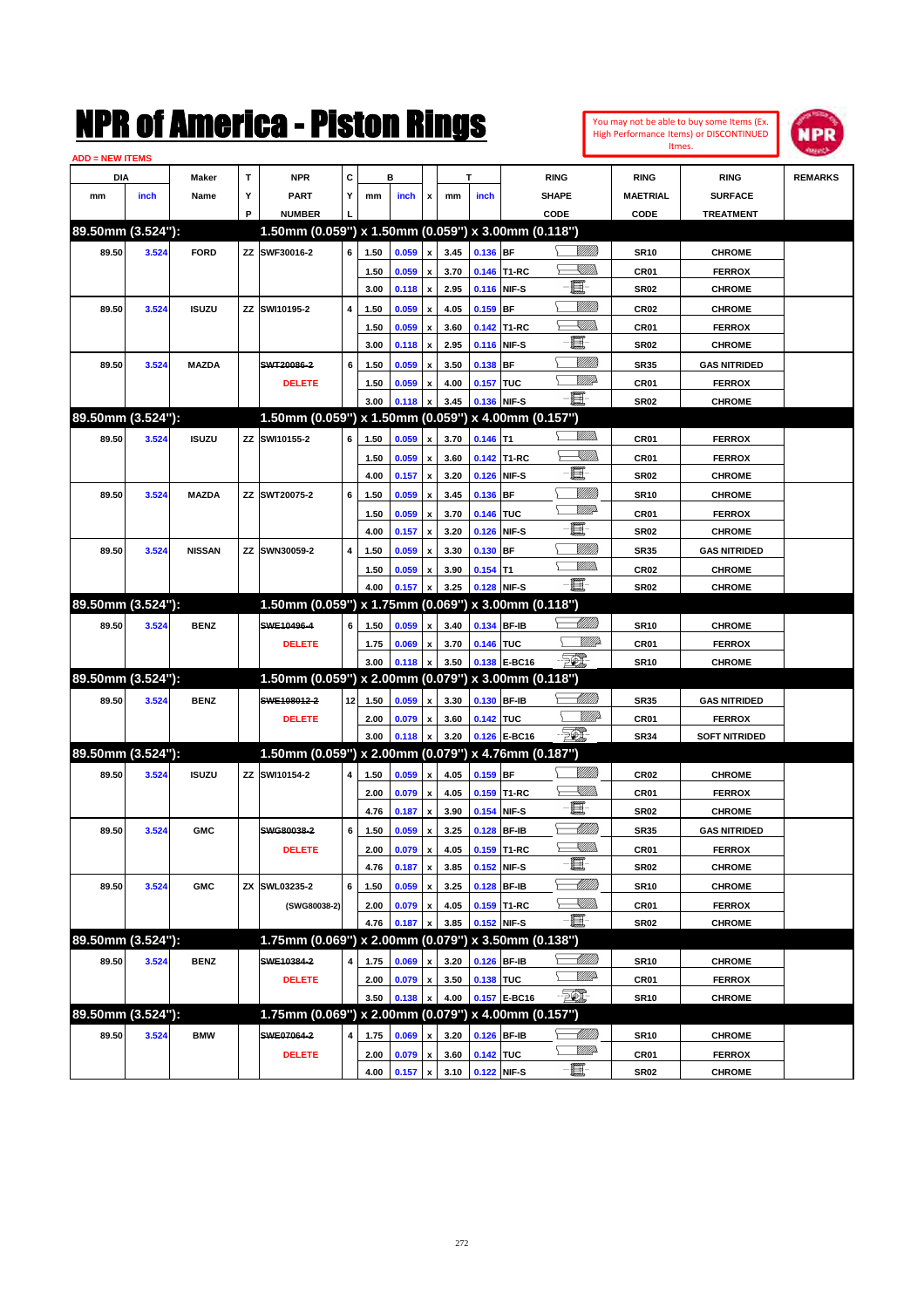# NPR of America - Piston Rings

You may not be able to buy some Items (Ex. High Performance Items) or DISCONTINUED Itmes.

ADD = NEW ITEMS

| DIA mm | DIA inch | Maker Name | TYP | NPR PART NUMBER | CYL | B mm | B inch | x | T mm | T inch | RING SHAPE CODE | RING MAETRIAL CODE | RING SURFACE TREATMENT | REMARKS |
|---|---|---|---|---|---|---|---|---|---|---|---|---|---|---|
| **89.50mm (3.524"):** | | | | **1.50mm (0.059") x 1.50mm (0.059") x 3.00mm (0.118")** | | | | | | | | | | |
| 89.50 | 3.524 | FORD | ZZ | SWF30016-2 | 6 | 1.50 | 0.059 | x | 3.45 | 0.136 | BF | SR10 | CHROME | |
| | | | | | | 1.50 | 0.059 | x | 3.70 | 0.146 | T1-RC | CR01 | FERROX | |
| | | | | | | 3.00 | 0.118 | x | 2.95 | 0.116 | NIF-S | SR02 | CHROME | |
| 89.50 | 3.524 | ISUZU | ZZ | SWI10195-2 | 4 | 1.50 | 0.059 | x | 4.05 | 0.159 | BF | CR02 | CHROME | |
| | | | | | | 1.50 | 0.059 | x | 3.60 | 0.142 | T1-RC | CR01 | FERROX | |
| | | | | | | 3.00 | 0.118 | x | 2.95 | 0.116 | NIF-S | SR02 | CHROME | |
| 89.50 | 3.524 | MAZDA | | ~~SWT20086-2~~ | 6 | 1.50 | 0.059 | x | 3.50 | 0.138 | BF | SR35 | GAS NITRIDED | |
| | | | | DELETE | | 1.50 | 0.059 | x | 4.00 | 0.157 | TUC | CR01 | FERROX | |
| | | | | | | 3.00 | 0.118 | x | 3.45 | 0.136 | NIF-S | SR02 | CHROME | |
| **89.50mm (3.524"):** | | | | **1.50mm (0.059") x 1.50mm (0.059") x 4.00mm (0.157")** | | | | | | | | | | |
| 89.50 | 3.524 | ISUZU | ZZ | SWI10155-2 | 6 | 1.50 | 0.059 | x | 3.70 | 0.146 | T1 | CR01 | FERROX | |
| | | | | | | 1.50 | 0.059 | x | 3.60 | 0.142 | T1-RC | CR01 | FERROX | |
| | | | | | | 4.00 | 0.157 | x | 3.20 | 0.126 | NIF-S | SR02 | CHROME | |
| 89.50 | 3.524 | MAZDA | ZZ | SWT20075-2 | 6 | 1.50 | 0.059 | x | 3.45 | 0.136 | BF | SR10 | CHROME | |
| | | | | | | 1.50 | 0.059 | x | 3.70 | 0.146 | TUC | CR01 | FERROX | |
| | | | | | | 4.00 | 0.157 | x | 3.20 | 0.126 | NIF-S | SR02 | CHROME | |
| 89.50 | 3.524 | NISSAN | ZZ | SWN30059-2 | 4 | 1.50 | 0.059 | x | 3.30 | 0.130 | BF | SR35 | GAS NITRIDED | |
| | | | | | | 1.50 | 0.059 | x | 3.90 | 0.154 | T1 | CR02 | CHROME | |
| | | | | | | 4.00 | 0.157 | x | 3.25 | 0.128 | NIF-S | SR02 | CHROME | |
| **89.50mm (3.524"):** | | | | **1.50mm (0.059") x 1.75mm (0.069") x 3.00mm (0.118")** | | | | | | | | | | |
| 89.50 | 3.524 | BENZ | | ~~SWE10496-4~~ | 6 | 1.50 | 0.059 | x | 3.40 | 0.134 | BF-IB | SR10 | CHROME | |
| | | | | DELETE | | 1.75 | 0.069 | x | 3.70 | 0.146 | TUC | CR01 | FERROX | |
| | | | | | | 3.00 | 0.118 | x | 3.50 | 0.138 | E-BC16 | SR10 | CHROME | |
| **89.50mm (3.524"):** | | | | **1.50mm (0.059") x 2.00mm (0.079") x 3.00mm (0.118")** | | | | | | | | | | |
| 89.50 | 3.524 | BENZ | | ~~SWE108012-2~~ | 12 | 1.50 | 0.059 | x | 3.30 | 0.130 | BF-IB | SR35 | GAS NITRIDED | |
| | | | | DELETE | | 2.00 | 0.079 | x | 3.60 | 0.142 | TUC | CR01 | FERROX | |
| | | | | | | 3.00 | 0.118 | x | 3.20 | 0.126 | E-BC16 | SR34 | SOFT NITRIDED | |
| **89.50mm (3.524"):** | | | | **1.50mm (0.059") x 2.00mm (0.079") x 4.76mm (0.187")** | | | | | | | | | | |
| 89.50 | 3.524 | ISUZU | ZZ | SWI10154-2 | 4 | 1.50 | 0.059 | x | 4.05 | 0.159 | BF | CR02 | CHROME | |
| | | | | | | 2.00 | 0.079 | x | 4.05 | 0.159 | T1-RC | CR01 | FERROX | |
| | | | | | | 4.76 | 0.187 | x | 3.90 | 0.154 | NIF-S | SR02 | CHROME | |
| 89.50 | 3.524 | GMC | | ~~SWG80038-2~~ | 6 | 1.50 | 0.059 | x | 3.25 | 0.128 | BF-IB | SR35 | GAS NITRIDED | |
| | | | | DELETE | | 2.00 | 0.079 | x | 4.05 | 0.159 | T1-RC | CR01 | FERROX | |
| | | | | | | 4.76 | 0.187 | x | 3.85 | 0.152 | NIF-S | SR02 | CHROME | |
| 89.50 | 3.524 | GMC | ZX | SWL03235-2 | 6 | 1.50 | 0.059 | x | 3.25 | 0.128 | BF-IB | SR10 | CHROME | |
| | | | | (SWG80038-2) | | 2.00 | 0.079 | x | 4.05 | 0.159 | T1-RC | CR01 | FERROX | |
| | | | | | | 4.76 | 0.187 | x | 3.85 | 0.152 | NIF-S | SR02 | CHROME | |
| **89.50mm (3.524"):** | | | | **1.75mm (0.069") x 2.00mm (0.079") x 3.50mm (0.138")** | | | | | | | | | | |
| 89.50 | 3.524 | BENZ | | ~~SWE10384-2~~ | 4 | 1.75 | 0.069 | x | 3.20 | 0.126 | BF-IB | SR10 | CHROME | |
| | | | | DELETE | | 2.00 | 0.079 | x | 3.50 | 0.138 | TUC | CR01 | FERROX | |
| | | | | | | 3.50 | 0.138 | x | 4.00 | 0.157 | E-BC16 | SR10 | CHROME | |
| **89.50mm (3.524"):** | | | | **1.75mm (0.069") x 2.00mm (0.079") x 4.00mm (0.157")** | | | | | | | | | | |
| 89.50 | 3.524 | BMW | | ~~SWE07064-2~~ | 4 | 1.75 | 0.069 | x | 3.20 | 0.126 | BF-IB | SR10 | CHROME | |
| | | | | DELETE | | 2.00 | 0.079 | x | 3.60 | 0.142 | TUC | CR01 | FERROX | |
| | | | | | | 4.00 | 0.157 | x | 3.10 | 0.122 | NIF-S | SR02 | CHROME | |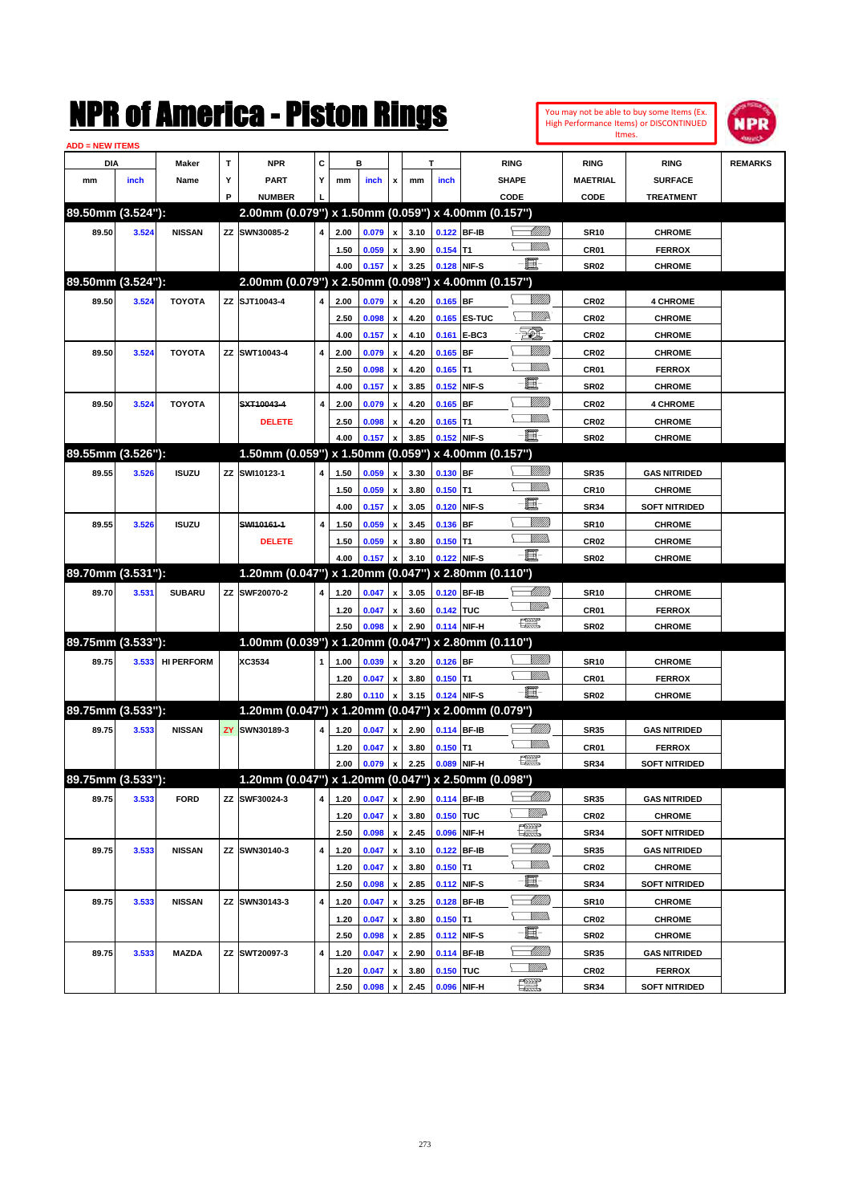# NPR of America - Piston Rings

You may not be able to buy some Items (Ex. High Performance Items) or DISCONTINUED Itmes.

ADD = NEW ITEMS

| DIA mm | DIA inch | Maker Name | TYP | NPR PART NUMBER | CYL | B mm | B inch | x | T mm | T inch | RING SHAPE CODE | RING MAETRIAL CODE | RING SURFACE TREATMENT | REMARKS |
|---|---|---|---|---|---|---|---|---|---|---|---|---|---|---|
| **89.50mm (3.524"):** | | | | **2.00mm (0.079") x 1.50mm (0.059") x 4.00mm (0.157")** | | | | | | | | | | |
| 89.50 | 3.524 | NISSAN | ZZ | SWN30085-2 | 4 | 2.00 | 0.079 | x | 3.10 | 0.122 | BF-IB | SR10 | CHROME | |
| | | | | | | 1.50 | 0.059 | x | 3.90 | 0.154 | T1 | CR01 | FERROX | |
| | | | | | | 4.00 | 0.157 | x | 3.25 | 0.128 | NIF-S | SR02 | CHROME | |
| **89.50mm (3.524"):** | | | | **2.00mm (0.079") x 2.50mm (0.098") x 4.00mm (0.157")** | | | | | | | | | | |
| 89.50 | 3.524 | TOYOTA | ZZ | SJT10043-4 | 4 | 2.00 | 0.079 | x | 4.20 | 0.165 | BF | CR02 | 4 CHROME | |
| | | | | | | 2.50 | 0.098 | x | 4.20 | 0.165 | ES-TUC | CR02 | CHROME | |
| | | | | | | 4.00 | 0.157 | x | 4.10 | 0.161 | E-BC3 | CR02 | CHROME | |
| 89.50 | 3.524 | TOYOTA | ZZ | SWT10043-4 | 4 | 2.00 | 0.079 | x | 4.20 | 0.165 | BF | CR02 | CHROME | |
| | | | | | | 2.50 | 0.098 | x | 4.20 | 0.165 | T1 | CR01 | FERROX | |
| | | | | | | 4.00 | 0.157 | x | 3.85 | 0.152 | NIF-S | SR02 | CHROME | |
| 89.50 | 3.524 | TOYOTA | | ~~SXT10043-4~~ | 4 | 2.00 | 0.079 | x | 4.20 | 0.165 | BF | CR02 | 4 CHROME | |
| | | | | DELETE | | 2.50 | 0.098 | x | 4.20 | 0.165 | T1 | CR02 | CHROME | |
| | | | | | | 4.00 | 0.157 | x | 3.85 | 0.152 | NIF-S | SR02 | CHROME | |
| **89.55mm (3.526"):** | | | | **1.50mm (0.059") x 1.50mm (0.059") x 4.00mm (0.157")** | | | | | | | | | | |
| 89.55 | 3.526 | ISUZU | ZZ | SWI10123-1 | 4 | 1.50 | 0.059 | x | 3.30 | 0.130 | BF | SR35 | GAS NITRIDED | |
| | | | | | | 1.50 | 0.059 | x | 3.80 | 0.150 | T1 | CR10 | CHROME | |
| | | | | | | 4.00 | 0.157 | x | 3.05 | 0.120 | NIF-S | SR34 | SOFT NITRIDED | |
| 89.55 | 3.526 | ISUZU | | ~~SWI10161-1~~ | 4 | 1.50 | 0.059 | x | 3.45 | 0.136 | BF | SR10 | CHROME | |
| | | | | DELETE | | 1.50 | 0.059 | x | 3.80 | 0.150 | T1 | CR02 | CHROME | |
| | | | | | | 4.00 | 0.157 | x | 3.10 | 0.122 | NIF-S | SR02 | CHROME | |
| **89.70mm (3.531"):** | | | | **1.20mm (0.047") x 1.20mm (0.047") x 2.80mm (0.110")** | | | | | | | | | | |
| 89.70 | 3.531 | SUBARU | ZZ | SWF20070-2 | 4 | 1.20 | 0.047 | x | 3.05 | 0.120 | BF-IB | SR10 | CHROME | |
| | | | | | | 1.20 | 0.047 | x | 3.60 | 0.142 | TUC | CR01 | FERROX | |
| | | | | | | 2.50 | 0.098 | x | 2.90 | 0.114 | NIF-H | SR02 | CHROME | |
| **89.75mm (3.533"):** | | | | **1.00mm (0.039") x 1.20mm (0.047") x 2.80mm (0.110")** | | | | | | | | | | |
| 89.75 | 3.533 | HI PERFORM | | XC3534 | 1 | 1.00 | 0.039 | x | 3.20 | 0.126 | BF | SR10 | CHROME | |
| | | | | | | 1.20 | 0.047 | x | 3.80 | 0.150 | T1 | CR01 | FERROX | |
| | | | | | | 2.80 | 0.110 | x | 3.15 | 0.124 | NIF-S | SR02 | CHROME | |
| **89.75mm (3.533"):** | | | | **1.20mm (0.047") x 1.20mm (0.047") x 2.00mm (0.079")** | | | | | | | | | | |
| 89.75 | 3.533 | NISSAN | ZY | SWN30189-3 | 4 | 1.20 | 0.047 | x | 2.90 | 0.114 | BF-IB | SR35 | GAS NITRIDED | |
| | | | | | | 1.20 | 0.047 | x | 3.80 | 0.150 | T1 | CR01 | FERROX | |
| | | | | | | 2.00 | 0.079 | x | 2.25 | 0.089 | NIF-H | SR34 | SOFT NITRIDED | |
| **89.75mm (3.533"):** | | | | **1.20mm (0.047") x 1.20mm (0.047") x 2.50mm (0.098")** | | | | | | | | | | |
| 89.75 | 3.533 | FORD | ZZ | SWF30024-3 | 4 | 1.20 | 0.047 | x | 2.90 | 0.114 | BF-IB | SR35 | GAS NITRIDED | |
| | | | | | | 1.20 | 0.047 | x | 3.80 | 0.150 | TUC | CR02 | CHROME | |
| | | | | | | 2.50 | 0.098 | x | 2.45 | 0.096 | NIF-H | SR34 | SOFT NITRIDED | |
| 89.75 | 3.533 | NISSAN | ZZ | SWN30140-3 | 4 | 1.20 | 0.047 | x | 3.10 | 0.122 | BF-IB | SR35 | GAS NITRIDED | |
| | | | | | | 1.20 | 0.047 | x | 3.80 | 0.150 | T1 | CR02 | CHROME | |
| | | | | | | 2.50 | 0.098 | x | 2.85 | 0.112 | NIF-S | SR34 | SOFT NITRIDED | |
| 89.75 | 3.533 | NISSAN | ZZ | SWN30143-3 | 4 | 1.20 | 0.047 | x | 3.25 | 0.128 | BF-IB | SR10 | CHROME | |
| | | | | | | 1.20 | 0.047 | x | 3.80 | 0.150 | T1 | CR02 | CHROME | |
| | | | | | | 2.50 | 0.098 | x | 2.85 | 0.112 | NIF-S | SR02 | CHROME | |
| 89.75 | 3.533 | MAZDA | ZZ | SWT20097-3 | 4 | 1.20 | 0.047 | x | 2.90 | 0.114 | BF-IB | SR35 | GAS NITRIDED | |
| | | | | | | 1.20 | 0.047 | x | 3.80 | 0.150 | TUC | CR02 | FERROX | |
| | | | | | | 2.50 | 0.098 | x | 2.45 | 0.096 | NIF-H | SR34 | SOFT NITRIDED | |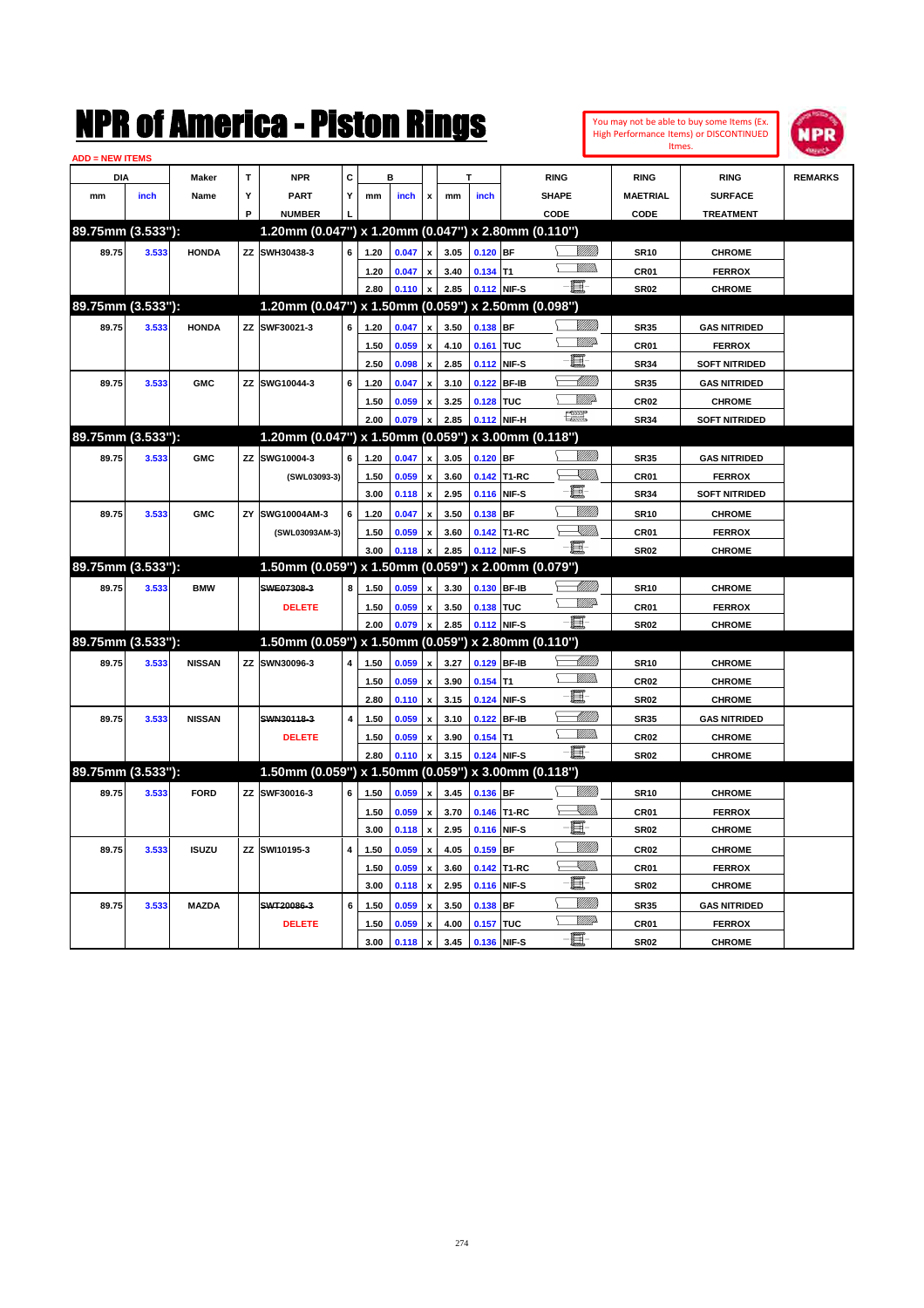# NPR of America - Piston Rings

You may not be able to buy some Items (Ex. High Performance Items) or DISCONTINUED Itmes.

ADD = NEW ITEMS

| DIA mm | DIA inch | Maker Name | TYP | NPR PART NUMBER | CYL | B mm | B inch | x | T mm | T inch | RING SHAPE CODE | RING MAETRIAL CODE | RING SURFACE TREATMENT | REMARKS |
|---|---|---|---|---|---|---|---|---|---|---|---|---|---|---|
| **89.75mm (3.533"):** | | | | **1.20mm (0.047") x 1.20mm (0.047") x 2.80mm (0.110")** | | | | | | | | | | |
| 89.75 | 3.533 | HONDA | ZZ | SWH30438-3 | 6 | 1.20 | 0.047 | x | 3.05 | 0.120 | BF | SR10 | CHROME | |
| | | | | | | 1.20 | 0.047 | x | 3.40 | 0.134 | T1 | CR01 | FERROX | |
| | | | | | | 2.80 | 0.110 | x | 2.85 | 0.112 | NIF-S | SR02 | CHROME | |
| **89.75mm (3.533"):** | | | | **1.20mm (0.047") x 1.50mm (0.059") x 2.50mm (0.098")** | | | | | | | | | | |
| 89.75 | 3.533 | HONDA | ZZ | SWF30021-3 | 6 | 1.20 | 0.047 | x | 3.50 | 0.138 | BF | SR35 | GAS NITRIDED | |
| | | | | | | 1.50 | 0.059 | x | 4.10 | 0.161 | TUC | CR01 | FERROX | |
| | | | | | | 2.50 | 0.098 | x | 2.85 | 0.112 | NIF-S | SR34 | SOFT NITRIDED | |
| 89.75 | 3.533 | GMC | ZZ | SWG10044-3 | 6 | 1.20 | 0.047 | x | 3.10 | 0.122 | BF-IB | SR35 | GAS NITRIDED | |
| | | | | | | 1.50 | 0.059 | x | 3.25 | 0.128 | TUC | CR02 | CHROME | |
| | | | | | | 2.00 | 0.079 | x | 2.85 | 0.112 | NIF-H | SR34 | SOFT NITRIDED | |
| **89.75mm (3.533"):** | | | | **1.20mm (0.047") x 1.50mm (0.059") x 3.00mm (0.118")** | | | | | | | | | | |
| 89.75 | 3.533 | GMC | ZZ | SWG10004-3 | 6 | 1.20 | 0.047 | x | 3.05 | 0.120 | BF | SR35 | GAS NITRIDED | |
| | | | | (SWL03093-3) | | 1.50 | 0.059 | x | 3.60 | 0.142 | T1-RC | CR01 | FERROX | |
| | | | | | | 3.00 | 0.118 | x | 2.95 | 0.116 | NIF-S | SR34 | SOFT NITRIDED | |
| 89.75 | 3.533 | GMC | ZY | SWG10004AM-3 | 6 | 1.20 | 0.047 | x | 3.50 | 0.138 | BF | SR10 | CHROME | |
| | | | | (SWL03093AM-3) | | 1.50 | 0.059 | x | 3.60 | 0.142 | T1-RC | CR01 | FERROX | |
| | | | | | | 3.00 | 0.118 | x | 2.85 | 0.112 | NIF-S | SR02 | CHROME | |
| **89.75mm (3.533"):** | | | | **1.50mm (0.059") x 1.50mm (0.059") x 2.00mm (0.079")** | | | | | | | | | | |
| 89.75 | 3.533 | BMW | | ~~SWE07308-3~~ | 8 | 1.50 | 0.059 | x | 3.30 | 0.130 | BF-IB | SR10 | CHROME | |
| | | | | DELETE | | 1.50 | 0.059 | x | 3.50 | 0.138 | TUC | CR01 | FERROX | |
| | | | | | | 2.00 | 0.079 | x | 2.85 | 0.112 | NIF-S | SR02 | CHROME | |
| **89.75mm (3.533"):** | | | | **1.50mm (0.059") x 1.50mm (0.059") x 2.80mm (0.110")** | | | | | | | | | | |
| 89.75 | 3.533 | NISSAN | ZZ | SWN30096-3 | 4 | 1.50 | 0.059 | x | 3.27 | 0.129 | BF-IB | SR10 | CHROME | |
| | | | | | | 1.50 | 0.059 | x | 3.90 | 0.154 | T1 | CR02 | CHROME | |
| | | | | | | 2.80 | 0.110 | x | 3.15 | 0.124 | NIF-S | SR02 | CHROME | |
| 89.75 | 3.533 | NISSAN | | ~~SWN30118-3~~ | 4 | 1.50 | 0.059 | x | 3.10 | 0.122 | BF-IB | SR35 | GAS NITRIDED | |
| | | | | DELETE | | 1.50 | 0.059 | x | 3.90 | 0.154 | T1 | CR02 | CHROME | |
| | | | | | | 2.80 | 0.110 | x | 3.15 | 0.124 | NIF-S | SR02 | CHROME | |
| **89.75mm (3.533"):** | | | | **1.50mm (0.059") x 1.50mm (0.059") x 3.00mm (0.118")** | | | | | | | | | | |
| 89.75 | 3.533 | FORD | ZZ | SWF30016-3 | 6 | 1.50 | 0.059 | x | 3.45 | 0.136 | BF | SR10 | CHROME | |
| | | | | | | 1.50 | 0.059 | x | 3.70 | 0.146 | T1-RC | CR01 | FERROX | |
| | | | | | | 3.00 | 0.118 | x | 2.95 | 0.116 | NIF-S | SR02 | CHROME | |
| 89.75 | 3.533 | ISUZU | ZZ | SWI10195-3 | 4 | 1.50 | 0.059 | x | 4.05 | 0.159 | BF | CR02 | CHROME | |
| | | | | | | 1.50 | 0.059 | x | 3.60 | 0.142 | T1-RC | CR01 | FERROX | |
| | | | | | | 3.00 | 0.118 | x | 2.95 | 0.116 | NIF-S | SR02 | CHROME | |
| 89.75 | 3.533 | MAZDA | | ~~SWT20086-3~~ | 6 | 1.50 | 0.059 | x | 3.50 | 0.138 | BF | SR35 | GAS NITRIDED | |
| | | | | DELETE | | 1.50 | 0.059 | x | 4.00 | 0.157 | TUC | CR01 | FERROX | |
| | | | | | | 3.00 | 0.118 | x | 3.45 | 0.136 | NIF-S | SR02 | CHROME | |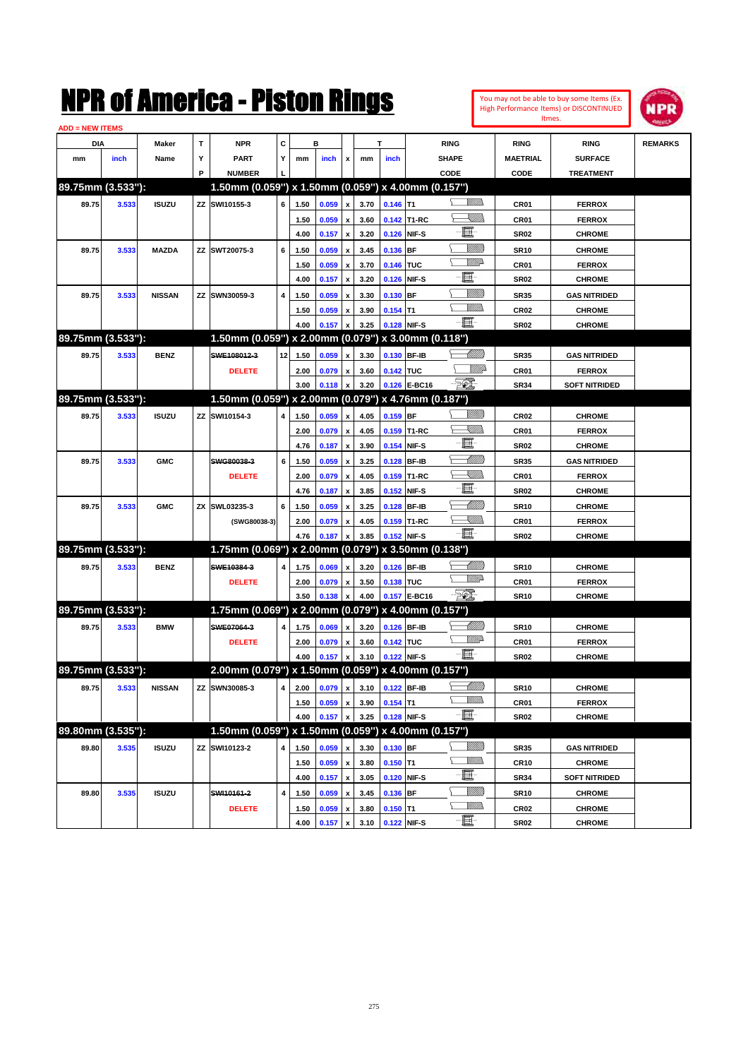# NPR of America - Piston Rings

You may not be able to buy some Items (Ex. High Performance Items) or DISCONTINUED Itmes.

ADD = NEW ITEMS

| DIA mm | DIA inch | Maker Name | TYP | NPR PART NUMBER | CYL | B mm | B inch | x | T mm | T inch | RING SHAPE CODE | RING MAETRIAL CODE | RING SURFACE TREATMENT | REMARKS |
|---|---|---|---|---|---|---|---|---|---|---|---|---|---|---|
| **89.75mm (3.533"):** | | | | **1.50mm (0.059") x 1.50mm (0.059") x 4.00mm (0.157")** | | | | | | | | | | |
| 89.75 | 3.533 | ISUZU | ZZ | SWI10155-3 | 6 | 1.50 | 0.059 | x | 3.70 | 0.146 | T1 | CR01 | FERROX | |
| | | | | | | 1.50 | 0.059 | x | 3.60 | 0.142 | T1-RC | CR01 | FERROX | |
| | | | | | | 4.00 | 0.157 | x | 3.20 | 0.126 | NIF-S | SR02 | CHROME | |
| 89.75 | 3.533 | MAZDA | ZZ | SWT20075-3 | 6 | 1.50 | 0.059 | x | 3.45 | 0.136 | BF | SR10 | CHROME | |
| | | | | | | 1.50 | 0.059 | x | 3.70 | 0.146 | TUC | CR01 | FERROX | |
| | | | | | | 4.00 | 0.157 | x | 3.20 | 0.126 | NIF-S | SR02 | CHROME | |
| 89.75 | 3.533 | NISSAN | ZZ | SWN30059-3 | 4 | 1.50 | 0.059 | x | 3.30 | 0.130 | BF | SR35 | GAS NITRIDED | |
| | | | | | | 1.50 | 0.059 | x | 3.90 | 0.154 | T1 | CR02 | CHROME | |
| | | | | | | 4.00 | 0.157 | x | 3.25 | 0.128 | NIF-S | SR02 | CHROME | |
| **89.75mm (3.533"):** | | | | **1.50mm (0.059") x 2.00mm (0.079") x 3.00mm (0.118")** | | | | | | | | | | |
| 89.75 | 3.533 | BENZ | | ~~SWE108012-3~~ | 12 | 1.50 | 0.059 | x | 3.30 | 0.130 | BF-IB | SR35 | GAS NITRIDED | |
| | | | | DELETE | | 2.00 | 0.079 | x | 3.60 | 0.142 | TUC | CR01 | FERROX | |
| | | | | | | 3.00 | 0.118 | x | 3.20 | 0.126 | E-BC16 | SR34 | SOFT NITRIDED | |
| **89.75mm (3.533"):** | | | | **1.50mm (0.059") x 2.00mm (0.079") x 4.76mm (0.187")** | | | | | | | | | | |
| 89.75 | 3.533 | ISUZU | ZZ | SWI10154-3 | 4 | 1.50 | 0.059 | x | 4.05 | 0.159 | BF | CR02 | CHROME | |
| | | | | | | 2.00 | 0.079 | x | 4.05 | 0.159 | T1-RC | CR01 | FERROX | |
| | | | | | | 4.76 | 0.187 | x | 3.90 | 0.154 | NIF-S | SR02 | CHROME | |
| 89.75 | 3.533 | GMC | | ~~SWG80038-3~~ | 6 | 1.50 | 0.059 | x | 3.25 | 0.128 | BF-IB | SR35 | GAS NITRIDED | |
| | | | | DELETE | | 2.00 | 0.079 | x | 4.05 | 0.159 | T1-RC | CR01 | FERROX | |
| | | | | | | 4.76 | 0.187 | x | 3.85 | 0.152 | NIF-S | SR02 | CHROME | |
| 89.75 | 3.533 | GMC | ZX | SWL03235-3 | 6 | 1.50 | 0.059 | x | 3.25 | 0.128 | BF-IB | SR10 | CHROME | |
| | | | | (SWG80038-3) | | 2.00 | 0.079 | x | 4.05 | 0.159 | T1-RC | CR01 | FERROX | |
| | | | | | | 4.76 | 0.187 | x | 3.85 | 0.152 | NIF-S | SR02 | CHROME | |
| **89.75mm (3.533"):** | | | | **1.75mm (0.069") x 2.00mm (0.079") x 3.50mm (0.138")** | | | | | | | | | | |
| 89.75 | 3.533 | BENZ | | ~~SWE10384-3~~ | 4 | 1.75 | 0.069 | x | 3.20 | 0.126 | BF-IB | SR10 | CHROME | |
| | | | | DELETE | | 2.00 | 0.079 | x | 3.50 | 0.138 | TUC | CR01 | FERROX | |
| | | | | | | 3.50 | 0.138 | x | 4.00 | 0.157 | E-BC16 | SR10 | CHROME | |
| **89.75mm (3.533"):** | | | | **1.75mm (0.069") x 2.00mm (0.079") x 4.00mm (0.157")** | | | | | | | | | | |
| 89.75 | 3.533 | BMW | | ~~SWE07064-3~~ | 4 | 1.75 | 0.069 | x | 3.20 | 0.126 | BF-IB | SR10 | CHROME | |
| | | | | DELETE | | 2.00 | 0.079 | x | 3.60 | 0.142 | TUC | CR01 | FERROX | |
| | | | | | | 4.00 | 0.157 | x | 3.10 | 0.122 | NIF-S | SR02 | CHROME | |
| **89.75mm (3.533"):** | | | | **2.00mm (0.079") x 1.50mm (0.059") x 4.00mm (0.157")** | | | | | | | | | | |
| 89.75 | 3.533 | NISSAN | ZZ | SWN30085-3 | 4 | 2.00 | 0.079 | x | 3.10 | 0.122 | BF-IB | SR10 | CHROME | |
| | | | | | | 1.50 | 0.059 | x | 3.90 | 0.154 | T1 | CR01 | FERROX | |
| | | | | | | 4.00 | 0.157 | x | 3.25 | 0.128 | NIF-S | SR02 | CHROME | |
| **89.80mm (3.535"):** | | | | **1.50mm (0.059") x 1.50mm (0.059") x 4.00mm (0.157")** | | | | | | | | | | |
| 89.80 | 3.535 | ISUZU | ZZ | SWI10123-2 | 4 | 1.50 | 0.059 | x | 3.30 | 0.130 | BF | SR35 | GAS NITRIDED | |
| | | | | | | 1.50 | 0.059 | x | 3.80 | 0.150 | T1 | CR10 | CHROME | |
| | | | | | | 4.00 | 0.157 | x | 3.05 | 0.120 | NIF-S | SR34 | SOFT NITRIDED | |
| 89.80 | 3.535 | ISUZU | | ~~SWI10161-2~~ | 4 | 1.50 | 0.059 | x | 3.45 | 0.136 | BF | SR10 | CHROME | |
| | | | | DELETE | | 1.50 | 0.059 | x | 3.80 | 0.150 | T1 | CR02 | CHROME | |
| | | | | | | 4.00 | 0.157 | x | 3.10 | 0.122 | NIF-S | SR02 | CHROME | |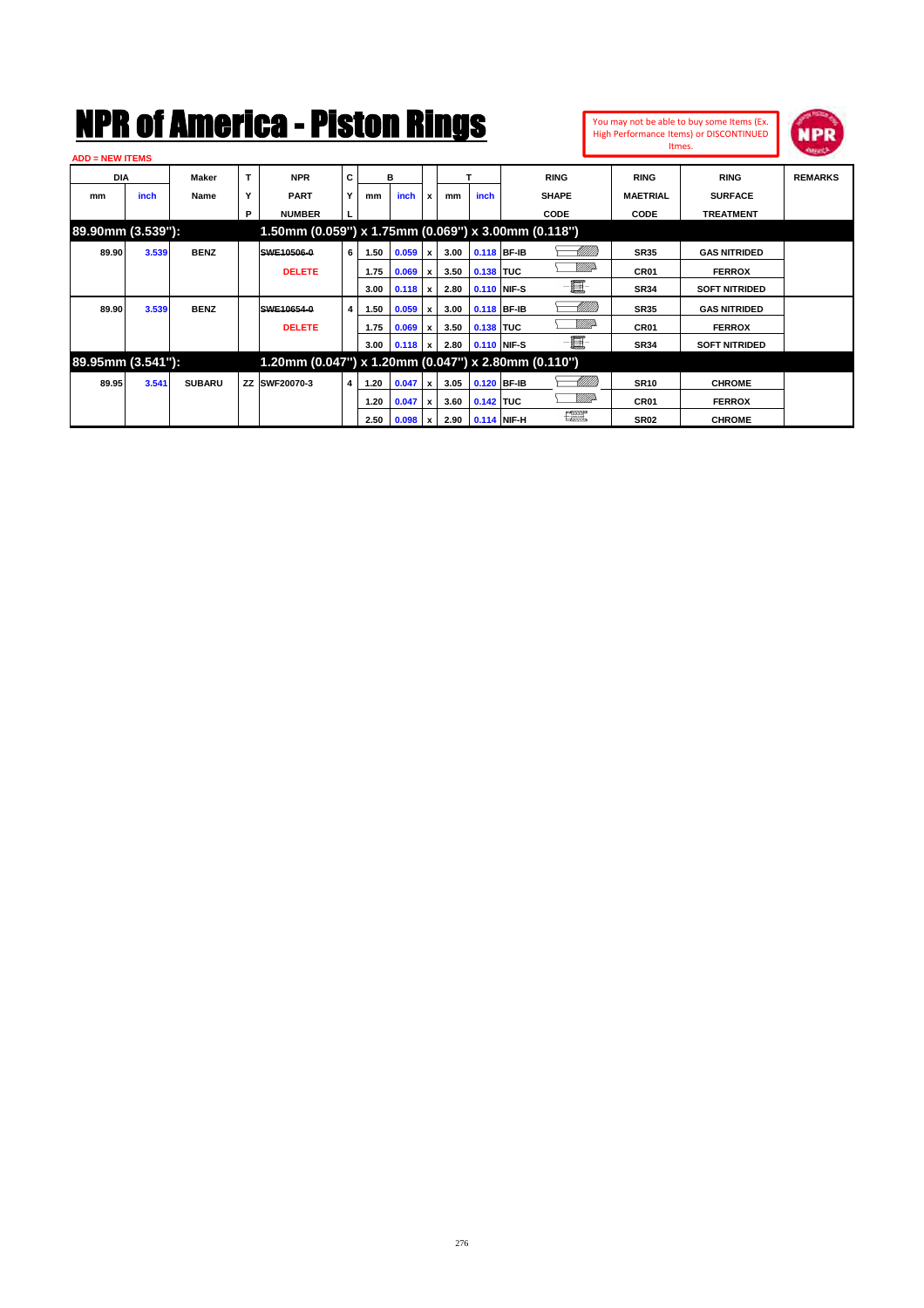# NPR of America - Piston Rings

You may not be able to buy some Items (Ex. High Performance Items) or DISCONTINUED Itmes.

ADD = NEW ITEMS

| DIA | | Maker | T | NPR | C | B | | | T | | RING | RING | RING | REMARKS |
|---|---|---|---|---|---|---|---|---|---|---|---|---|---|---|
| mm | inch | Name | Y | PART | Y | mm | inch | x | mm | inch | SHAPE | MAETRIAL | SURFACE | |
| | | | P | NUMBER | L | | | | | | CODE | CODE | TREATMENT | |
| **89.90mm (3.539"):** | | | | **1.50mm (0.059") x 1.75mm (0.069") x 3.00mm (0.118")** | | | | | | | | | | |
| 89.90 | 3.539 | BENZ | | ~~SWE10506-0~~ | 6 | 1.50 | 0.059 | x | 3.00 | 0.118 | BF-IB | SR35 | GAS NITRIDED | |
| | | | | DELETE | | 1.75 | 0.069 | x | 3.50 | 0.138 | TUC | CR01 | FERROX | |
| | | | | | | 3.00 | 0.118 | x | 2.80 | 0.110 | NIF-S | SR34 | SOFT NITRIDED | |
| 89.90 | 3.539 | BENZ | | ~~SWE10654-0~~ | 4 | 1.50 | 0.059 | x | 3.00 | 0.118 | BF-IB | SR35 | GAS NITRIDED | |
| | | | | DELETE | | 1.75 | 0.069 | x | 3.50 | 0.138 | TUC | CR01 | FERROX | |
| | | | | | | 3.00 | 0.118 | x | 2.80 | 0.110 | NIF-S | SR34 | SOFT NITRIDED | |
| **89.95mm (3.541"):** | | | | **1.20mm (0.047") x 1.20mm (0.047") x 2.80mm (0.110")** | | | | | | | | | | |
| 89.95 | 3.541 | SUBARU | ZZ | SWF20070-3 | 4 | 1.20 | 0.047 | x | 3.05 | 0.120 | BF-IB | SR10 | CHROME | |
| | | | | | | 1.20 | 0.047 | x | 3.60 | 0.142 | TUC | CR01 | FERROX | |
| | | | | | | 2.50 | 0.098 | x | 2.90 | 0.114 | NIF-H | SR02 | CHROME | |